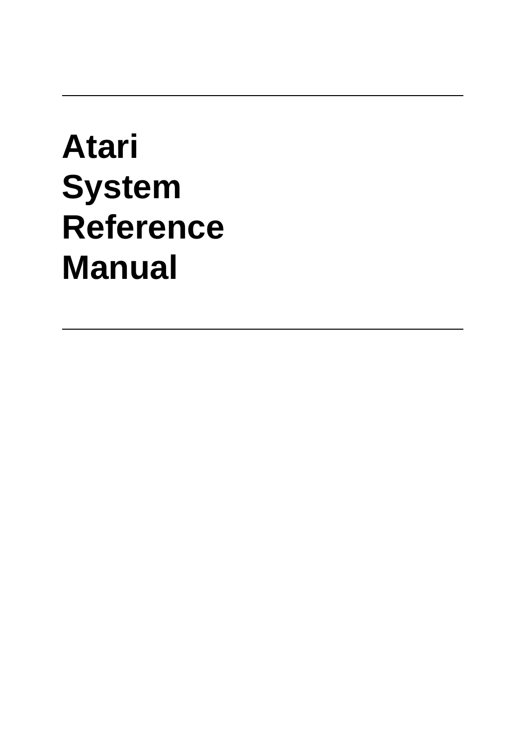---

# Atari System Reference Manual

---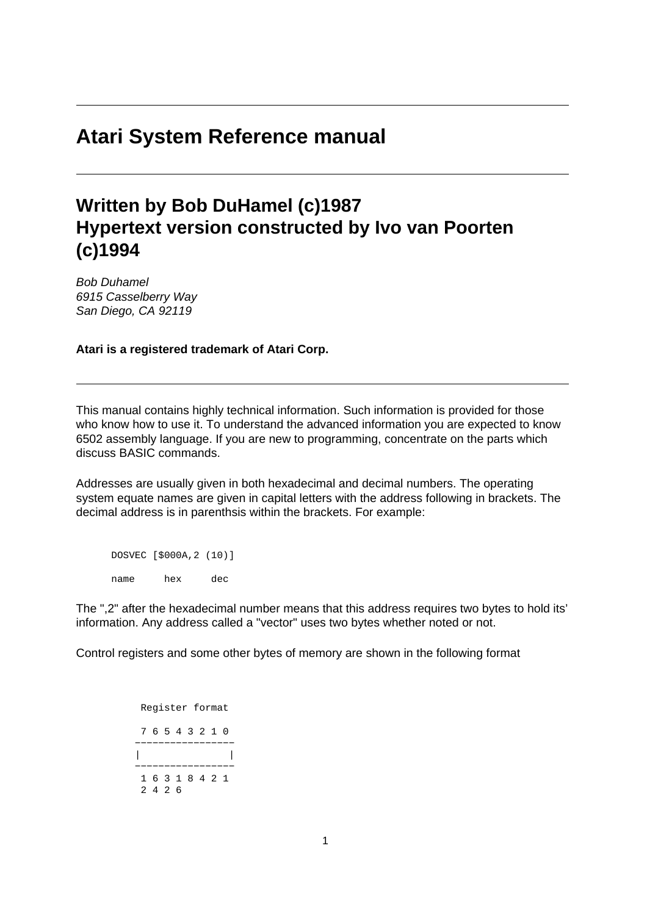---

# Atari System Reference manual

---

## Written by Bob DuHamel (c)1987
## Hypertext version constructed by Ivo van Poorten (c)1994

*Bob Duhamel*
*6915 Casselberry Way*
*San Diego, CA 92119*

**Atari is a registered trademark of Atari Corp.**

---

This manual contains highly technical information. Such information is provided for those who know how to use it. To understand the advanced information you are expected to know 6502 assembly language. If you are new to programming, concentrate on the parts which discuss BASIC commands.

Addresses are usually given in both hexadecimal and decimal numbers. The operating system equate names are given in capital letters with the address following in brackets. The decimal address is in parenthsis within the brackets. For example:

```
DOSVEC [$000A,2 (10)]

name     hex     dec
```

The ",2" after the hexadecimal number means that this address requires two bytes to hold its' information. Any address called a "vector" uses two bytes whether noted or not.

Control registers and some other bytes of memory are shown in the following format

```
 Register format

 7 6 5 4 3 2 1 0
-----------------
|               |
-----------------
 1 6 3 1 8 4 2 1
 2 4 2 6
```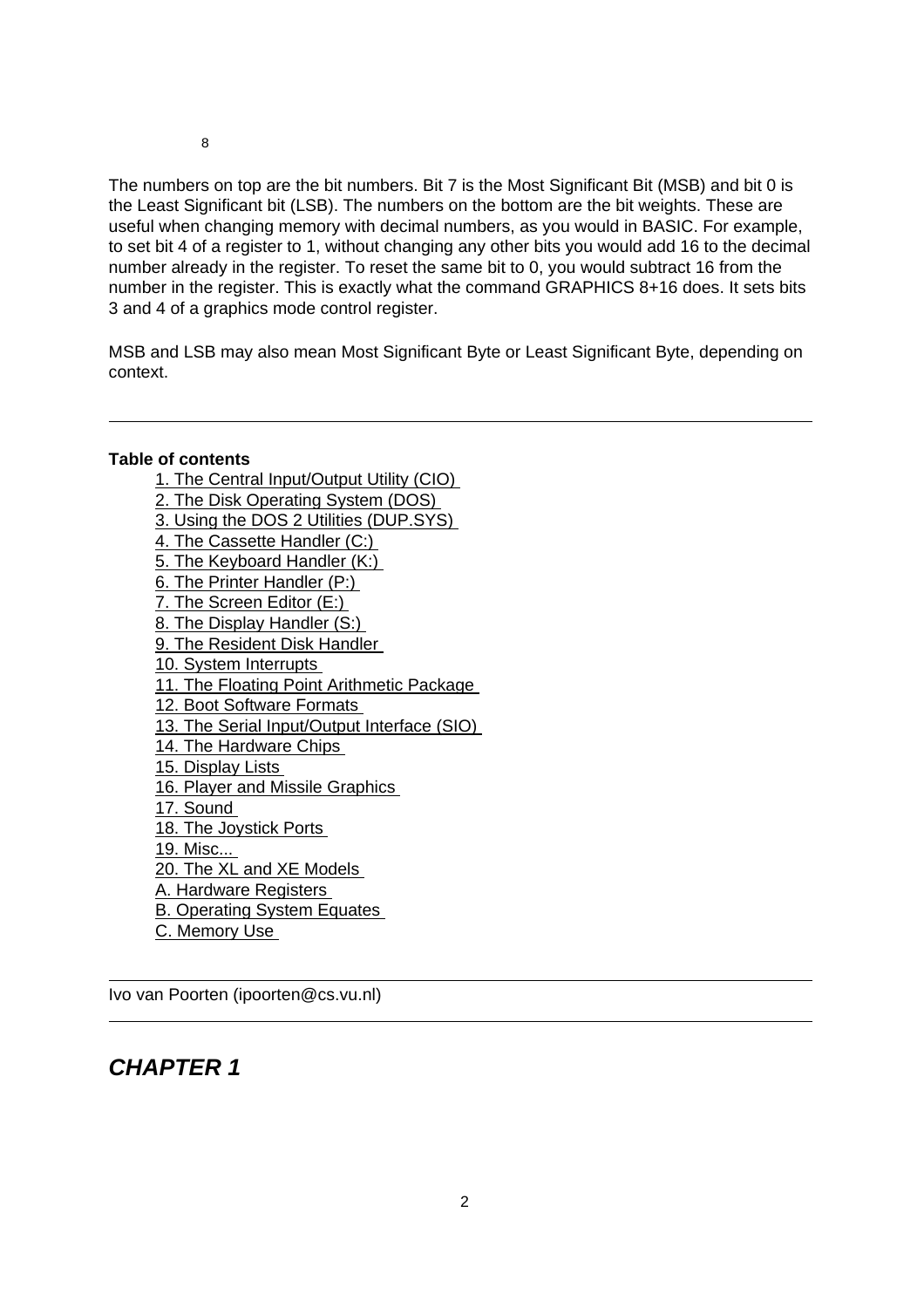8

The numbers on top are the bit numbers. Bit 7 is the Most Significant Bit (MSB) and bit 0 is the Least Significant bit (LSB). The numbers on the bottom are the bit weights. These are useful when changing memory with decimal numbers, as you would in BASIC. For example, to set bit 4 of a register to 1, without changing any other bits you would add 16 to the decimal number already in the register. To reset the same bit to 0, you would subtract 16 from the number in the register. This is exactly what the command GRAPHICS 8+16 does. It sets bits 3 and 4 of a graphics mode control register.

MSB and LSB may also mean Most Significant Byte or Least Significant Byte, depending on context.

---

**Table of contents**

- 1. The Central Input/Output Utility (CIO)
- 2. The Disk Operating System (DOS)
- 3. Using the DOS 2 Utilities (DUP.SYS)
- 4. The Cassette Handler (C:)
- 5. The Keyboard Handler (K:)
- 6. The Printer Handler (P:)
- 7. The Screen Editor (E:)
- 8. The Display Handler (S:)
- 9. The Resident Disk Handler
- 10. System Interrupts
- 11. The Floating Point Arithmetic Package
- 12. Boot Software Formats
- 13. The Serial Input/Output Interface (SIO)
- 14. The Hardware Chips
- 15. Display Lists
- 16. Player and Missile Graphics
- 17. Sound
- 18. The Joystick Ports
- 19. Misc...
- 20. The XL and XE Models
- A. Hardware Registers
- B. Operating System Equates
- C. Memory Use

---

Ivo van Poorten (ipoorten@cs.vu.nl)

---

## *CHAPTER 1*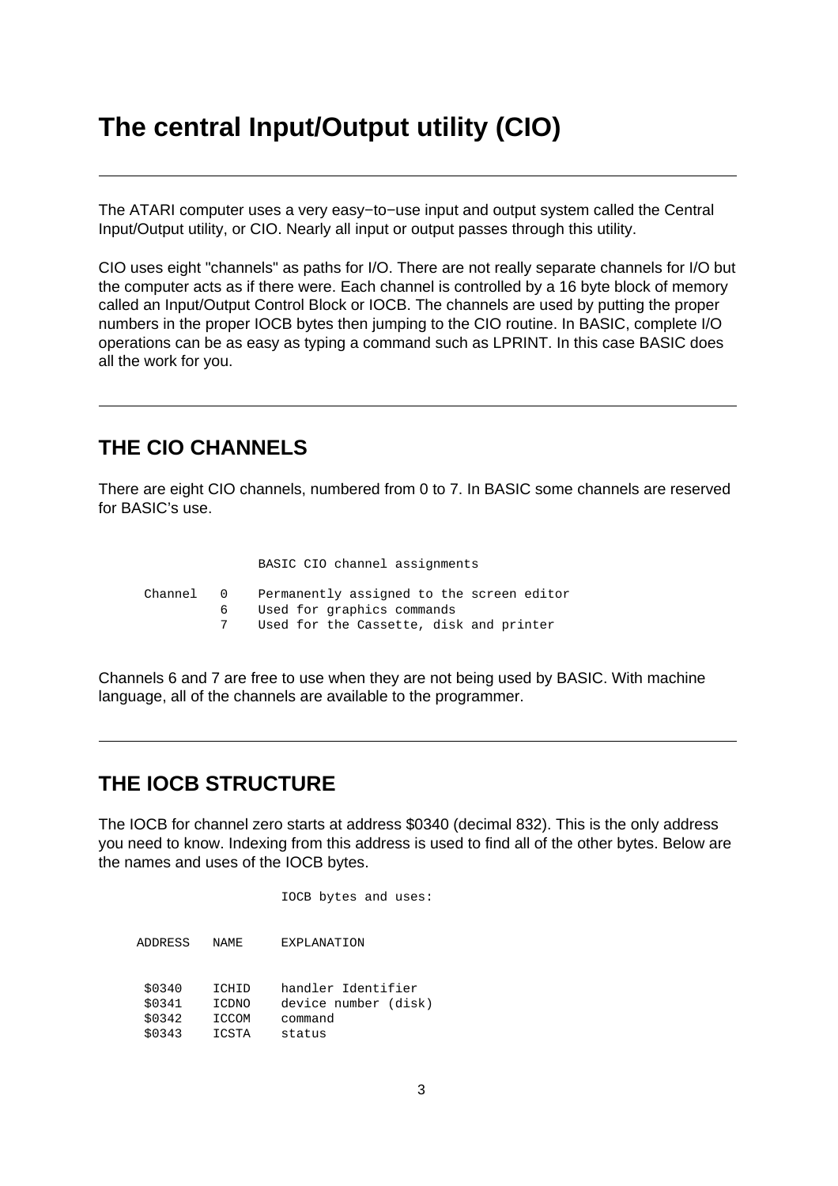# The central Input/Output utility (CIO)

---

The ATARI computer uses a very easy−to−use input and output system called the Central Input/Output utility, or CIO. Nearly all input or output passes through this utility.

CIO uses eight "channels" as paths for I/O. There are not really separate channels for I/O but the computer acts as if there were. Each channel is controlled by a 16 byte block of memory called an Input/Output Control Block or IOCB. The channels are used by putting the proper numbers in the proper IOCB bytes then jumping to the CIO routine. In BASIC, complete I/O operations can be as easy as typing a command such as LPRINT. In this case BASIC does all the work for you.

---

## THE CIO CHANNELS

There are eight CIO channels, numbered from 0 to 7. In BASIC some channels are reserved for BASIC's use.

```
                 BASIC CIO channel assignments

     Channel   0    Permanently assigned to the screen editor
               6    Used for graphics commands
               7    Used for the Cassette, disk and printer
```

Channels 6 and 7 are free to use when they are not being used by BASIC. With machine language, all of the channels are available to the programmer.

---

## THE IOCB STRUCTURE

The IOCB for channel zero starts at address $0340 (decimal 832). This is the only address you need to know. Indexing from this address is used to find all of the other bytes. Below are the names and uses of the IOCB bytes.

```
                    IOCB bytes and uses:


     ADDRESS   NAME     EXPLANATION


      $0340    ICHID    handler Identifier
      $0341    ICDNO    device number (disk)
      $0342    ICCOM    command
      $0343    ICSTA    status
```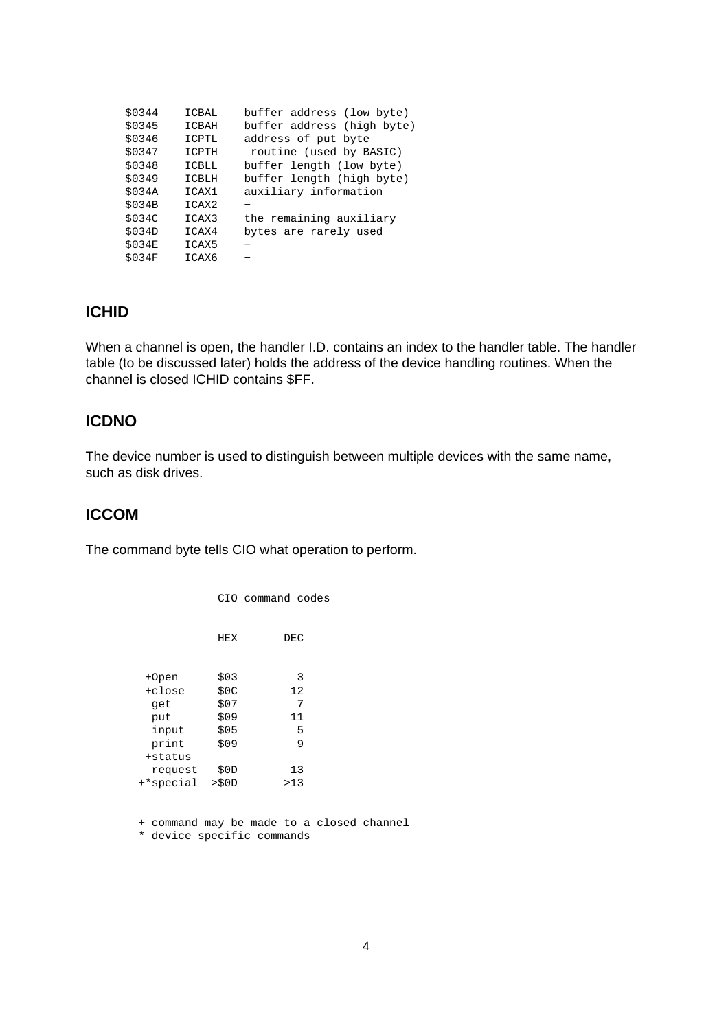```
$0344    ICBAL    buffer address (low byte)
$0345    ICBAH    buffer address (high byte)
$0346    ICPTL    address of put byte
$0347    ICPTH     routine (used by BASIC)
$0348    ICBLL    buffer length (low byte)
$0349    ICBLH    buffer length (high byte)
$034A    ICAX1    auxiliary information
$034B    ICAX2    —
$034C    ICAX3    the remaining auxiliary
$034D    ICAX4    bytes are rarely used
$034E    ICAX5    —
$034F    ICAX6    —
```

### ICHID

When a channel is open, the handler I.D. contains an index to the handler table. The handler table (to be discussed later) holds the address of the device handling routines. When the channel is closed ICHID contains $FF.

### ICDNO

The device number is used to distinguish between multiple devices with the same name, such as disk drives.

### ICCOM

The command byte tells CIO what operation to perform.

```
              CIO command codes


              HEX       DEC


    +Open      $03         3
    +close     $0C        12
     get       $07         7
     put       $09        11
     input     $05         5
     print     $09         9
    +status
     request   $0D        13
   +*special  >$0D       >13


   + command may be made to a closed channel
   * device specific commands
```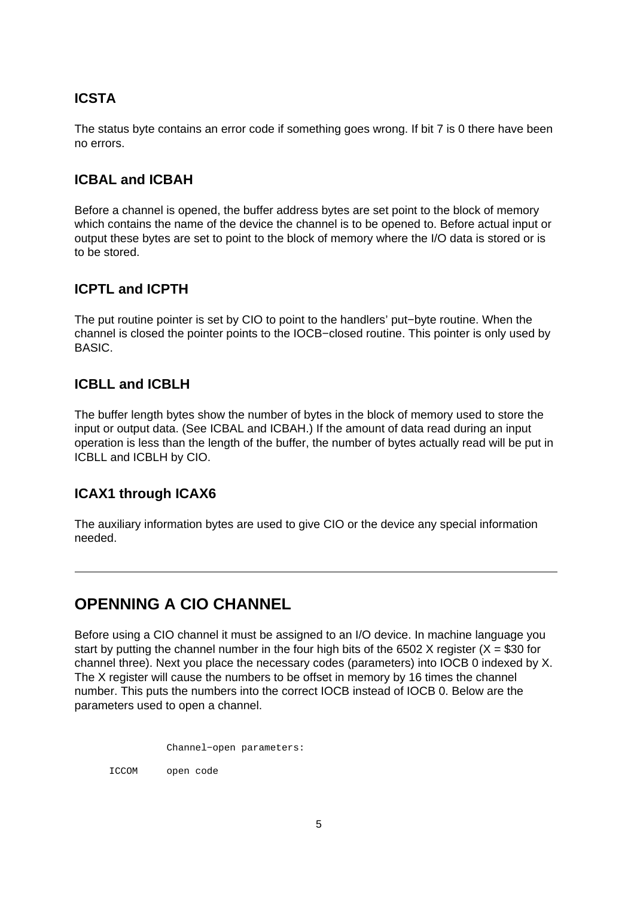### ICSTA

The status byte contains an error code if something goes wrong. If bit 7 is 0 there have been no errors.

### ICBAL and ICBAH

Before a channel is opened, the buffer address bytes are set point to the block of memory which contains the name of the device the channel is to be opened to. Before actual input or output these bytes are set to point to the block of memory where the I/O data is stored or is to be stored.

### ICPTL and ICPTH

The put routine pointer is set by CIO to point to the handlers' put−byte routine. When the channel is closed the pointer points to the IOCB−closed routine. This pointer is only used by BASIC.

### ICBLL and ICBLH

The buffer length bytes show the number of bytes in the block of memory used to store the input or output data. (See ICBAL and ICBAH.) If the amount of data read during an input operation is less than the length of the buffer, the number of bytes actually read will be put in ICBLL and ICBLH by CIO.

### ICAX1 through ICAX6

The auxiliary information bytes are used to give CIO or the device any special information needed.

---

## OPENNING A CIO CHANNEL

Before using a CIO channel it must be assigned to an I/O device. In machine language you start by putting the channel number in the four high bits of the 6502 X register (X = $30 for channel three). Next you place the necessary codes (parameters) into IOCB 0 indexed by X. The X register will cause the numbers to be offset in memory by 16 times the channel number. This puts the numbers into the correct IOCB instead of IOCB 0. Below are the parameters used to open a channel.

```
            Channel−open parameters:

    ICCOM   open code
```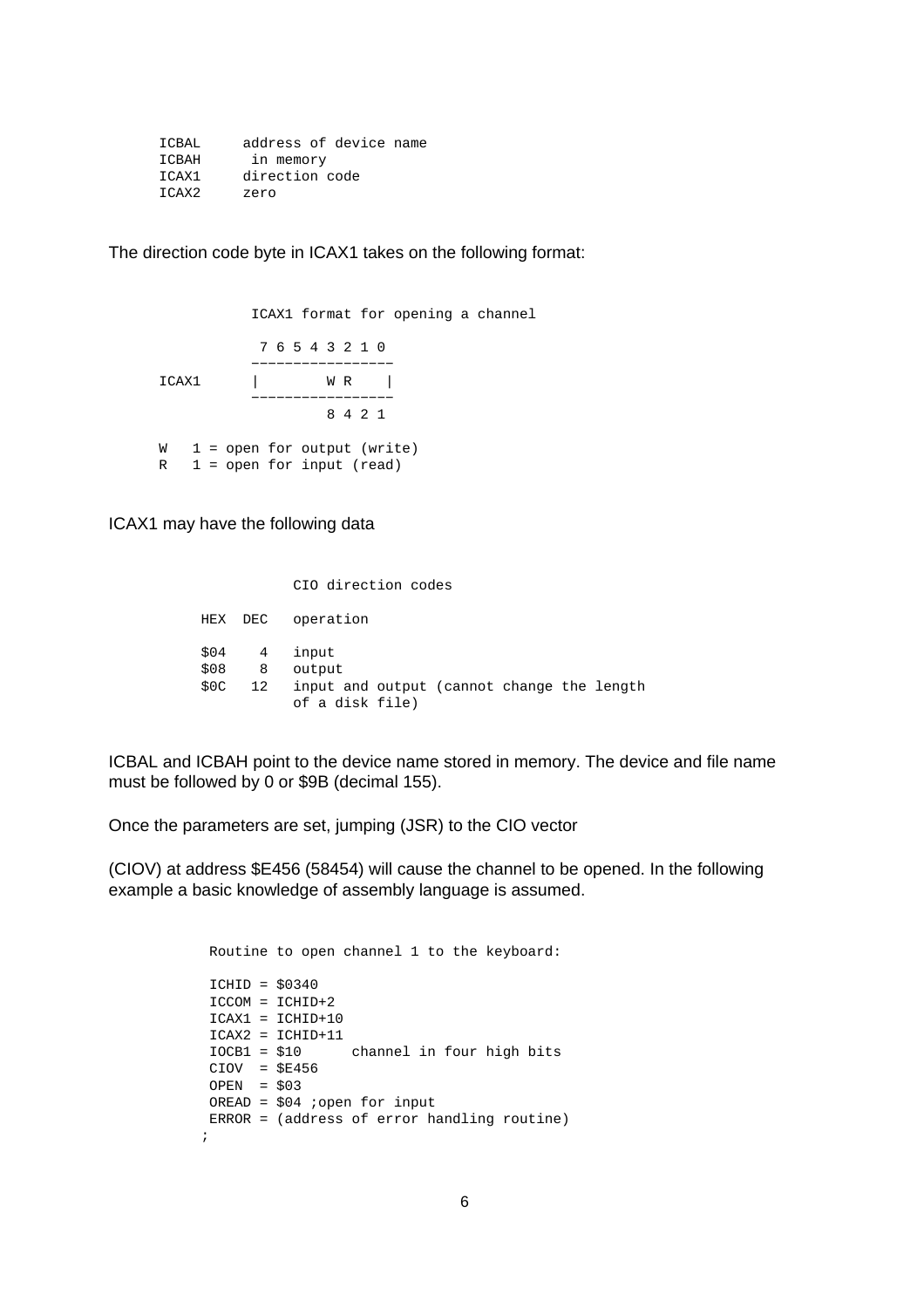```
ICBAL     address of device name
ICBAH      in memory
ICAX1     direction code
ICAX2     zero
```

The direction code byte in ICAX1 takes on the following format:

```
           ICAX1 format for opening a channel

            7 6 5 4 3 2 1 0
           -----------------
ICAX1      |        W R    |
           -----------------
                    8 4 2 1

W   1 = open for output (write)
R   1 = open for input (read)
```

ICAX1 may have the following data

```
               CIO direction codes

     HEX  DEC   operation

     $04    4   input
     $08    8   output
     $0C   12   input and output (cannot change the length
                of a disk file)
```

ICBAL and ICBAH point to the device name stored in memory. The device and file name must be followed by 0 or $9B (decimal 155).

Once the parameters are set, jumping (JSR) to the CIO vector

(CIOV) at address $E456 (58454) will cause the channel to be opened. In the following example a basic knowledge of assembly language is assumed.

```
 Routine to open channel 1 to the keyboard:

 ICHID = $0340
 ICCOM = ICHID+2
 ICAX1 = ICHID+10
 ICAX2 = ICHID+11
 IOCB1 = $10      channel in four high bits
 CIOV  = $E456
 OPEN  = $03
 OREAD = $04 ;open for input
 ERROR = (address of error handling routine)
;
```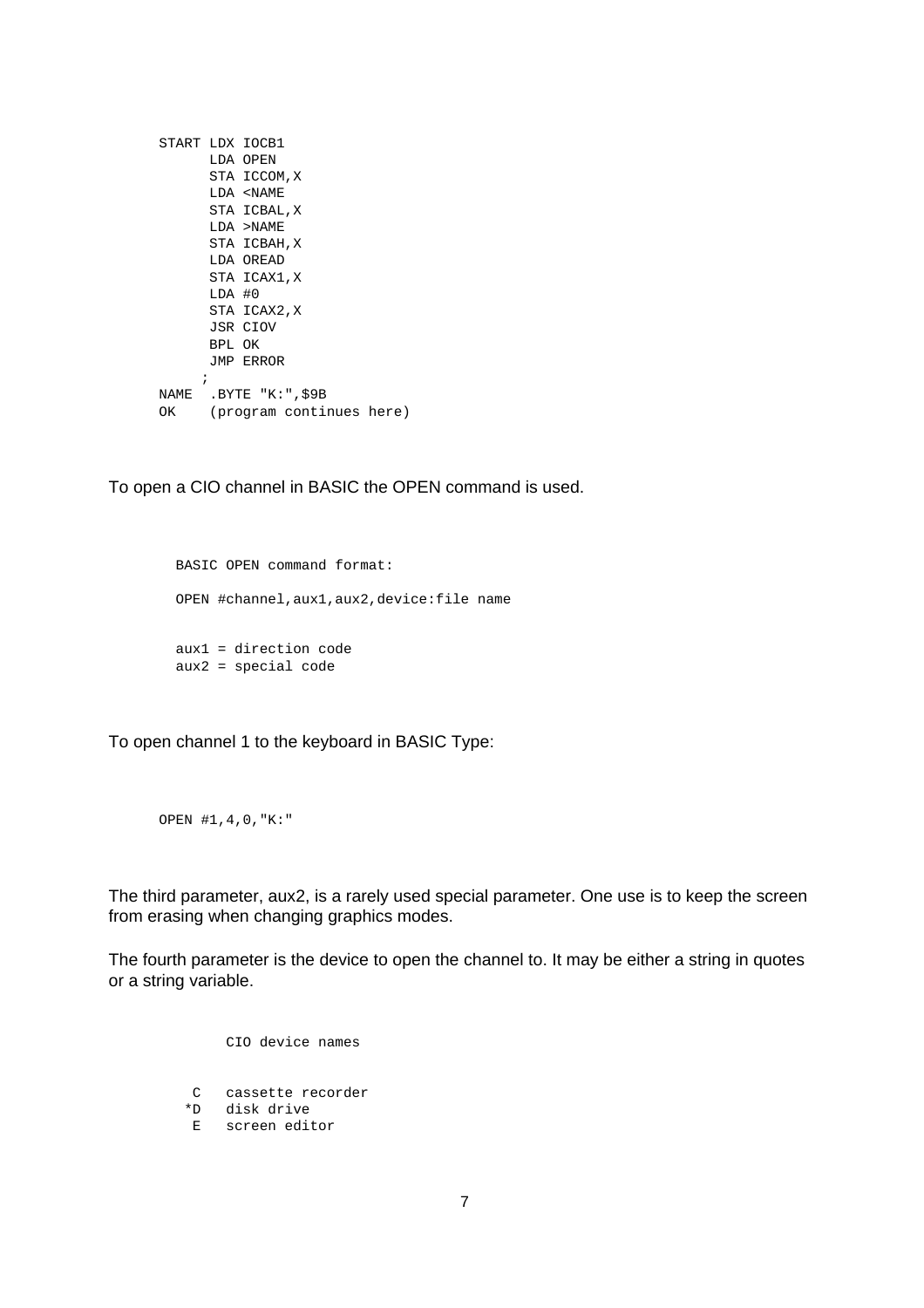```
START LDX IOCB1
      LDA OPEN
      STA ICCOM,X
      LDA <NAME
      STA ICBAL,X
      LDA >NAME
      STA ICBAH,X
      LDA OREAD
      STA ICAX1,X
      LDA #0
      STA ICAX2,X
      JSR CIOV
      BPL OK
      JMP ERROR
     ;
NAME  .BYTE "K:",$9B
OK    (program continues here)
```

To open a CIO channel in BASIC the OPEN command is used.

```
BASIC OPEN command format:

OPEN #channel,aux1,aux2,device:file name


aux1 = direction code
aux2 = special code
```

To open channel 1 to the keyboard in BASIC Type:

```
OPEN #1,4,0,"K:"
```

The third parameter, aux2, is a rarely used special parameter. One use is to keep the screen from erasing when changing graphics modes.

The fourth parameter is the device to open the channel to. It may be either a string in quotes or a string variable.

```
      CIO device names


  C   cassette recorder
 *D   disk drive
  E   screen editor
```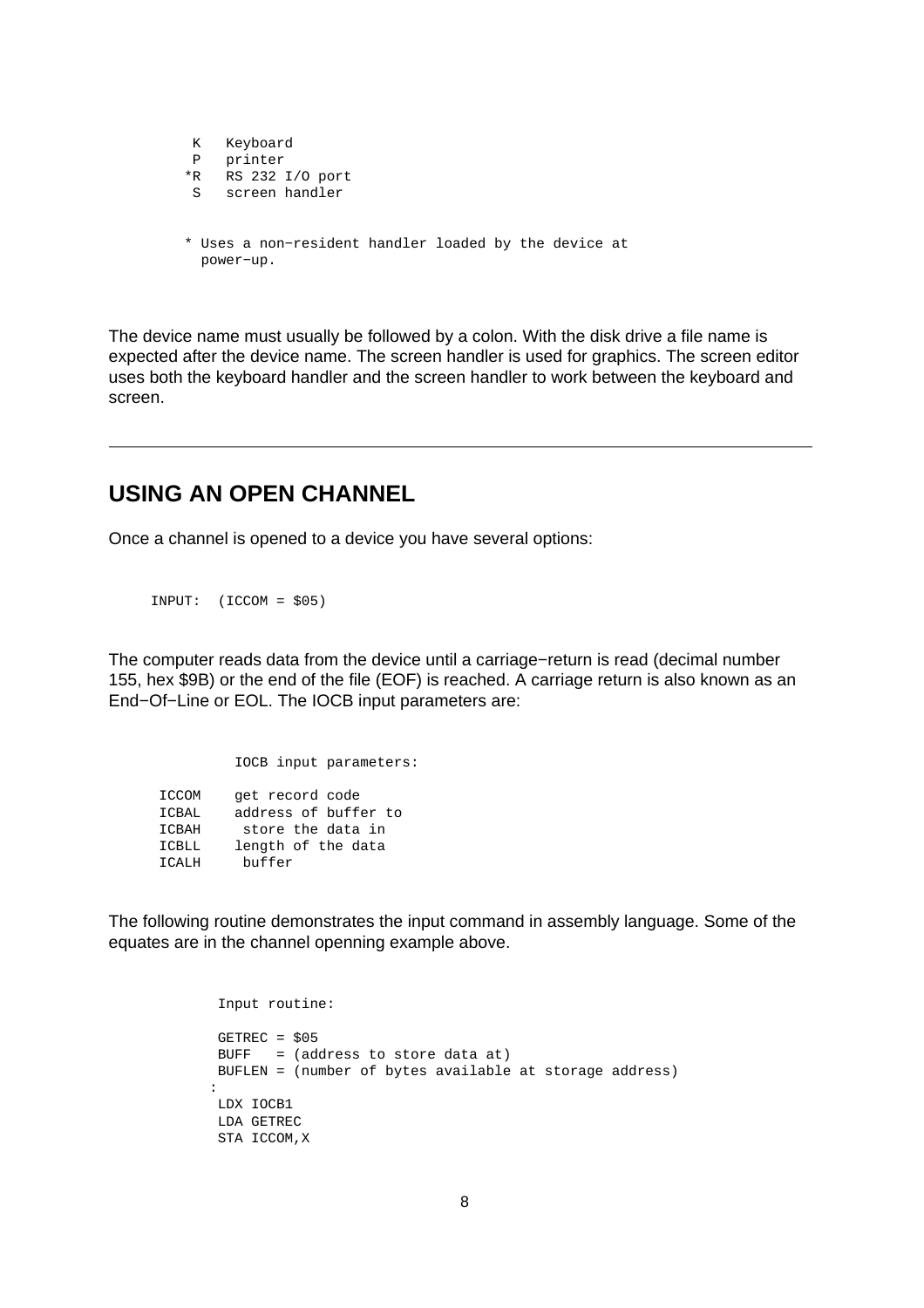```
 K   Keyboard
 P   printer
*R   RS 232 I/O port
 S   screen handler


* Uses a non-resident handler loaded by the device at
  power-up.
```

The device name must usually be followed by a colon. With the disk drive a file name is expected after the device name. The screen handler is used for graphics. The screen editor uses both the keyboard handler and the screen handler to work between the keyboard and screen.

---

## USING AN OPEN CHANNEL

Once a channel is opened to a device you have several options:

```
INPUT:  (ICCOM = $05)
```

The computer reads data from the device until a carriage-return is read (decimal number 155, hex $9B) or the end of the file (EOF) is reached. A carriage return is also known as an End-Of-Line or EOL. The IOCB input parameters are:

```
          IOCB input parameters:

ICCOM    get record code
ICBAL    address of buffer to
ICBAH     store the data in
ICBLL    length of the data
ICALH     buffer
```

The following routine demonstrates the input command in assembly language. Some of the equates are in the channel openning example above.

```
 Input routine:

 GETREC = $05
 BUFF   = (address to store data at)
 BUFLEN = (number of bytes available at storage address)
:
 LDX IOCB1
 LDA GETREC
 STA ICCOM,X
```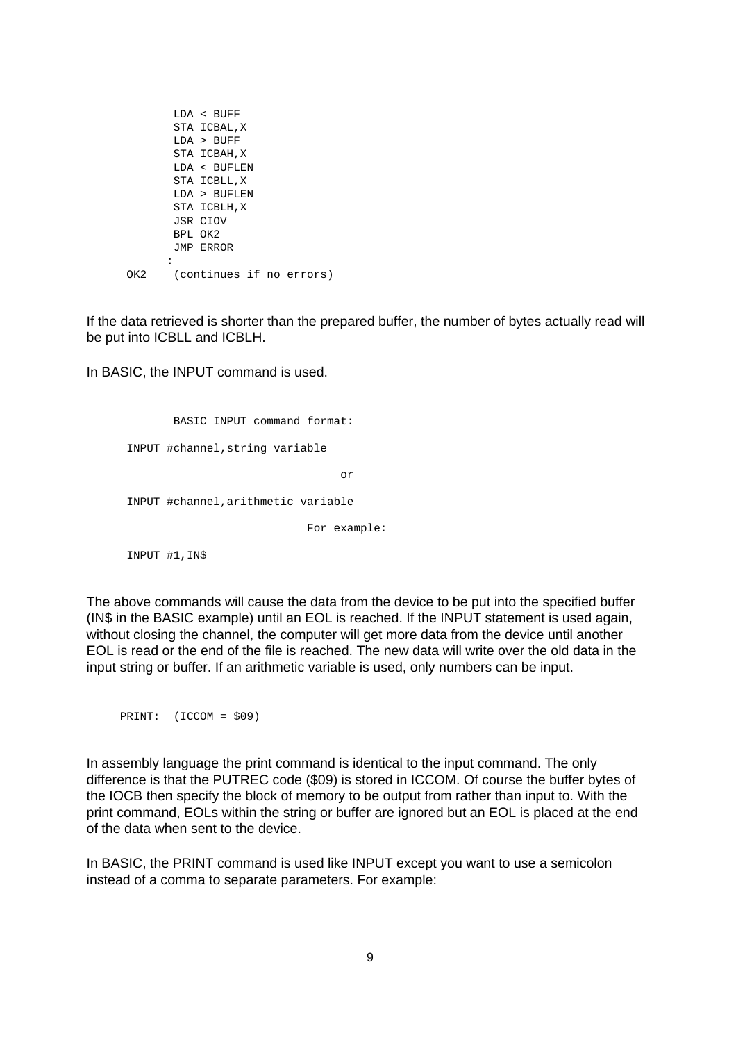```
        LDA < BUFF
        STA ICBAL,X
        LDA > BUFF
        STA ICBAH,X
        LDA < BUFLEN
        STA ICBLL,X
        LDA > BUFLEN
        STA ICBLH,X
        JSR CIOV
        BPL OK2
        JMP ERROR
       :
 OK2    (continues if no errors)
```

If the data retrieved is shorter than the prepared buffer, the number of bytes actually read will be put into ICBLL and ICBLH.

In BASIC, the INPUT command is used.

```
        BASIC INPUT command format:

 INPUT #channel,string variable

                                or

 INPUT #channel,arithmetic variable

                           For example:

 INPUT #1,IN$
```

The above commands will cause the data from the device to be put into the specified buffer (IN$ in the BASIC example) until an EOL is reached. If the INPUT statement is used again, without closing the channel, the computer will get more data from the device until another EOL is read or the end of the file is reached. The new data will write over the old data in the input string or buffer. If an arithmetic variable is used, only numbers can be input.

```
PRINT:  (ICCOM = $09)
```

In assembly language the print command is identical to the input command. The only difference is that the PUTREC code ($09) is stored in ICCOM. Of course the buffer bytes of the IOCB then specify the block of memory to be output from rather than input to. With the print command, EOLs within the string or buffer are ignored but an EOL is placed at the end of the data when sent to the device.

In BASIC, the PRINT command is used like INPUT except you want to use a semicolon instead of a comma to separate parameters. For example: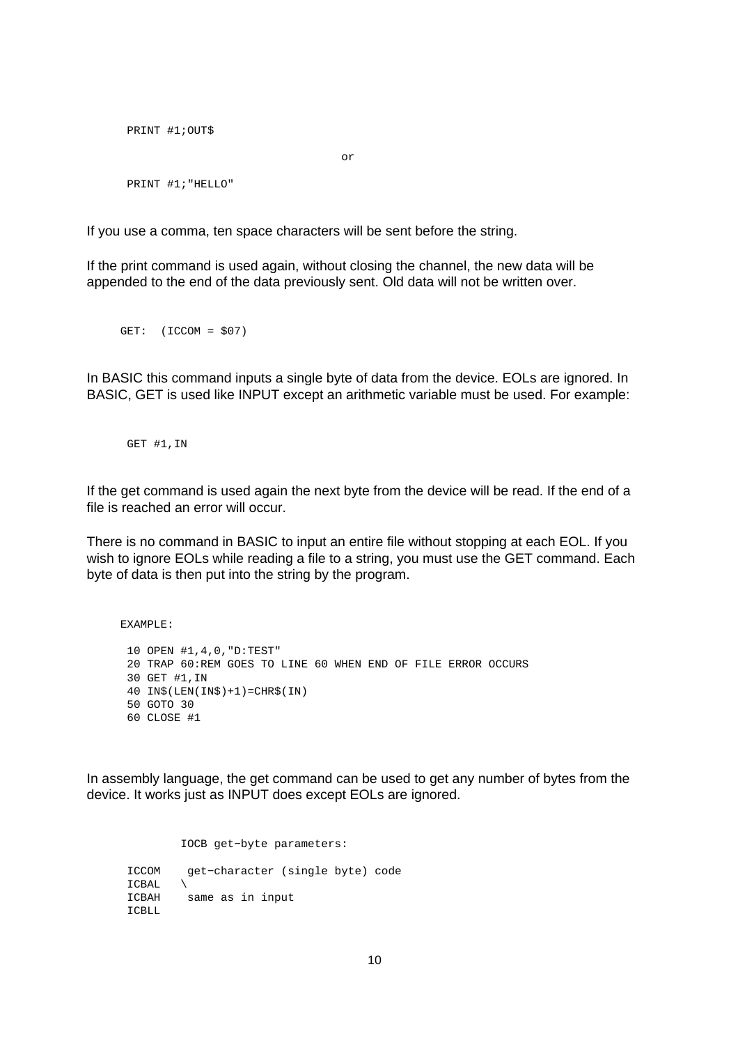```
PRINT #1;OUT$
```

or

```
PRINT #1;"HELLO"
```

If you use a comma, ten space characters will be sent before the string.

If the print command is used again, without closing the channel, the new data will be appended to the end of the data previously sent. Old data will not be written over.

```
GET:  (ICCOM = $07)
```

In BASIC this command inputs a single byte of data from the device. EOLs are ignored. In BASIC, GET is used like INPUT except an arithmetic variable must be used. For example:

```
GET #1,IN
```

If the get command is used again the next byte from the device will be read. If the end of a file is reached an error will occur.

There is no command in BASIC to input an entire file without stopping at each EOL. If you wish to ignore EOLs while reading a file to a string, you must use the GET command. Each byte of data is then put into the string by the program.

```
EXAMPLE:

 10 OPEN #1,4,0,"D:TEST"
 20 TRAP 60:REM GOES TO LINE 60 WHEN END OF FILE ERROR OCCURS
 30 GET #1,IN
 40 IN$(LEN(IN$)+1)=CHR$(IN)
 50 GOTO 30
 60 CLOSE #1
```

In assembly language, the get command can be used to get any number of bytes from the device. It works just as INPUT does except EOLs are ignored.

```
         IOCB get-byte parameters:

 ICCOM    get-character (single byte) code
 ICBAL   \
 ICBAH    same as in input
 ICBLL
```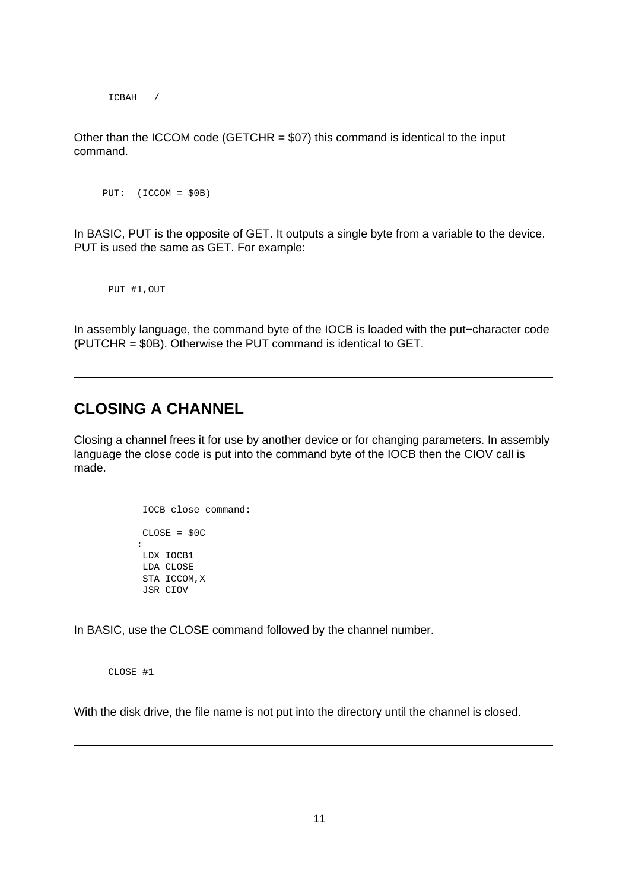```
ICBAH   /
```

Other than the ICCOM code (GETCHR = $07) this command is identical to the input command.

```
PUT:  (ICCOM = $0B)
```

In BASIC, PUT is the opposite of GET. It outputs a single byte from a variable to the device. PUT is used the same as GET. For example:

```
PUT #1,OUT
```

In assembly language, the command byte of the IOCB is loaded with the put−character code (PUTCHR = $0B). Otherwise the PUT command is identical to GET.

---

## CLOSING A CHANNEL

Closing a channel frees it for use by another device or for changing parameters. In assembly language the close code is put into the command byte of the IOCB then the CIOV call is made.

```
 IOCB close command:

 CLOSE = $0C
:
 LDX IOCB1
 LDA CLOSE
 STA ICCOM,X
 JSR CIOV
```

In BASIC, use the CLOSE command followed by the channel number.

```
CLOSE #1
```

With the disk drive, the file name is not put into the directory until the channel is closed.

---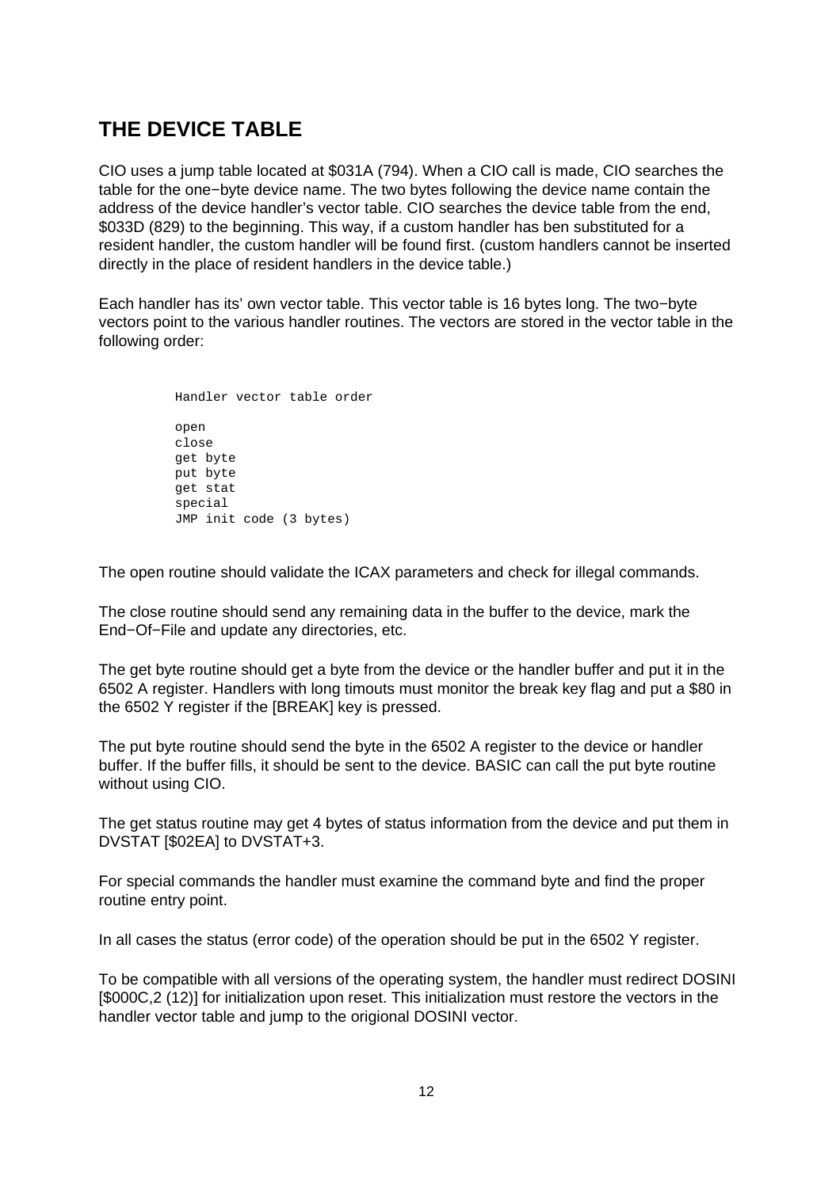## THE DEVICE TABLE

CIO uses a jump table located at $031A (794). When a CIO call is made, CIO searches the table for the one−byte device name. The two bytes following the device name contain the address of the device handler's vector table. CIO searches the device table from the end, $033D (829) to the beginning. This way, if a custom handler has ben substituted for a resident handler, the custom handler will be found first. (custom handlers cannot be inserted directly in the place of resident handlers in the device table.)

Each handler has its' own vector table. This vector table is 16 bytes long. The two−byte vectors point to the various handler routines. The vectors are stored in the vector table in the following order:

```
Handler vector table order

open
close
get byte
put byte
get stat
special
JMP init code (3 bytes)
```

The open routine should validate the ICAX parameters and check for illegal commands.

The close routine should send any remaining data in the buffer to the device, mark the End−Of−File and update any directories, etc.

The get byte routine should get a byte from the device or the handler buffer and put it in the 6502 A register. Handlers with long timouts must monitor the break key flag and put a $80 in the 6502 Y register if the [BREAK] key is pressed.

The put byte routine should send the byte in the 6502 A register to the device or handler buffer. If the buffer fills, it should be sent to the device. BASIC can call the put byte routine without using CIO.

The get status routine may get 4 bytes of status information from the device and put them in DVSTAT [$02EA] to DVSTAT+3.

For special commands the handler must examine the command byte and find the proper routine entry point.

In all cases the status (error code) of the operation should be put in the 6502 Y register.

To be compatible with all versions of the operating system, the handler must redirect DOSINI [$000C,2 (12)] for initialization upon reset. This initialization must restore the vectors in the handler vector table and jump to the origional DOSINI vector.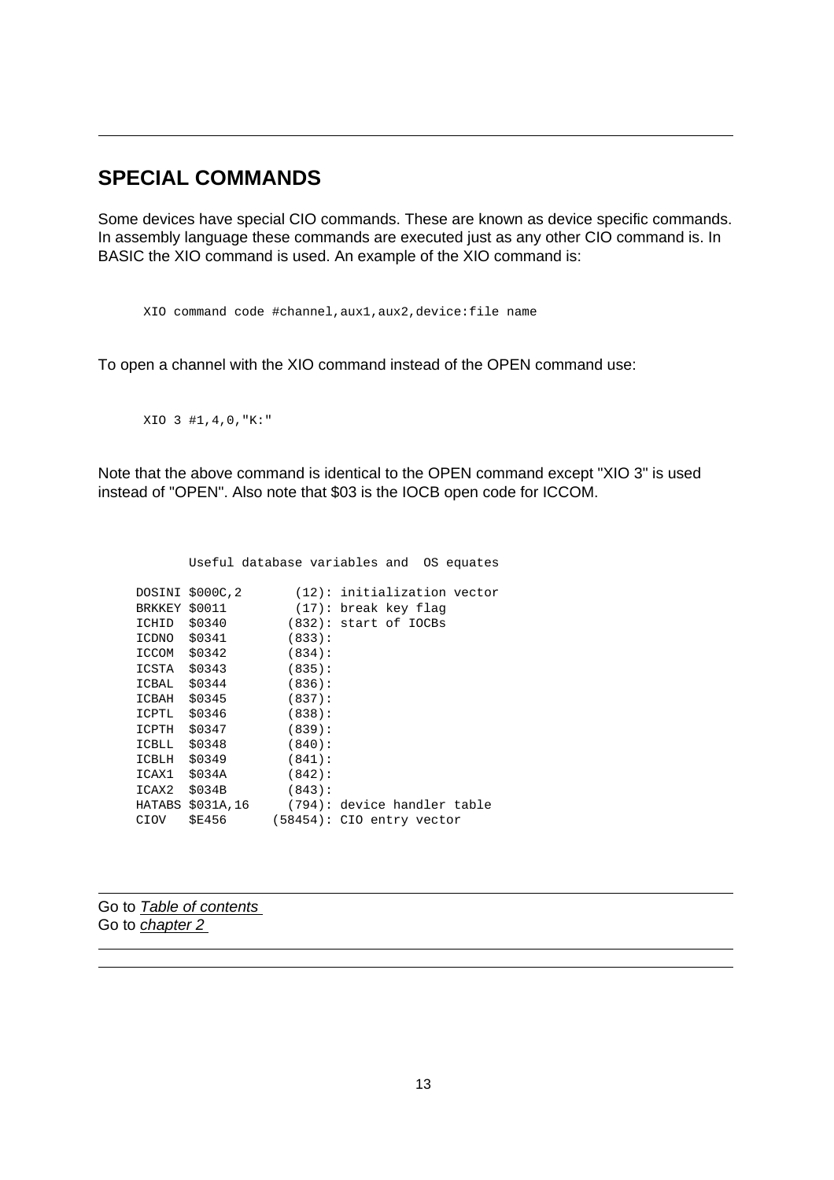## SPECIAL COMMANDS

Some devices have special CIO commands. These are known as device specific commands. In assembly language these commands are executed just as any other CIO command is. In BASIC the XIO command is used. An example of the XIO command is:

```
XIO command code #channel,aux1,aux2,device:file name
```

To open a channel with the XIO command instead of the OPEN command use:

```
XIO 3 #1,4,0,"K:"
```

Note that the above command is identical to the OPEN command except "XIO 3" is used instead of "OPEN". Also note that $03 is the IOCB open code for ICCOM.

```
       Useful database variables and  OS equates

DOSINI $000C,2       (12): initialization vector
BRKKEY $0011         (17): break key flag
ICHID  $0340        (832): start of IOCBs
ICDNO  $0341        (833):
ICCOM  $0342        (834):
ICSTA  $0343        (835):
ICBAL  $0344        (836):
ICBAH  $0345        (837):
ICPTL  $0346        (838):
ICPTH  $0347        (839):
ICBLL  $0348        (840):
ICBLH  $0349        (841):
ICAX1  $034A        (842):
ICAX2  $034B        (843):
HATABS $031A,16     (794): device handler table
CIOV   $E456      (58454): CIO entry vector
```

Go to *Table of contents*
Go to *chapter 2*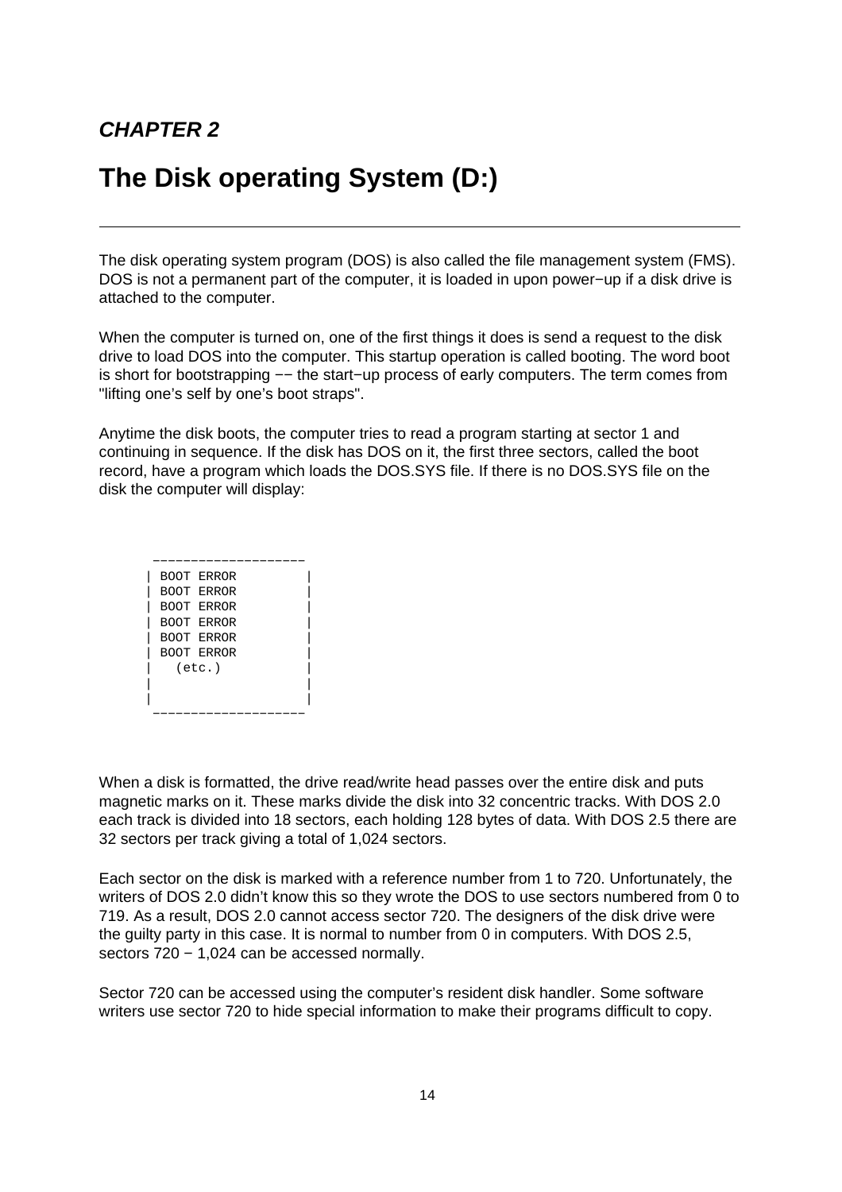*CHAPTER 2*

# The Disk operating System (D:)

---

The disk operating system program (DOS) is also called the file management system (FMS). DOS is not a permanent part of the computer, it is loaded in upon power−up if a disk drive is attached to the computer.

When the computer is turned on, one of the first things it does is send a request to the disk drive to load DOS into the computer. This startup operation is called booting. The word boot is short for bootstrapping −− the start−up process of early computers. The term comes from "lifting one's self by one's boot straps".

Anytime the disk boots, the computer tries to read a program starting at sector 1 and continuing in sequence. If the disk has DOS on it, the first three sectors, called the boot record, have a program which loads the DOS.SYS file. If there is no DOS.SYS file on the disk the computer will display:

```
 ____________________
| BOOT ERROR         |
| BOOT ERROR         |
| BOOT ERROR         |
| BOOT ERROR         |
| BOOT ERROR         |
| BOOT ERROR         |
|   (etc.)           |
|                    |
|                    |
 ____________________
```

When a disk is formatted, the drive read/write head passes over the entire disk and puts magnetic marks on it. These marks divide the disk into 32 concentric tracks. With DOS 2.0 each track is divided into 18 sectors, each holding 128 bytes of data. With DOS 2.5 there are 32 sectors per track giving a total of 1,024 sectors.

Each sector on the disk is marked with a reference number from 1 to 720. Unfortunately, the writers of DOS 2.0 didn't know this so they wrote the DOS to use sectors numbered from 0 to 719. As a result, DOS 2.0 cannot access sector 720. The designers of the disk drive were the guilty party in this case. It is normal to number from 0 in computers. With DOS 2.5, sectors 720 − 1,024 can be accessed normally.

Sector 720 can be accessed using the computer's resident disk handler. Some software writers use sector 720 to hide special information to make their programs difficult to copy.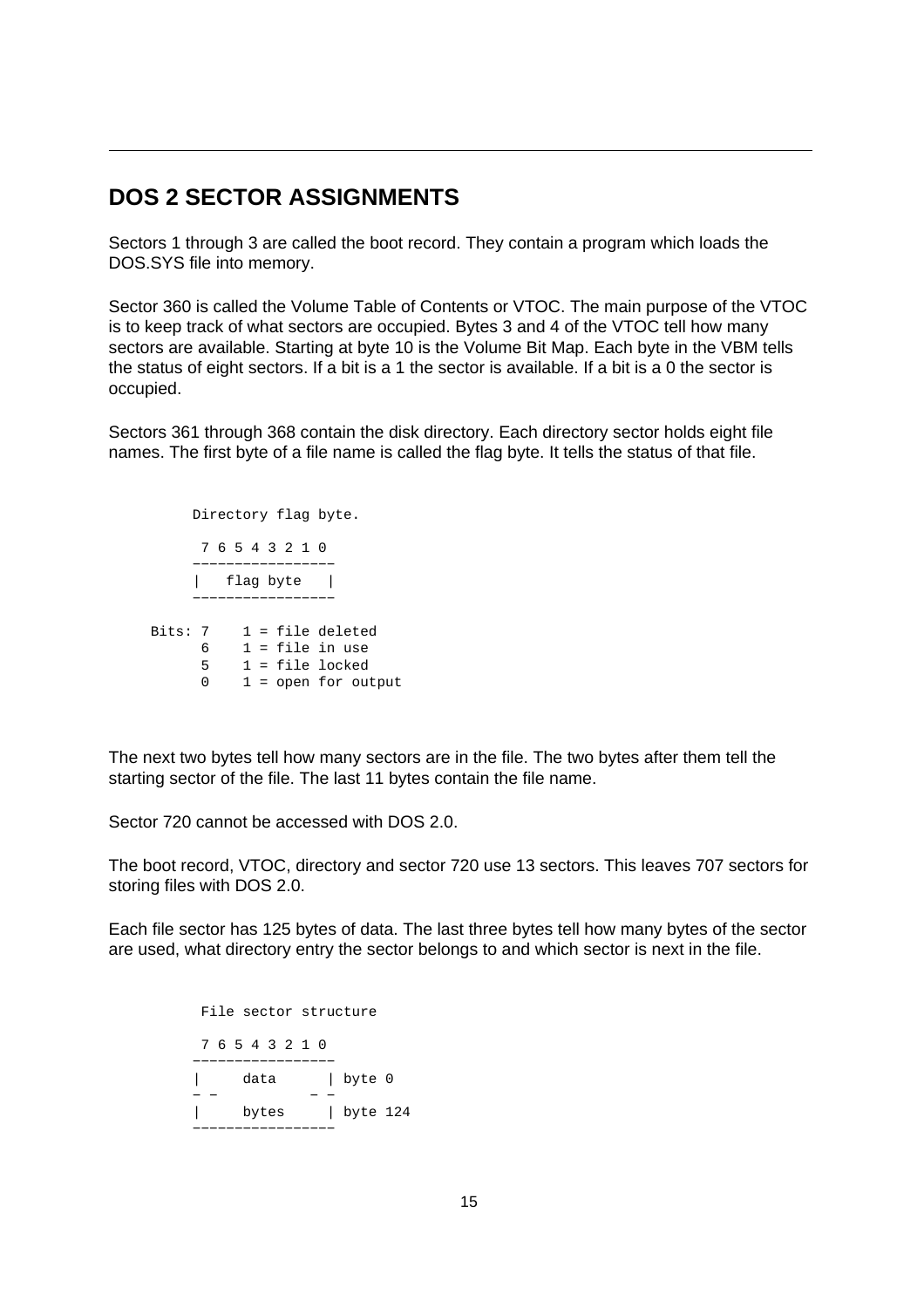## DOS 2 SECTOR ASSIGNMENTS

Sectors 1 through 3 are called the boot record. They contain a program which loads the DOS.SYS file into memory.

Sector 360 is called the Volume Table of Contents or VTOC. The main purpose of the VTOC is to keep track of what sectors are occupied. Bytes 3 and 4 of the VTOC tell how many sectors are available. Starting at byte 10 is the Volume Bit Map. Each byte in the VBM tells the status of eight sectors. If a bit is a 1 the sector is available. If a bit is a 0 the sector is occupied.

Sectors 361 through 368 contain the disk directory. Each directory sector holds eight file names. The first byte of a file name is called the flag byte. It tells the status of that file.

```
          Directory flag byte.

           7 6 5 4 3 2 1 0
          -----------------
          |   flag byte   |
          -----------------

     Bits: 7    1 = file deleted
           6    1 = file in use
           5    1 = file locked
           0    1 = open for output
```

The next two bytes tell how many sectors are in the file. The two bytes after them tell the starting sector of the file. The last 11 bytes contain the file name.

Sector 720 cannot be accessed with DOS 2.0.

The boot record, VTOC, directory and sector 720 use 13 sectors. This leaves 707 sectors for storing files with DOS 2.0.

Each file sector has 125 bytes of data. The last three bytes tell how many bytes of the sector are used, what directory entry the sector belongs to and which sector is next in the file.

```
           File sector structure

           7 6 5 4 3 2 1 0
          -----------------
          |     data      | byte 0
          - -           - -
          |     bytes     | byte 124
          -----------------
```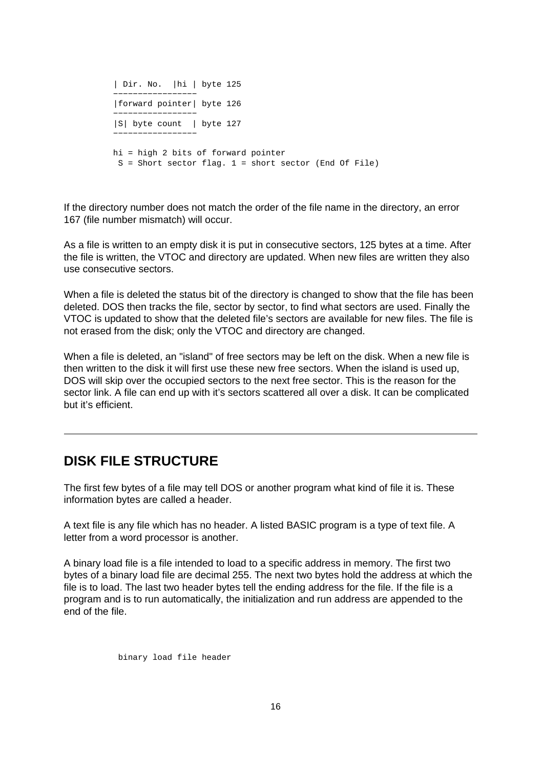```
| Dir. No.  |hi | byte 125
─────────────────
|forward pointer| byte 126
─────────────────
|S| byte count  | byte 127
─────────────────

hi = high 2 bits of forward pointer
 S = Short sector flag. 1 = short sector (End Of File)
```

If the directory number does not match the order of the file name in the directory, an error 167 (file number mismatch) will occur.

As a file is written to an empty disk it is put in consecutive sectors, 125 bytes at a time. After the file is written, the VTOC and directory are updated. When new files are written they also use consecutive sectors.

When a file is deleted the status bit of the directory is changed to show that the file has been deleted. DOS then tracks the file, sector by sector, to find what sectors are used. Finally the VTOC is updated to show that the deleted file's sectors are available for new files. The file is not erased from the disk; only the VTOC and directory are changed.

When a file is deleted, an "island" of free sectors may be left on the disk. When a new file is then written to the disk it will first use these new free sectors. When the island is used up, DOS will skip over the occupied sectors to the next free sector. This is the reason for the sector link. A file can end up with it's sectors scattered all over a disk. It can be complicated but it's efficient.

---

## DISK FILE STRUCTURE

The first few bytes of a file may tell DOS or another program what kind of file it is. These information bytes are called a header.

A text file is any file which has no header. A listed BASIC program is a type of text file. A letter from a word processor is another.

A binary load file is a file intended to load to a specific address in memory. The first two bytes of a binary load file are decimal 255. The next two bytes hold the address at which the file is to load. The last two header bytes tell the ending address for the file. If the file is a program and is to run automatically, the initialization and run address are appended to the end of the file.

```
 binary load file header
```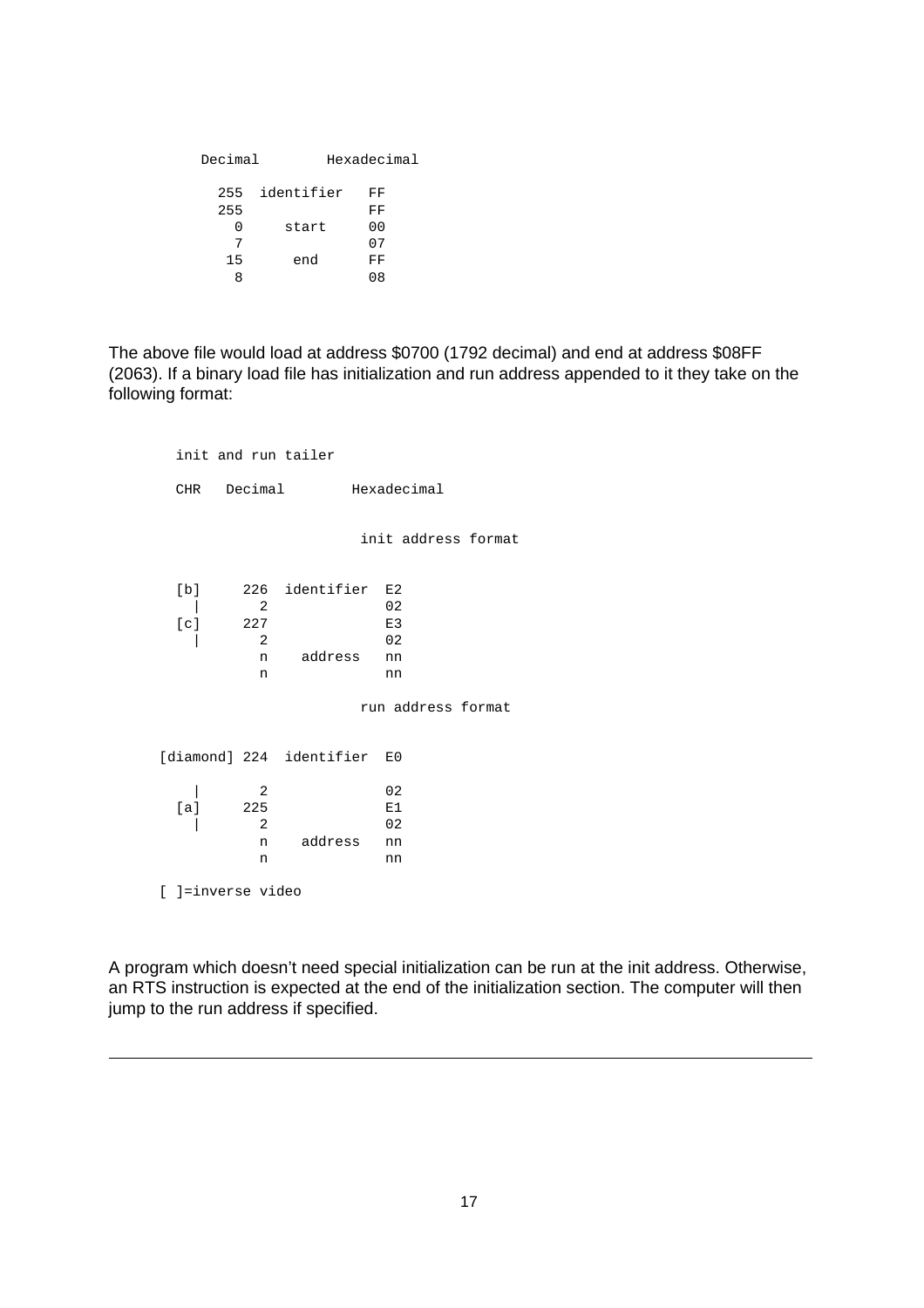```
    Decimal        Hexadecimal

      255  identifier   FF
      255               FF
        0     start     00
        7               07
       15      end      FF
        8               08
```

The above file would load at address $0700 (1792 decimal) and end at address $08FF (2063). If a binary load file has initialization and run address appended to it they take on the following format:

```
  init and run tailer

  CHR   Decimal        Hexadecimal

                        init address format


  [b]      226  identifier  E2
    |        2              02
  [c]      227              E3
    |        2              02
             n    address   nn
             n              nn

                        run address format


[diamond] 224  identifier  E0

    |        2              02
  [a]      225              E1
    |        2              02
             n    address   nn
             n              nn

[ ]=inverse video
```

A program which doesn't need special initialization can be run at the init address. Otherwise, an RTS instruction is expected at the end of the initialization section. The computer will then jump to the run address if specified.

---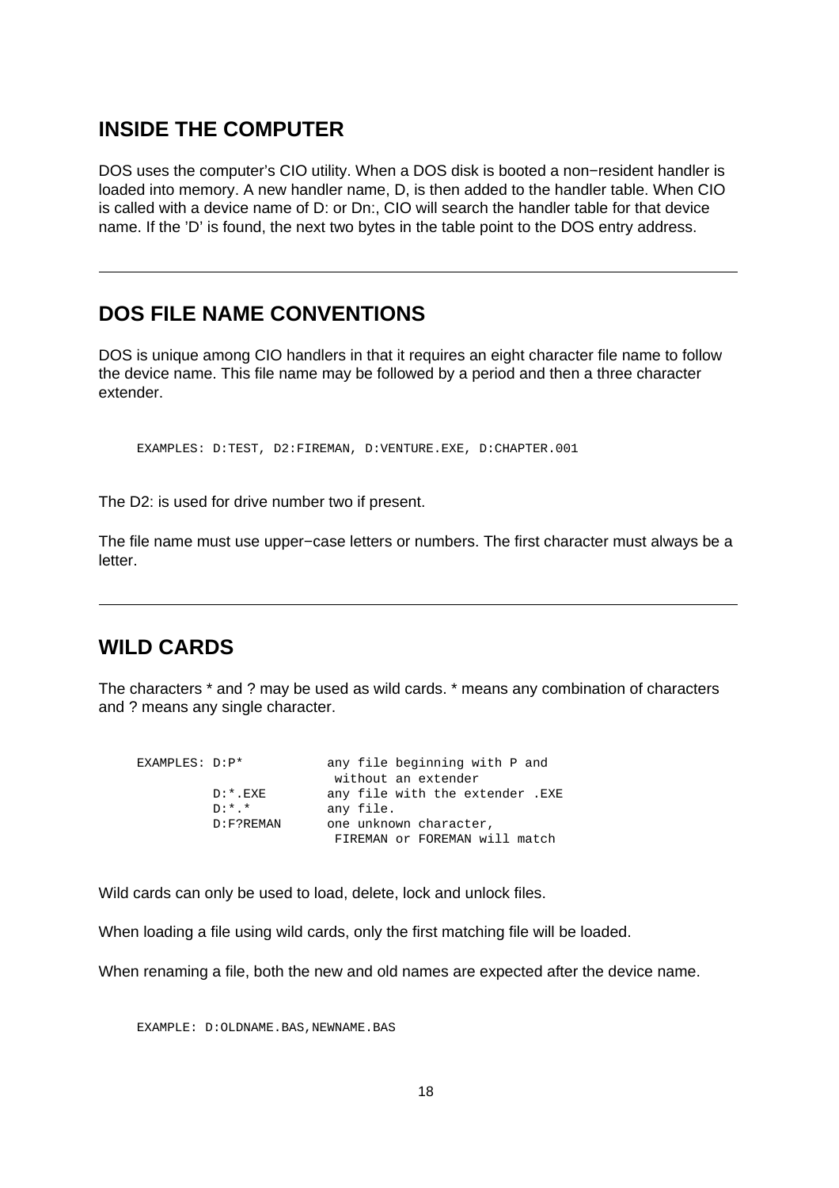## INSIDE THE COMPUTER

DOS uses the computer’s CIO utility. When a DOS disk is booted a non−resident handler is loaded into memory. A new handler name, D, is then added to the handler table. When CIO is called with a device name of D: or Dn:, CIO will search the handler table for that device name. If the ’D’ is found, the next two bytes in the table point to the DOS entry address.

---

## DOS FILE NAME CONVENTIONS

DOS is unique among CIO handlers in that it requires an eight character file name to follow the device name. This file name may be followed by a period and then a three character extender.

```
EXAMPLES: D:TEST, D2:FIREMAN, D:VENTURE.EXE, D:CHAPTER.001
```

The D2: is used for drive number two if present.

The file name must use upper−case letters or numbers. The first character must always be a letter.

---

## WILD CARDS

The characters * and ? may be used as wild cards. * means any combination of characters and ? means any single character.

```
EXAMPLES: D:P*           any file beginning with P and
                          without an extender
          D:*.EXE        any file with the extender .EXE
          D:*.*          any file.
          D:F?REMAN      one unknown character,
                          FIREMAN or FOREMAN will match
```

Wild cards can only be used to load, delete, lock and unlock files.

When loading a file using wild cards, only the first matching file will be loaded.

When renaming a file, both the new and old names are expected after the device name.

```
EXAMPLE: D:OLDNAME.BAS,NEWNAME.BAS
```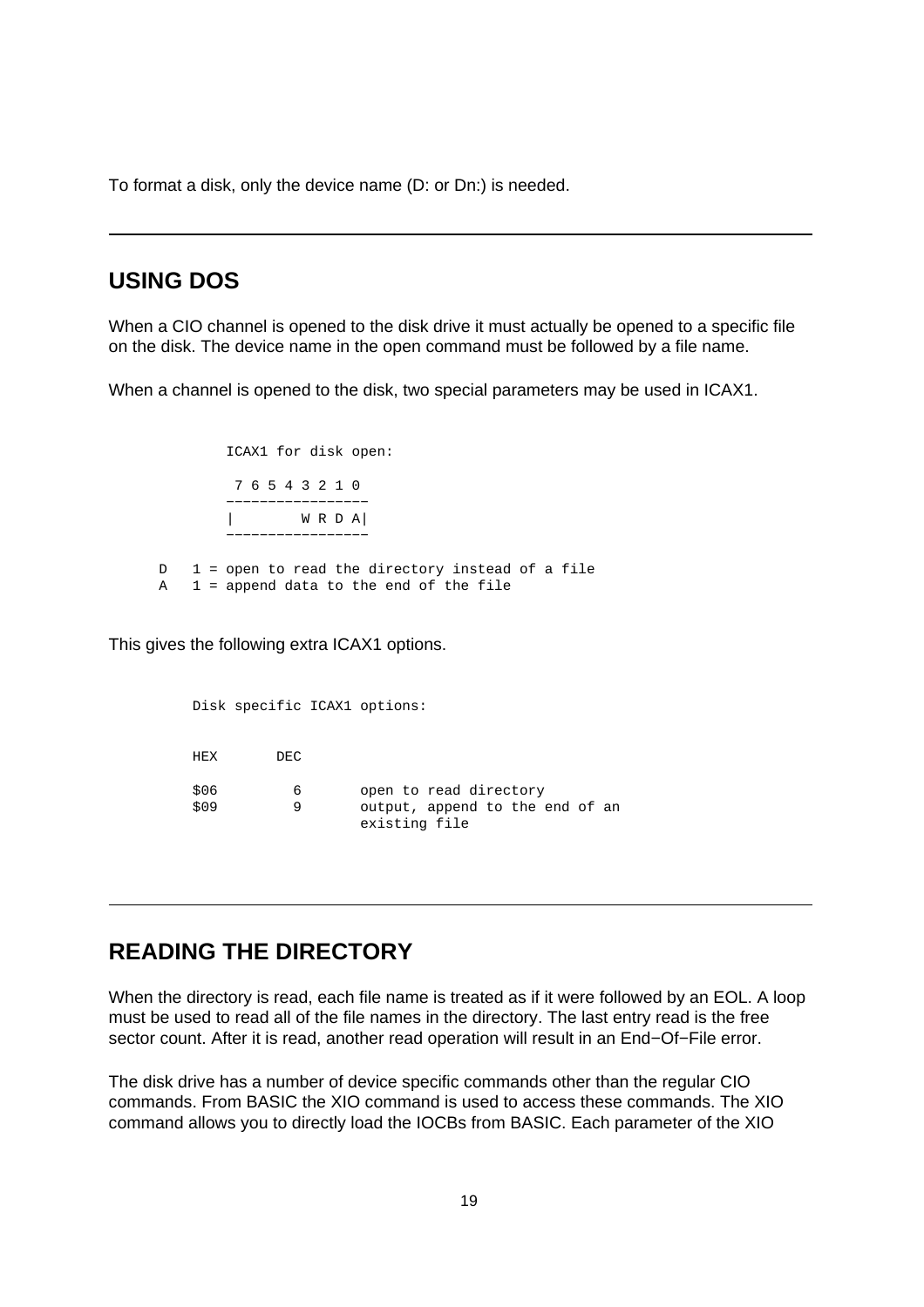To format a disk, only the device name (D: or Dn:) is needed.

---

## USING DOS

When a CIO channel is opened to the disk drive it must actually be opened to a specific file on the disk. The device name in the open command must be followed by a file name.

When a channel is opened to the disk, two special parameters may be used in ICAX1.

```
             ICAX1 for disk open:

              7 6 5 4 3 2 1 0
             -----------------
             |        W R D A|
             -----------------

         D   1 = open to read the directory instead of a file
         A   1 = append data to the end of the file
```

This gives the following extra ICAX1 options.

```
           Disk specific ICAX1 options:


           HEX       DEC

           $06         6      open to read directory
           $09         9      output, append to the end of an
                              existing file
```

---

## READING THE DIRECTORY

When the directory is read, each file name is treated as if it were followed by an EOL. A loop must be used to read all of the file names in the directory. The last entry read is the free sector count. After it is read, another read operation will result in an End−Of−File error.

The disk drive has a number of device specific commands other than the regular CIO commands. From BASIC the XIO command is used to access these commands. The XIO command allows you to directly load the IOCBs from BASIC. Each parameter of the XIO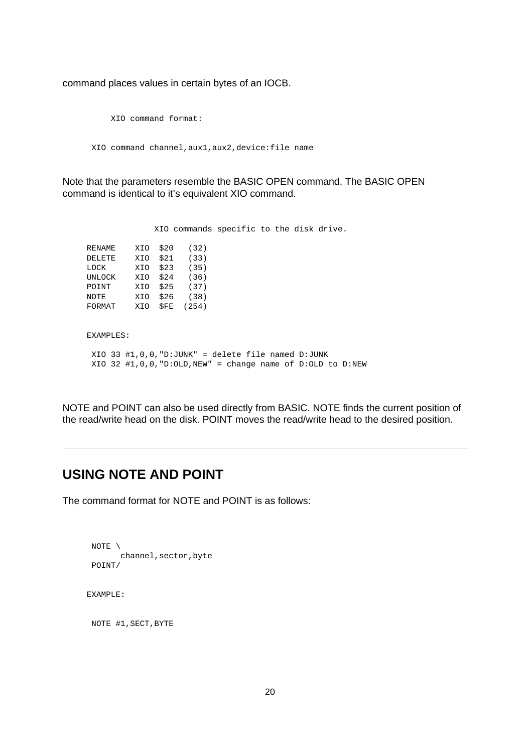command places values in certain bytes of an IOCB.

```
     XIO command format:

 XIO command channel,aux1,aux2,device:file name
```

Note that the parameters resemble the BASIC OPEN command. The BASIC OPEN command is identical to it's equivalent XIO command.

```
          XIO commands specific to the disk drive.

RENAME    XIO  $20   (32)
DELETE    XIO  $21   (33)
LOCK      XIO  $23   (35)
UNLOCK    XIO  $24   (36)
POINT     XIO  $25   (37)
NOTE      XIO  $26   (38)
FORMAT    XIO  $FE  (254)


EXAMPLES:

 XIO 33 #1,0,0,"D:JUNK" = delete file named D:JUNK
 XIO 32 #1,0,0,"D:OLD,NEW" = change name of D:OLD to D:NEW
```

NOTE and POINT can also be used directly from BASIC. NOTE finds the current position of the read/write head on the disk. POINT moves the read/write head to the desired position.

---

## USING NOTE AND POINT

The command format for NOTE and POINT is as follows:

```
 NOTE \
       channel,sector,byte
 POINT/


EXAMPLE:


 NOTE #1,SECT,BYTE
```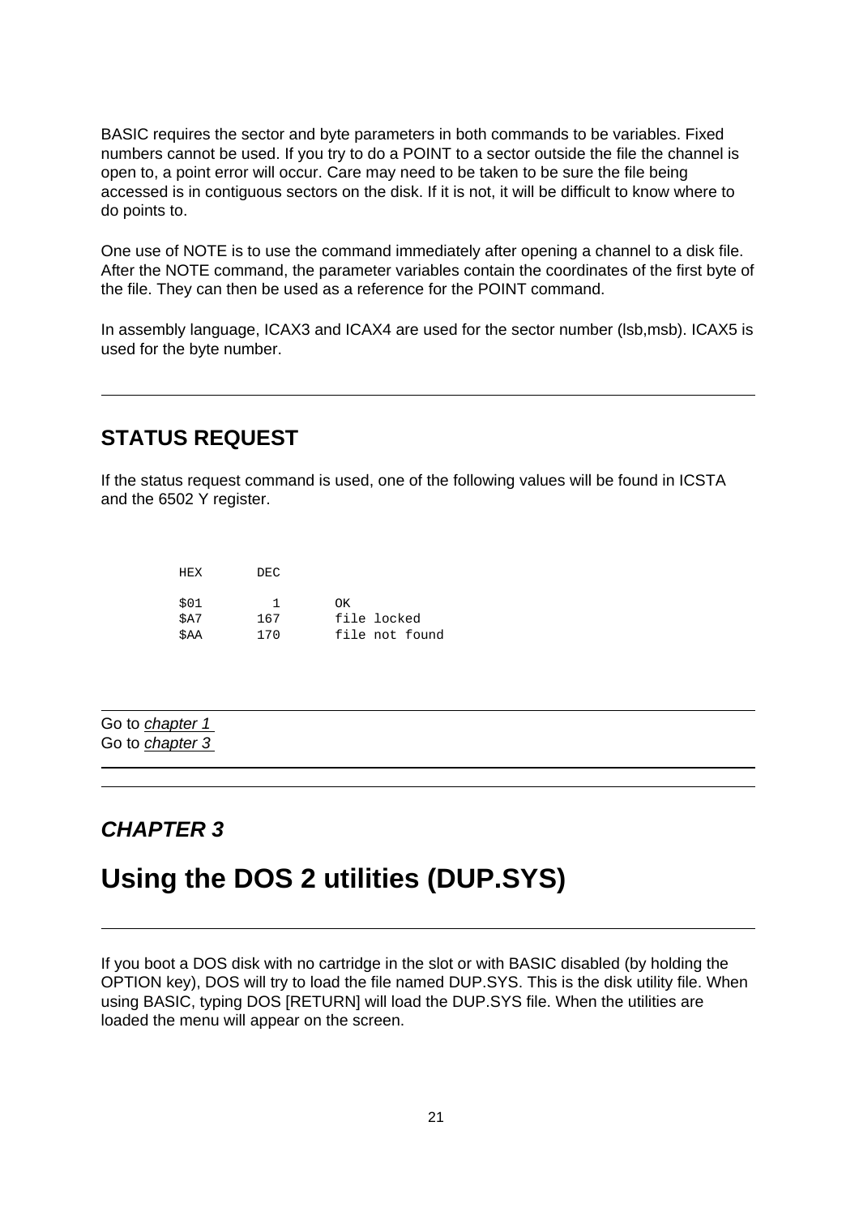BASIC requires the sector and byte parameters in both commands to be variables. Fixed numbers cannot be used. If you try to do a POINT to a sector outside the file the channel is open to, a point error will occur. Care may need to be taken to be sure the file being accessed is in contiguous sectors on the disk. If it is not, it will be difficult to know where to do points to.

One use of NOTE is to use the command immediately after opening a channel to a disk file. After the NOTE command, the parameter variables contain the coordinates of the first byte of the file. They can then be used as a reference for the POINT command.

In assembly language, ICAX3 and ICAX4 are used for the sector number (lsb,msb). ICAX5 is used for the byte number.

---

## STATUS REQUEST

If the status request command is used, one of the following values will be found in ICSTA and the 6502 Y register.

```
HEX      DEC

$01        1      OK
$A7      167      file locked
$AA      170      file not found
```

---

Go to *chapter 1*
Go to *chapter 3*

---

### *CHAPTER 3*

# Using the DOS 2 utilities (DUP.SYS)

---

If you boot a DOS disk with no cartridge in the slot or with BASIC disabled (by holding the OPTION key), DOS will try to load the file named DUP.SYS. This is the disk utility file. When using BASIC, typing DOS [RETURN] will load the DUP.SYS file. When the utilities are loaded the menu will appear on the screen.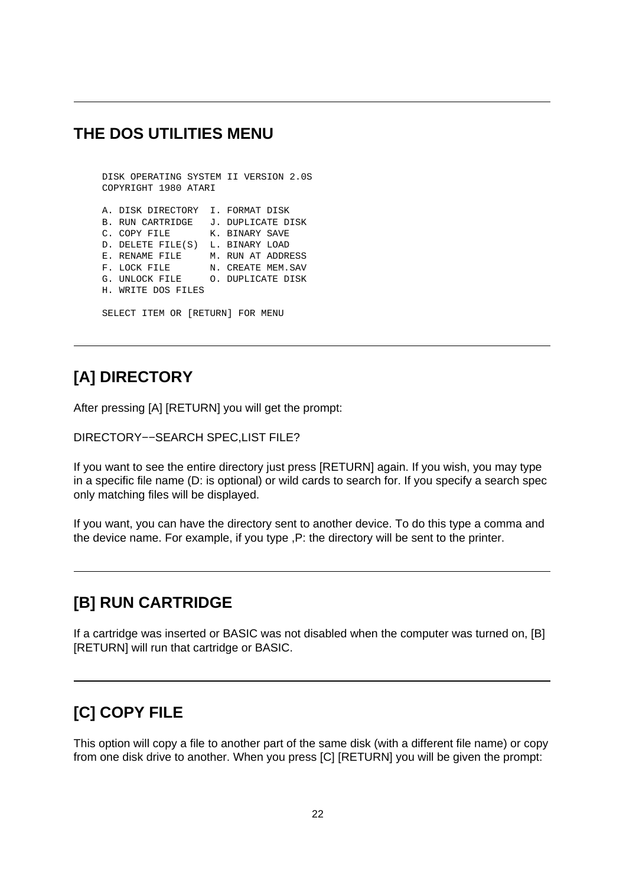## THE DOS UTILITIES MENU

```
DISK OPERATING SYSTEM II VERSION 2.0S
COPYRIGHT 1980 ATARI

A. DISK DIRECTORY  I. FORMAT DISK
B. RUN CARTRIDGE   J. DUPLICATE DISK
C. COPY FILE       K. BINARY SAVE
D. DELETE FILE(S)  L. BINARY LOAD
E. RENAME FILE     M. RUN AT ADDRESS
F. LOCK FILE       N. CREATE MEM.SAV
G. UNLOCK FILE     O. DUPLICATE DISK
H. WRITE DOS FILES

SELECT ITEM OR [RETURN] FOR MENU
```

## [A] DIRECTORY

After pressing [A] [RETURN] you will get the prompt:

DIRECTORY−−SEARCH SPEC,LIST FILE?

If you want to see the entire directory just press [RETURN] again. If you wish, you may type in a specific file name (D: is optional) or wild cards to search for. If you specify a search spec only matching files will be displayed.

If you want, you can have the directory sent to another device. To do this type a comma and the device name. For example, if you type ,P: the directory will be sent to the printer.

## [B] RUN CARTRIDGE

If a cartridge was inserted or BASIC was not disabled when the computer was turned on, [B] [RETURN] will run that cartridge or BASIC.

## [C] COPY FILE

This option will copy a file to another part of the same disk (with a different file name) or copy from one disk drive to another. When you press [C] [RETURN] you will be given the prompt: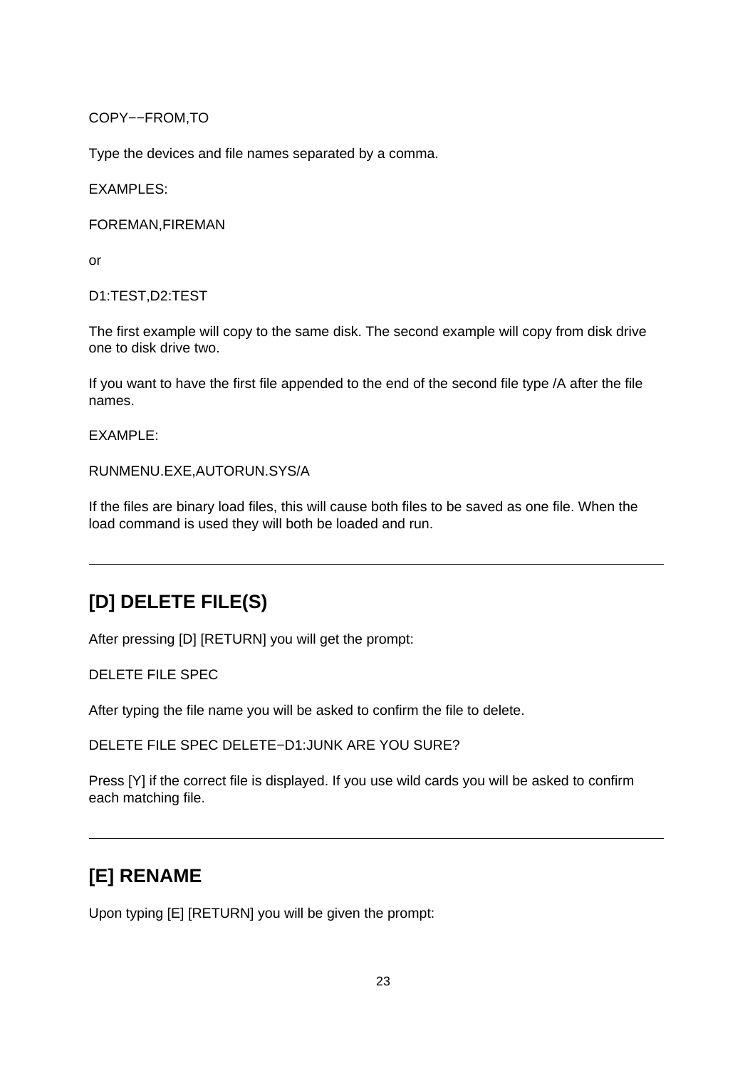COPY−−FROM,TO

Type the devices and file names separated by a comma.

EXAMPLES:

FOREMAN,FIREMAN

or

D1:TEST,D2:TEST

The first example will copy to the same disk. The second example will copy from disk drive one to disk drive two.

If you want to have the first file appended to the end of the second file type /A after the file names.

EXAMPLE:

RUNMENU.EXE,AUTORUN.SYS/A

If the files are binary load files, this will cause both files to be saved as one file. When the load command is used they will both be loaded and run.

---

## [D] DELETE FILE(S)

After pressing [D] [RETURN] you will get the prompt:

DELETE FILE SPEC

After typing the file name you will be asked to confirm the file to delete.

DELETE FILE SPEC DELETE−D1:JUNK ARE YOU SURE?

Press [Y] if the correct file is displayed. If you use wild cards you will be asked to confirm each matching file.

---

## [E] RENAME

Upon typing [E] [RETURN] you will be given the prompt: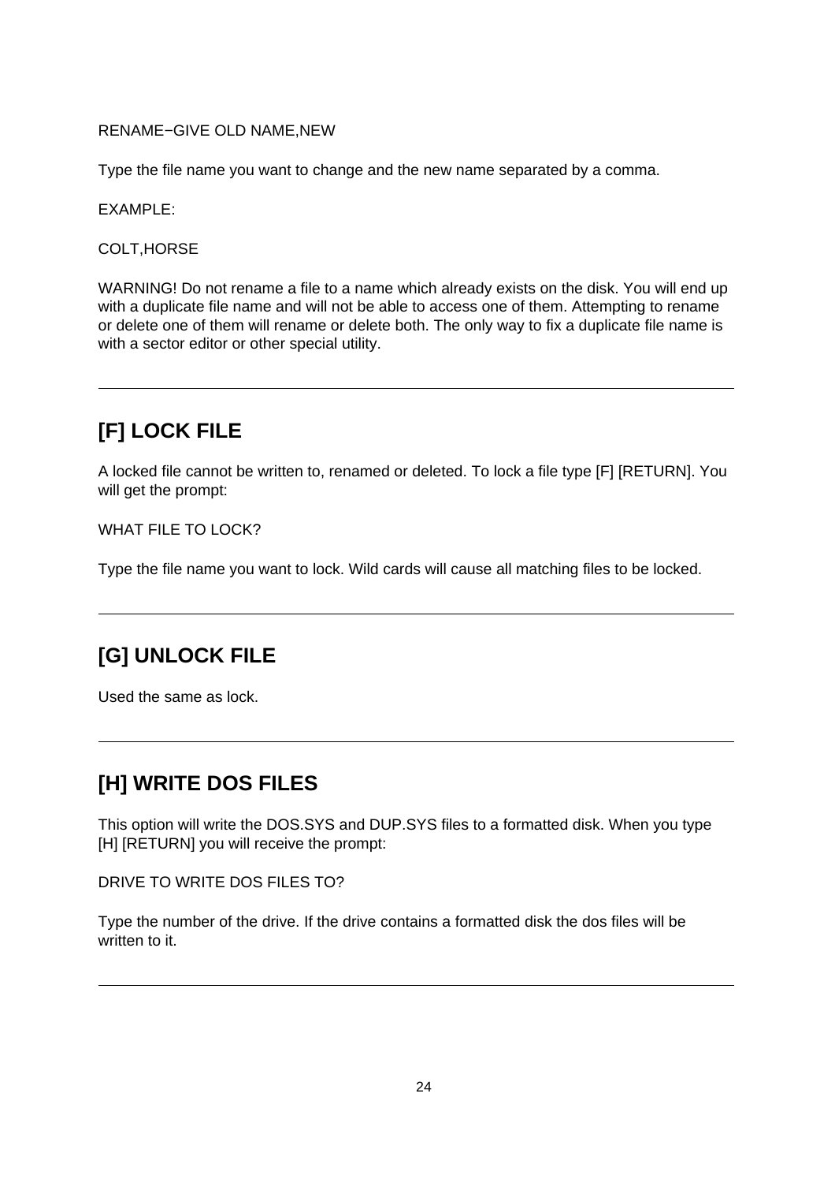RENAME−GIVE OLD NAME,NEW

Type the file name you want to change and the new name separated by a comma.

EXAMPLE:

COLT,HORSE

WARNING! Do not rename a file to a name which already exists on the disk. You will end up with a duplicate file name and will not be able to access one of them. Attempting to rename or delete one of them will rename or delete both. The only way to fix a duplicate file name is with a sector editor or other special utility.

---

## [F] LOCK FILE

A locked file cannot be written to, renamed or deleted. To lock a file type [F] [RETURN]. You will get the prompt:

WHAT FILE TO LOCK?

Type the file name you want to lock. Wild cards will cause all matching files to be locked.

---

## [G] UNLOCK FILE

Used the same as lock.

---

## [H] WRITE DOS FILES

This option will write the DOS.SYS and DUP.SYS files to a formatted disk. When you type [H] [RETURN] you will receive the prompt:

DRIVE TO WRITE DOS FILES TO?

Type the number of the drive. If the drive contains a formatted disk the dos files will be written to it.

---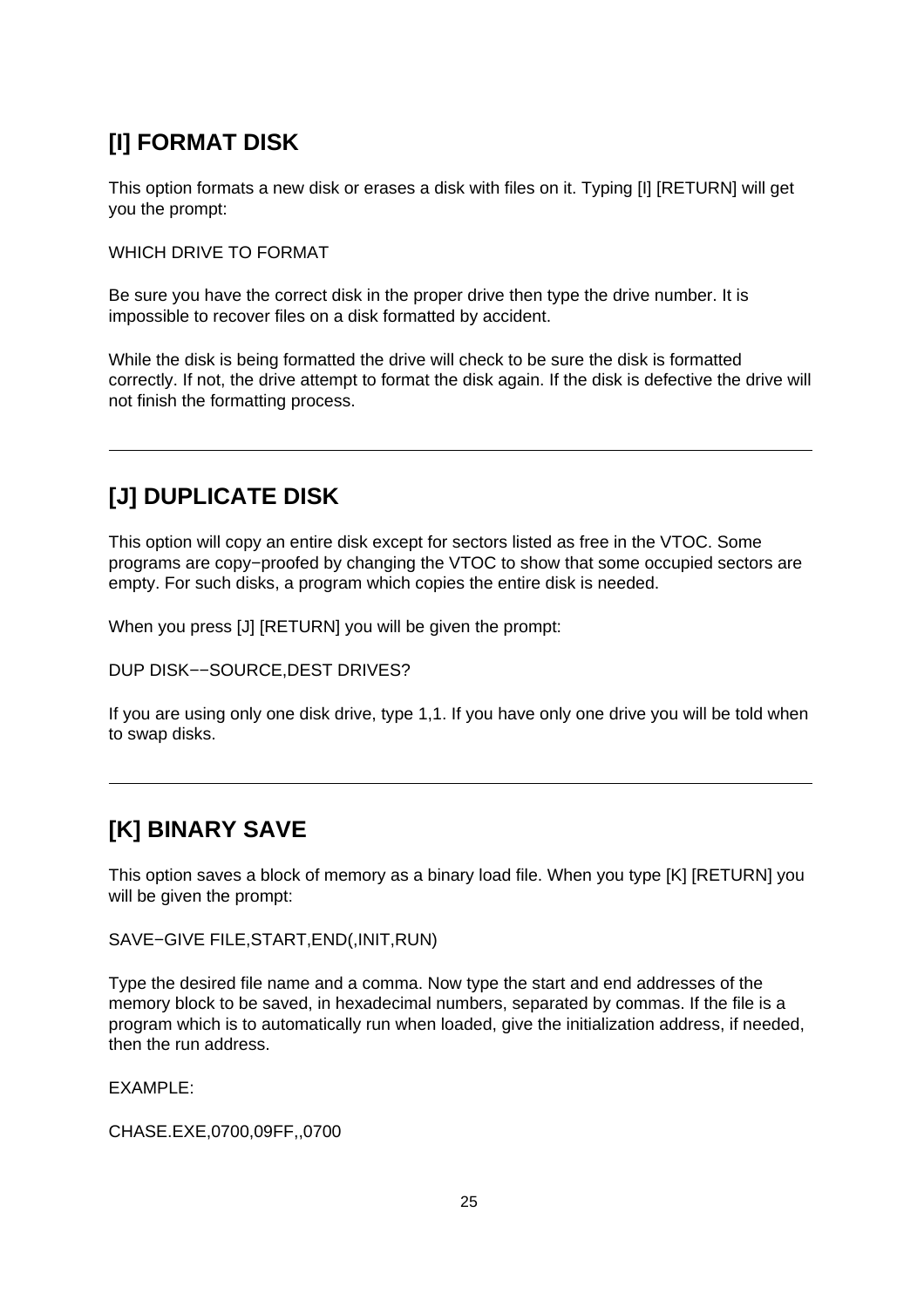## [I] FORMAT DISK

This option formats a new disk or erases a disk with files on it. Typing [I] [RETURN] will get you the prompt:

WHICH DRIVE TO FORMAT

Be sure you have the correct disk in the proper drive then type the drive number. It is impossible to recover files on a disk formatted by accident.

While the disk is being formatted the drive will check to be sure the disk is formatted correctly. If not, the drive attempt to format the disk again. If the disk is defective the drive will not finish the formatting process.

---

## [J] DUPLICATE DISK

This option will copy an entire disk except for sectors listed as free in the VTOC. Some programs are copy−proofed by changing the VTOC to show that some occupied sectors are empty. For such disks, a program which copies the entire disk is needed.

When you press [J] [RETURN] you will be given the prompt:

DUP DISK−−SOURCE,DEST DRIVES?

If you are using only one disk drive, type 1,1. If you have only one drive you will be told when to swap disks.

---

## [K] BINARY SAVE

This option saves a block of memory as a binary load file. When you type [K] [RETURN] you will be given the prompt:

SAVE−GIVE FILE,START,END(,INIT,RUN)

Type the desired file name and a comma. Now type the start and end addresses of the memory block to be saved, in hexadecimal numbers, separated by commas. If the file is a program which is to automatically run when loaded, give the initialization address, if needed, then the run address.

EXAMPLE:

CHASE.EXE,0700,09FF,,0700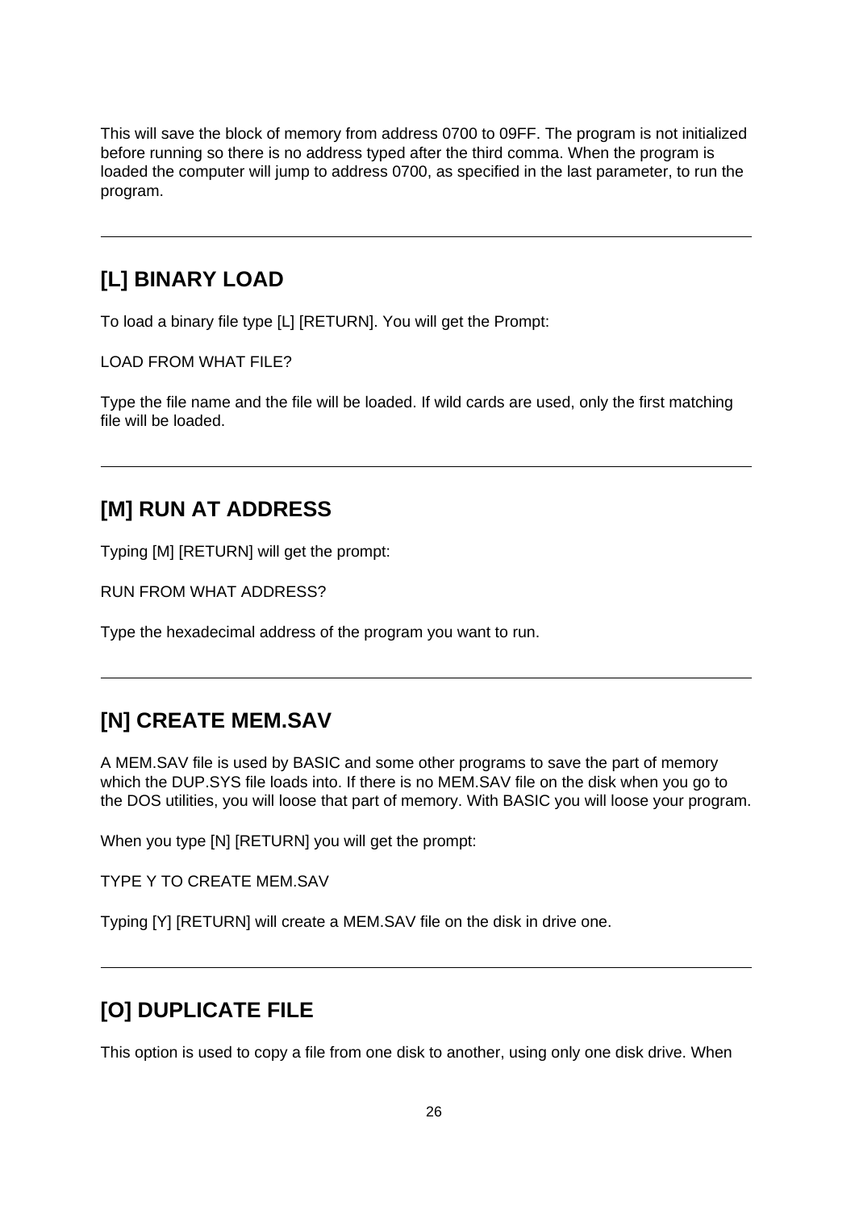This will save the block of memory from address 0700 to 09FF. The program is not initialized before running so there is no address typed after the third comma. When the program is loaded the computer will jump to address 0700, as specified in the last parameter, to run the program.

---

## [L] BINARY LOAD

To load a binary file type [L] [RETURN]. You will get the Prompt:

LOAD FROM WHAT FILE?

Type the file name and the file will be loaded. If wild cards are used, only the first matching file will be loaded.

---

## [M] RUN AT ADDRESS

Typing [M] [RETURN] will get the prompt:

RUN FROM WHAT ADDRESS?

Type the hexadecimal address of the program you want to run.

---

## [N] CREATE MEM.SAV

A MEM.SAV file is used by BASIC and some other programs to save the part of memory which the DUP.SYS file loads into. If there is no MEM.SAV file on the disk when you go to the DOS utilities, you will loose that part of memory. With BASIC you will loose your program.

When you type [N] [RETURN] you will get the prompt:

TYPE Y TO CREATE MEM.SAV

Typing [Y] [RETURN] will create a MEM.SAV file on the disk in drive one.

---

## [O] DUPLICATE FILE

This option is used to copy a file from one disk to another, using only one disk drive. When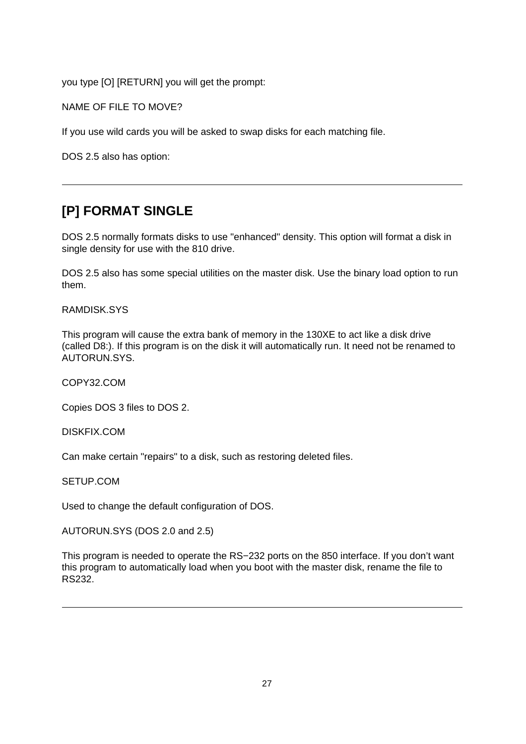you type [O] [RETURN] you will get the prompt:

NAME OF FILE TO MOVE?

If you use wild cards you will be asked to swap disks for each matching file.

DOS 2.5 also has option:

---

## [P] FORMAT SINGLE

DOS 2.5 normally formats disks to use "enhanced" density. This option will format a disk in single density for use with the 810 drive.

DOS 2.5 also has some special utilities on the master disk. Use the binary load option to run them.

RAMDISK.SYS

This program will cause the extra bank of memory in the 130XE to act like a disk drive (called D8:). If this program is on the disk it will automatically run. It need not be renamed to AUTORUN.SYS.

COPY32.COM

Copies DOS 3 files to DOS 2.

DISKFIX.COM

Can make certain "repairs" to a disk, such as restoring deleted files.

SETUP.COM

Used to change the default configuration of DOS.

AUTORUN.SYS (DOS 2.0 and 2.5)

This program is needed to operate the RS−232 ports on the 850 interface. If you don't want this program to automatically load when you boot with the master disk, rename the file to RS232.

---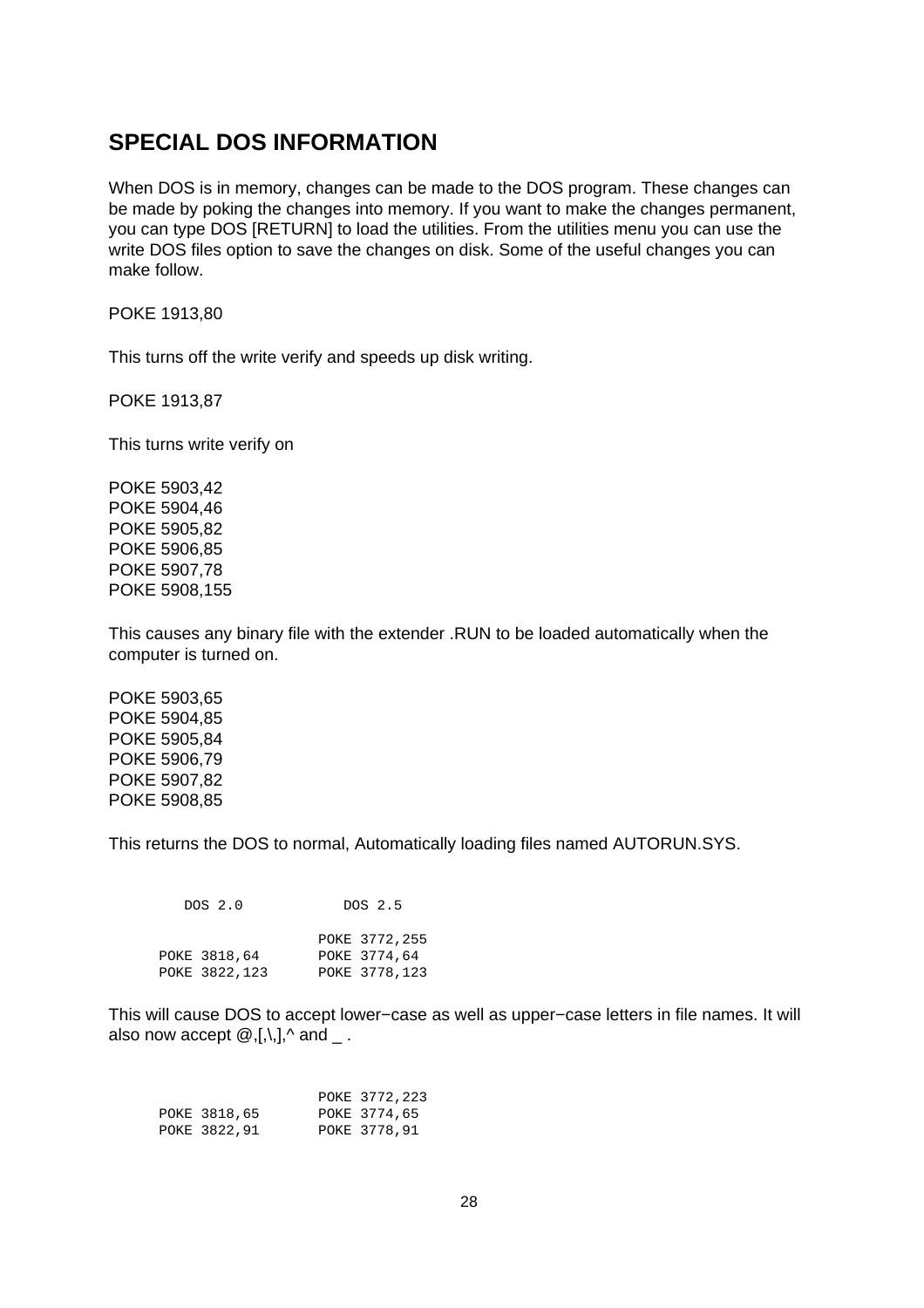## SPECIAL DOS INFORMATION

When DOS is in memory, changes can be made to the DOS program. These changes can be made by poking the changes into memory. If you want to make the changes permanent, you can type DOS [RETURN] to load the utilities. From the utilities menu you can use the write DOS files option to save the changes on disk. Some of the useful changes you can make follow.

POKE 1913,80

This turns off the write verify and speeds up disk writing.

POKE 1913,87

This turns write verify on

POKE 5903,42
POKE 5904,46
POKE 5905,82
POKE 5906,85
POKE 5907,78
POKE 5908,155

This causes any binary file with the extender .RUN to be loaded automatically when the computer is turned on.

POKE 5903,65
POKE 5904,85
POKE 5905,84
POKE 5906,79
POKE 5907,82
POKE 5908,85

This returns the DOS to normal, Automatically loading files named AUTORUN.SYS.

```
   DOS 2.0          DOS 2.5

                   POKE 3772,255
POKE 3818,64       POKE 3774,64
POKE 3822,123      POKE 3778,123
```

This will cause DOS to accept lower−case as well as upper−case letters in file names. It will also now accept @,[,\,],^ and _ .

```
                   POKE 3772,223
POKE 3818,65       POKE 3774,65
POKE 3822,91       POKE 3778,91
```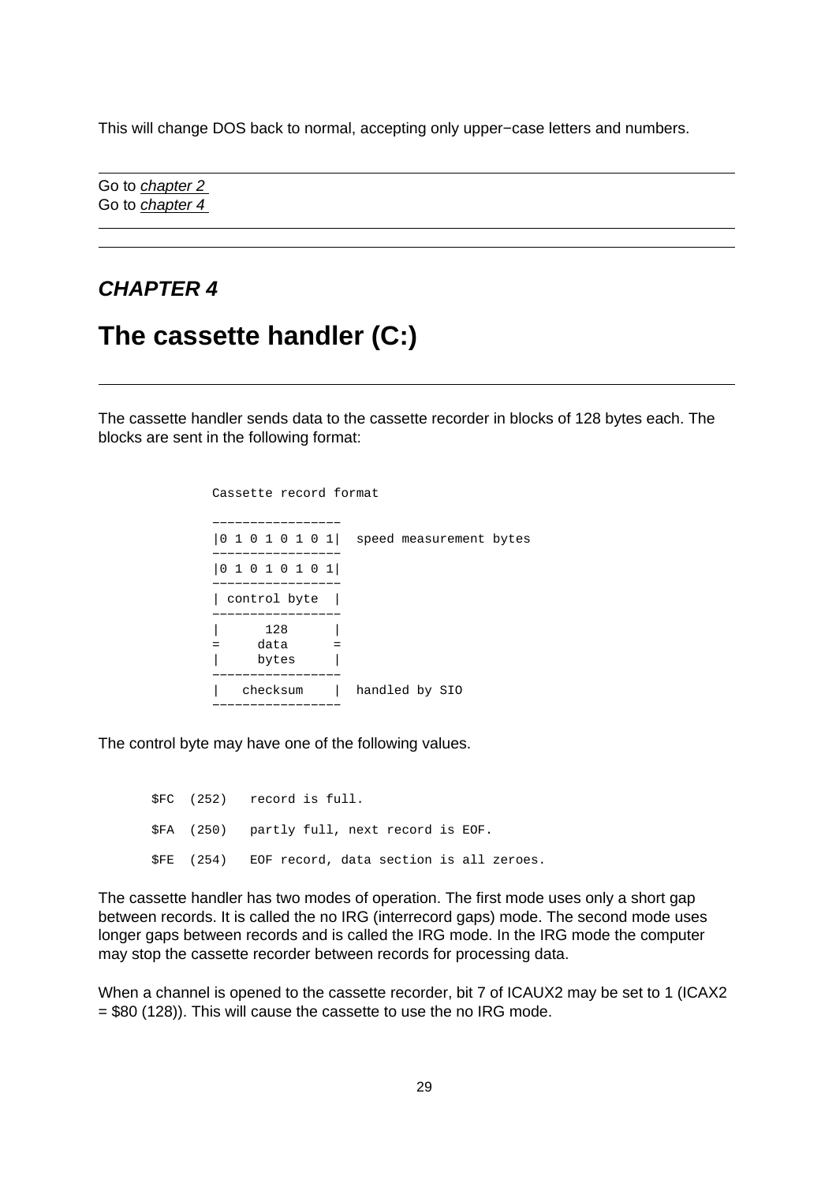This will change DOS back to normal, accepting only upper−case letters and numbers.

---

Go to *chapter 2*
Go to *chapter 4*

---

---

### *CHAPTER 4*

# The cassette handler (C:)

---

The cassette handler sends data to the cassette recorder in blocks of 128 bytes each. The blocks are sent in the following format:

```
Cassette record format

 ----------------
|0 1 0 1 0 1 0 1|  speed measurement bytes
 ----------------
|0 1 0 1 0 1 0 1|
 ----------------
| control byte  |
 ----------------
|      128      |
=     data      =
|     bytes     |
 ----------------
|   checksum    |  handled by SIO
 ----------------
```

The control byte may have one of the following values.

```
$FC  (252)   record is full.

$FA  (250)   partly full, next record is EOF.

$FE  (254)   EOF record, data section is all zeroes.
```

The cassette handler has two modes of operation. The first mode uses only a short gap between records. It is called the no IRG (interrecord gaps) mode. The second mode uses longer gaps between records and is called the IRG mode. In the IRG mode the computer may stop the cassette recorder between records for processing data.

When a channel is opened to the cassette recorder, bit 7 of ICAUX2 may be set to 1 (ICAX2 = $80 (128)). This will cause the cassette to use the no IRG mode.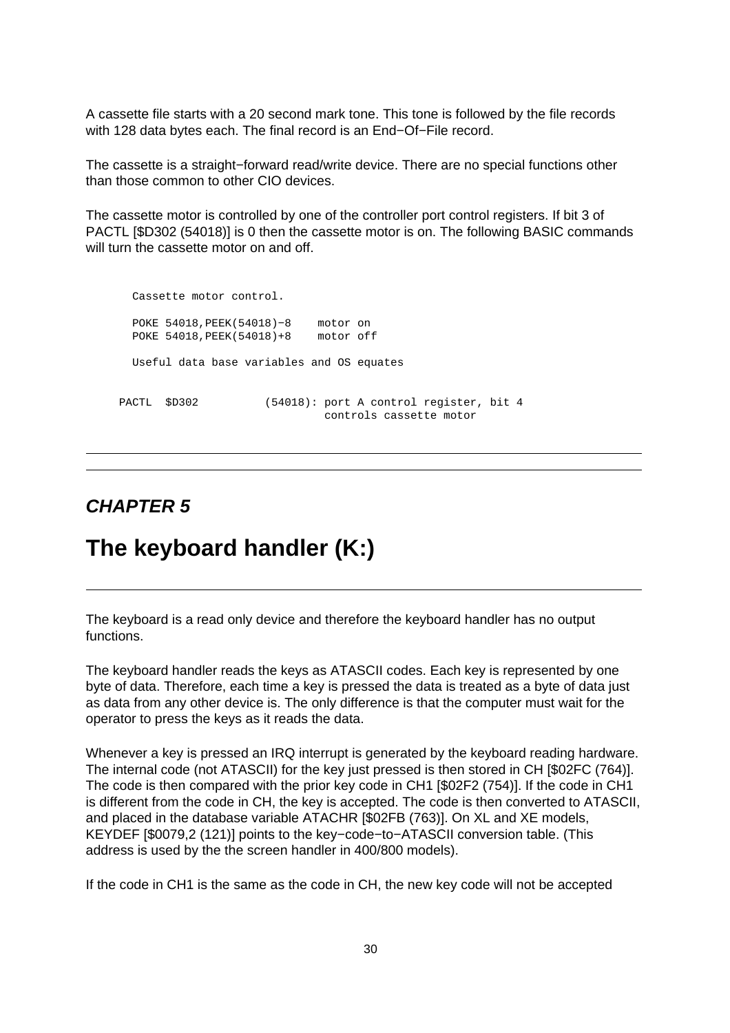A cassette file starts with a 20 second mark tone. This tone is followed by the file records with 128 data bytes each. The final record is an End−Of−File record.

The cassette is a straight−forward read/write device. There are no special functions other than those common to other CIO devices.

The cassette motor is controlled by one of the controller port control registers. If bit 3 of PACTL [$D302 (54018)] is 0 then the cassette motor is on. The following BASIC commands will turn the cassette motor on and off.

```
Cassette motor control.

POKE 54018,PEEK(54018)−8    motor on
POKE 54018,PEEK(54018)+8    motor off

Useful data base variables and OS equates


PACTL  $D302          (54018): port A control register, bit 4
                               controls cassette motor
```

---

---

## *CHAPTER 5*

# The keyboard handler (K:)

---

The keyboard is a read only device and therefore the keyboard handler has no output functions.

The keyboard handler reads the keys as ATASCII codes. Each key is represented by one byte of data. Therefore, each time a key is pressed the data is treated as a byte of data just as data from any other device is. The only difference is that the computer must wait for the operator to press the keys as it reads the data.

Whenever a key is pressed an IRQ interrupt is generated by the keyboard reading hardware. The internal code (not ATASCII) for the key just pressed is then stored in CH [$02FC (764)]. The code is then compared with the prior key code in CH1 [$02F2 (754)]. If the code in CH1 is different from the code in CH, the key is accepted. The code is then converted to ATASCII, and placed in the database variable ATACHR [$02FB (763)]. On XL and XE models, KEYDEF [$0079,2 (121)] points to the key−code−to−ATASCII conversion table. (This address is used by the the screen handler in 400/800 models).

If the code in CH1 is the same as the code in CH, the new key code will not be accepted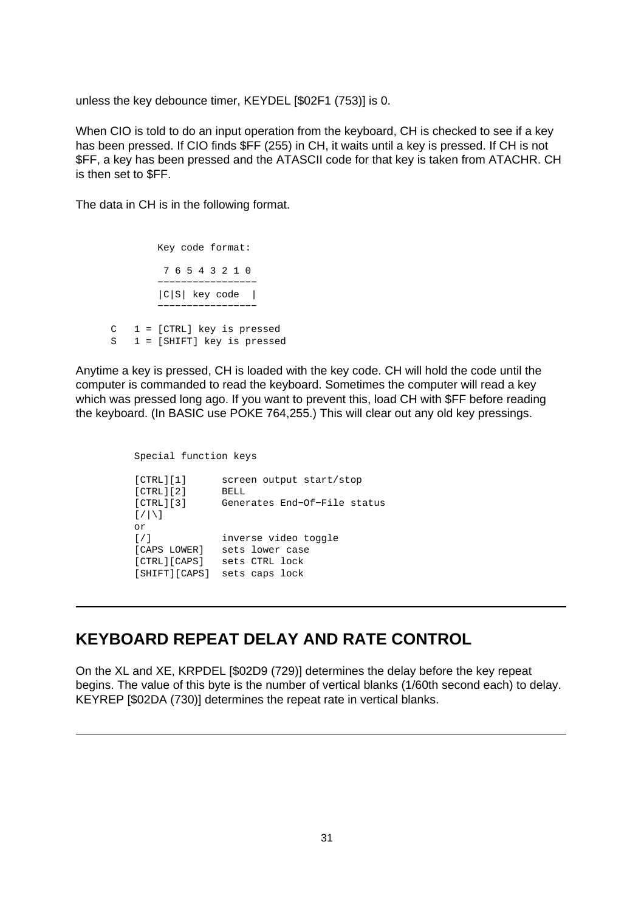unless the key debounce timer, KEYDEL [$02F1 (753)] is 0.

When CIO is told to do an input operation from the keyboard, CH is checked to see if a key has been pressed. If CIO finds $FF (255) in CH, it waits until a key is pressed. If CH is not $FF, a key has been pressed and the ATASCII code for that key is taken from ATACHR. CH is then set to $FF.

The data in CH is in the following format.

```
          Key code format:

           7 6 5 4 3 2 1 0
          -----------------
          |C|S| key code  |
          -----------------

    C   1 = [CTRL] key is pressed
    S   1 = [SHIFT] key is pressed
```

Anytime a key is pressed, CH is loaded with the key code. CH will hold the code until the computer is commanded to read the keyboard. Sometimes the computer will read a key which was pressed long ago. If you want to prevent this, load CH with $FF before reading the keyboard. (In BASIC use POKE 764,255.) This will clear out any old key pressings.

```
       Special function keys

       [CTRL][1]      screen output start/stop
       [CTRL][2]      BELL
       [CTRL][3]      Generates End-Of-File status
       [/|\]
       or
       [/]            inverse video toggle
       [CAPS LOWER]   sets lower case
       [CTRL][CAPS]   sets CTRL lock
       [SHIFT][CAPS]  sets caps lock
```

---

## KEYBOARD REPEAT DELAY AND RATE CONTROL

On the XL and XE, KRPDEL [$02D9 (729)] determines the delay before the key repeat begins. The value of this byte is the number of vertical blanks (1/60th second each) to delay. KEYREP [$02DA (730)] determines the repeat rate in vertical blanks.

---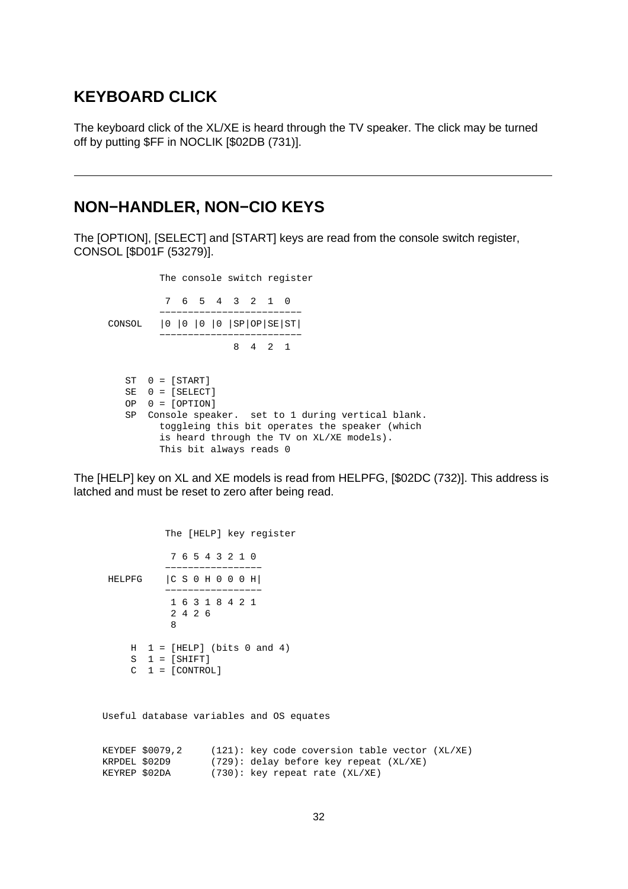## KEYBOARD CLICK

The keyboard click of the XL/XE is heard through the TV speaker. The click may be turned off by putting $FF in NOCLIK [$02DB (731)].

---

## NON−HANDLER, NON−CIO KEYS

The [OPTION], [SELECT] and [START] keys are read from the console switch register, CONSOL [$D01F (53279)].

```
          The console switch register

           7  6  5  4  3  2  1  0
          ------------------------
 CONSOL   |0 |0 |0 |0 |SP|OP|SE|ST|
          ------------------------
                      8  4  2  1


    ST  0 = [START]
    SE  0 = [SELECT]
    OP  0 = [OPTION]
    SP  Console speaker.  set to 1 during vertical blank.
          toggleing this bit operates the speaker (which
          is heard through the TV on XL/XE models).
          This bit always reads 0
```

The [HELP] key on XL and XE models is read from HELPFG, [$02DC (732)]. This address is latched and must be reset to zero after being read.

```
           The [HELP] key register

            7 6 5 4 3 2 1 0
           -----------------
 HELPFG    |C S 0 H 0 0 0 H|
           -----------------
            1 6 3 1 8 4 2 1
            2 4 2 6
            8

     H  1 = [HELP] (bits 0 and 4)
     S  1 = [SHIFT]
     C  1 = [CONTROL]
```

```
Useful database variables and OS equates


KEYDEF $0079,2     (121): key code coversion table vector (XL/XE)
KRPDEL $02D9       (729): delay before key repeat (XL/XE)
KEYREP $02DA       (730): key repeat rate (XL/XE)
```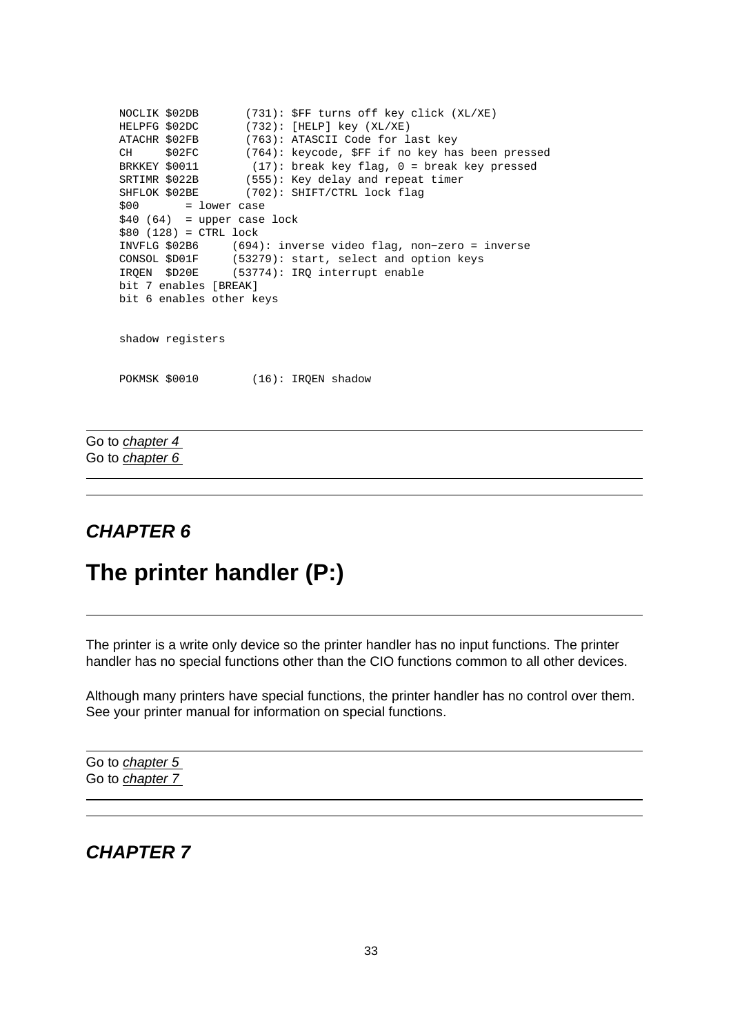```
NOCLIK $02DB       (731): $FF turns off key click (XL/XE)
HELPFG $02DC       (732): [HELP] key (XL/XE)
ATACHR $02FB       (763): ATASCII Code for last key
CH     $02FC       (764): keycode, $FF if no key has been pressed
BRKKEY $0011        (17): break key flag, 0 = break key pressed
SRTIMR $022B       (555): Key delay and repeat timer
SHFLOK $02BE       (702): SHIFT/CTRL lock flag
$00       = lower case
$40 (64)  = upper case lock
$80 (128) = CTRL lock
INVFLG $02B6     (694): inverse video flag, non-zero = inverse
CONSOL $D01F     (53279): start, select and option keys
IRQEN  $D20E     (53774): IRQ interrupt enable
bit 7 enables [BREAK]
bit 6 enables other keys


shadow registers


POKMSK $0010        (16): IRQEN shadow
```

---

Go to *chapter 4*
Go to *chapter 6*

---

---

***CHAPTER 6***

# The printer handler (P:)

---

The printer is a write only device so the printer handler has no input functions. The printer handler has no special functions other than the CIO functions common to all other devices.

Although many printers have special functions, the printer handler has no control over them. See your printer manual for information on special functions.

---

Go to *chapter 5*
Go to *chapter 7*

---

---

***CHAPTER 7***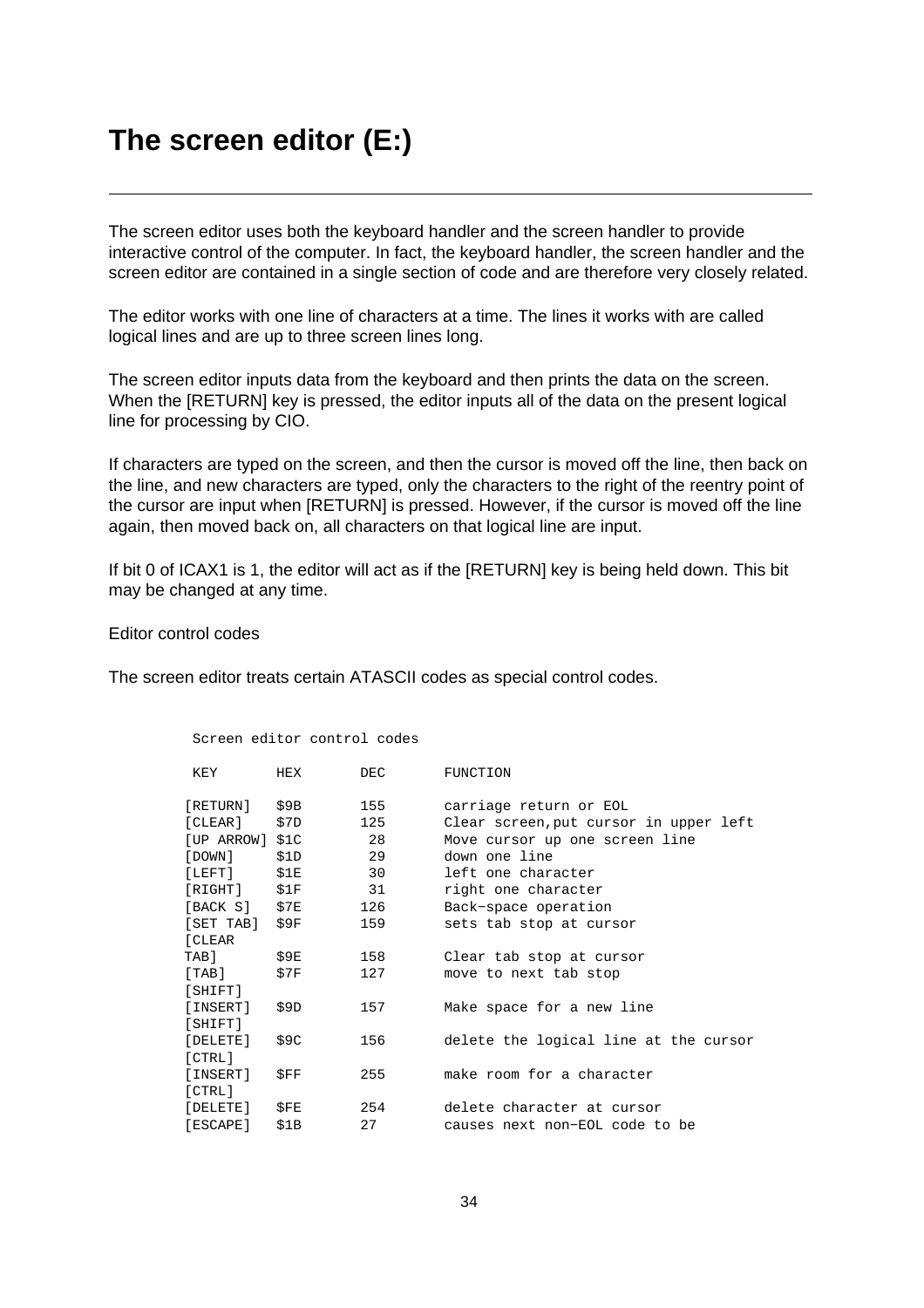# The screen editor (E:)

---

The screen editor uses both the keyboard handler and the screen handler to provide interactive control of the computer. In fact, the keyboard handler, the screen handler and the screen editor are contained in a single section of code and are therefore very closely related.

The editor works with one line of characters at a time. The lines it works with are called logical lines and are up to three screen lines long.

The screen editor inputs data from the keyboard and then prints the data on the screen. When the [RETURN] key is pressed, the editor inputs all of the data on the present logical line for processing by CIO.

If characters are typed on the screen, and then the cursor is moved off the line, then back on the line, and new characters are typed, only the characters to the right of the reentry point of the cursor are input when [RETURN] is pressed. However, if the cursor is moved off the line again, then moved back on, all characters on that logical line are input.

If bit 0 of ICAX1 is 1, the editor will act as if the [RETURN] key is being held down. This bit may be changed at any time.

Editor control codes

The screen editor treats certain ATASCII codes as special control codes.

Screen editor control codes

| KEY | HEX | DEC | FUNCTION |
|---|---|---|---|
| [RETURN] | $9B | 155 | carriage return or EOL |
| [CLEAR] | $7D | 125 | Clear screen,put cursor in upper left |
| [UP ARROW] | $1C | 28 | Move cursor up one screen line |
| [DOWN] | $1D | 29 | down one line |
| [LEFT] | $1E | 30 | left one character |
| [RIGHT] | $1F | 31 | right one character |
| [BACK S] | $7E | 126 | Back−space operation |
| [SET TAB] | $9F | 159 | sets tab stop at cursor |
| [CLEAR TAB] | $9E | 158 | Clear tab stop at cursor |
| [TAB] | $7F | 127 | move to next tab stop |
| [SHIFT] [INSERT] | $9D | 157 | Make space for a new line |
| [SHIFT] [DELETE] | $9C | 156 | delete the logical line at the cursor |
| [CTRL] [INSERT] | $FF | 255 | make room for a character |
| [CTRL] [DELETE] | $FE | 254 | delete character at cursor |
| [ESCAPE] | $1B | 27 | causes next non−EOL code to be |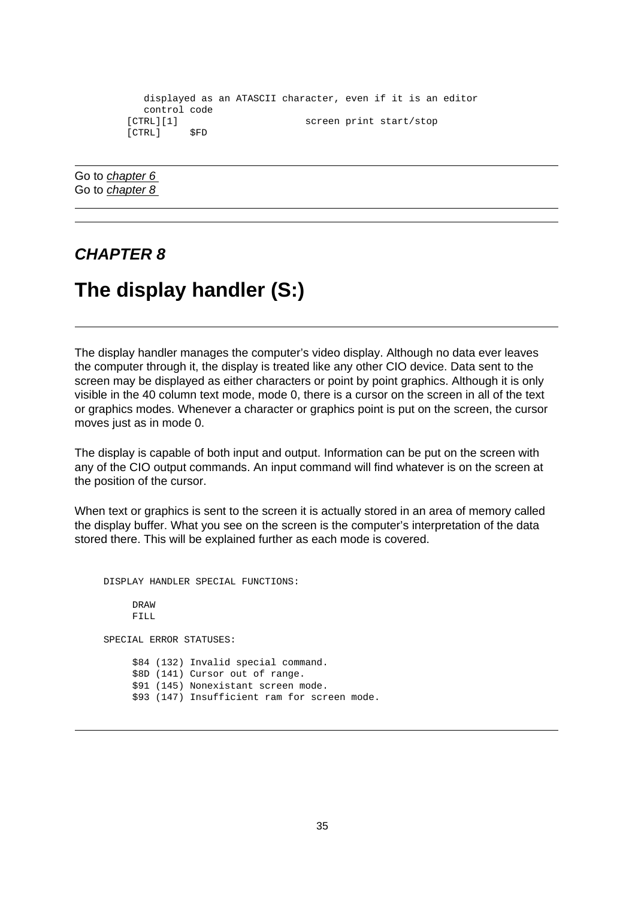```
   displayed as an ATASCII character, even if it is an editor
   control code
[CTRL][1]                      screen print start/stop
[CTRL]     $FD
```

---

Go to *chapter 6*
Go to *chapter 8*

---

---

### *CHAPTER 8*

# The display handler (S:)

---

The display handler manages the computer's video display. Although no data ever leaves the computer through it, the display is treated like any other CIO device. Data sent to the screen may be displayed as either characters or point by point graphics. Although it is only visible in the 40 column text mode, mode 0, there is a cursor on the screen in all of the text or graphics modes. Whenever a character or graphics point is put on the screen, the cursor moves just as in mode 0.

The display is capable of both input and output. Information can be put on the screen with any of the CIO output commands. An input command will find whatever is on the screen at the position of the cursor.

When text or graphics is sent to the screen it is actually stored in an area of memory called the display buffer. What you see on the screen is the computer's interpretation of the data stored there. This will be explained further as each mode is covered.

```
DISPLAY HANDLER SPECIAL FUNCTIONS:

     DRAW
     FILL

SPECIAL ERROR STATUSES:

     $84 (132) Invalid special command.
     $8D (141) Cursor out of range.
     $91 (145) Nonexistant screen mode.
     $93 (147) Insufficient ram for screen mode.
```

---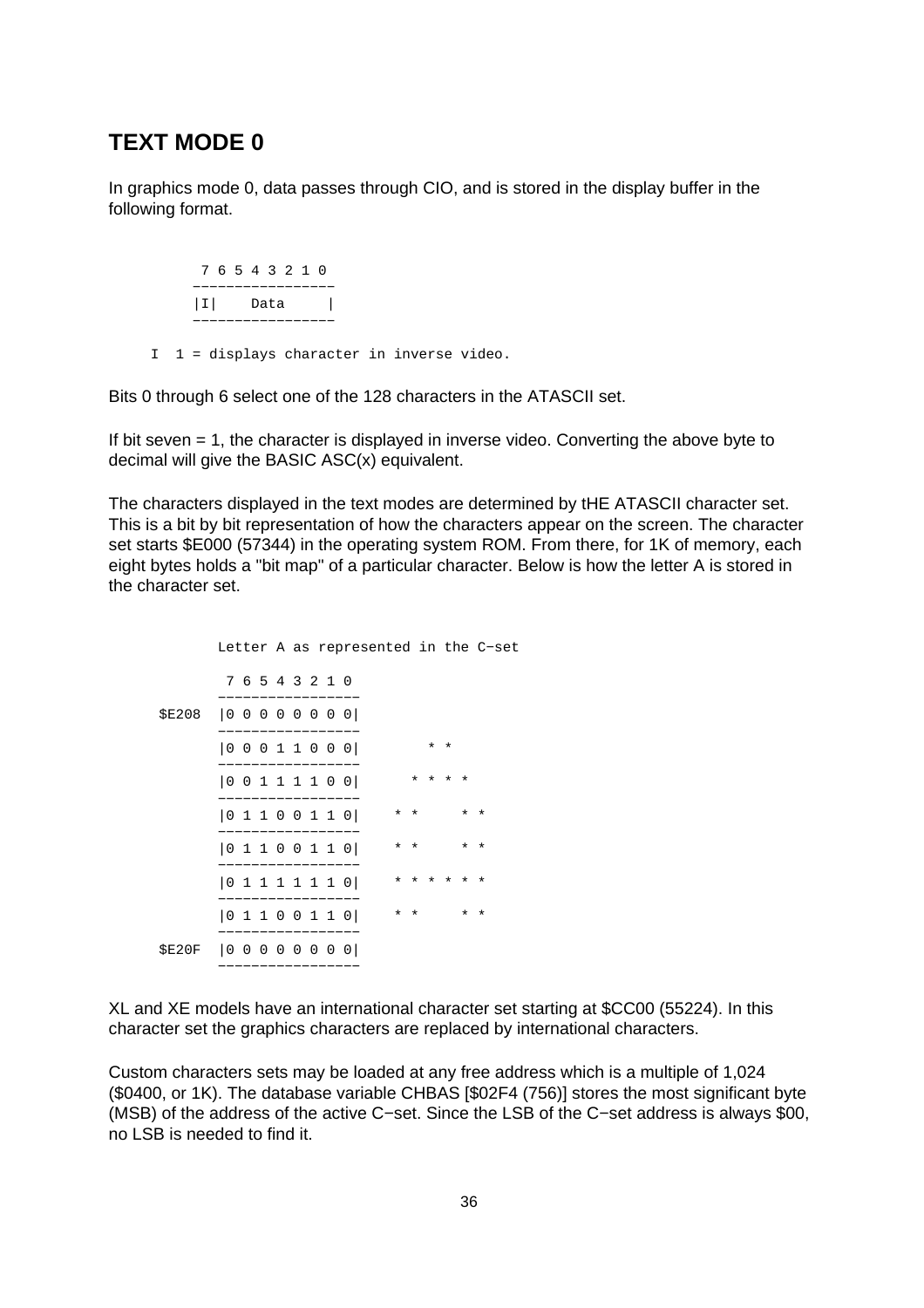# TEXT MODE 0

In graphics mode 0, data passes through CIO, and is stored in the display buffer in the following format.

```
 7 6 5 4 3 2 1 0
-----------------
|I|    Data     |
-----------------

I  1 = displays character in inverse video.
```

Bits 0 through 6 select one of the 128 characters in the ATASCII set.

If bit seven = 1, the character is displayed in inverse video. Converting the above byte to decimal will give the BASIC ASC(x) equivalent.

The characters displayed in the text modes are determined by tHE ATASCII character set. This is a bit by bit representation of how the characters appear on the screen. The character set starts $E000 (57344) in the operating system ROM. From there, for 1K of memory, each eight bytes holds a "bit map" of a particular character. Below is how the letter A is stored in the character set.

```
        Letter A as represented in the C-set

         7 6 5 4 3 2 1 0
        -----------------
$E208   |0 0 0 0 0 0 0 0|
        -----------------
        |0 0 0 1 1 0 0 0|         * *
        -----------------
        |0 0 1 1 1 1 0 0|       * * * *
        -----------------
        |0 1 1 0 0 1 1 0|     * *     * *
        -----------------
        |0 1 1 0 0 1 1 0|     * *     * *
        -----------------
        |0 1 1 1 1 1 1 0|     * * * * * *
        -----------------
        |0 1 1 0 0 1 1 0|     * *     * *
        -----------------
$E20F   |0 0 0 0 0 0 0 0|
        -----------------
```

XL and XE models have an international character set starting at $CC00 (55224). In this character set the graphics characters are replaced by international characters.

Custom characters sets may be loaded at any free address which is a multiple of 1,024 ($0400, or 1K). The database variable CHBAS [$02F4 (756)] stores the most significant byte (MSB) of the address of the active C−set. Since the LSB of the C−set address is always $00, no LSB is needed to find it.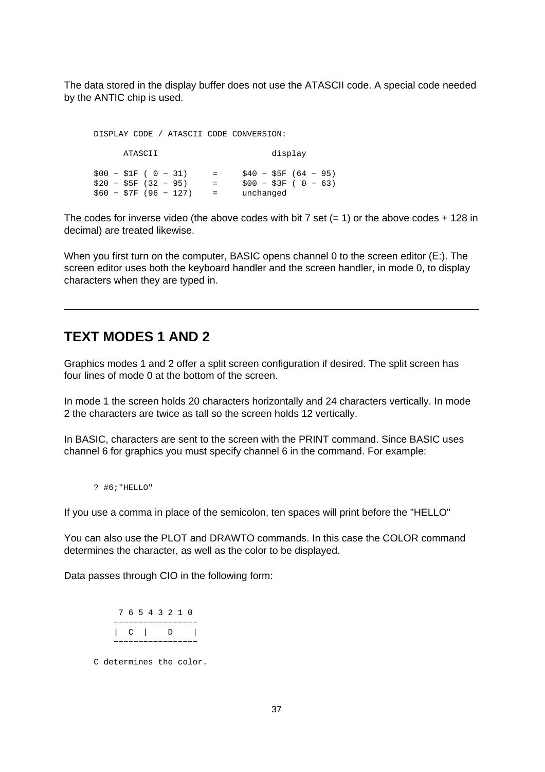The data stored in the display buffer does not use the ATASCII code. A special code needed by the ANTIC chip is used.

```
DISPLAY CODE / ATASCII CODE CONVERSION:

      ATASCII                      display

$00 - $1F ( 0 - 31)     =     $40 - $5F (64 - 95)
$20 - $5F (32 - 95)     =     $00 - $3F ( 0 - 63)
$60 - $7F (96 - 127)    =     unchanged
```

The codes for inverse video (the above codes with bit 7 set (= 1) or the above codes + 128 in decimal) are treated likewise.

When you first turn on the computer, BASIC opens channel 0 to the screen editor (E:). The screen editor uses both the keyboard handler and the screen handler, in mode 0, to display characters when they are typed in.

---

## TEXT MODES 1 AND 2

Graphics modes 1 and 2 offer a split screen configuration if desired. The split screen has four lines of mode 0 at the bottom of the screen.

In mode 1 the screen holds 20 characters horizontally and 24 characters vertically. In mode 2 the characters are twice as tall so the screen holds 12 vertically.

In BASIC, characters are sent to the screen with the PRINT command. Since BASIC uses channel 6 for graphics you must specify channel 6 in the command. For example:

```
? #6;"HELLO"
```

If you use a comma in place of the semicolon, ten spaces will print before the "HELLO"

You can also use the PLOT and DRAWTO commands. In this case the COLOR command determines the character, as well as the color to be displayed.

Data passes through CIO in the following form:

```
 7 6 5 4 3 2 1 0
-----------------
|  C  |    D    |
-----------------

C determines the color.
```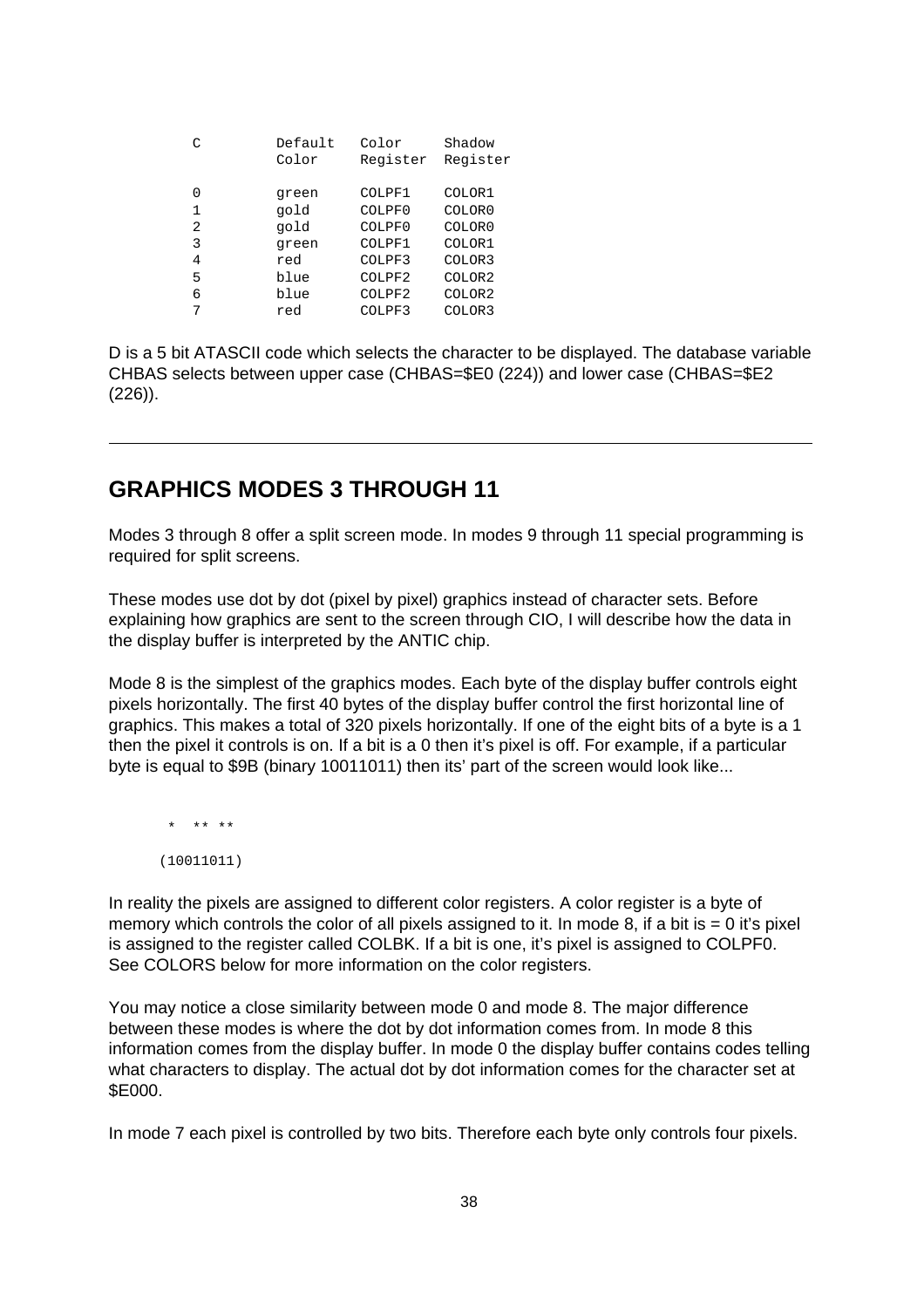| C | Default Color | Color Register | Shadow Register |
|---|---|---|---|
| 0 | green | COLPF1 | COLOR1 |
| 1 | gold | COLPF0 | COLOR0 |
| 2 | gold | COLPF0 | COLOR0 |
| 3 | green | COLPF1 | COLOR1 |
| 4 | red | COLPF3 | COLOR3 |
| 5 | blue | COLPF2 | COLOR2 |
| 6 | blue | COLPF2 | COLOR2 |
| 7 | red | COLPF3 | COLOR3 |

D is a 5 bit ATASCII code which selects the character to be displayed. The database variable CHBAS selects between upper case (CHBAS=$E0 (224)) and lower case (CHBAS=$E2 (226)).

---

## GRAPHICS MODES 3 THROUGH 11

Modes 3 through 8 offer a split screen mode. In modes 9 through 11 special programming is required for split screens.

These modes use dot by dot (pixel by pixel) graphics instead of character sets. Before explaining how graphics are sent to the screen through CIO, I will describe how the data in the display buffer is interpreted by the ANTIC chip.

Mode 8 is the simplest of the graphics modes. Each byte of the display buffer controls eight pixels horizontally. The first 40 bytes of the display buffer control the first horizontal line of graphics. This makes a total of 320 pixels horizontally. If one of the eight bits of a byte is a 1 then the pixel it controls is on. If a bit is a 0 then it's pixel is off. For example, if a particular byte is equal to $9B (binary 10011011) then its' part of the screen would look like...

```
 *  ** **
(10011011)
```

In reality the pixels are assigned to different color registers. A color register is a byte of memory which controls the color of all pixels assigned to it. In mode 8, if a bit is = 0 it's pixel is assigned to the register called COLBK. If a bit is one, it's pixel is assigned to COLPF0. See COLORS below for more information on the color registers.

You may notice a close similarity between mode 0 and mode 8. The major difference between these modes is where the dot by dot information comes from. In mode 8 this information comes from the display buffer. In mode 0 the display buffer contains codes telling what characters to display. The actual dot by dot information comes for the character set at $E000.

In mode 7 each pixel is controlled by two bits. Therefore each byte only controls four pixels.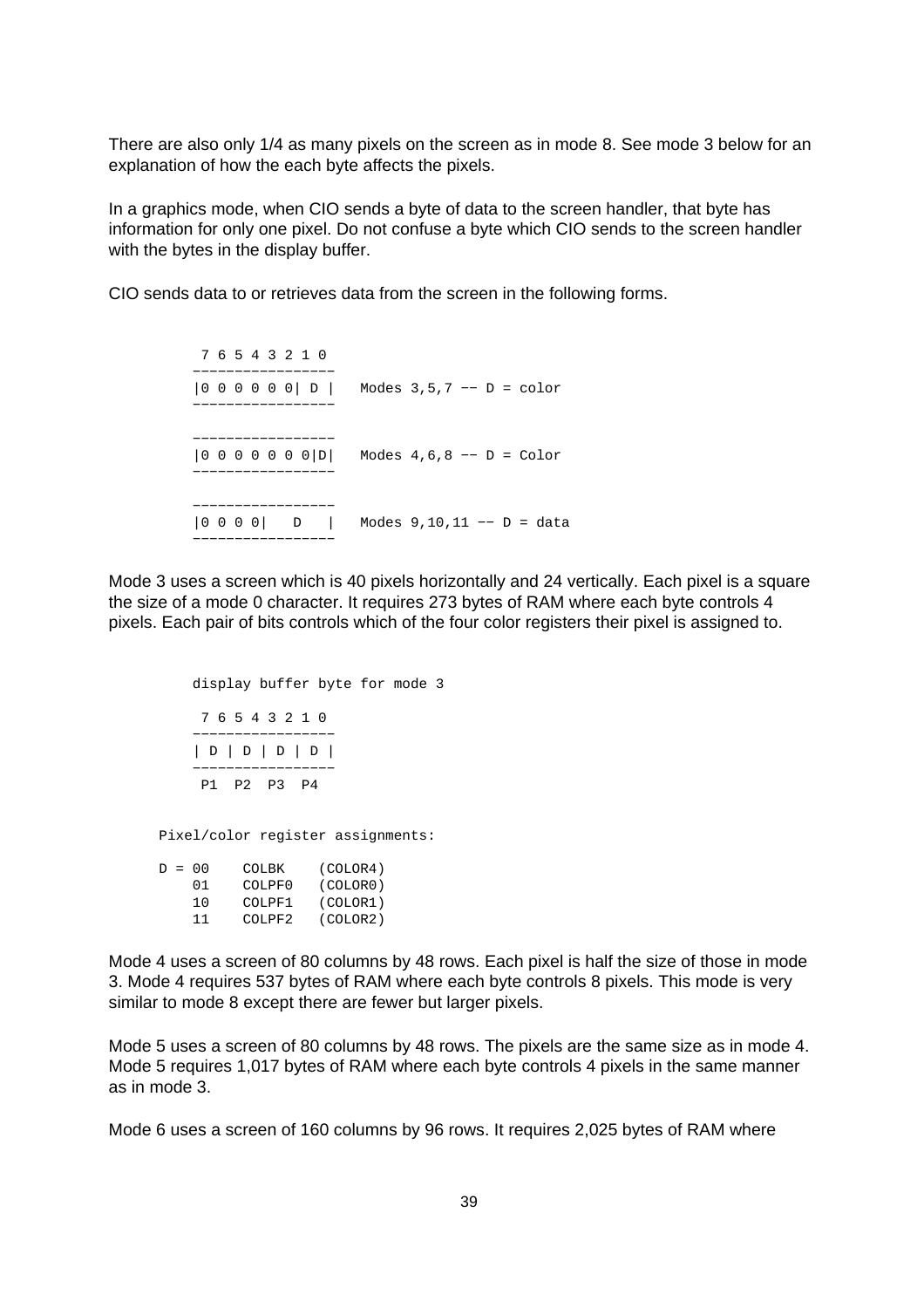There are also only 1/4 as many pixels on the screen as in mode 8. See mode 3 below for an explanation of how the each byte affects the pixels.

In a graphics mode, when CIO sends a byte of data to the screen handler, that byte has information for only one pixel. Do not confuse a byte which CIO sends to the screen handler with the bytes in the display buffer.

CIO sends data to or retrieves data from the screen in the following forms.

```
 7 6 5 4 3 2 1 0
-----------------
|0 0 0 0 0 0| D |   Modes 3,5,7 -- D = color
-----------------

-----------------
|0 0 0 0 0 0 0|D|   Modes 4,6,8 -- D = Color
-----------------

-----------------
|0 0 0 0|   D   |   Modes 9,10,11 -- D = data
-----------------
```

Mode 3 uses a screen which is 40 pixels horizontally and 24 vertically. Each pixel is a square the size of a mode 0 character. It requires 273 bytes of RAM where each byte controls 4 pixels. Each pair of bits controls which of the four color registers their pixel is assigned to.

```
     display buffer byte for mode 3

      7 6 5 4 3 2 1 0
     -----------------
     | D | D | D | D |
     -----------------
      P1  P2  P3  P4


Pixel/color register assignments:

D = 00    COLBK    (COLOR4)
    01    COLPF0   (COLOR0)
    10    COLPF1   (COLOR1)
    11    COLPF2   (COLOR2)
```

Mode 4 uses a screen of 80 columns by 48 rows. Each pixel is half the size of those in mode 3. Mode 4 requires 537 bytes of RAM where each byte controls 8 pixels. This mode is very similar to mode 8 except there are fewer but larger pixels.

Mode 5 uses a screen of 80 columns by 48 rows. The pixels are the same size as in mode 4. Mode 5 requires 1,017 bytes of RAM where each byte controls 4 pixels in the same manner as in mode 3.

Mode 6 uses a screen of 160 columns by 96 rows. It requires 2,025 bytes of RAM where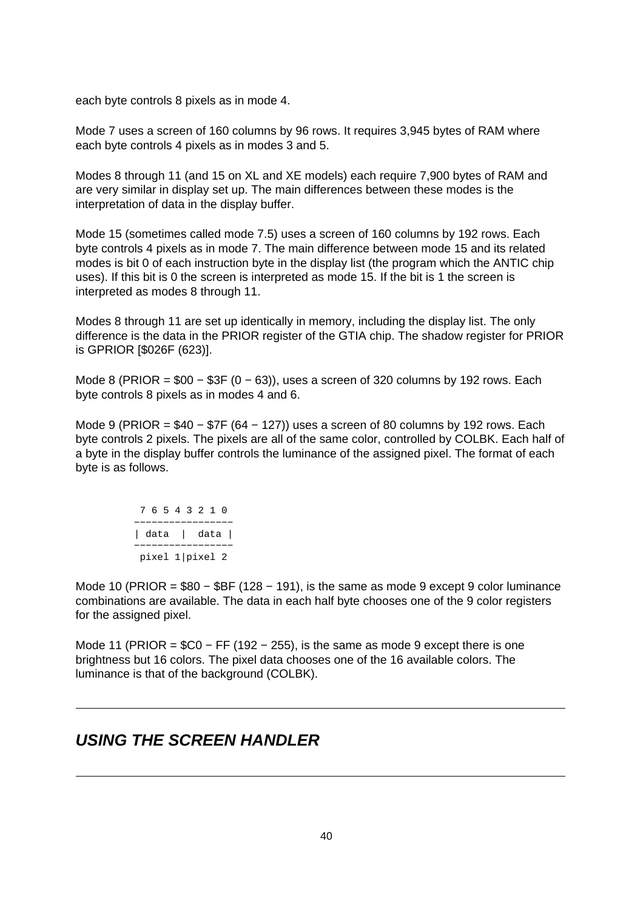each byte controls 8 pixels as in mode 4.

Mode 7 uses a screen of 160 columns by 96 rows. It requires 3,945 bytes of RAM where each byte controls 4 pixels as in modes 3 and 5.

Modes 8 through 11 (and 15 on XL and XE models) each require 7,900 bytes of RAM and are very similar in display set up. The main differences between these modes is the interpretation of data in the display buffer.

Mode 15 (sometimes called mode 7.5) uses a screen of 160 columns by 192 rows. Each byte controls 4 pixels as in mode 7. The main difference between mode 15 and its related modes is bit 0 of each instruction byte in the display list (the program which the ANTIC chip uses). If this bit is 0 the screen is interpreted as mode 15. If the bit is 1 the screen is interpreted as modes 8 through 11.

Modes 8 through 11 are set up identically in memory, including the display list. The only difference is the data in the PRIOR register of the GTIA chip. The shadow register for PRIOR is GPRIOR [$026F (623)].

Mode 8 (PRIOR = $00 − $3F (0 − 63)), uses a screen of 320 columns by 192 rows. Each byte controls 8 pixels as in modes 4 and 6.

Mode 9 (PRIOR = $40 − $7F (64 − 127)) uses a screen of 80 columns by 192 rows. Each byte controls 2 pixels. The pixels are all of the same color, controlled by COLBK. Each half of a byte in the display buffer controls the luminance of the assigned pixel. The format of each byte is as follows.

```
 7 6 5 4 3 2 1 0
−−−−−−−−−−−−−−−−−
| data  |  data |
−−−−−−−−−−−−−−−−−
 pixel 1|pixel 2
```

Mode 10 (PRIOR = $80 − $BF (128 − 191), is the same as mode 9 except 9 color luminance combinations are available. The data in each half byte chooses one of the 9 color registers for the assigned pixel.

Mode 11 (PRIOR = $C0 − FF (192 − 255), is the same as mode 9 except there is one brightness but 16 colors. The pixel data chooses one of the 16 available colors. The luminance is that of the background (COLBK).

---

## *USING THE SCREEN HANDLER*

---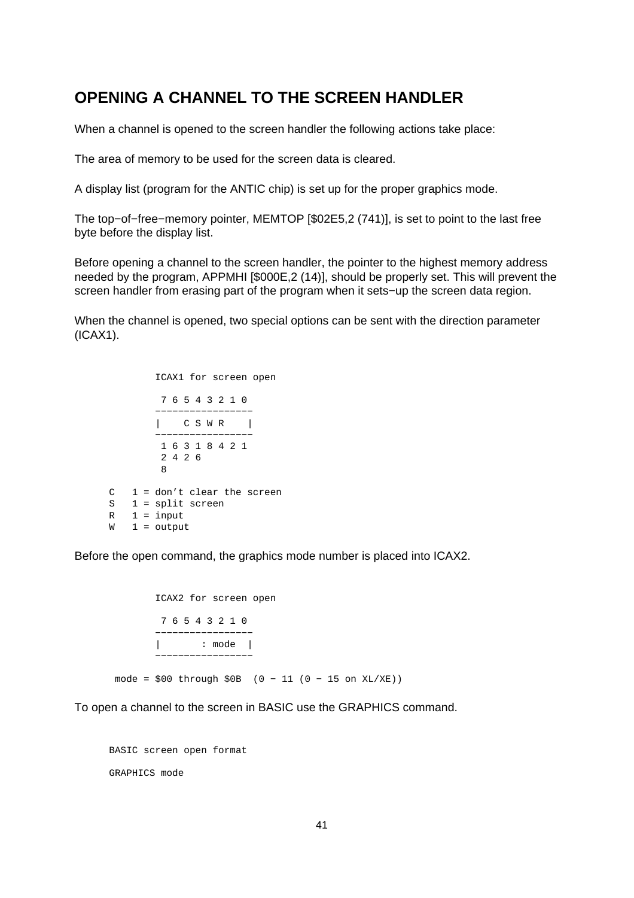## OPENING A CHANNEL TO THE SCREEN HANDLER

When a channel is opened to the screen handler the following actions take place:

The area of memory to be used for the screen data is cleared.

A display list (program for the ANTIC chip) is set up for the proper graphics mode.

The top−of−free−memory pointer, MEMTOP [$02E5,2 (741)], is set to point to the last free byte before the display list.

Before opening a channel to the screen handler, the pointer to the highest memory address needed by the program, APPMHI [$000E,2 (14)], should be properly set. This will prevent the screen handler from erasing part of the program when it sets−up the screen data region.

When the channel is opened, two special options can be sent with the direction parameter (ICAX1).

```
          ICAX1 for screen open

           7 6 5 4 3 2 1 0
          −−−−−−−−−−−−−−−−−
          |    C S W R    |
          −−−−−−−−−−−−−−−−−
           1 6 3 1 8 4 2 1
           2 4 2 6
           8

      C   1 = don’t clear the screen
      S   1 = split screen
      R   1 = input
      W   1 = output
```

Before the open command, the graphics mode number is placed into ICAX2.

```
          ICAX2 for screen open

           7 6 5 4 3 2 1 0
          −−−−−−−−−−−−−−−−−
          |       : mode  |
          −−−−−−−−−−−−−−−−−

       mode = $00 through $0B  (0 − 11 (0 − 15 on XL/XE))
```

To open a channel to the screen in BASIC use the GRAPHICS command.

```
      BASIC screen open format

      GRAPHICS mode
```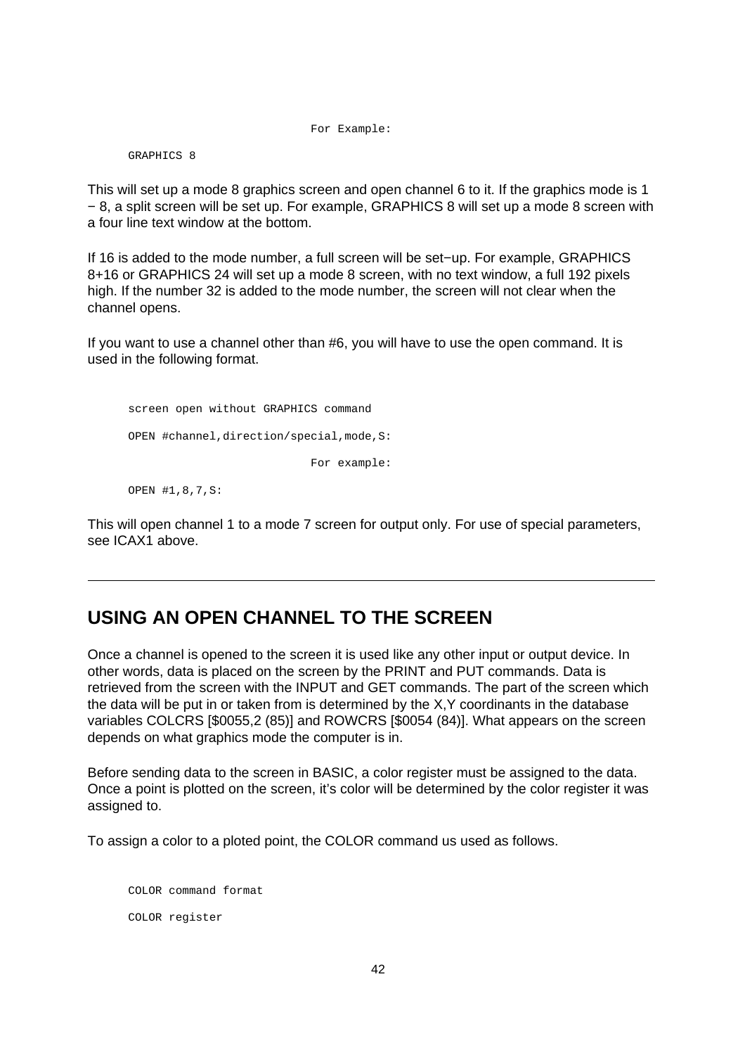For Example:

```
GRAPHICS 8
```

This will set up a mode 8 graphics screen and open channel 6 to it. If the graphics mode is 1 − 8, a split screen will be set up. For example, GRAPHICS 8 will set up a mode 8 screen with a four line text window at the bottom.

If 16 is added to the mode number, a full screen will be set−up. For example, GRAPHICS 8+16 or GRAPHICS 24 will set up a mode 8 screen, with no text window, a full 192 pixels high. If the number 32 is added to the mode number, the screen will not clear when the channel opens.

If you want to use a channel other than #6, you will have to use the open command. It is used in the following format.

```
screen open without GRAPHICS command

OPEN #channel,direction/special,mode,S:
```

For example:

```
OPEN #1,8,7,S:
```

This will open channel 1 to a mode 7 screen for output only. For use of special parameters, see ICAX1 above.

---

## USING AN OPEN CHANNEL TO THE SCREEN

Once a channel is opened to the screen it is used like any other input or output device. In other words, data is placed on the screen by the PRINT and PUT commands. Data is retrieved from the screen with the INPUT and GET commands. The part of the screen which the data will be put in or taken from is determined by the X,Y coordinants in the database variables COLCRS [$0055,2 (85)] and ROWCRS [$0054 (84)]. What appears on the screen depends on what graphics mode the computer is in.

Before sending data to the screen in BASIC, a color register must be assigned to the data. Once a point is plotted on the screen, it's color will be determined by the color register it was assigned to.

To assign a color to a ploted point, the COLOR command us used as follows.

```
COLOR command format

COLOR register
```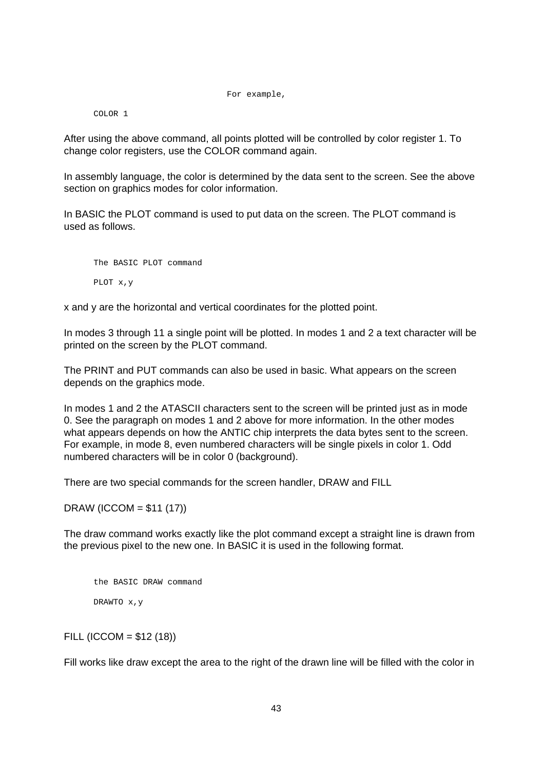For example,

```
COLOR 1
```

After using the above command, all points plotted will be controlled by color register 1. To change color registers, use the COLOR command again.

In assembly language, the color is determined by the data sent to the screen. See the above section on graphics modes for color information.

In BASIC the PLOT command is used to put data on the screen. The PLOT command is used as follows.

```
The BASIC PLOT command

PLOT x,y
```

x and y are the horizontal and vertical coordinates for the plotted point.

In modes 3 through 11 a single point will be plotted. In modes 1 and 2 a text character will be printed on the screen by the PLOT command.

The PRINT and PUT commands can also be used in basic. What appears on the screen depends on the graphics mode.

In modes 1 and 2 the ATASCII characters sent to the screen will be printed just as in mode 0. See the paragraph on modes 1 and 2 above for more information. In the other modes what appears depends on how the ANTIC chip interprets the data bytes sent to the screen. For example, in mode 8, even numbered characters will be single pixels in color 1. Odd numbered characters will be in color 0 (background).

There are two special commands for the screen handler, DRAW and FILL

DRAW (ICCOM = $11 (17))

The draw command works exactly like the plot command except a straight line is drawn from the previous pixel to the new one. In BASIC it is used in the following format.

```
the BASIC DRAW command

DRAWTO x,y
```

FILL (ICCOM = $12 (18))

Fill works like draw except the area to the right of the drawn line will be filled with the color in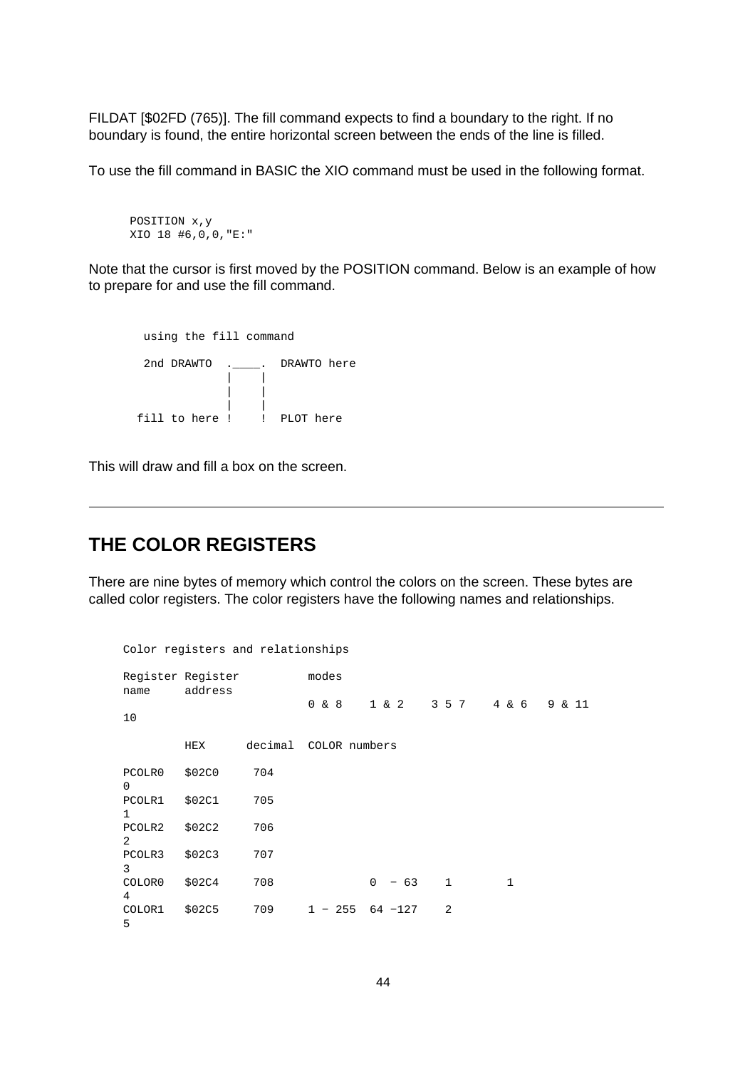FILDAT [$02FD (765)]. The fill command expects to find a boundary to the right. If no boundary is found, the entire horizontal screen between the ends of the line is filled.

To use the fill command in BASIC the XIO command must be used in the following format.

```
POSITION x,y
XIO 18 #6,0,0,"E:"
```

Note that the cursor is first moved by the POSITION command. Below is an example of how to prepare for and use the fill command.

```
  using the fill command

  2nd DRAWTO  .____.  DRAWTO here
              |    |
              |    |
              |    |
 fill to here !    !  PLOT here
```

This will draw and fill a box on the screen.

---

## THE COLOR REGISTERS

There are nine bytes of memory which control the colors on the screen. These bytes are called color registers. The color registers have the following names and relationships.

```
Color registers and relationships

Register Register          modes
name     address
                           0 & 8    1 & 2    3 5 7    4 & 6   9 & 11
10

         HEX      decimal  COLOR numbers

PCOLR0   $02C0     704
0
PCOLR1   $02C1     705
1
PCOLR2   $02C2     706
2
PCOLR3   $02C3     707
3
COLOR0   $02C4     708              0  - 63    1        1
4
COLOR1   $02C5     709     1 - 255  64 -127    2
5
```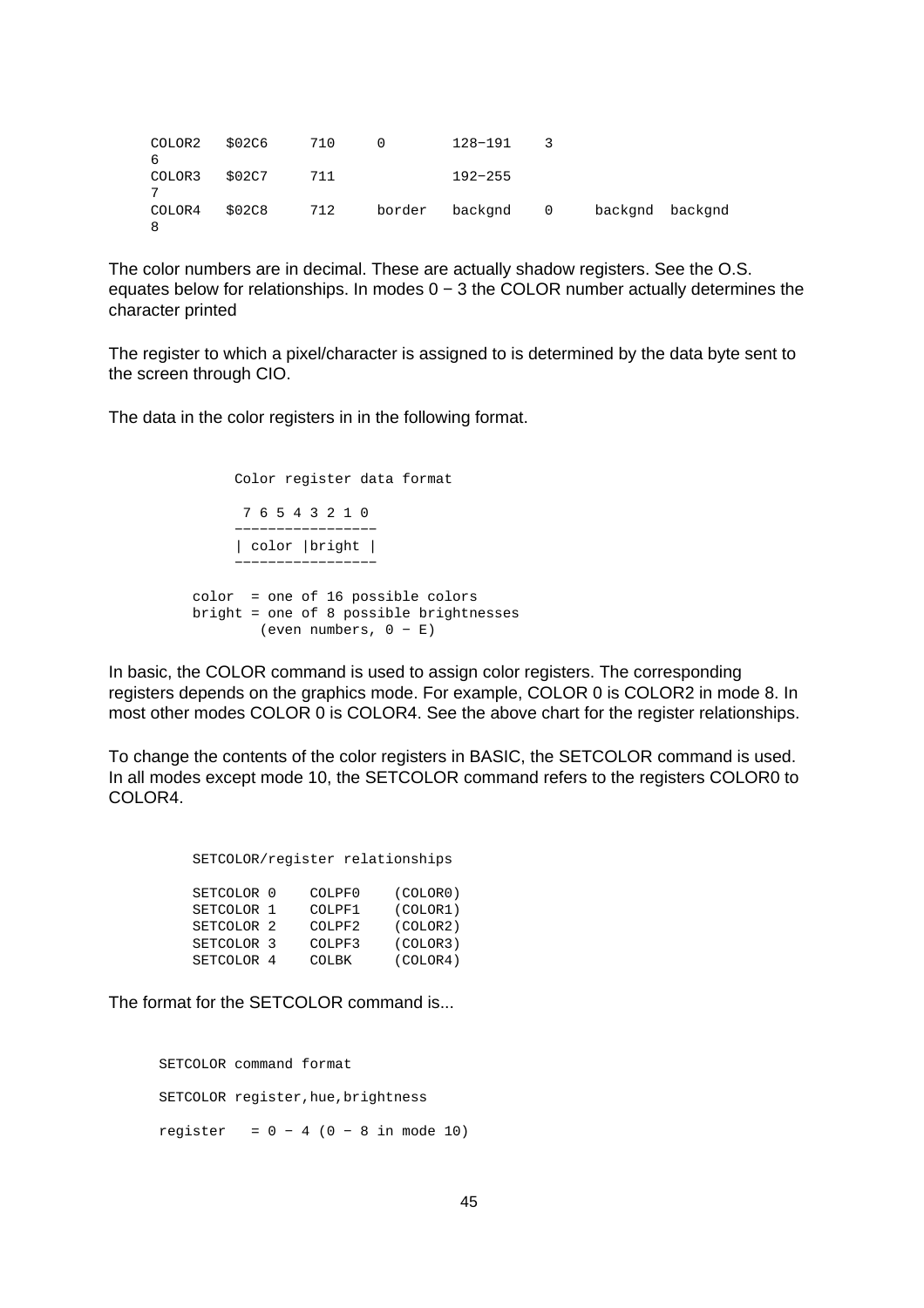```
COLOR2   $02C6     710     0        128-191    3
6
COLOR3   $02C7     711              192-255
7
COLOR4   $02C8     712     border   backgnd    0     backgnd  backgnd
8
```

The color numbers are in decimal. These are actually shadow registers. See the O.S. equates below for relationships. In modes 0 − 3 the COLOR number actually determines the character printed

The register to which a pixel/character is assigned to is determined by the data byte sent to the screen through CIO.

The data in the color registers in in the following format.

```
              Color register data format

               7 6 5 4 3 2 1 0
              -----------------
              | color |bright |
              -----------------

         color  = one of 16 possible colors
         bright = one of 8 possible brightnesses
                 (even numbers, 0 - E)
```

In basic, the COLOR command is used to assign color registers. The corresponding registers depends on the graphics mode. For example, COLOR 0 is COLOR2 in mode 8. In most other modes COLOR 0 is COLOR4. See the above chart for the register relationships.

To change the contents of the color registers in BASIC, the SETCOLOR command is used. In all modes except mode 10, the SETCOLOR command refers to the registers COLOR0 to COLOR4.

```
         SETCOLOR/register relationships

         SETCOLOR 0    COLPF0    (COLOR0)
         SETCOLOR 1    COLPF1    (COLOR1)
         SETCOLOR 2    COLPF2    (COLOR2)
         SETCOLOR 3    COLPF3    (COLOR3)
         SETCOLOR 4    COLBK     (COLOR4)
```

The format for the SETCOLOR command is...

```
     SETCOLOR command format

     SETCOLOR register,hue,brightness

     register   = 0 - 4 (0 - 8 in mode 10)
```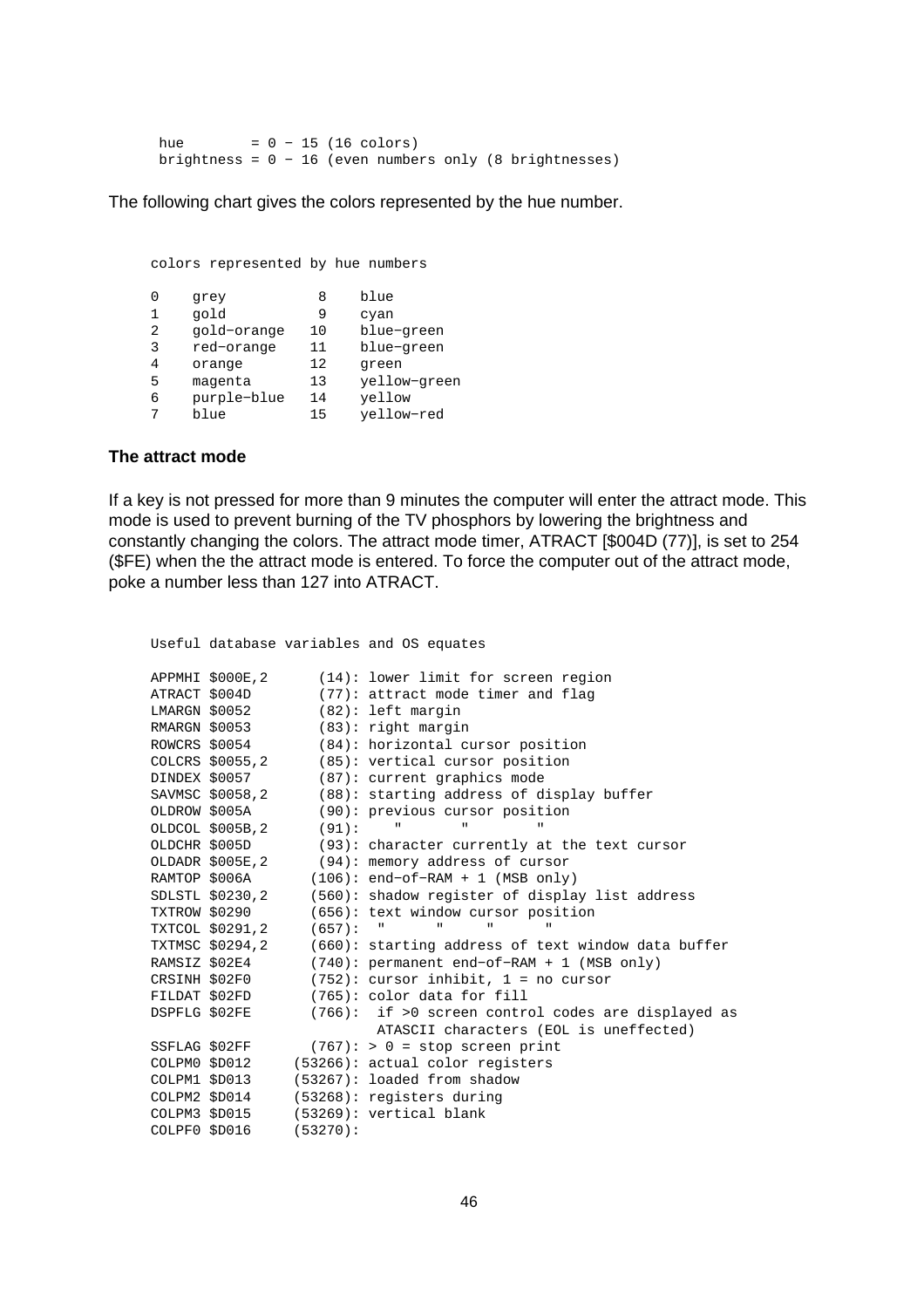```
hue        = 0 − 15 (16 colors)
brightness = 0 − 16 (even numbers only (8 brightnesses)
```

The following chart gives the colors represented by the hue number.

```
colors represented by hue numbers

0    grey          8    blue
1    gold          9    cyan
2    gold−orange   10   blue−green
3    red−orange    11   blue−green
4    orange        12   green
5    magenta       13   yellow−green
6    purple−blue   14   yellow
7    blue          15   yellow−red
```

**The attract mode**

If a key is not pressed for more than 9 minutes the computer will enter the attract mode. This mode is used to prevent burning of the TV phosphors by lowering the brightness and constantly changing the colors. The attract mode timer, ATRACT [$004D (77)], is set to 254 ($FE) when the the attract mode is entered. To force the computer out of the attract mode, poke a number less than 127 into ATRACT.

```
Useful database variables and OS equates

APPMHI $000E,2      (14): lower limit for screen region
ATRACT $004D        (77): attract mode timer and flag
LMARGN $0052        (82): left margin
RMARGN $0053        (83): right margin
ROWCRS $0054        (84): horizontal cursor position
COLCRS $0055,2      (85): vertical cursor position
DINDEX $0057        (87): current graphics mode
SAVMSC $0058,2      (88): starting address of display buffer
OLDROW $005A        (90): previous cursor position
OLDCOL $005B,2      (91):    "       "        "
OLDCHR $005D        (93): character currently at the text cursor
OLDADR $005E,2      (94): memory address of cursor
RAMTOP $006A       (106): end−of−RAM + 1 (MSB only)
SDLSTL $0230,2     (560): shadow register of display list address
TXTROW $0290       (656): text window cursor position
TXTCOL $0291,2     (657):  "      "     "      "
TXTMSC $0294,2     (660): starting address of text window data buffer
RAMSIZ $02E4       (740): permanent end−of−RAM + 1 (MSB only)
CRSINH $02F0       (752): cursor inhibit, 1 = no cursor
FILDAT $02FD       (765): color data for fill
DSPFLG $02FE       (766):  if >0 screen control codes are displayed as
                            ATASCII characters (EOL is uneffected)
SSFLAG $02FF       (767): > 0 = stop screen print
COLPM0 $D012     (53266): actual color registers
COLPM1 $D013     (53267): loaded from shadow
COLPM2 $D014     (53268): registers during
COLPM3 $D015     (53269): vertical blank
COLPF0 $D016     (53270):
```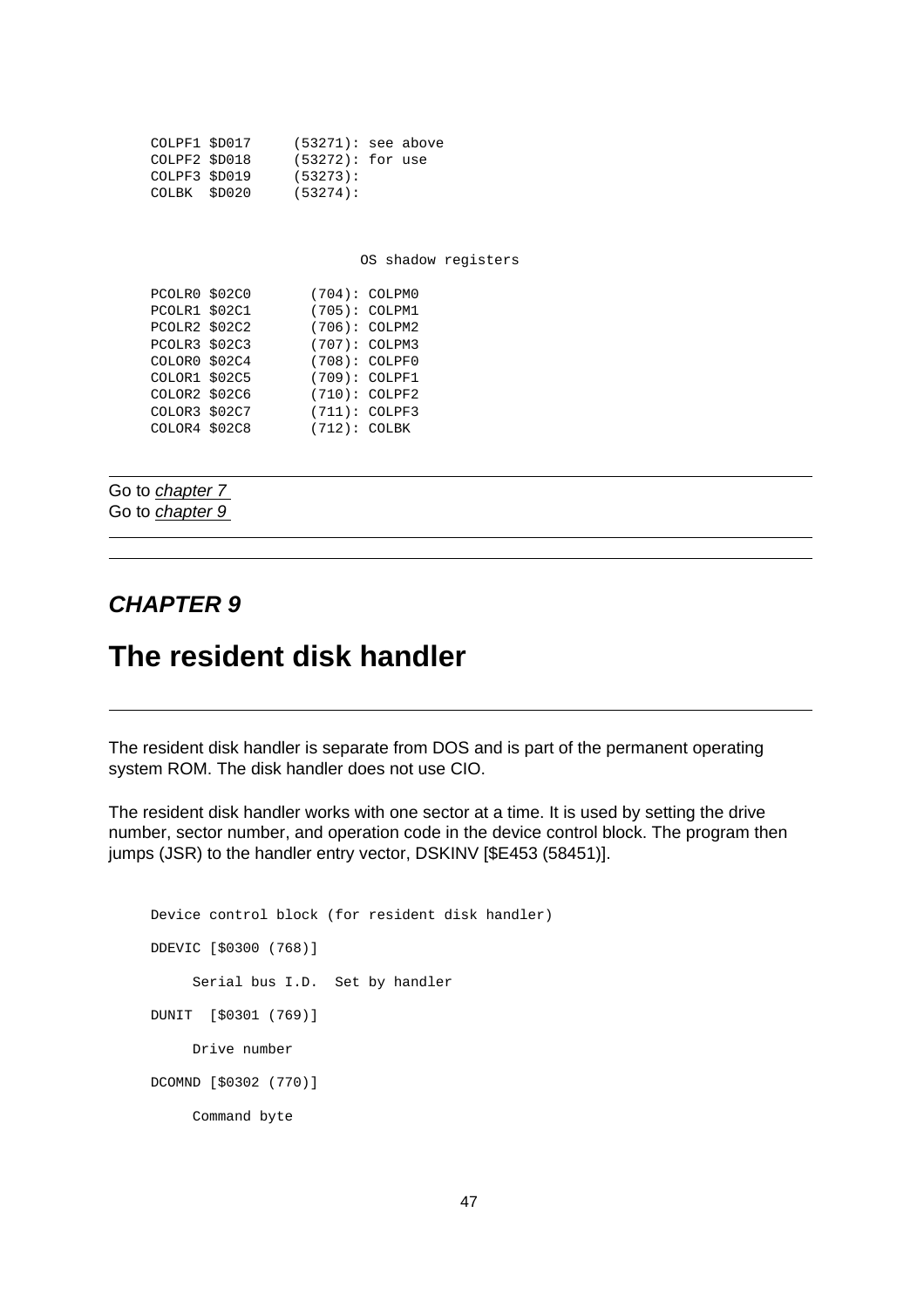```
COLPF1 $D017     (53271): see above
COLPF2 $D018     (53272): for use
COLPF3 $D019     (53273):
COLBK  $D020     (53274):
```

```
                         OS shadow registers

PCOLR0 $02C0       (704): COLPM0
PCOLR1 $02C1       (705): COLPM1
PCOLR2 $02C2       (706): COLPM2
PCOLR3 $02C3       (707): COLPM3
COLOR0 $02C4       (708): COLPF0
COLOR1 $02C5       (709): COLPF1
COLOR2 $02C6       (710): COLPF2
COLOR3 $02C7       (711): COLPF3
COLOR4 $02C8       (712): COLBK
```

---

Go to *chapter 7*
Go to *chapter 9*

---

---

### ***CHAPTER 9***

# The resident disk handler

---

The resident disk handler is separate from DOS and is part of the permanent operating system ROM. The disk handler does not use CIO.

The resident disk handler works with one sector at a time. It is used by setting the drive number, sector number, and operation code in the device control block. The program then jumps (JSR) to the handler entry vector, DSKINV [$E453 (58451)].

```
Device control block (for resident disk handler)

DDEVIC [$0300 (768)]

     Serial bus I.D.  Set by handler

DUNIT  [$0301 (769)]

     Drive number

DCOMND [$0302 (770)]

     Command byte
```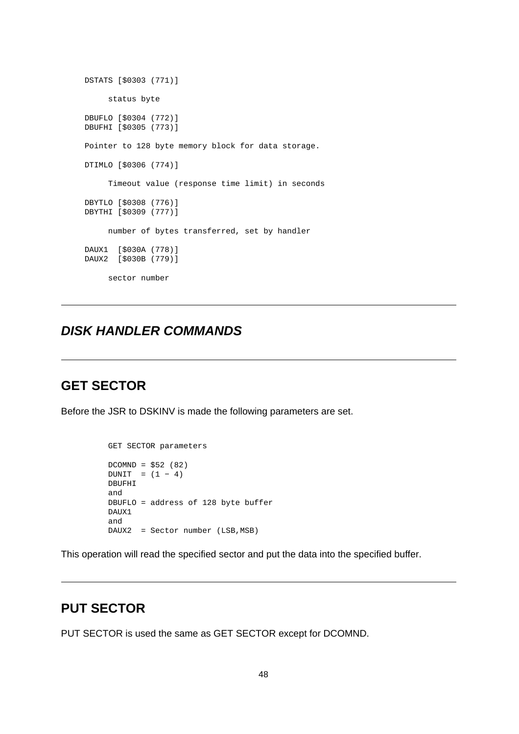```
DSTATS [$0303 (771)]

     status byte

DBUFLO [$0304 (772)]
DBUFHI [$0305 (773)]

Pointer to 128 byte memory block for data storage.

DTIMLO [$0306 (774)]

     Timeout value (response time limit) in seconds

DBYTLO [$0308 (776)]
DBYTHI [$0309 (777)]

     number of bytes transferred, set by handler

DAUX1  [$030A (778)]
DAUX2  [$030B (779)]

     sector number
```

---

## *DISK HANDLER COMMANDS*

---

## GET SECTOR

Before the JSR to DSKINV is made the following parameters are set.

```
GET SECTOR parameters

DCOMND = $52 (82)
DUNIT  = (1 − 4)
DBUFHI
and
DBUFLO = address of 128 byte buffer
DAUX1
and
DAUX2  = Sector number (LSB,MSB)
```

This operation will read the specified sector and put the data into the specified buffer.

---

## PUT SECTOR

PUT SECTOR is used the same as GET SECTOR except for DCOMND.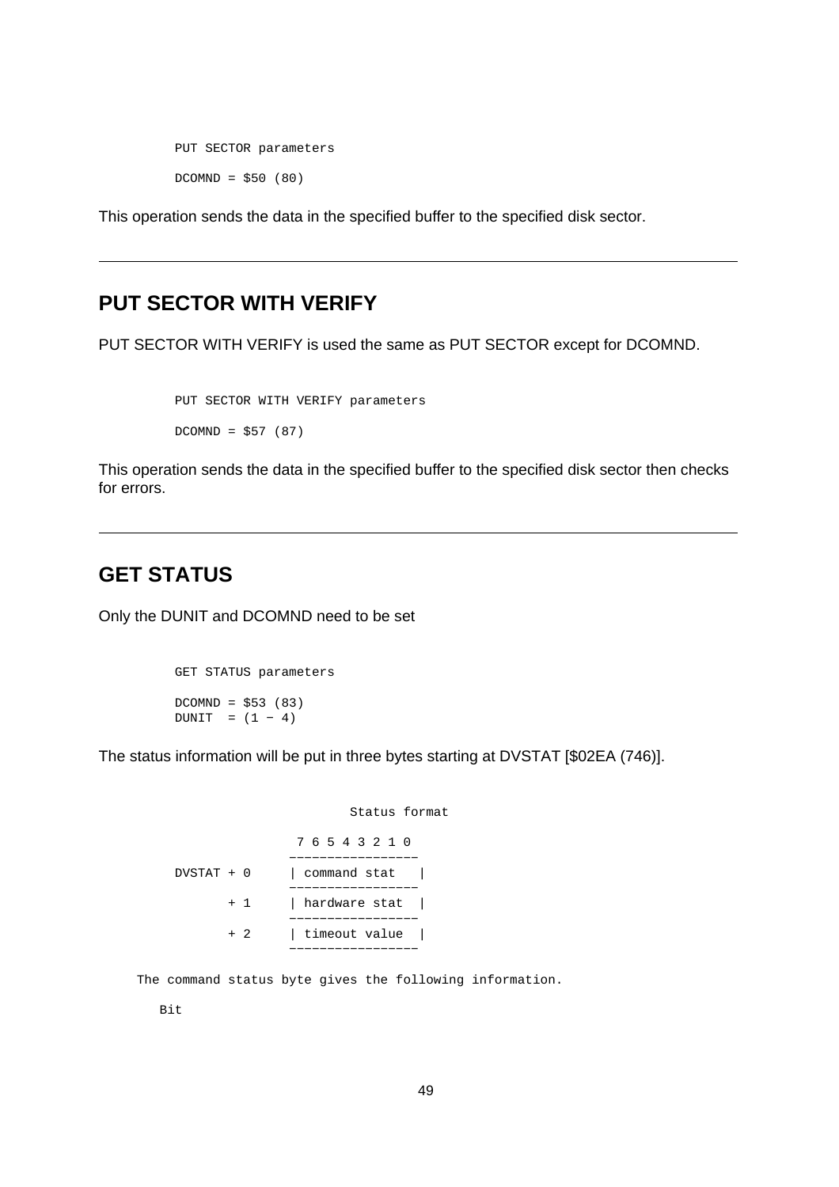```
PUT SECTOR parameters

DCOMND = $50 (80)
```

This operation sends the data in the specified buffer to the specified disk sector.

---

## PUT SECTOR WITH VERIFY

PUT SECTOR WITH VERIFY is used the same as PUT SECTOR except for DCOMND.

```
PUT SECTOR WITH VERIFY parameters

DCOMND = $57 (87)
```

This operation sends the data in the specified buffer to the specified disk sector then checks for errors.

---

## GET STATUS

Only the DUNIT and DCOMND need to be set

```
GET STATUS parameters

DCOMND = $53 (83)
DUNIT  = (1 - 4)
```

The status information will be put in three bytes starting at DVSTAT [$02EA (746)].

```
                        Status format

                 7 6 5 4 3 2 1 0
                -----------------
DVSTAT + 0      | command stat   |
                -----------------
       + 1      | hardware stat  |
                -----------------
       + 2      | timeout value  |
                -----------------

     The command status byte gives the following information.

        Bit
```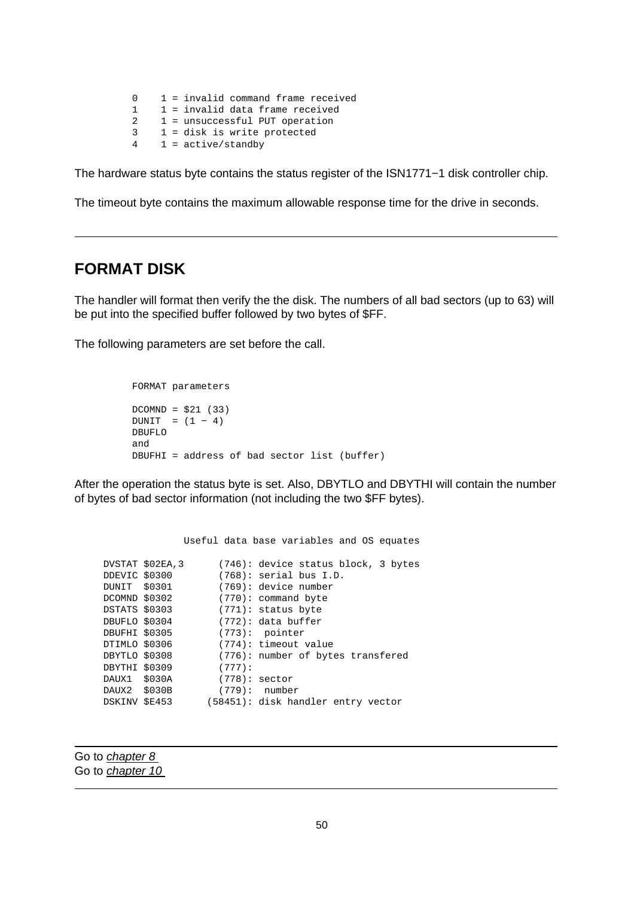```
0    1 = invalid command frame received
1    1 = invalid data frame received
2    1 = unsuccessful PUT operation
3    1 = disk is write protected
4    1 = active/standby
```

The hardware status byte contains the status register of the ISN1771−1 disk controller chip.

The timeout byte contains the maximum allowable response time for the drive in seconds.

---

## FORMAT DISK

The handler will format then verify the the disk. The numbers of all bad sectors (up to 63) will be put into the specified buffer followed by two bytes of $FF.

The following parameters are set before the call.

```
FORMAT parameters

DCOMND = $21 (33)
DUNIT  = (1 − 4)
DBUFLO
and
DBUFHI = address of bad sector list (buffer)
```

After the operation the status byte is set. Also, DBYTLO and DBYTHI will contain the number of bytes of bad sector information (not including the two $FF bytes).

```
               Useful data base variables and OS equates

DVSTAT $02EA,3      (746): device status block, 3 bytes
DDEVIC $0300        (768): serial bus I.D.
DUNIT  $0301        (769): device number
DCOMND $0302        (770): command byte
DSTATS $0303        (771): status byte
DBUFLO $0304        (772): data buffer
DBUFHI $0305        (773):  pointer
DTIMLO $0306        (774): timeout value
DBYTLO $0308        (776): number of bytes transfered
DBYTHI $0309        (777):
DAUX1  $030A        (778): sector
DAUX2  $030B        (779):  number
DSKINV $E453      (58451): disk handler entry vector
```

---

Go to *chapter 8*
Go to *chapter 10*

---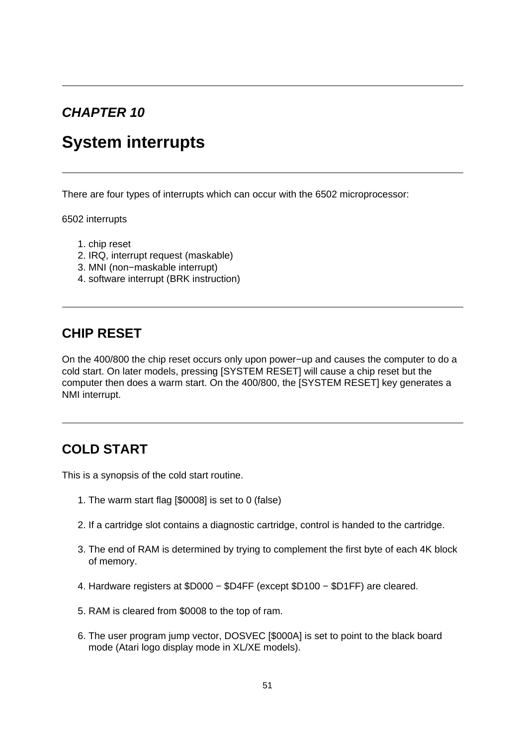*CHAPTER 10*

# System interrupts

There are four types of interrupts which can occur with the 6502 microprocessor:

6502 interrupts

1. chip reset
2. IRQ, interrupt request (maskable)
3. MNI (non−maskable interrupt)
4. software interrupt (BRK instruction)

## CHIP RESET

On the 400/800 the chip reset occurs only upon power−up and causes the computer to do a cold start. On later models, pressing [SYSTEM RESET] will cause a chip reset but the computer then does a warm start. On the 400/800, the [SYSTEM RESET] key generates a NMI interrupt.

## COLD START

This is a synopsis of the cold start routine.

1. The warm start flag [$0008] is set to 0 (false)

2. If a cartridge slot contains a diagnostic cartridge, control is handed to the cartridge.

3. The end of RAM is determined by trying to complement the first byte of each 4K block of memory.

4. Hardware registers at $D000 − $D4FF (except $D100 − $D1FF) are cleared.

5. RAM is cleared from $0008 to the top of ram.

6. The user program jump vector, DOSVEC [$000A] is set to point to the black board mode (Atari logo display mode in XL/XE models).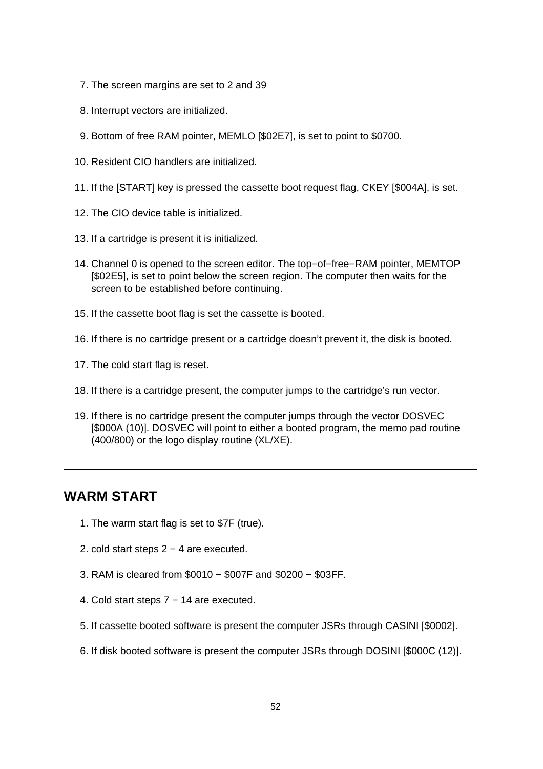7. The screen margins are set to 2 and 39

8. Interrupt vectors are initialized.

9. Bottom of free RAM pointer, MEMLO [$02E7], is set to point to $0700.

10. Resident CIO handlers are initialized.

11. If the [START] key is pressed the cassette boot request flag, CKEY [$004A], is set.

12. The CIO device table is initialized.

13. If a cartridge is present it is initialized.

14. Channel 0 is opened to the screen editor. The top−of−free−RAM pointer, MEMTOP [$02E5], is set to point below the screen region. The computer then waits for the screen to be established before continuing.

15. If the cassette boot flag is set the cassette is booted.

16. If there is no cartridge present or a cartridge doesn't prevent it, the disk is booted.

17. The cold start flag is reset.

18. If there is a cartridge present, the computer jumps to the cartridge's run vector.

19. If there is no cartridge present the computer jumps through the vector DOSVEC [$000A (10)]. DOSVEC will point to either a booted program, the memo pad routine (400/800) or the logo display routine (XL/XE).

---

## WARM START

1. The warm start flag is set to $7F (true).

2. cold start steps 2 − 4 are executed.

3. RAM is cleared from $0010 − $007F and $0200 − $03FF.

4. Cold start steps 7 − 14 are executed.

5. If cassette booted software is present the computer JSRs through CASINI [$0002].

6. If disk booted software is present the computer JSRs through DOSINI [$000C (12)].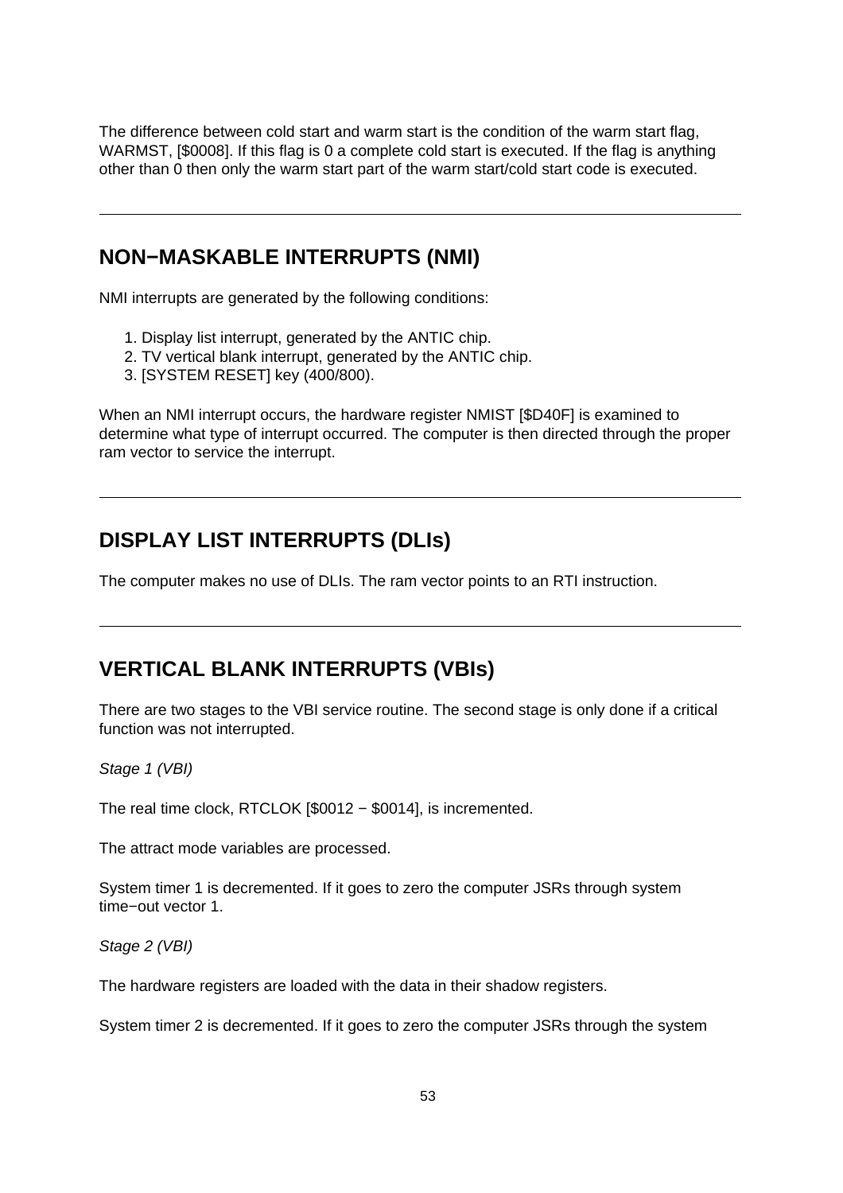The difference between cold start and warm start is the condition of the warm start flag, WARMST, [$0008]. If this flag is 0 a complete cold start is executed. If the flag is anything other than 0 then only the warm start part of the warm start/cold start code is executed.

---

## NON−MASKABLE INTERRUPTS (NMI)

NMI interrupts are generated by the following conditions:

1. Display list interrupt, generated by the ANTIC chip.
2. TV vertical blank interrupt, generated by the ANTIC chip.
3. [SYSTEM RESET] key (400/800).

When an NMI interrupt occurs, the hardware register NMIST [$D40F] is examined to determine what type of interrupt occurred. The computer is then directed through the proper ram vector to service the interrupt.

---

## DISPLAY LIST INTERRUPTS (DLIs)

The computer makes no use of DLIs. The ram vector points to an RTI instruction.

---

## VERTICAL BLANK INTERRUPTS (VBIs)

There are two stages to the VBI service routine. The second stage is only done if a critical function was not interrupted.

*Stage 1 (VBI)*

The real time clock, RTCLOK [$0012 − $0014], is incremented.

The attract mode variables are processed.

System timer 1 is decremented. If it goes to zero the computer JSRs through system time−out vector 1.

*Stage 2 (VBI)*

The hardware registers are loaded with the data in their shadow registers.

System timer 2 is decremented. If it goes to zero the computer JSRs through the system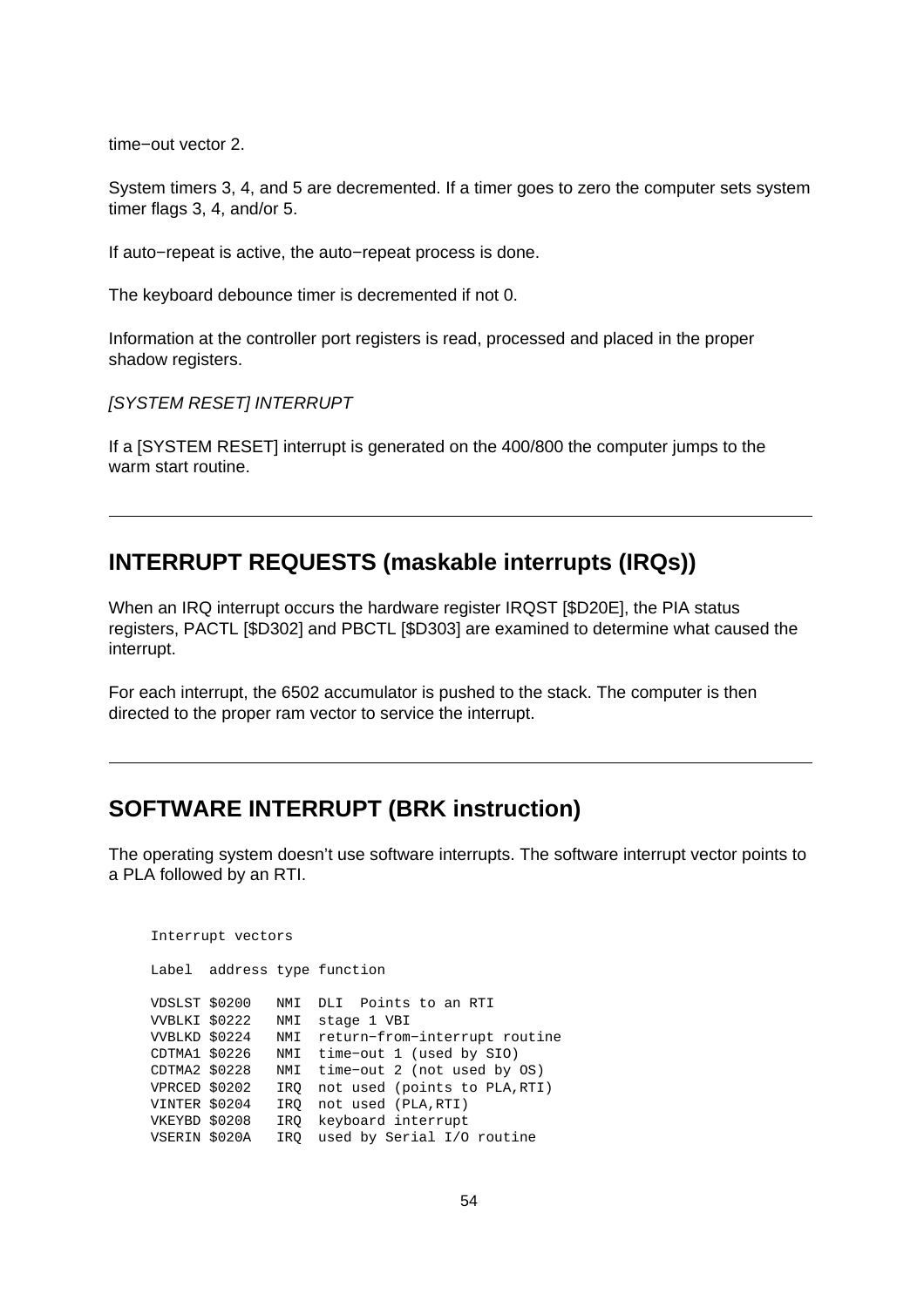time−out vector 2.

System timers 3, 4, and 5 are decremented. If a timer goes to zero the computer sets system timer flags 3, 4, and/or 5.

If auto−repeat is active, the auto−repeat process is done.

The keyboard debounce timer is decremented if not 0.

Information at the controller port registers is read, processed and placed in the proper shadow registers.

*[SYSTEM RESET] INTERRUPT*

If a [SYSTEM RESET] interrupt is generated on the 400/800 the computer jumps to the warm start routine.

---

## INTERRUPT REQUESTS (maskable interrupts (IRQs))

When an IRQ interrupt occurs the hardware register IRQST [$D20E], the PIA status registers, PACTL [$D302] and PBCTL [$D303] are examined to determine what caused the interrupt.

For each interrupt, the 6502 accumulator is pushed to the stack. The computer is then directed to the proper ram vector to service the interrupt.

---

## SOFTWARE INTERRUPT (BRK instruction)

The operating system doesn’t use software interrupts. The software interrupt vector points to a PLA followed by an RTI.

```
Interrupt vectors

Label  address type function

VDSLST $0200   NMI  DLI  Points to an RTI
VVBLKI $0222   NMI  stage 1 VBI
VVBLKD $0224   NMI  return−from−interrupt routine
CDTMA1 $0226   NMI  time−out 1 (used by SIO)
CDTMA2 $0228   NMI  time−out 2 (not used by OS)
VPRCED $0202   IRQ  not used (points to PLA,RTI)
VINTER $0204   IRQ  not used (PLA,RTI)
VKEYBD $0208   IRQ  keyboard interrupt
VSERIN $020A   IRQ  used by Serial I/O routine
```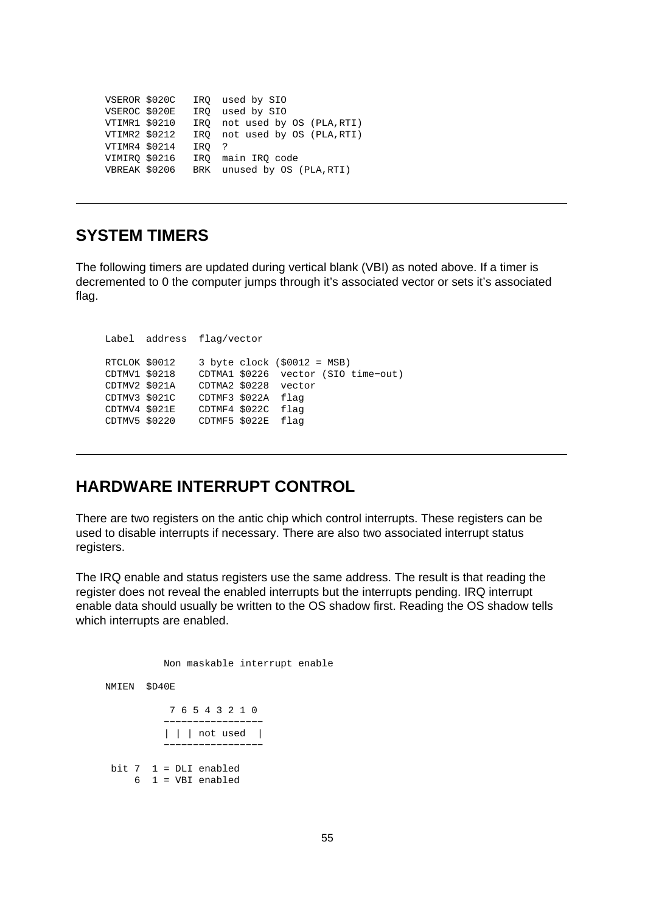```
VSEROR $020C   IRQ  used by SIO
VSEROC $020E   IRQ  used by SIO
VTIMR1 $0210   IRQ  not used by OS (PLA,RTI)
VTIMR2 $0212   IRQ  not used by OS (PLA,RTI)
VTIMR4 $0214   IRQ  ?
VIMIRQ $0216   IRQ  main IRQ code
VBREAK $0206   BRK  unused by OS (PLA,RTI)
```

---

## SYSTEM TIMERS

The following timers are updated during vertical blank (VBI) as noted above. If a timer is decremented to 0 the computer jumps through it's associated vector or sets it's associated flag.

```
Label  address  flag/vector

RTCLOK $0012    3 byte clock ($0012 = MSB)
CDTMV1 $0218    CDTMA1 $0226  vector (SIO time-out)
CDTMV2 $021A    CDTMA2 $0228  vector
CDTMV3 $021C    CDTMF3 $022A  flag
CDTMV4 $021E    CDTMF4 $022C  flag
CDTMV5 $0220    CDTMF5 $022E  flag
```

---

## HARDWARE INTERRUPT CONTROL

There are two registers on the antic chip which control interrupts. These registers can be used to disable interrupts if necessary. There are also two associated interrupt status registers.

The IRQ enable and status registers use the same address. The result is that reading the register does not reveal the enabled interrupts but the interrupts pending. IRQ interrupt enable data should usually be written to the OS shadow first. Reading the OS shadow tells which interrupts are enabled.

```
             Non maskable interrupt enable

NMIEN  $D40E

              7 6 5 4 3 2 1 0
             -----------------
             | | | not used  |
             -----------------

 bit 7  1 = DLI enabled
     6  1 = VBI enabled
```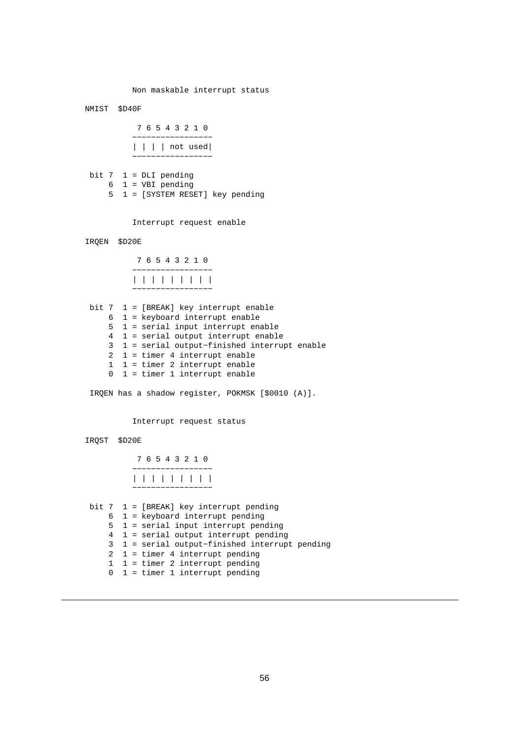Non maskable interrupt status

NMIST  $D40F

```
 7 6 5 4 3 2 1 0
-----------------
| | | | not used|
-----------------
```

```
bit 7  1 = DLI pending
    6  1 = VBI pending
    5  1 = [SYSTEM RESET] key pending
```

Interrupt request enable

IRQEN  $D20E

```
 7 6 5 4 3 2 1 0
-----------------
| | | | | | | | |
-----------------
```

```
bit 7  1 = [BREAK] key interrupt enable
    6  1 = keyboard interrupt enable
    5  1 = serial input interrupt enable
    4  1 = serial output interrupt enable
    3  1 = serial output-finished interrupt enable
    2  1 = timer 4 interrupt enable
    1  1 = timer 2 interrupt enable
    0  1 = timer 1 interrupt enable
```

IRQEN has a shadow register, POKMSK [$0010 (A)].

Interrupt request status

IRQST  $D20E

```
 7 6 5 4 3 2 1 0
-----------------
| | | | | | | | |
-----------------
```

```
bit 7  1 = [BREAK] key interrupt pending
    6  1 = keyboard interrupt pending
    5  1 = serial input interrupt pending
    4  1 = serial output interrupt pending
    3  1 = serial output-finished interrupt pending
    2  1 = timer 4 interrupt pending
    1  1 = timer 2 interrupt pending
    0  1 = timer 1 interrupt pending
```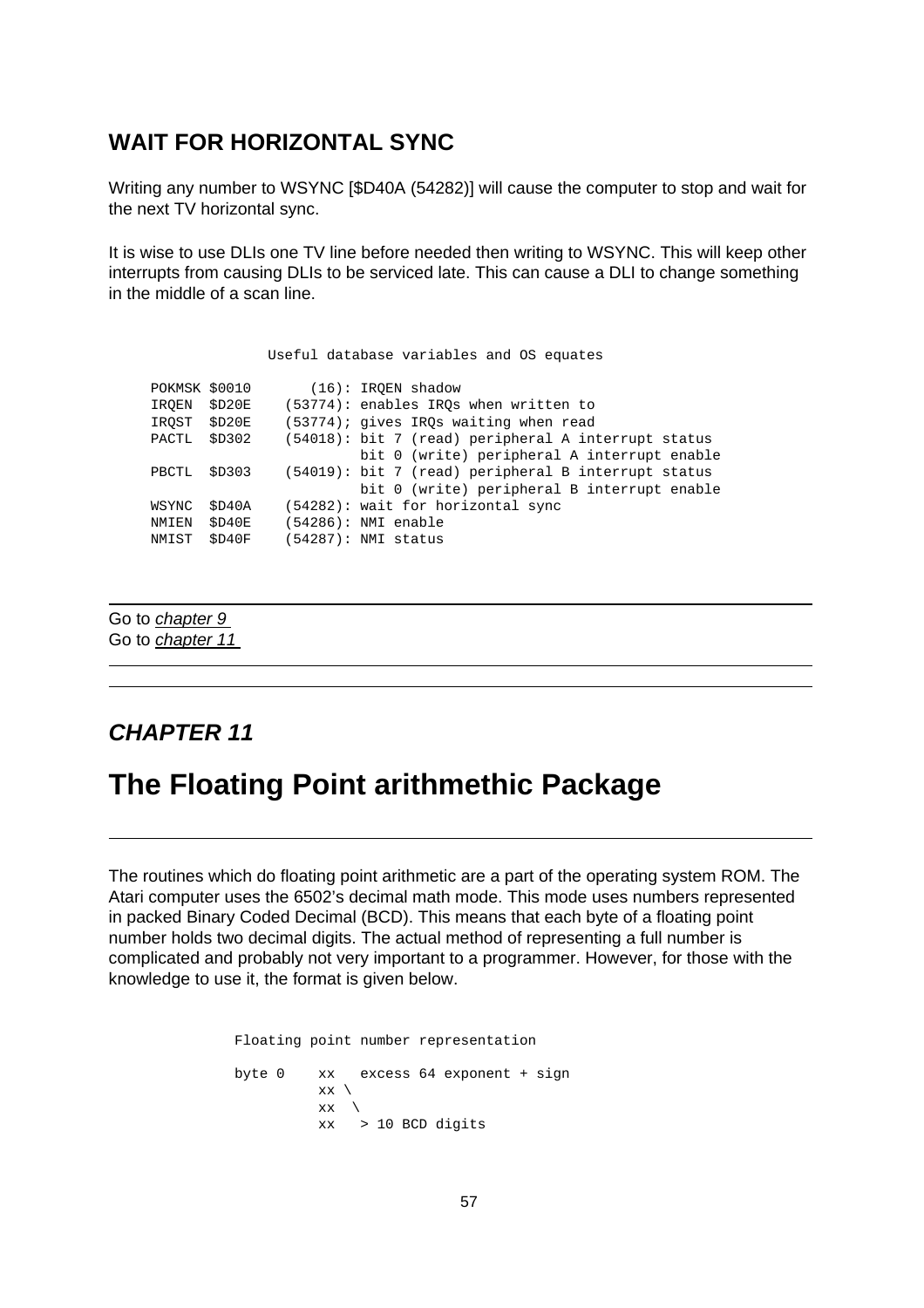## WAIT FOR HORIZONTAL SYNC

Writing any number to WSYNC [$D40A (54282)] will cause the computer to stop and wait for the next TV horizontal sync.

It is wise to use DLIs one TV line before needed then writing to WSYNC. This will keep other interrupts from causing DLIs to be serviced late. This can cause a DLI to change something in the middle of a scan line.

```
                Useful database variables and OS equates

POKMSK $0010       (16): IRQEN shadow
IRQEN  $D20E    (53774): enables IRQs when written to
IRQST  $D20E    (53774); gives IRQs waiting when read
PACTL  $D302    (54018): bit 7 (read) peripheral A interrupt status
                         bit 0 (write) peripheral A interrupt enable
PBCTL  $D303    (54019): bit 7 (read) peripheral B interrupt status
                         bit 0 (write) peripheral B interrupt enable
WSYNC  $D40A    (54282): wait for horizontal sync
NMIEN  $D40E    (54286): NMI enable
NMIST  $D40F    (54287): NMI status
```

---

Go to *chapter 9*
Go to *chapter 11*

---

---

### *CHAPTER 11*

# The Floating Point arithmetic Package

---

The routines which do floating point arithmetic are a part of the operating system ROM. The Atari computer uses the 6502's decimal math mode. This mode uses numbers represented in packed Binary Coded Decimal (BCD). This means that each byte of a floating point number holds two decimal digits. The actual method of representing a full number is complicated and probably not very important to a programmer. However, for those with the knowledge to use it, the format is given below.

```
Floating point number representation

byte 0    xx   excess 64 exponent + sign
          xx \
          xx  \
          xx   > 10 BCD digits
```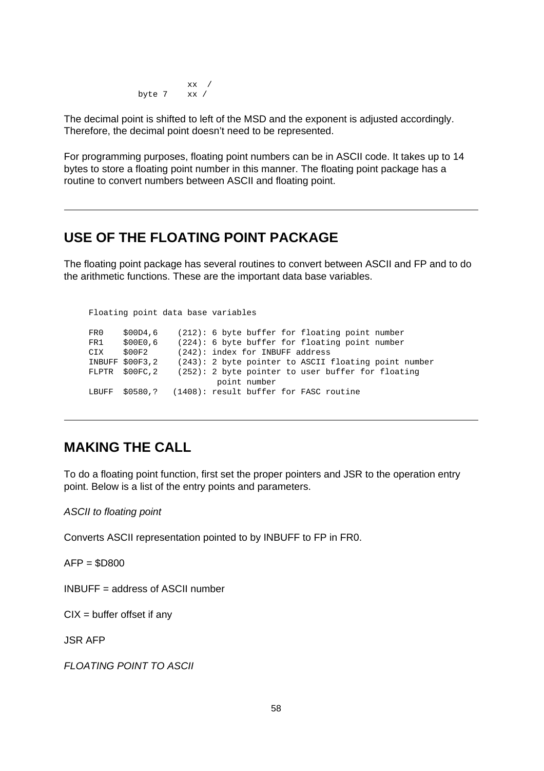```
             xx  /
    byte 7   xx /
```

The decimal point is shifted to left of the MSD and the exponent is adjusted accordingly. Therefore, the decimal point doesn't need to be represented.

For programming purposes, floating point numbers can be in ASCII code. It takes up to 14 bytes to store a floating point number in this manner. The floating point package has a routine to convert numbers between ASCII and floating point.

---

## USE OF THE FLOATING POINT PACKAGE

The floating point package has several routines to convert between ASCII and FP and to do the arithmetic functions. These are the important data base variables.

```
Floating point data base variables

FR0    $00D4,6    (212): 6 byte buffer for floating point number
FR1    $00E0,6    (224): 6 byte buffer for floating point number
CIX    $00F2      (242): index for INBUFF address
INBUFF $00F3,2    (243): 2 byte pointer to ASCII floating point number
FLPTR  $00FC,2    (252): 2 byte pointer to user buffer for floating
                         point number
LBUFF  $0580,?   (1408): result buffer for FASC routine
```

---

## MAKING THE CALL

To do a floating point function, first set the proper pointers and JSR to the operation entry point. Below is a list of the entry points and parameters.

*ASCII to floating point*

Converts ASCII representation pointed to by INBUFF to FP in FR0.

AFP = $D800

INBUFF = address of ASCII number

CIX = buffer offset if any

JSR AFP

*FLOATING POINT TO ASCII*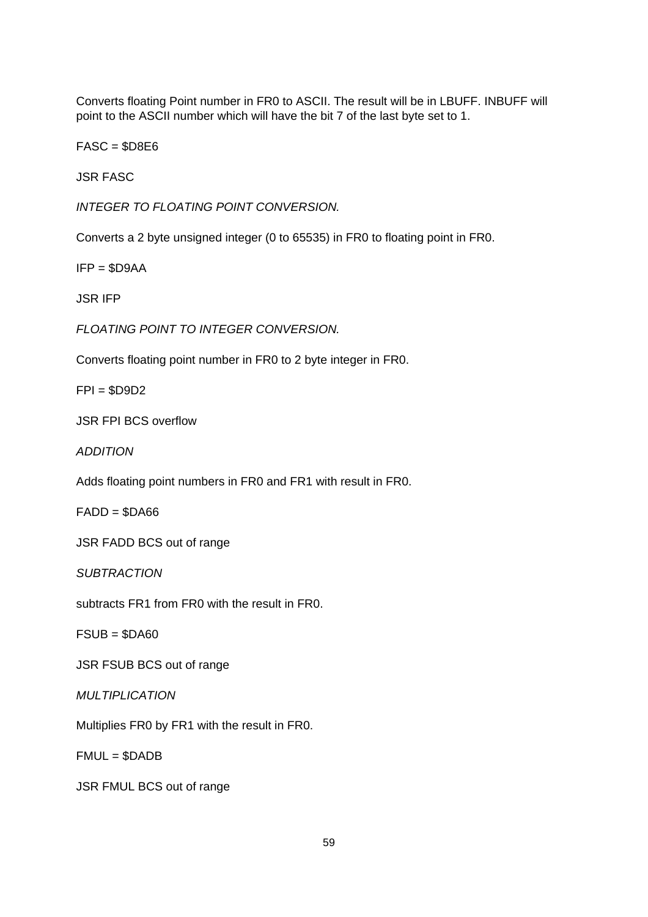Converts floating Point number in FR0 to ASCII. The result will be in LBUFF. INBUFF will point to the ASCII number which will have the bit 7 of the last byte set to 1.

FASC = $D8E6

JSR FASC

*INTEGER TO FLOATING POINT CONVERSION.*

Converts a 2 byte unsigned integer (0 to 65535) in FR0 to floating point in FR0.

IFP = $D9AA

JSR IFP

*FLOATING POINT TO INTEGER CONVERSION.*

Converts floating point number in FR0 to 2 byte integer in FR0.

FPI = $D9D2

JSR FPI BCS overflow

*ADDITION*

Adds floating point numbers in FR0 and FR1 with result in FR0.

FADD = $DA66

JSR FADD BCS out of range

*SUBTRACTION*

subtracts FR1 from FR0 with the result in FR0.

FSUB = $DA60

JSR FSUB BCS out of range

*MULTIPLICATION*

Multiplies FR0 by FR1 with the result in FR0.

FMUL = $DADB

JSR FMUL BCS out of range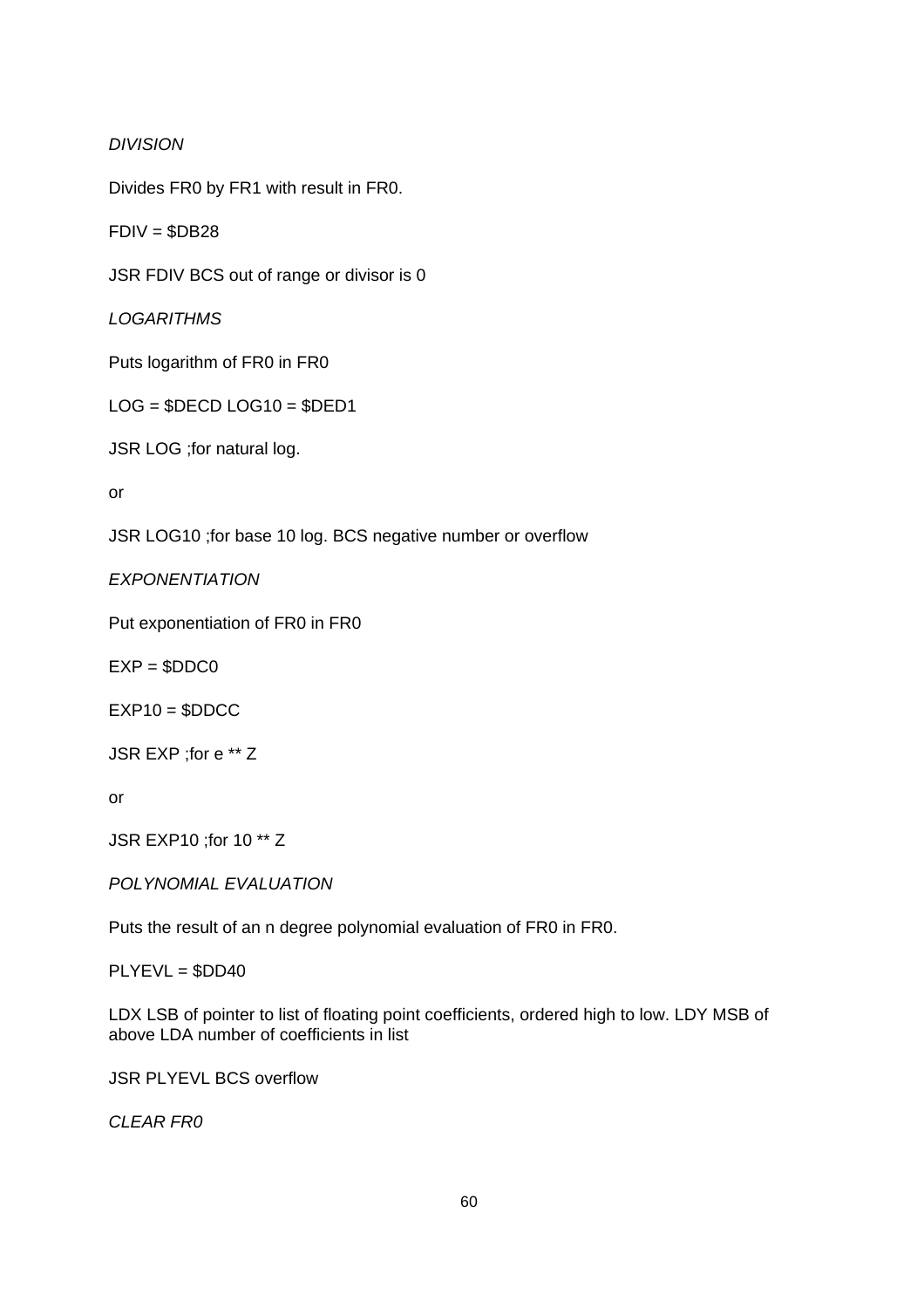*DIVISION*

Divides FR0 by FR1 with result in FR0.

FDIV = $DB28

JSR FDIV BCS out of range or divisor is 0

*LOGARITHMS*

Puts logarithm of FR0 in FR0

LOG = $DECD LOG10 = $DED1

JSR LOG ;for natural log.

or

JSR LOG10 ;for base 10 log. BCS negative number or overflow

*EXPONENTIATION*

Put exponentiation of FR0 in FR0

EXP = $DDC0

EXP10 = $DDCC

JSR EXP ;for e ** Z

or

JSR EXP10 ;for 10 ** Z

*POLYNOMIAL EVALUATION*

Puts the result of an n degree polynomial evaluation of FR0 in FR0.

PLYEVL = $DD40

LDX LSB of pointer to list of floating point coefficients, ordered high to low. LDY MSB of above LDA number of coefficients in list

JSR PLYEVL BCS overflow

*CLEAR FR0*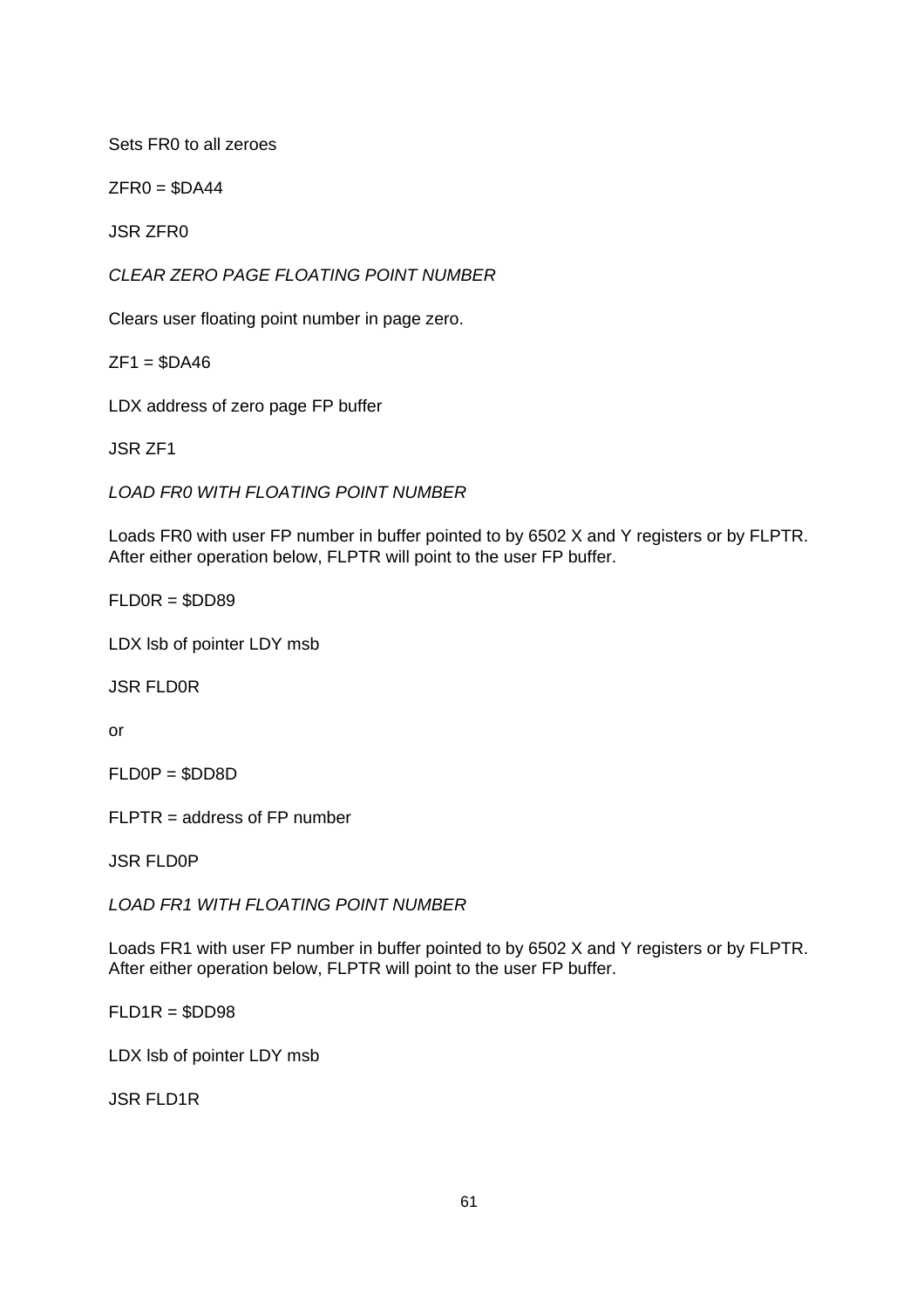Sets FR0 to all zeroes

ZFR0 = $DA44

JSR ZFR0

*CLEAR ZERO PAGE FLOATING POINT NUMBER*

Clears user floating point number in page zero.

ZF1 = $DA46

LDX address of zero page FP buffer

JSR ZF1

*LOAD FR0 WITH FLOATING POINT NUMBER*

Loads FR0 with user FP number in buffer pointed to by 6502 X and Y registers or by FLPTR. After either operation below, FLPTR will point to the user FP buffer.

FLD0R = $DD89

LDX lsb of pointer LDY msb

JSR FLD0R

or

FLD0P = $DD8D

FLPTR = address of FP number

JSR FLD0P

*LOAD FR1 WITH FLOATING POINT NUMBER*

Loads FR1 with user FP number in buffer pointed to by 6502 X and Y registers or by FLPTR. After either operation below, FLPTR will point to the user FP buffer.

FLD1R = $DD98

LDX lsb of pointer LDY msb

JSR FLD1R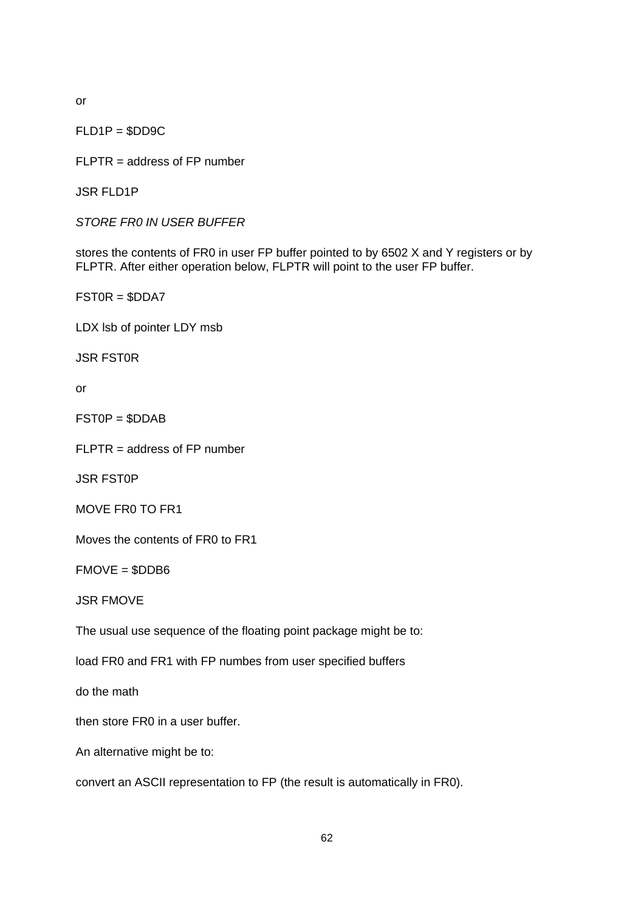or

FLD1P = $DD9C

FLPTR = address of FP number

JSR FLD1P

*STORE FR0 IN USER BUFFER*

stores the contents of FR0 in user FP buffer pointed to by 6502 X and Y registers or by FLPTR. After either operation below, FLPTR will point to the user FP buffer.

FST0R = $DDA7

LDX lsb of pointer LDY msb

JSR FST0R

or

FST0P = $DDAB

FLPTR = address of FP number

JSR FST0P

MOVE FR0 TO FR1

Moves the contents of FR0 to FR1

FMOVE = $DDB6

JSR FMOVE

The usual use sequence of the floating point package might be to:

load FR0 and FR1 with FP numbes from user specified buffers

do the math

then store FR0 in a user buffer.

An alternative might be to:

convert an ASCII representation to FP (the result is automatically in FR0).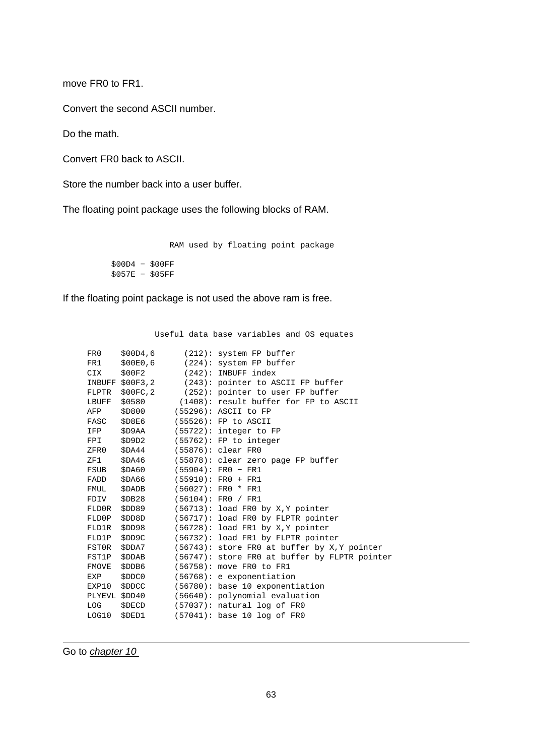move FR0 to FR1.

Convert the second ASCII number.

Do the math.

Convert FR0 back to ASCII.

Store the number back into a user buffer.

The floating point package uses the following blocks of RAM.

```
                    RAM used by floating point package

          $00D4 - $00FF
          $057E - $05FF
```

If the floating point package is not used the above ram is free.

```
                Useful data base variables and OS equates

     FR0    $00D4,6      (212): system FP buffer
     FR1    $00E0,6      (224): system FP buffer
     CIX    $00F2        (242): INBUFF index
     INBUFF $00F3,2      (243): pointer to ASCII FP buffer
     FLPTR  $00FC,2      (252): pointer to user FP buffer
     LBUFF  $0580       (1408): result buffer for FP to ASCII
     AFP    $D800      (55296): ASCII to FP
     FASC   $D8E6      (55526): FP to ASCII
     IFP    $D9AA      (55722): integer to FP
     FPI    $D9D2      (55762): FP to integer
     ZFR0   $DA44      (55876): clear FR0
     ZF1    $DA46      (55878): clear zero page FP buffer
     FSUB   $DA60      (55904): FR0 - FR1
     FADD   $DA66      (55910): FR0 + FR1
     FMUL   $DADB      (56027): FR0 * FR1
     FDIV   $DB28      (56104): FR0 / FR1
     FLD0R  $DD89      (56713): load FR0 by X,Y pointer
     FLD0P  $DD8D      (56717): load FR0 by FLPTR pointer
     FLD1R  $DD98      (56728): load FR1 by X,Y pointer
     FLD1P  $DD9C      (56732): load FR1 by FLPTR pointer
     FST0R  $DDA7      (56743): store FR0 at buffer by X,Y pointer
     FST1P  $DDAB      (56747): store FR0 at buffer by FLPTR pointer
     FMOVE  $DDB6      (56758): move FR0 to FR1
     EXP    $DDC0      (56768): e exponentiation
     EXP10  $DDCC      (56780): base 10 exponentiation
     PLYEVL $DD40      (56640): polynomial evaluation
     LOG    $DECD      (57037): natural log of FR0
     LOG10  $DED1      (57041): base 10 log of FR0
```

---

Go to *chapter 10*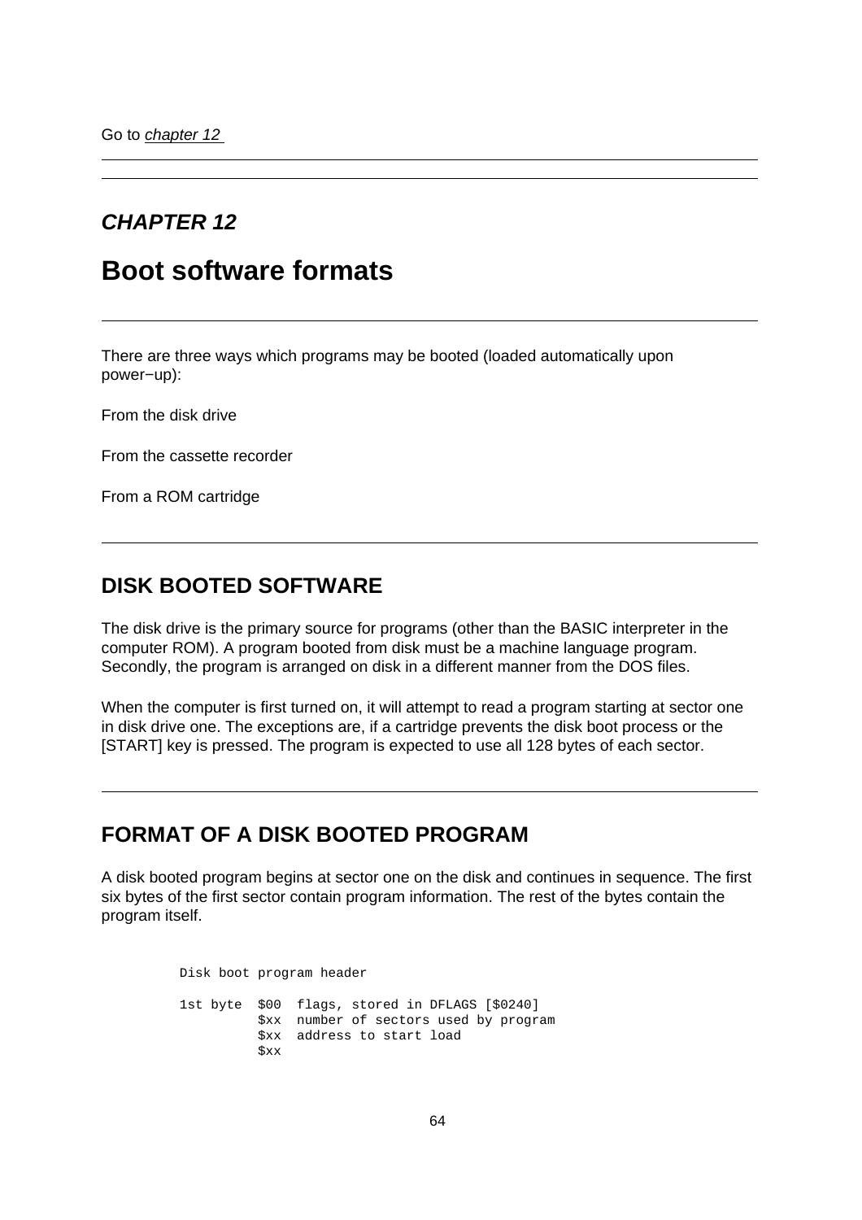Go to *chapter 12*

---

---

***CHAPTER 12***

# Boot software formats

---

There are three ways which programs may be booted (loaded automatically upon power−up):

From the disk drive

From the cassette recorder

From a ROM cartridge

---

## DISK BOOTED SOFTWARE

The disk drive is the primary source for programs (other than the BASIC interpreter in the computer ROM). A program booted from disk must be a machine language program. Secondly, the program is arranged on disk in a different manner from the DOS files.

When the computer is first turned on, it will attempt to read a program starting at sector one in disk drive one. The exceptions are, if a cartridge prevents the disk boot process or the [START] key is pressed. The program is expected to use all 128 bytes of each sector.

---

## FORMAT OF A DISK BOOTED PROGRAM

A disk booted program begins at sector one on the disk and continues in sequence. The first six bytes of the first sector contain program information. The rest of the bytes contain the program itself.

```
Disk boot program header

1st byte  $00  flags, stored in DFLAGS [$0240]
          $xx  number of sectors used by program
          $xx  address to start load
          $xx
```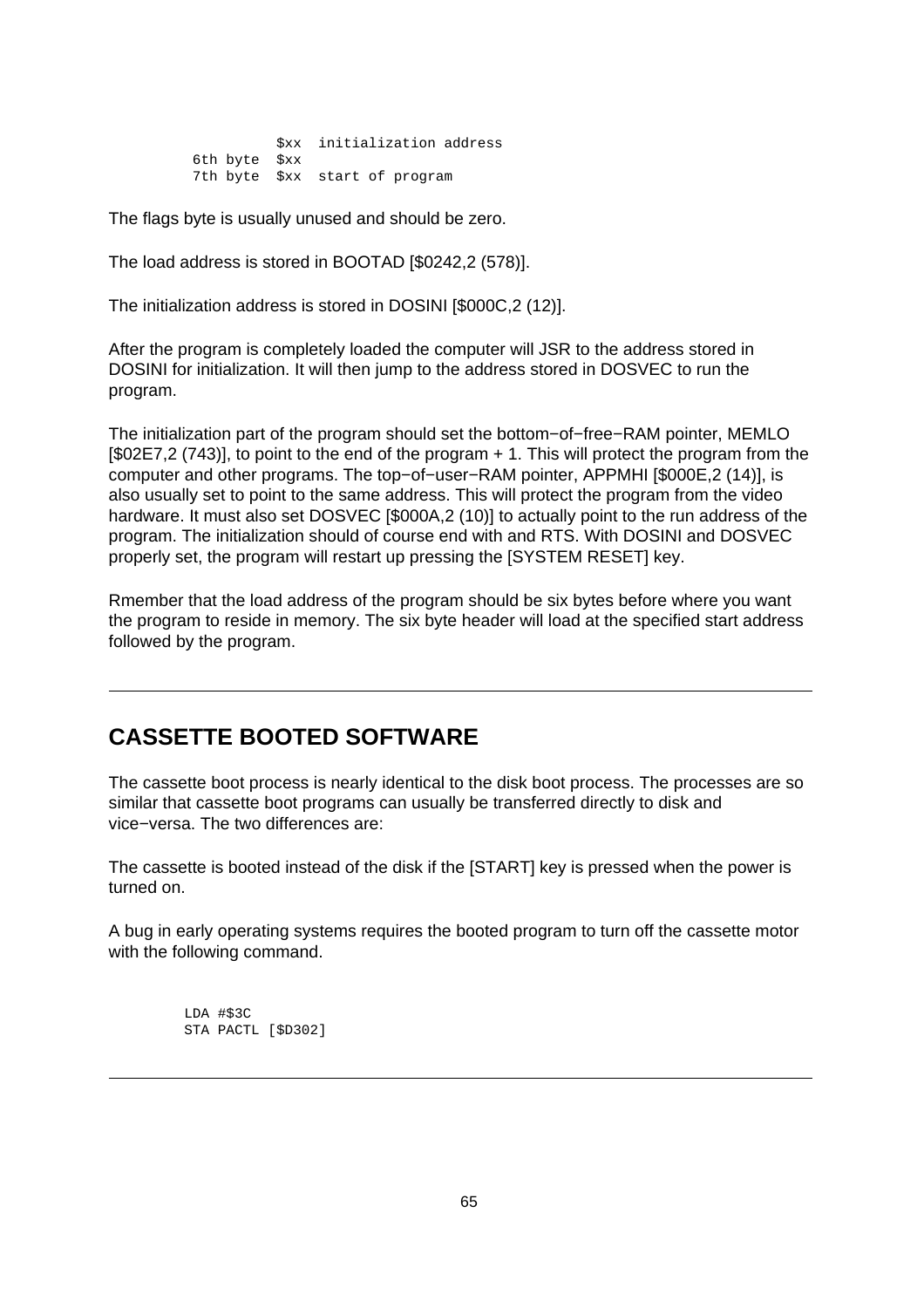```
           $xx  initialization address
 6th byte  $xx
 7th byte  $xx  start of program
```

The flags byte is usually unused and should be zero.

The load address is stored in BOOTAD [$0242,2 (578)].

The initialization address is stored in DOSINI [$000C,2 (12)].

After the program is completely loaded the computer will JSR to the address stored in DOSINI for initialization. It will then jump to the address stored in DOSVEC to run the program.

The initialization part of the program should set the bottom−of−free−RAM pointer, MEMLO [$02E7,2 (743)], to point to the end of the program + 1. This will protect the program from the computer and other programs. The top−of−user−RAM pointer, APPMHI [$000E,2 (14)], is also usually set to point to the same address. This will protect the program from the video hardware. It must also set DOSVEC [$000A,2 (10)] to actually point to the run address of the program. The initialization should of course end with and RTS. With DOSINI and DOSVEC properly set, the program will restart up pressing the [SYSTEM RESET] key.

Rmember that the load address of the program should be six bytes before where you want the program to reside in memory. The six byte header will load at the specified start address followed by the program.

---

## CASSETTE BOOTED SOFTWARE

The cassette boot process is nearly identical to the disk boot process. The processes are so similar that cassette boot programs can usually be transferred directly to disk and vice−versa. The two differences are:

The cassette is booted instead of the disk if the [START] key is pressed when the power is turned on.

A bug in early operating systems requires the booted program to turn off the cassette motor with the following command.

```
LDA #$3C
STA PACTL [$D302]
```

---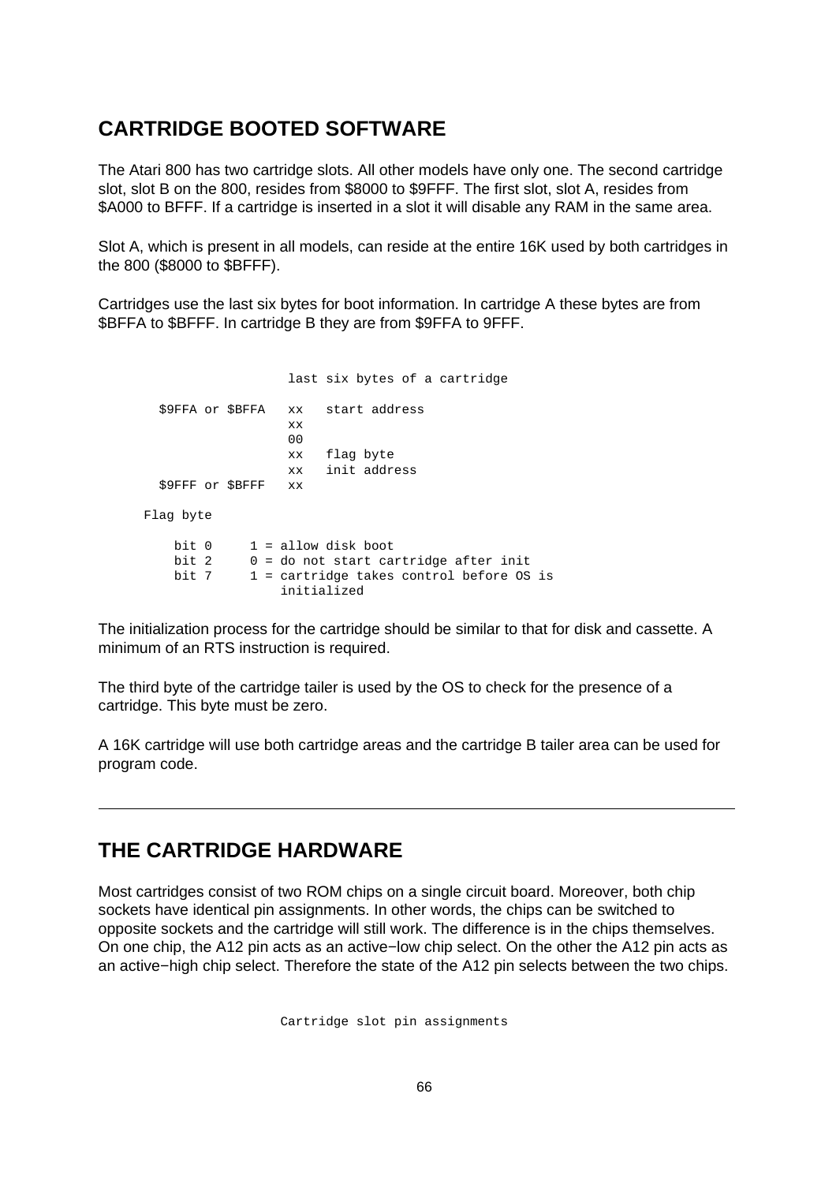## CARTRIDGE BOOTED SOFTWARE

The Atari 800 has two cartridge slots. All other models have only one. The second cartridge slot, slot B on the 800, resides from $8000 to $9FFF. The first slot, slot A, resides from $A000 to BFFF. If a cartridge is inserted in a slot it will disable any RAM in the same area.

Slot A, which is present in all models, can reside at the entire 16K used by both cartridges in the 800 ($8000 to $BFFF).

Cartridges use the last six bytes for boot information. In cartridge A these bytes are from $BFFA to $BFFF. In cartridge B they are from $9FFA to 9FFF.

```
                    last six bytes of a cartridge

  $9FFA or $BFFA   xx   start address
                   xx
                   00
                   xx   flag byte
                   xx   init address
  $9FFF or $BFFF   xx

Flag byte

    bit 0     1 = allow disk boot
    bit 2     0 = do not start cartridge after init
    bit 7     1 = cartridge takes control before OS is
                  initialized
```

The initialization process for the cartridge should be similar to that for disk and cassette. A minimum of an RTS instruction is required.

The third byte of the cartridge tailer is used by the OS to check for the presence of a cartridge. This byte must be zero.

A 16K cartridge will use both cartridge areas and the cartridge B tailer area can be used for program code.

---

## THE CARTRIDGE HARDWARE

Most cartridges consist of two ROM chips on a single circuit board. Moreover, both chip sockets have identical pin assignments. In other words, the chips can be switched to opposite sockets and the cartridge will still work. The difference is in the chips themselves. On one chip, the A12 pin acts as an active−low chip select. On the other the A12 pin acts as an active−high chip select. Therefore the state of the A12 pin selects between the two chips.

```
                    Cartridge slot pin assignments
```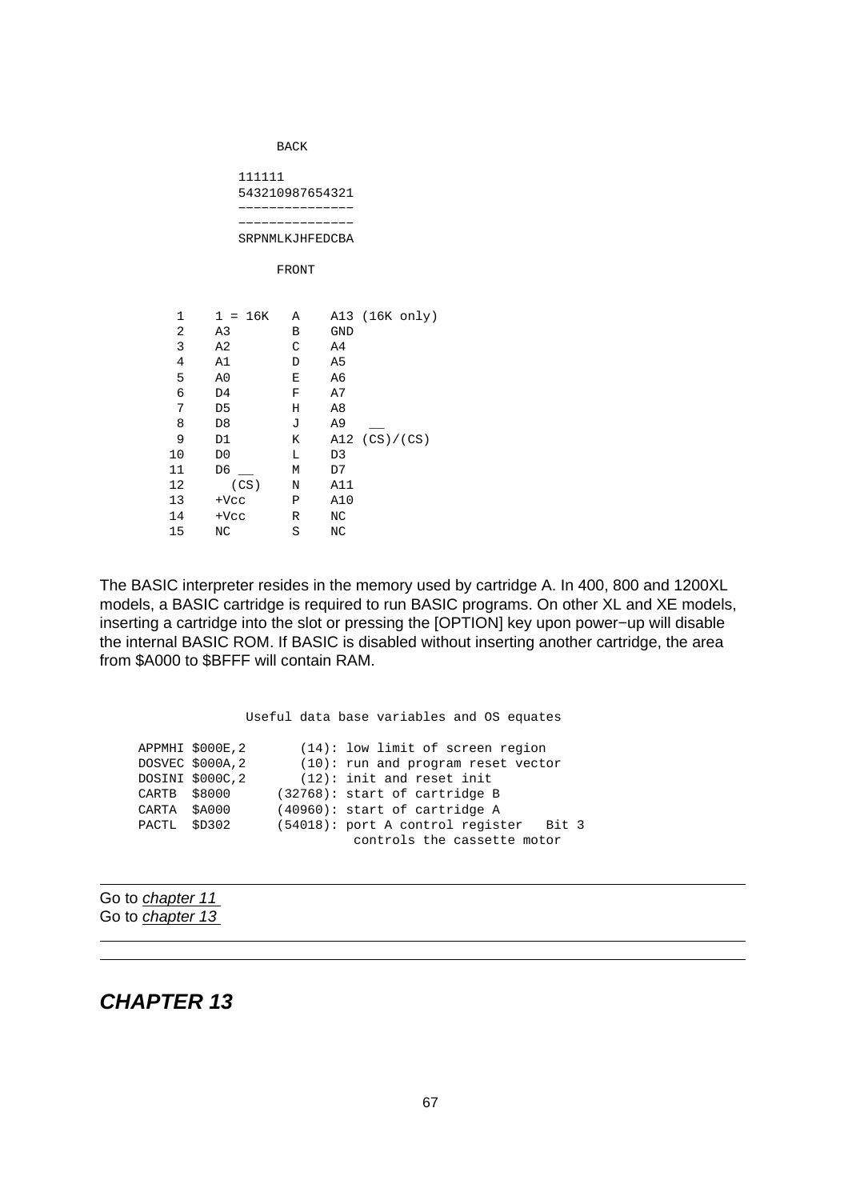```
                BACK

           111111
           543210987654321
           ---------------
           ---------------
           SRPNMLKJHFEDCBA

                FRONT


  1    1 = 16K   A    A13 (16K only)
  2    A3        B    GND
  3    A2        C    A4
  4    A1        D    A5
  5    A0        E    A6
  6    D4        F    A7
  7    D5        H    A8
  8    D8        J    A9   __
  9    D1        K    A12 (CS)/(CS)
 10    D0        L    D3
 11    D6 __     M    D7
 12      (CS)    N    A11
 13    +Vcc      P    A10
 14    +Vcc      R    NC
 15    NC        S    NC
```

The BASIC interpreter resides in the memory used by cartridge A. In 400, 800 and 1200XL models, a BASIC cartridge is required to run BASIC programs. On other XL and XE models, inserting a cartridge into the slot or pressing the [OPTION] key upon power−up will disable the internal BASIC ROM. If BASIC is disabled without inserting another cartridge, the area from $A000 to $BFFF will contain RAM.

```
              Useful data base variables and OS equates

APPMHI $000E,2       (14): low limit of screen region
DOSVEC $000A,2       (10): run and program reset vector
DOSINI $000C,2       (12): init and reset init
CARTB  $8000      (32768): start of cartridge B
CARTA  $A000      (40960): start of cartridge A
PACTL  $D302      (54018): port A control register   Bit 3
                             controls the cassette motor
```

---

Go to *chapter 11*
Go to *chapter 13*

---

---

## *CHAPTER 13*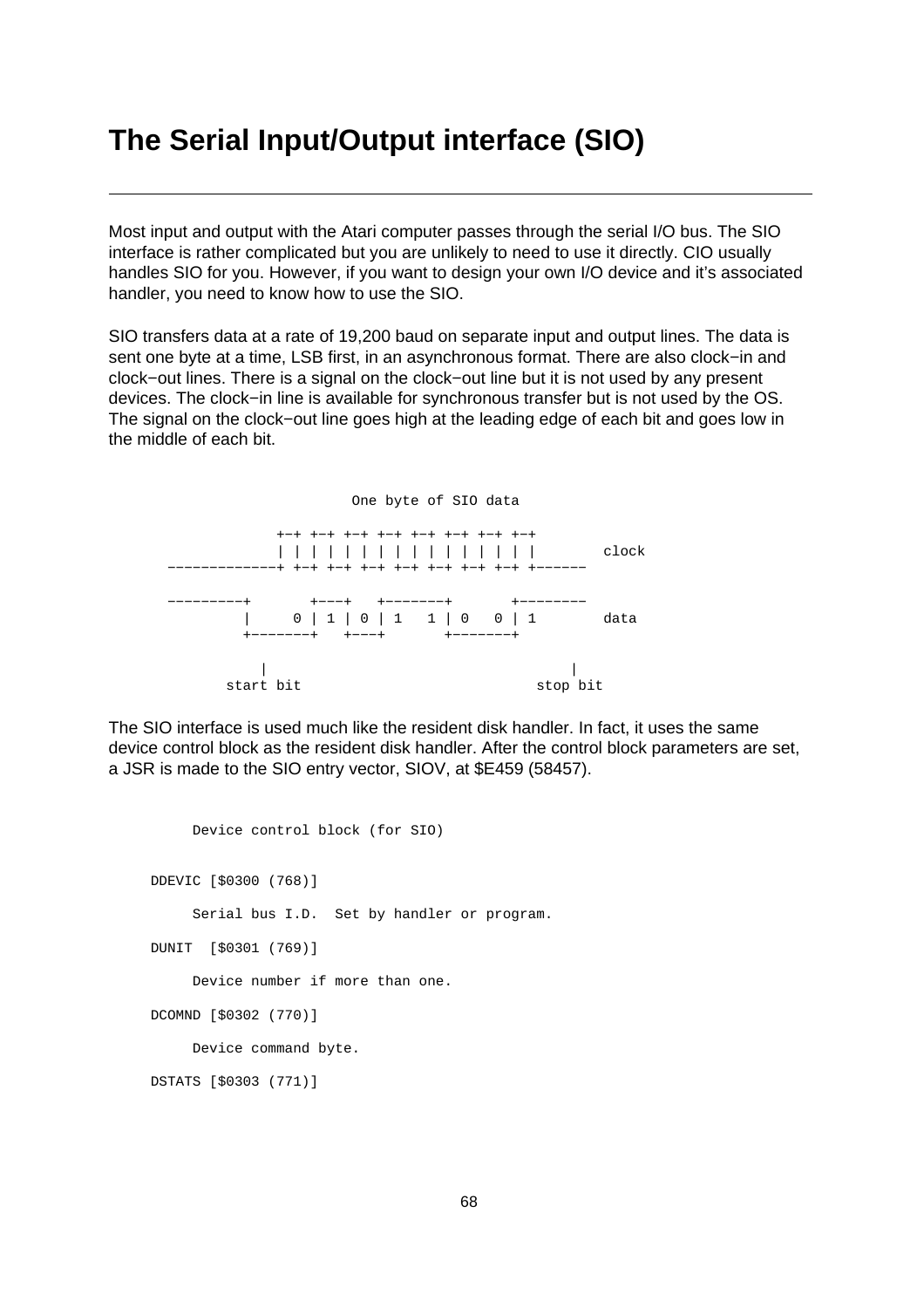# The Serial Input/Output interface (SIO)

---

Most input and output with the Atari computer passes through the serial I/O bus. The SIO interface is rather complicated but you are unlikely to need to use it directly. CIO usually handles SIO for you. However, if you want to design your own I/O device and it's associated handler, you need to know how to use the SIO.

SIO transfers data at a rate of 19,200 baud on separate input and output lines. The data is sent one byte at a time, LSB first, in an asynchronous format. There are also clock−in and clock−out lines. There is a signal on the clock−out line but it is not used by any present devices. The clock−in line is available for synchronous transfer but is not used by the OS. The signal on the clock−out line goes high at the leading edge of each bit and goes low in the middle of each bit.

```
                        One byte of SIO data

               +-+ +-+ +-+ +-+ +-+ +-+ +-+ +-+
               | | | | | | | | | | | | | | | |        clock
  -------------+ +-+ +-+ +-+ +-+ +-+ +-+ +-+ +------

  ---------+       +---+   +-------+       +--------
           |     0 | 1 | 0 | 1   1 | 0   0 | 1        data
           +-------+   +---+       +-------+

             |                                |
         start bit                         stop bit
```

The SIO interface is used much like the resident disk handler. In fact, it uses the same device control block as the resident disk handler. After the control block parameters are set, a JSR is made to the SIO entry vector, SIOV, at $E459 (58457).

```
       Device control block (for SIO)


  DDEVIC [$0300 (768)]

       Serial bus I.D.  Set by handler or program.

  DUNIT  [$0301 (769)]

       Device number if more than one.

  DCOMND [$0302 (770)]

       Device command byte.

  DSTATS [$0303 (771)]
```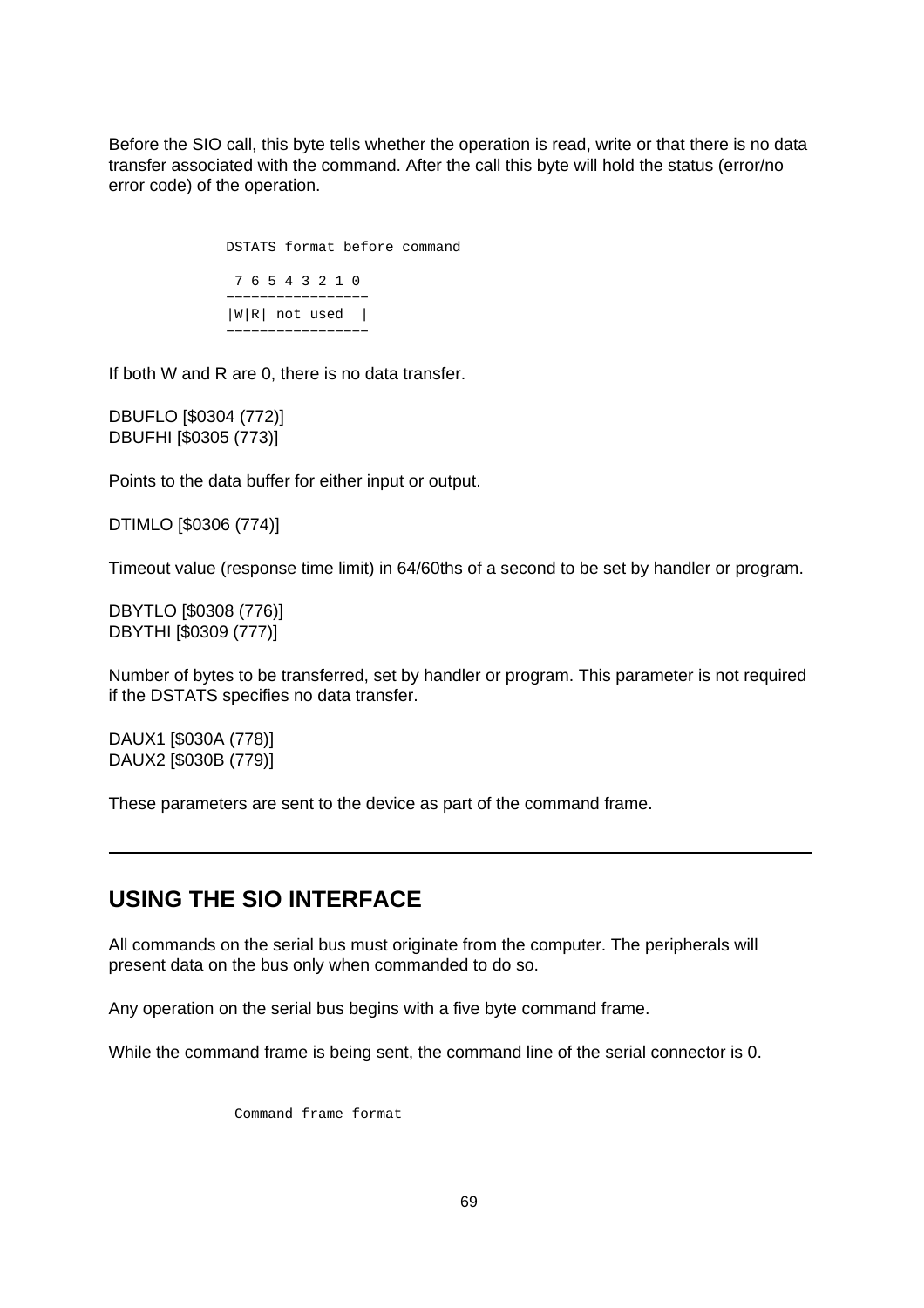Before the SIO call, this byte tells whether the operation is read, write or that there is no data transfer associated with the command. After the call this byte will hold the status (error/no error code) of the operation.

```
DSTATS format before command

 7 6 5 4 3 2 1 0
-----------------
|W|R| not used  |
-----------------
```

If both W and R are 0, there is no data transfer.

DBUFLO [$0304 (772)]
DBUFHI [$0305 (773)]

Points to the data buffer for either input or output.

DTIMLO [$0306 (774)]

Timeout value (response time limit) in 64/60ths of a second to be set by handler or program.

DBYTLO [$0308 (776)]
DBYTHI [$0309 (777)]

Number of bytes to be transferred, set by handler or program. This parameter is not required if the DSTATS specifies no data transfer.

DAUX1 [$030A (778)]
DAUX2 [$030B (779)]

These parameters are sent to the device as part of the command frame.

---

## USING THE SIO INTERFACE

All commands on the serial bus must originate from the computer. The peripherals will present data on the bus only when commanded to do so.

Any operation on the serial bus begins with a five byte command frame.

While the command frame is being sent, the command line of the serial connector is 0.

```
Command frame format
```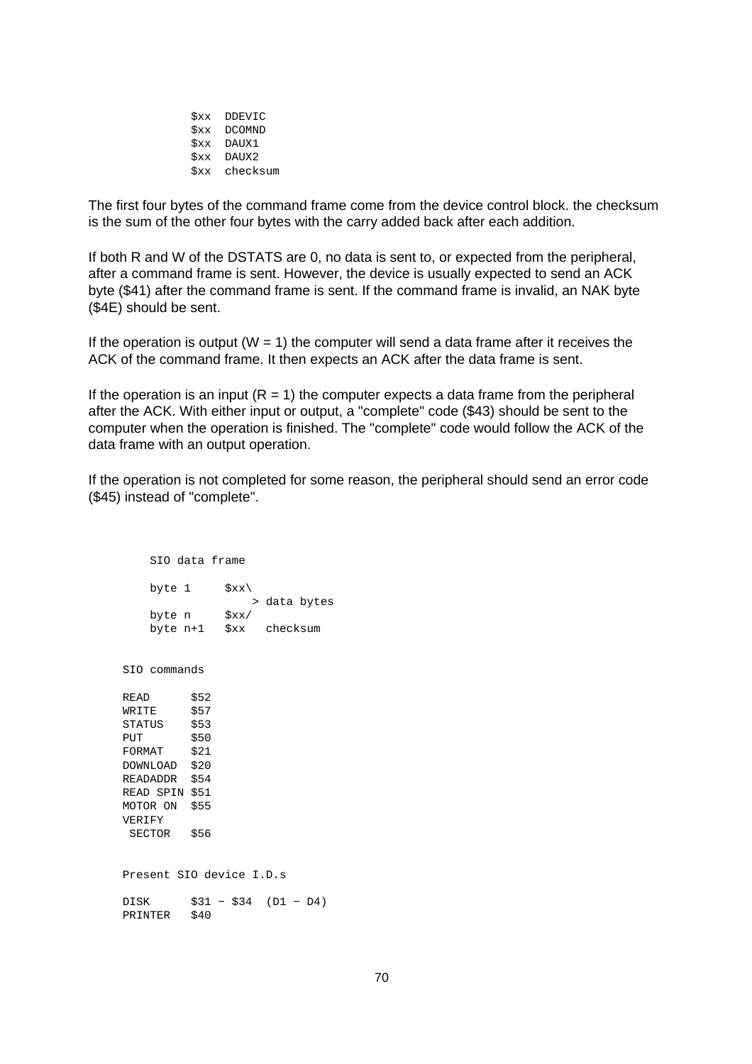```
$xx  DDEVIC
$xx  DCOMND
$xx  DAUX1
$xx  DAUX2
$xx  checksum
```

The first four bytes of the command frame come from the device control block. the checksum is the sum of the other four bytes with the carry added back after each addition.

If both R and W of the DSTATS are 0, no data is sent to, or expected from the peripheral, after a command frame is sent. However, the device is usually expected to send an ACK byte ($41) after the command frame is sent. If the command frame is invalid, an NAK byte ($4E) should be sent.

If the operation is output (W = 1) the computer will send a data frame after it receives the ACK of the command frame. It then expects an ACK after the data frame is sent.

If the operation is an input (R = 1) the computer expects a data frame from the peripheral after the ACK. With either input or output, a "complete" code ($43) should be sent to the computer when the operation is finished. The "complete" code would follow the ACK of the data frame with an output operation.

If the operation is not completed for some reason, the peripheral should send an error code ($45) instead of "complete".

```
    SIO data frame

    byte 1     $xx\
                   > data bytes
    byte n     $xx/
    byte n+1   $xx   checksum


SIO commands

READ      $52
WRITE     $57
STATUS    $53
PUT       $50
FORMAT    $21
DOWNLOAD  $20
READADDR  $54
READ SPIN $51
MOTOR ON  $55
VERIFY
 SECTOR   $56


Present SIO device I.D.s

DISK      $31 - $34  (D1 - D4)
PRINTER   $40
```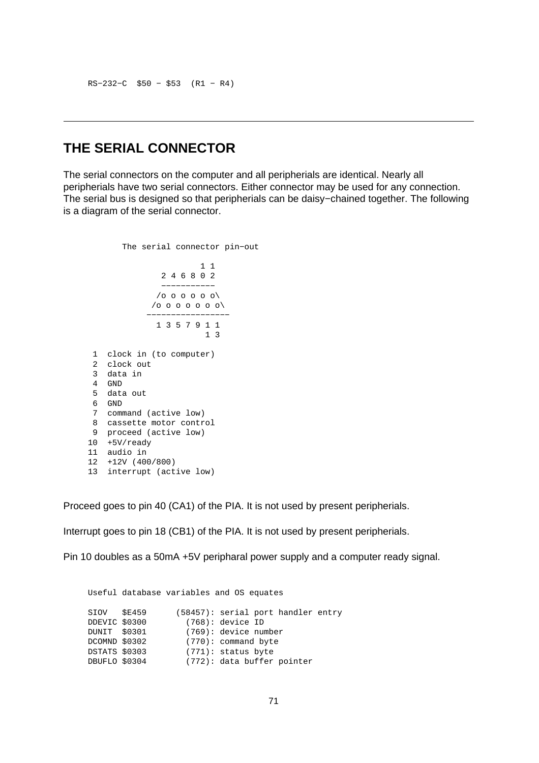```
RS−232−C  $50 − $53  (R1 − R4)
```

---

## THE SERIAL CONNECTOR

The serial connectors on the computer and all peripherials are identical. Nearly all peripherials have two serial connectors. Either connector may be used for any connection. The serial bus is designed so that peripherials can be daisy−chained together. The following is a diagram of the serial connector.

```
          The serial connector pin−out

                          1 1
                  2 4 6 8 0 2
                  −−−−−−−−−−−
                 /o o o o o o\
                /o o o o o o o\
               −−−−−−−−−−−−−−−−−
                 1 3 5 7 9 1 1
                           1 3

     1  clock in (to computer)
     2  clock out
     3  data in
     4  GND
     5  data out
     6  GND
     7  command (active low)
     8  cassette motor control
     9  proceed (active low)
    10  +5V/ready
    11  audio in
    12  +12V (400/800)
    13  interrupt (active low)
```

Proceed goes to pin 40 (CA1) of the PIA. It is not used by present peripherials.

Interrupt goes to pin 18 (CB1) of the PIA. It is not used by present peripherials.

Pin 10 doubles as a 50mA +5V peripharal power supply and a computer ready signal.

```
Useful database variables and OS equates

SIOV   $E459      (58457): serial port handler entry
DDEVIC $0300        (768): device ID
DUNIT  $0301        (769): device number
DCOMND $0302        (770): command byte
DSTATS $0303        (771): status byte
DBUFLO $0304        (772): data buffer pointer
```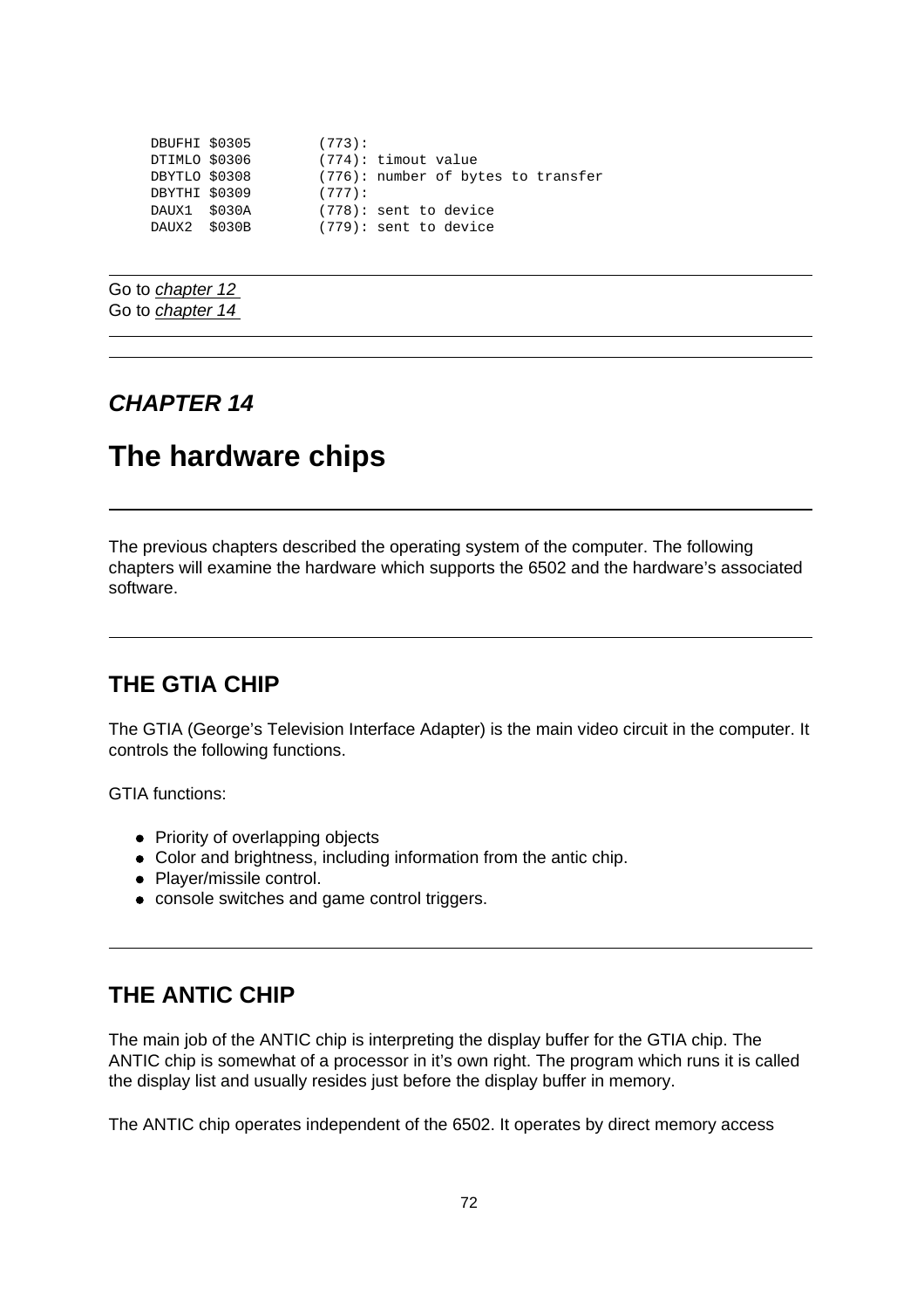```
DBUFHI $0305        (773):
DTIMLO $0306        (774): timout value
DBYTLO $0308        (776): number of bytes to transfer
DBYTHI $0309        (777):
DAUX1  $030A        (778): sent to device
DAUX2  $030B        (779): sent to device
```

---

Go to *chapter 12*
Go to *chapter 14*

---

---

### *CHAPTER 14*

# The hardware chips

---

The previous chapters described the operating system of the computer. The following chapters will examine the hardware which supports the 6502 and the hardware's associated software.

---

## THE GTIA CHIP

The GTIA (George's Television Interface Adapter) is the main video circuit in the computer. It controls the following functions.

GTIA functions:

- Priority of overlapping objects
- Color and brightness, including information from the antic chip.
- Player/missile control.
- console switches and game control triggers.

---

## THE ANTIC CHIP

The main job of the ANTIC chip is interpreting the display buffer for the GTIA chip. The ANTIC chip is somewhat of a processor in it's own right. The program which runs it is called the display list and usually resides just before the display buffer in memory.

The ANTIC chip operates independent of the 6502. It operates by direct memory access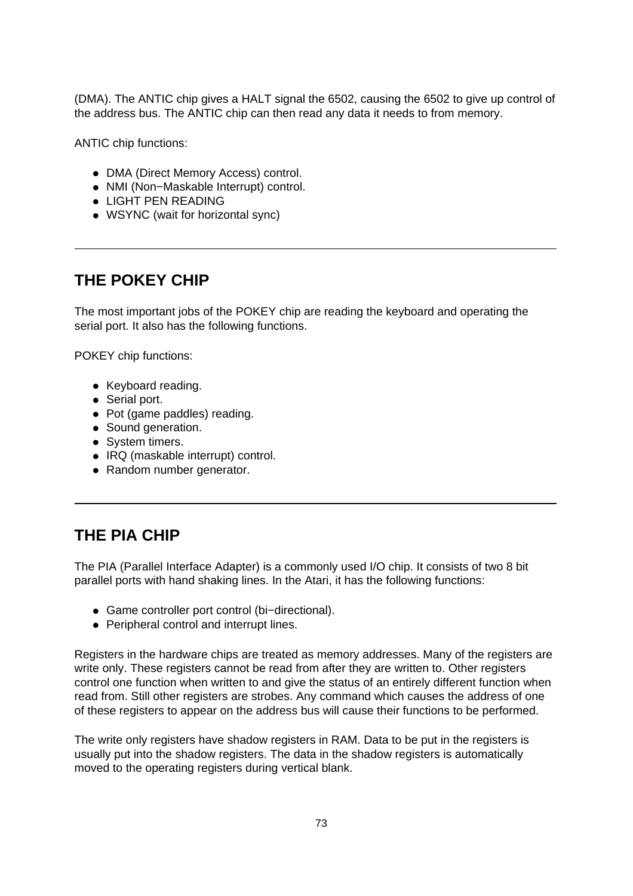(DMA). The ANTIC chip gives a HALT signal the 6502, causing the 6502 to give up control of the address bus. The ANTIC chip can then read any data it needs to from memory.

ANTIC chip functions:

- DMA (Direct Memory Access) control.
- NMI (Non−Maskable Interrupt) control.
- LIGHT PEN READING
- WSYNC (wait for horizontal sync)

---

## THE POKEY CHIP

The most important jobs of the POKEY chip are reading the keyboard and operating the serial port. It also has the following functions.

POKEY chip functions:

- Keyboard reading.
- Serial port.
- Pot (game paddles) reading.
- Sound generation.
- System timers.
- IRQ (maskable interrupt) control.
- Random number generator.

---

## THE PIA CHIP

The PIA (Parallel Interface Adapter) is a commonly used I/O chip. It consists of two 8 bit parallel ports with hand shaking lines. In the Atari, it has the following functions:

- Game controller port control (bi−directional).
- Peripheral control and interrupt lines.

Registers in the hardware chips are treated as memory addresses. Many of the registers are write only. These registers cannot be read from after they are written to. Other registers control one function when written to and give the status of an entirely different function when read from. Still other registers are strobes. Any command which causes the address of one of these registers to appear on the address bus will cause their functions to be performed.

The write only registers have shadow registers in RAM. Data to be put in the registers is usually put into the shadow registers. The data in the shadow registers is automatically moved to the operating registers during vertical blank.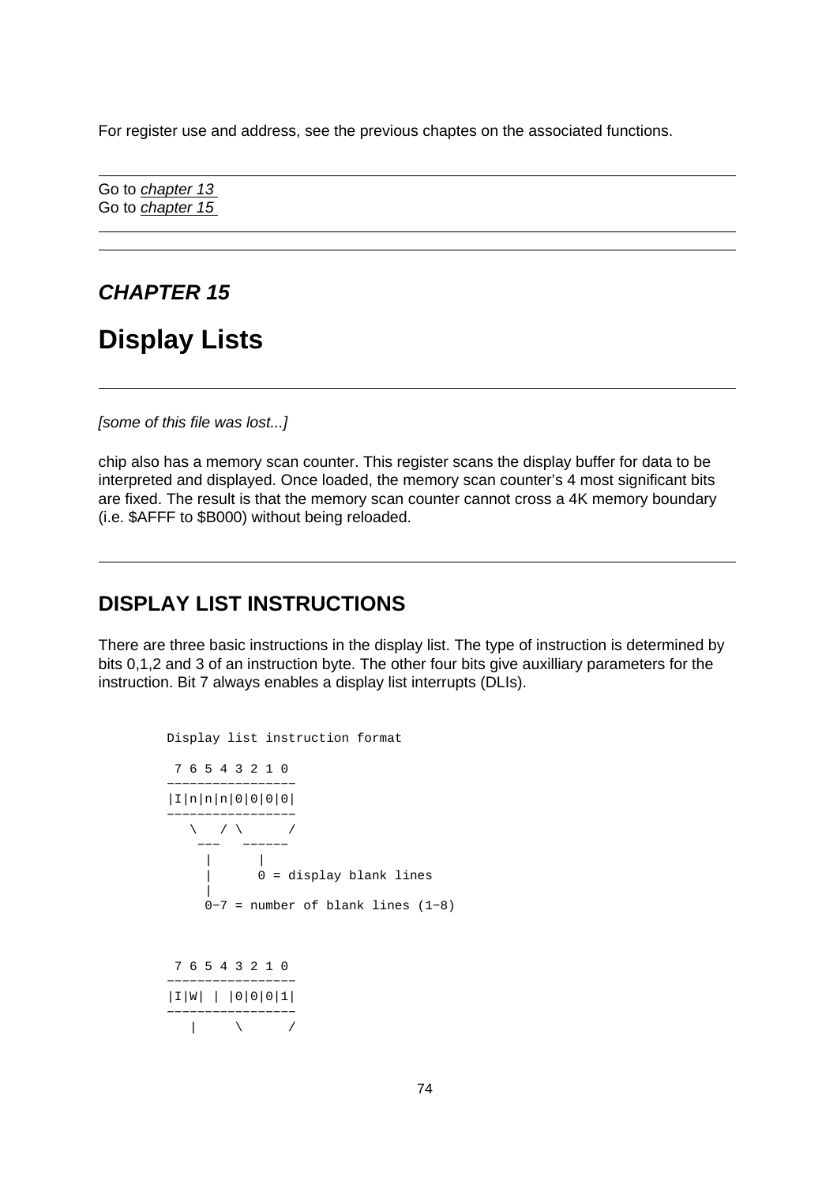For register use and address, see the previous chaptes on the associated functions.

---

Go to *chapter 13*
Go to *chapter 15*

---

---

## *CHAPTER 15*

# Display Lists

---

*[some of this file was lost...]*

chip also has a memory scan counter. This register scans the display buffer for data to be interpreted and displayed. Once loaded, the memory scan counter's 4 most significant bits are fixed. The result is that the memory scan counter cannot cross a 4K memory boundary (i.e. $AFFF to $B000) without being reloaded.

---

## DISPLAY LIST INSTRUCTIONS

There are three basic instructions in the display list. The type of instruction is determined by bits 0,1,2 and 3 of an instruction byte. The other four bits give auxilliary parameters for the instruction. Bit 7 always enables a display list interrupts (DLIs).

```
Display list instruction format

 7 6 5 4 3 2 1 0
-----------------
|I|n|n|n|0|0|0|0|
-----------------
   \   / \      /
    ---   ------
     |      |
     |      0 = display blank lines
     |
     0-7 = number of blank lines (1-8)


 7 6 5 4 3 2 1 0
-----------------
|I|W| | |0|0|0|1|
-----------------
   |     \      /
```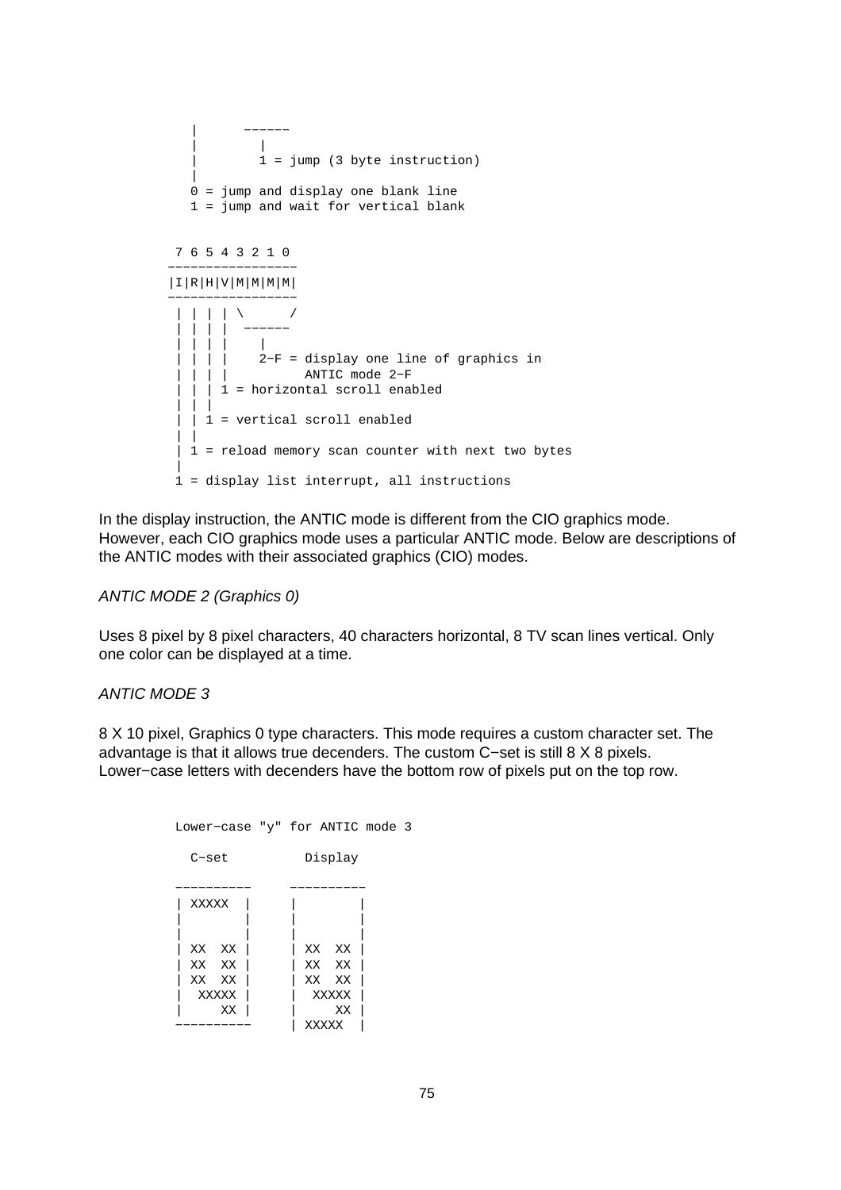```
   |      ------
   |        |
   |        1 = jump (3 byte instruction)
   |
   0 = jump and display one blank line
   1 = jump and wait for vertical blank
```

```
 7 6 5 4 3 2 1 0
-----------------
|I|R|H|V|M|M|M|M|
-----------------
 | | | | \      /
 | | | |  ------
 | | | |    |
 | | | |    2-F = display one line of graphics in
 | | | |          ANTIC mode 2-F
 | | | 1 = horizontal scroll enabled
 | | |
 | | 1 = vertical scroll enabled
 | |
 | 1 = reload memory scan counter with next two bytes
 |
 1 = display list interrupt, all instructions
```

In the display instruction, the ANTIC mode is different from the CIO graphics mode. However, each CIO graphics mode uses a particular ANTIC mode. Below are descriptions of the ANTIC modes with their associated graphics (CIO) modes.

*ANTIC MODE 2 (Graphics 0)*

Uses 8 pixel by 8 pixel characters, 40 characters horizontal, 8 TV scan lines vertical. Only one color can be displayed at a time.

*ANTIC MODE 3*

8 X 10 pixel, Graphics 0 type characters. This mode requires a custom character set. The advantage is that it allows true decenders. The custom C-set is still 8 X 8 pixels. Lower-case letters with decenders have the bottom row of pixels put on the top row.

```
 Lower-case "y" for ANTIC mode 3

   C-set          Display

 ----------     ----------
 | XXXXX  |     |        |
 |        |     |        |
 |        |     |        |
 | XX  XX |     | XX  XX |
 | XX  XX |     | XX  XX |
 | XX  XX |     | XX  XX |
 |  XXXXX |     |  XXXXX |
 |     XX |     |     XX |
 ----------     | XXXXX  |
```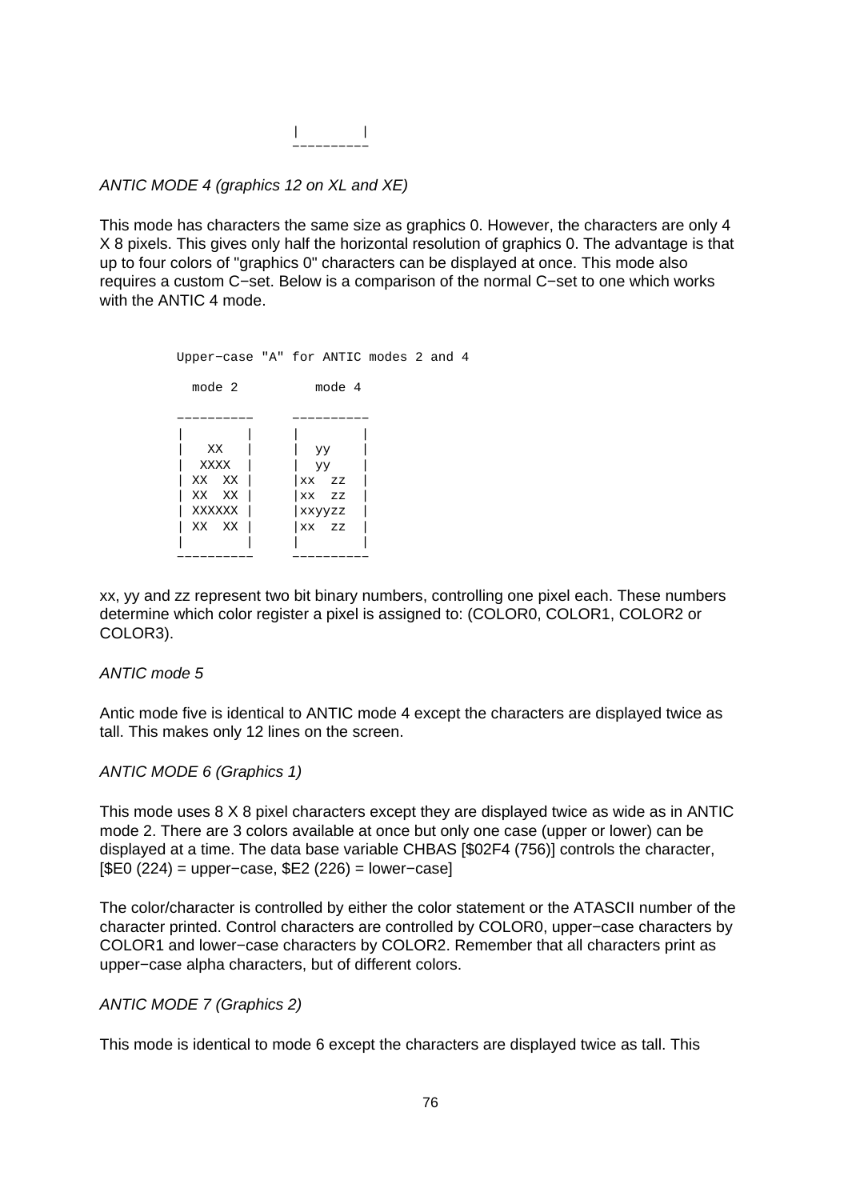```
                      |         |
                      ----------
```

*ANTIC MODE 4 (graphics 12 on XL and XE)*

This mode has characters the same size as graphics 0. However, the characters are only 4 X 8 pixels. This gives only half the horizontal resolution of graphics 0. The advantage is that up to four colors of "graphics 0" characters can be displayed at once. This mode also requires a custom C−set. Below is a comparison of the normal C−set to one which works with the ANTIC 4 mode.

```
Upper−case "A" for ANTIC modes 2 and 4

  mode 2          mode 4

----------      ----------
|        |      |        |
|   XX   |      |  yy    |
|  XXXX  |      |  yy    |
| XX  XX |      |xx  zz  |
| XX  XX |      |xx  zz  |
| XXXXXX |      |xxyyzz  |
| XX  XX |      |xx  zz  |
|        |      |        |
----------      ----------
```

xx, yy and zz represent two bit binary numbers, controlling one pixel each. These numbers determine which color register a pixel is assigned to: (COLOR0, COLOR1, COLOR2 or COLOR3).

*ANTIC mode 5*

Antic mode five is identical to ANTIC mode 4 except the characters are displayed twice as tall. This makes only 12 lines on the screen.

*ANTIC MODE 6 (Graphics 1)*

This mode uses 8 X 8 pixel characters except they are displayed twice as wide as in ANTIC mode 2. There are 3 colors available at once but only one case (upper or lower) can be displayed at a time. The data base variable CHBAS [$02F4 (756)] controls the character, [$E0 (224) = upper−case, $E2 (226) = lower−case]

The color/character is controlled by either the color statement or the ATASCII number of the character printed. Control characters are controlled by COLOR0, upper−case characters by COLOR1 and lower−case characters by COLOR2. Remember that all characters print as upper−case alpha characters, but of different colors.

*ANTIC MODE 7 (Graphics 2)*

This mode is identical to mode 6 except the characters are displayed twice as tall. This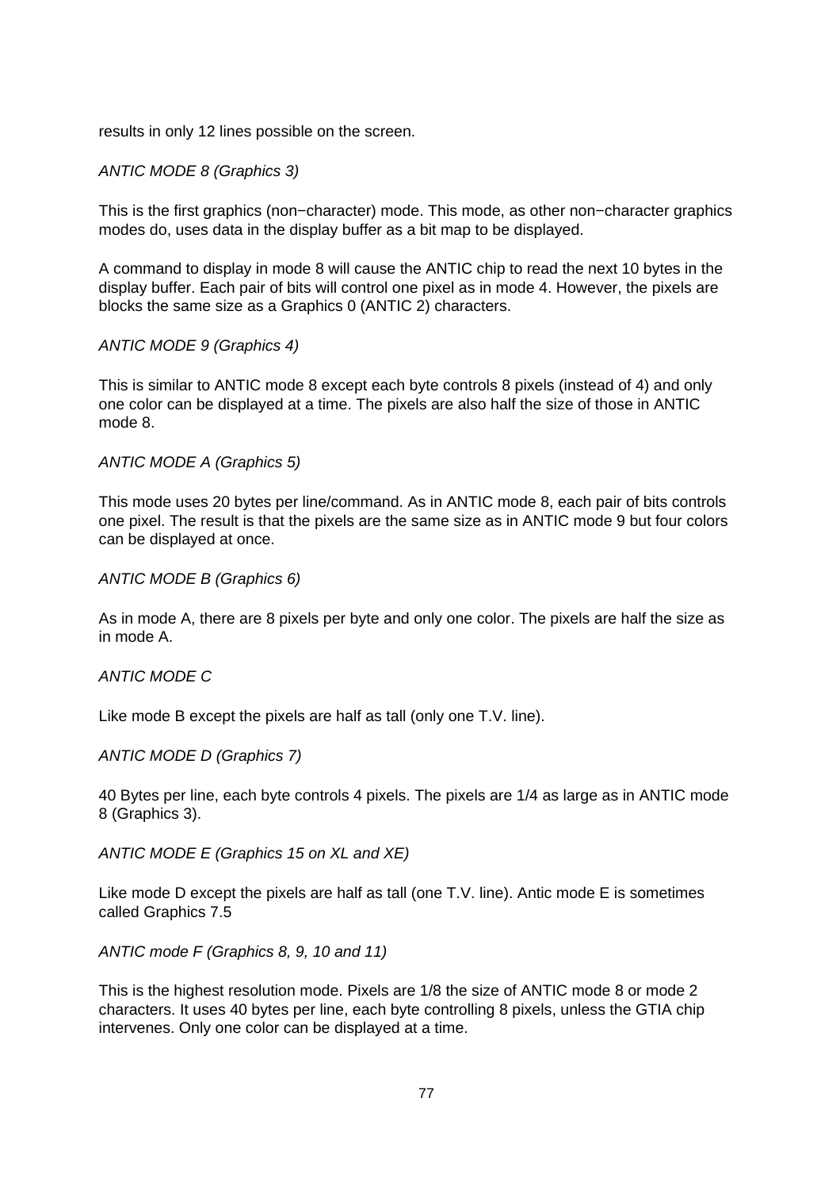results in only 12 lines possible on the screen.

*ANTIC MODE 8 (Graphics 3)*

This is the first graphics (non−character) mode. This mode, as other non−character graphics modes do, uses data in the display buffer as a bit map to be displayed.

A command to display in mode 8 will cause the ANTIC chip to read the next 10 bytes in the display buffer. Each pair of bits will control one pixel as in mode 4. However, the pixels are blocks the same size as a Graphics 0 (ANTIC 2) characters.

*ANTIC MODE 9 (Graphics 4)*

This is similar to ANTIC mode 8 except each byte controls 8 pixels (instead of 4) and only one color can be displayed at a time. The pixels are also half the size of those in ANTIC mode 8.

*ANTIC MODE A (Graphics 5)*

This mode uses 20 bytes per line/command. As in ANTIC mode 8, each pair of bits controls one pixel. The result is that the pixels are the same size as in ANTIC mode 9 but four colors can be displayed at once.

*ANTIC MODE B (Graphics 6)*

As in mode A, there are 8 pixels per byte and only one color. The pixels are half the size as in mode A.

*ANTIC MODE C*

Like mode B except the pixels are half as tall (only one T.V. line).

*ANTIC MODE D (Graphics 7)*

40 Bytes per line, each byte controls 4 pixels. The pixels are 1/4 as large as in ANTIC mode 8 (Graphics 3).

*ANTIC MODE E (Graphics 15 on XL and XE)*

Like mode D except the pixels are half as tall (one T.V. line). Antic mode E is sometimes called Graphics 7.5

*ANTIC mode F (Graphics 8, 9, 10 and 11)*

This is the highest resolution mode. Pixels are 1/8 the size of ANTIC mode 8 or mode 2 characters. It uses 40 bytes per line, each byte controlling 8 pixels, unless the GTIA chip intervenes. Only one color can be displayed at a time.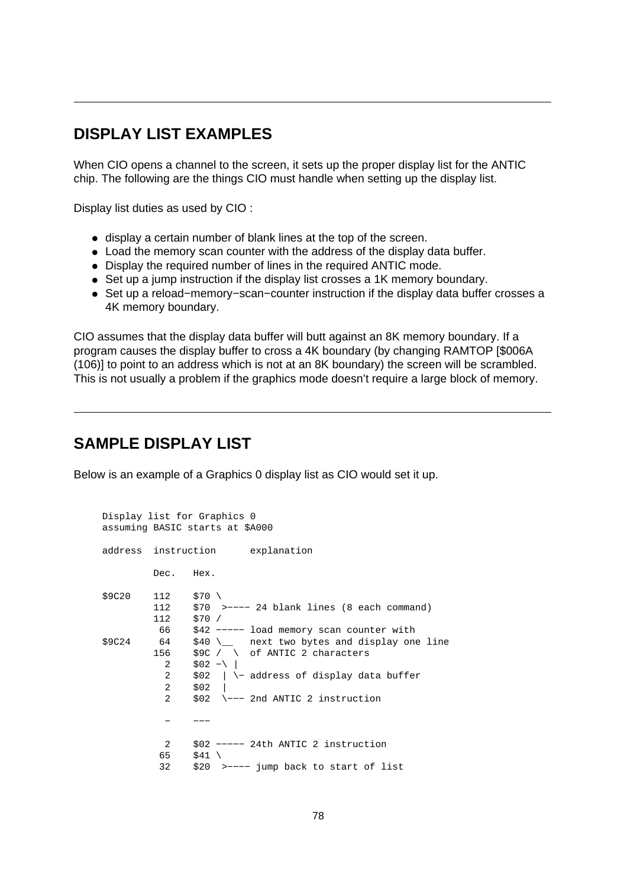## DISPLAY LIST EXAMPLES

When CIO opens a channel to the screen, it sets up the proper display list for the ANTIC chip. The following are the things CIO must handle when setting up the display list.

Display list duties as used by CIO :

- display a certain number of blank lines at the top of the screen.
- Load the memory scan counter with the address of the display data buffer.
- Display the required number of lines in the required ANTIC mode.
- Set up a jump instruction if the display list crosses a 1K memory boundary.
- Set up a reload−memory−scan−counter instruction if the display data buffer crosses a 4K memory boundary.

CIO assumes that the display data buffer will butt against an 8K memory boundary. If a program causes the display buffer to cross a 4K boundary (by changing RAMTOP [$006A (106)] to point to an address which is not at an 8K boundary) the screen will be scrambled. This is not usually a problem if the graphics mode doesn't require a large block of memory.

## SAMPLE DISPLAY LIST

Below is an example of a Graphics 0 display list as CIO would set it up.

```
Display list for Graphics 0
assuming BASIC starts at $A000

address  instruction      explanation

         Dec.   Hex.

$9C20    112    $70 \
         112    $70  >−−−− 24 blank lines (8 each command)
         112    $70 /
          66    $42 −−−−− load memory scan counter with
$9C24     64    $40 \__   next two bytes and display one line
         156    $9C /  \  of ANTIC 2 characters
           2    $02 −\ |
           2    $02  | \− address of display data buffer
           2    $02  |
           2    $02  \−−− 2nd ANTIC 2 instruction

           −    −−−

           2    $02 −−−−− 24th ANTIC 2 instruction
          65    $41 \
          32    $20  >−−−− jump back to start of list
```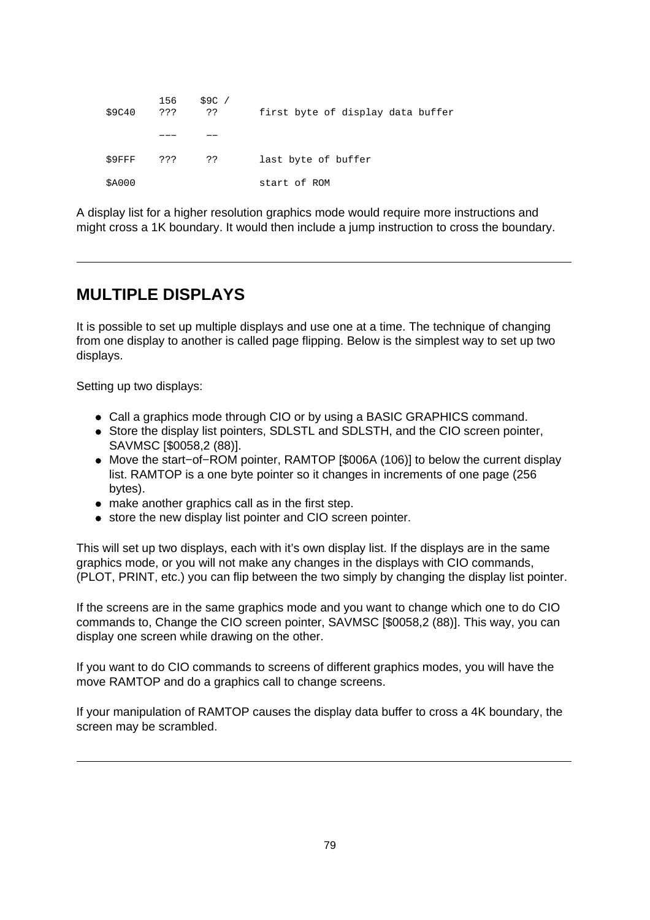```
         156    $9C /
$9C40    ???     ??       first byte of display data buffer

         ———     ——

$9FFF    ???     ??       last byte of buffer

$A000                     start of ROM
```

A display list for a higher resolution graphics mode would require more instructions and might cross a 1K boundary. It would then include a jump instruction to cross the boundary.

---

## MULTIPLE DISPLAYS

It is possible to set up multiple displays and use one at a time. The technique of changing from one display to another is called page flipping. Below is the simplest way to set up two displays.

Setting up two displays:

- Call a graphics mode through CIO or by using a BASIC GRAPHICS command.
- Store the display list pointers, SDLSTL and SDLSTH, and the CIO screen pointer, SAVMSC [$0058,2 (88)].
- Move the start−of−ROM pointer, RAMTOP [$006A (106)] to below the current display list. RAMTOP is a one byte pointer so it changes in increments of one page (256 bytes).
- make another graphics call as in the first step.
- store the new display list pointer and CIO screen pointer.

This will set up two displays, each with it's own display list. If the displays are in the same graphics mode, or you will not make any changes in the displays with CIO commands, (PLOT, PRINT, etc.) you can flip between the two simply by changing the display list pointer.

If the screens are in the same graphics mode and you want to change which one to do CIO commands to, Change the CIO screen pointer, SAVMSC [$0058,2 (88)]. This way, you can display one screen while drawing on the other.

If you want to do CIO commands to screens of different graphics modes, you will have the move RAMTOP and do a graphics call to change screens.

If your manipulation of RAMTOP causes the display data buffer to cross a 4K boundary, the screen may be scrambled.

---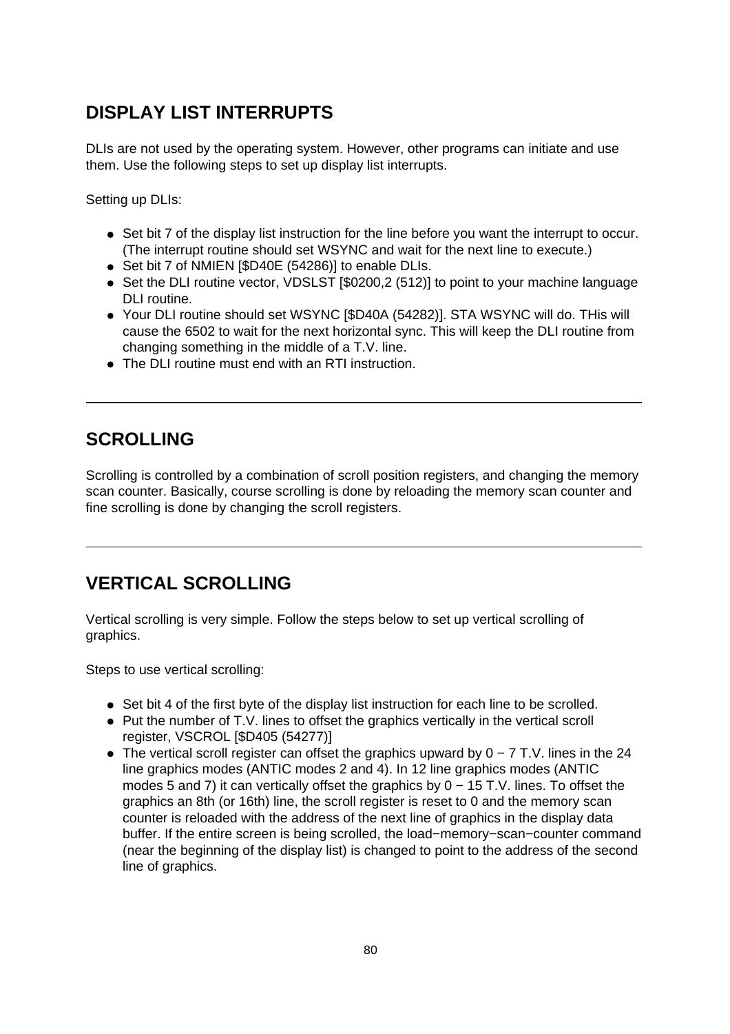## DISPLAY LIST INTERRUPTS

DLIs are not used by the operating system. However, other programs can initiate and use them. Use the following steps to set up display list interrupts.

Setting up DLIs:

- Set bit 7 of the display list instruction for the line before you want the interrupt to occur. (The interrupt routine should set WSYNC and wait for the next line to execute.)
- Set bit 7 of NMIEN [$D40E (54286)] to enable DLIs.
- Set the DLI routine vector, VDSLST [$0200,2 (512)] to point to your machine language DLI routine.
- Your DLI routine should set WSYNC [$D40A (54282)]. STA WSYNC will do. THis will cause the 6502 to wait for the next horizontal sync. This will keep the DLI routine from changing something in the middle of a T.V. line.
- The DLI routine must end with an RTI instruction.

---

## SCROLLING

Scrolling is controlled by a combination of scroll position registers, and changing the memory scan counter. Basically, course scrolling is done by reloading the memory scan counter and fine scrolling is done by changing the scroll registers.

---

## VERTICAL SCROLLING

Vertical scrolling is very simple. Follow the steps below to set up vertical scrolling of graphics.

Steps to use vertical scrolling:

- Set bit 4 of the first byte of the display list instruction for each line to be scrolled.
- Put the number of T.V. lines to offset the graphics vertically in the vertical scroll register, VSCROL [$D405 (54277)]
- The vertical scroll register can offset the graphics upward by 0 − 7 T.V. lines in the 24 line graphics modes (ANTIC modes 2 and 4). In 12 line graphics modes (ANTIC modes 5 and 7) it can vertically offset the graphics by 0 − 15 T.V. lines. To offset the graphics an 8th (or 16th) line, the scroll register is reset to 0 and the memory scan counter is reloaded with the address of the next line of graphics in the display data buffer. If the entire screen is being scrolled, the load−memory−scan−counter command (near the beginning of the display list) is changed to point to the address of the second line of graphics.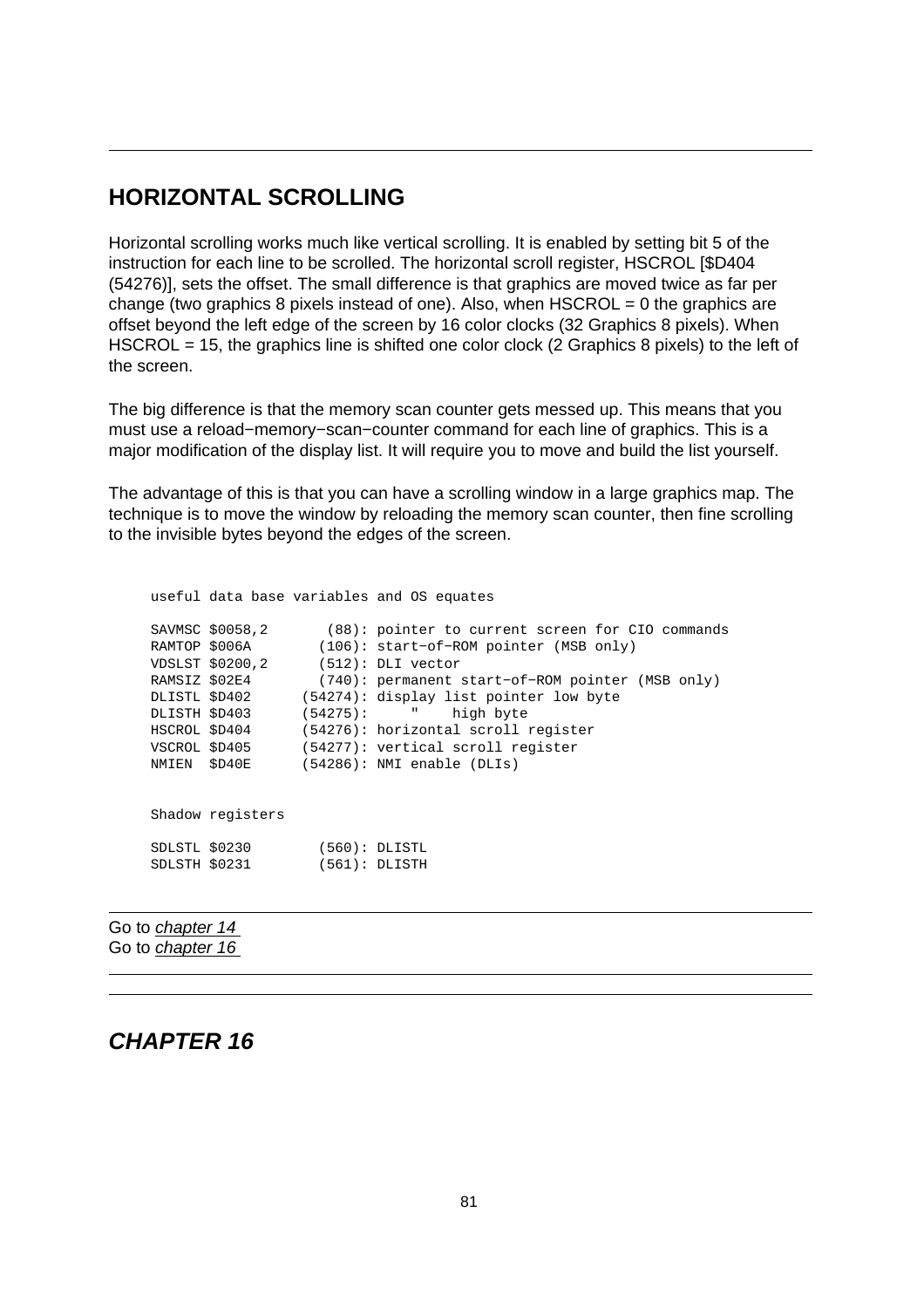## HORIZONTAL SCROLLING

Horizontal scrolling works much like vertical scrolling. It is enabled by setting bit 5 of the instruction for each line to be scrolled. The horizontal scroll register, HSCROL [$D404 (54276)], sets the offset. The small difference is that graphics are moved twice as far per change (two graphics 8 pixels instead of one). Also, when HSCROL = 0 the graphics are offset beyond the left edge of the screen by 16 color clocks (32 Graphics 8 pixels). When HSCROL = 15, the graphics line is shifted one color clock (2 Graphics 8 pixels) to the left of the screen.

The big difference is that the memory scan counter gets messed up. This means that you must use a reload−memory−scan−counter command for each line of graphics. This is a major modification of the display list. It will require you to move and build the list yourself.

The advantage of this is that you can have a scrolling window in a large graphics map. The technique is to move the window by reloading the memory scan counter, then fine scrolling to the invisible bytes beyond the edges of the screen.

```
useful data base variables and OS equates

SAVMSC $0058,2       (88): pointer to current screen for CIO commands
RAMTOP $006A        (106): start−of−ROM pointer (MSB only)
VDSLST $0200,2      (512): DLI vector
RAMSIZ $02E4        (740): permanent start−of−ROM pointer (MSB only)
DLISTL $D402      (54274): display list pointer low byte
DLISTH $D403      (54275):     "    high byte
HSCROL $D404      (54276): horizontal scroll register
VSCROL $D405      (54277): vertical scroll register
NMIEN  $D40E      (54286): NMI enable (DLIs)


Shadow registers

SDLSTL $0230        (560): DLISTL
SDLSTH $0231        (561): DLISTH
```

Go to *chapter 14*
Go to *chapter 16*

## *CHAPTER 16*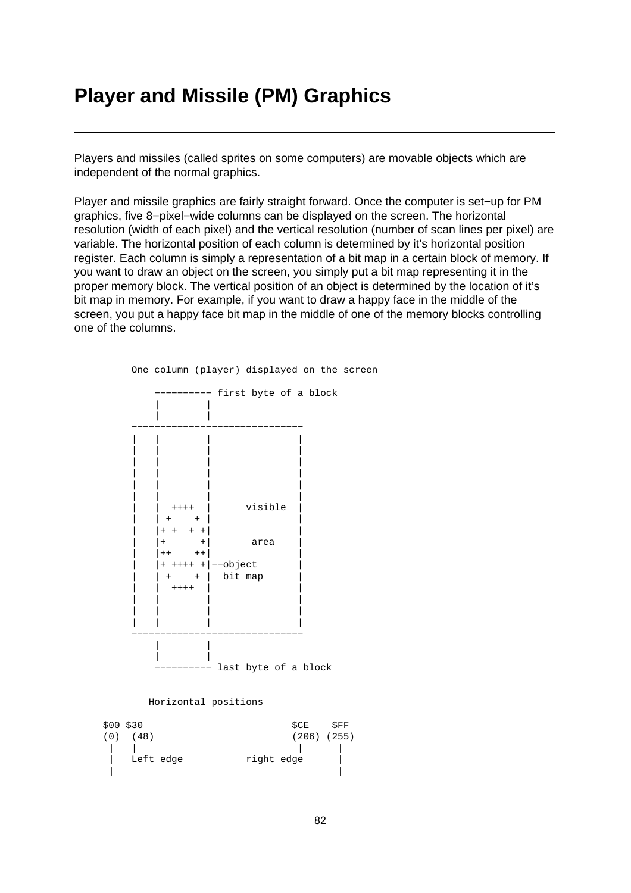# Player and Missile (PM) Graphics

---

Players and missiles (called sprites on some computers) are movable objects which are independent of the normal graphics.

Player and missile graphics are fairly straight forward. Once the computer is set−up for PM graphics, five 8−pixel−wide columns can be displayed on the screen. The horizontal resolution (width of each pixel) and the vertical resolution (number of scan lines per pixel) are variable. The horizontal position of each column is determined by it's horizontal position register. Each column is simply a representation of a bit map in a certain block of memory. If you want to draw an object on the screen, you simply put a bit map representing it in the proper memory block. The vertical position of an object is determined by the location of it's bit map in memory. For example, if you want to draw a happy face in the middle of the screen, you put a happy face bit map in the middle of one of the memory blocks controlling one of the columns.

```
        One column (player) displayed on the screen

            −−−−−−−−−− first byte of a block
            |        |
            |        |
        −−−−−−−−−−−−−−−−−−−−−−−−−−−−−
        |   |        |              |
        |   |        |              |
        |   |        |              |
        |   |        |              |
        |   |        |              |
        |   |        |              |
        |   |  ++++  |      visible |
        |   | +    + |              |
        |   |+ +  + +|              |
        |   |+      +|       area   |
        |   |++    ++|              |
        |   |+ ++++ +|−−object      |
        |   | +    + |  bit map     |
        |   |  ++++  |              |
        |   |        |              |
        |   |        |              |
        |   |        |              |
        −−−−−−−−−−−−−−−−−−−−−−−−−−−−−
            |        |
            |        |
            −−−−−−−−−− last byte of a block


           Horizontal positions

     $00 $30                        $CE    $FF
     (0)  (48)                      (206) (255)
      |   |                          |      |
      |   Left edge           right edge    |
      |                                     |
```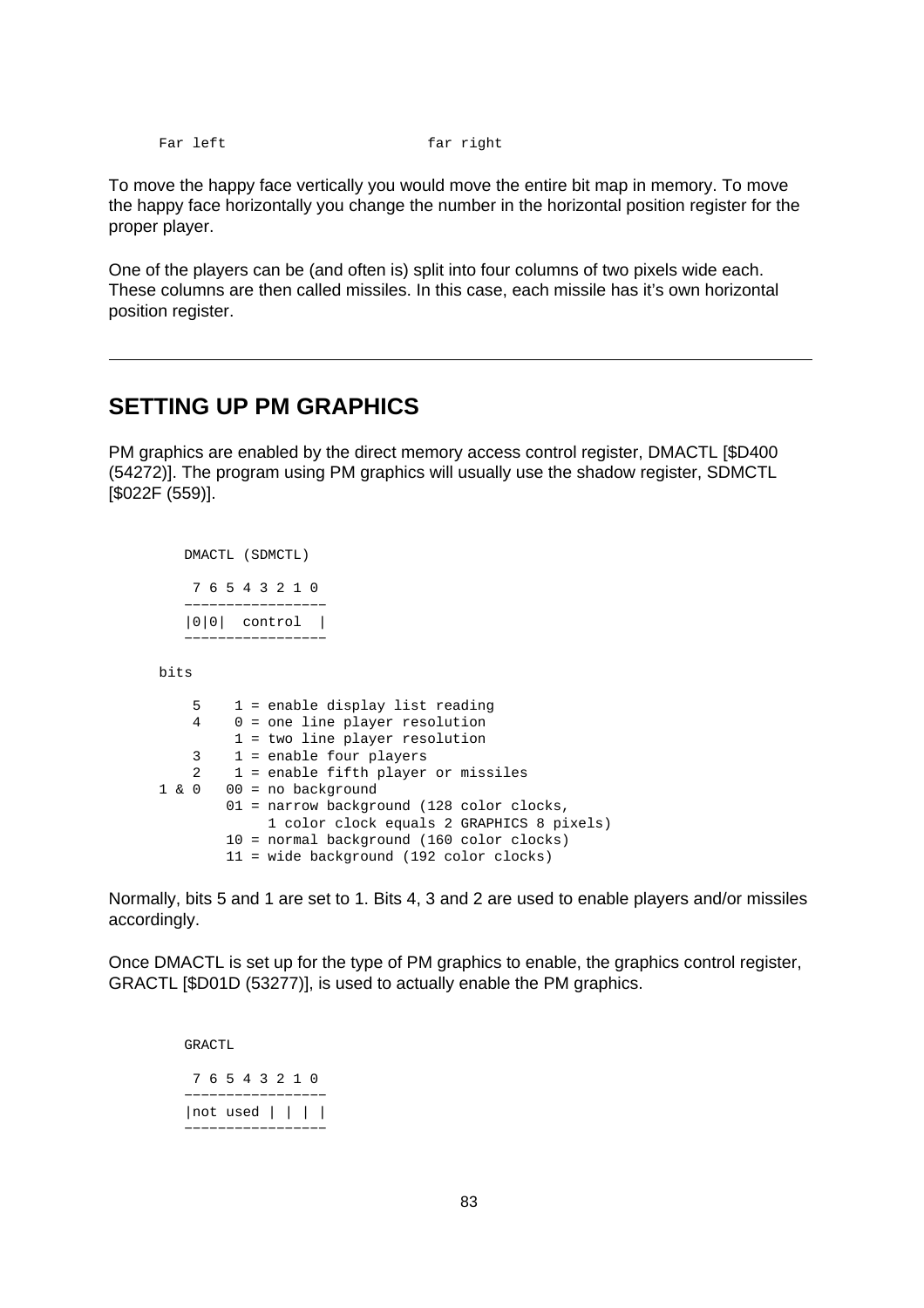```
Far left                        far right
```

To move the happy face vertically you would move the entire bit map in memory. To move the happy face horizontally you change the number in the horizontal position register for the proper player.

One of the players can be (and often is) split into four columns of two pixels wide each. These columns are then called missiles. In this case, each missile has it's own horizontal position register.

---

## SETTING UP PM GRAPHICS

PM graphics are enabled by the direct memory access control register, DMACTL [$D400 (54272)]. The program using PM graphics will usually use the shadow register, SDMCTL [$022F (559)].

```
    DMACTL (SDMCTL)

     7 6 5 4 3 2 1 0
    -----------------
    |0|0|  control  |
    -----------------

bits

     5    1 = enable display list reading
     4    0 = one line player resolution
          1 = two line player resolution
     3    1 = enable four players
     2    1 = enable fifth player or missiles
 1 & 0   00 = no background
         01 = narrow background (128 color clocks,
              1 color clock equals 2 GRAPHICS 8 pixels)
         10 = normal background (160 color clocks)
         11 = wide background (192 color clocks)
```

Normally, bits 5 and 1 are set to 1. Bits 4, 3 and 2 are used to enable players and/or missiles accordingly.

Once DMACTL is set up for the type of PM graphics to enable, the graphics control register, GRACTL [$D01D (53277)], is used to actually enable the PM graphics.

```
    GRACTL

     7 6 5 4 3 2 1 0
    -----------------
    |not used | | | |
    -----------------
```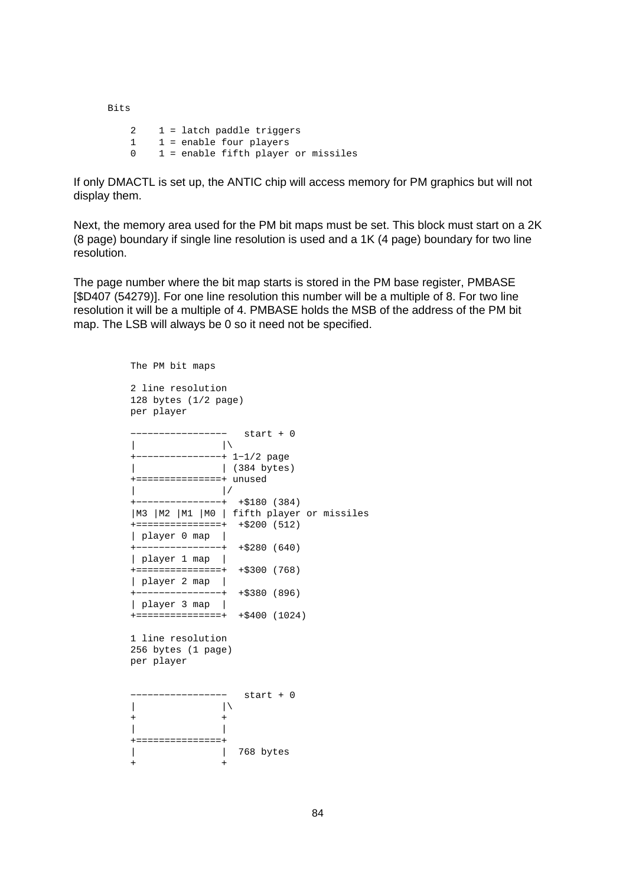```
Bits

    2    1 = latch paddle triggers
    1    1 = enable four players
    0    1 = enable fifth player or missiles
```

If only DMACTL is set up, the ANTIC chip will access memory for PM graphics but will not display them.

Next, the memory area used for the PM bit maps must be set. This block must start on a 2K (8 page) boundary if single line resolution is used and a 1K (4 page) boundary for two line resolution.

The page number where the bit map starts is stored in the PM base register, PMBASE [$D407 (54279)]. For one line resolution this number will be a multiple of 8. For two line resolution it will be a multiple of 4. PMBASE holds the MSB of the address of the PM bit map. The LSB will always be 0 so it need not be specified.

```
The PM bit maps

2 line resolution
128 bytes (1/2 page)
per player

-----------------   start + 0
|               |\
+---------------+ 1-1/2 page
|               | (384 bytes)
+===============+ unused
|               |/
+---------------+  +$180 (384)
|M3 |M2 |M1 |M0 | fifth player or missiles
+===============+  +$200 (512)
| player 0 map  |
+---------------+  +$280 (640)
| player 1 map  |
+===============+  +$300 (768)
| player 2 map  |
+---------------+  +$380 (896)
| player 3 map  |
+===============+  +$400 (1024)

1 line resolution
256 bytes (1 page)
per player


-----------------   start + 0
|               |\
+               +
|               |
+===============+
|               |  768 bytes
+               +
```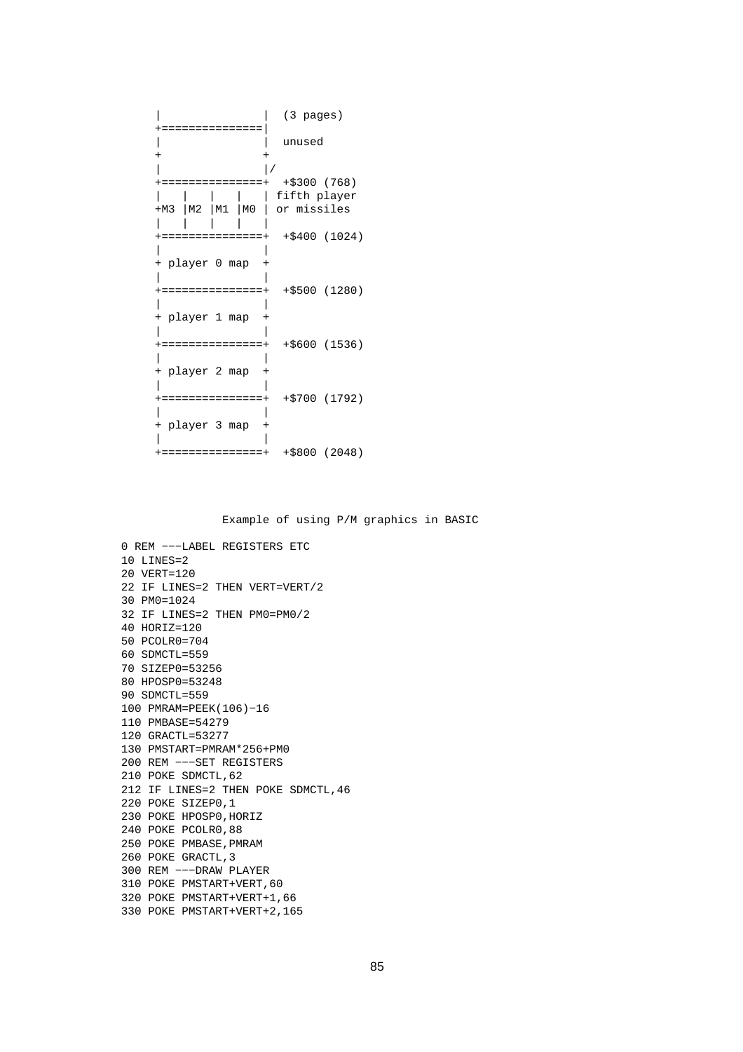```
     |               |  (3 pages)
     +===============|
     |               |  unused
     +               +
     |               |/
     +===============+  +$300 (768)
     |   |   |   |   | fifth player
     +M3 |M2 |M1 |M0 | or missiles
     |   |   |   |   |
     +===============+  +$400 (1024)
     |               |
     + player 0 map  +
     |               |
     +===============+  +$500 (1280)
     |               |
     + player 1 map  +
     |               |
     +===============+  +$600 (1536)
     |               |
     + player 2 map  +
     |               |
     +===============+  +$700 (1792)
     |               |
     + player 3 map  +
     |               |
     +===============+  +$800 (2048)
```

Example of using P/M graphics in BASIC

```
0 REM ---LABEL REGISTERS ETC
10 LINES=2
20 VERT=120
22 IF LINES=2 THEN VERT=VERT/2
30 PM0=1024
32 IF LINES=2 THEN PM0=PM0/2
40 HORIZ=120
50 PCOLR0=704
60 SDMCTL=559
70 SIZEP0=53256
80 HPOSP0=53248
90 SDMCTL=559
100 PMRAM=PEEK(106)-16
110 PMBASE=54279
120 GRACTL=53277
130 PMSTART=PMRAM*256+PM0
200 REM ---SET REGISTERS
210 POKE SDMCTL,62
212 IF LINES=2 THEN POKE SDMCTL,46
220 POKE SIZEP0,1
230 POKE HPOSP0,HORIZ
240 POKE PCOLR0,88
250 POKE PMBASE,PMRAM
260 POKE GRACTL,3
300 REM ---DRAW PLAYER
310 POKE PMSTART+VERT,60
320 POKE PMSTART+VERT+1,66
330 POKE PMSTART+VERT+2,165
```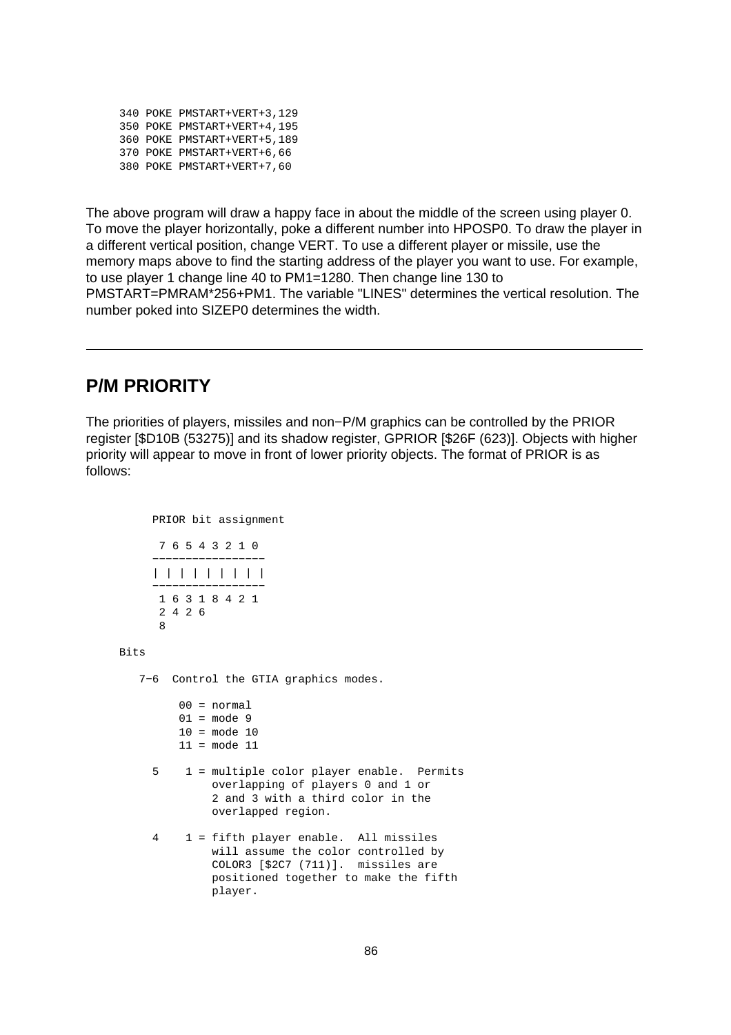```
340 POKE PMSTART+VERT+3,129
350 POKE PMSTART+VERT+4,195
360 POKE PMSTART+VERT+5,189
370 POKE PMSTART+VERT+6,66
380 POKE PMSTART+VERT+7,60
```

The above program will draw a happy face in about the middle of the screen using player 0. To move the player horizontally, poke a different number into HPOSP0. To draw the player in a different vertical position, change VERT. To use a different player or missile, use the memory maps above to find the starting address of the player you want to use. For example, to use player 1 change line 40 to PM1=1280. Then change line 130 to PMSTART=PMRAM*256+PM1. The variable "LINES" determines the vertical resolution. The number poked into SIZEP0 determines the width.

---

## P/M PRIORITY

The priorities of players, missiles and non−P/M graphics can be controlled by the PRIOR register [$D10B (53275)] and its shadow register, GPRIOR [$26F (623)]. Objects with higher priority will appear to move in front of lower priority objects. The format of PRIOR is as follows:

```
     PRIOR bit assignment

      7 6 5 4 3 2 1 0
     −−−−−−−−−−−−−−−−−
     | | | | | | | | |
     −−−−−−−−−−−−−−−−−
      1 6 3 1 8 4 2 1
      2 4 2 6
      8

Bits

   7−6  Control the GTIA graphics modes.

         00 = normal
         01 = mode 9
         10 = mode 10
         11 = mode 11

     5    1 = multiple color player enable.  Permits
              overlapping of players 0 and 1 or
              2 and 3 with a third color in the
              overlapped region.

     4    1 = fifth player enable.  All missiles
              will assume the color controlled by
              COLOR3 [$2C7 (711)].  missiles are
              positioned together to make the fifth
              player.
```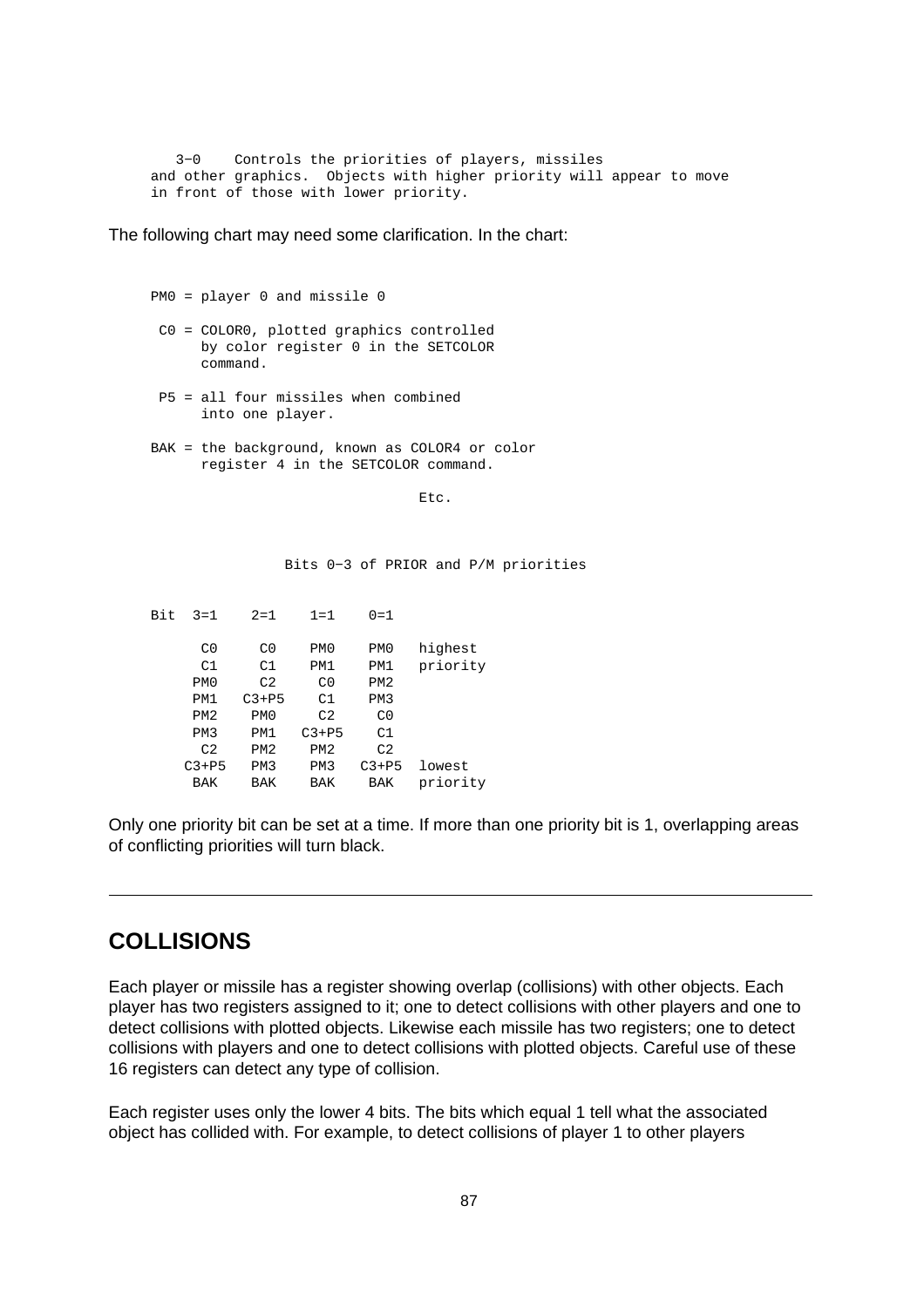```
   3−0    Controls the priorities of players, missiles
and other graphics.  Objects with higher priority will appear to move
in front of those with lower priority.
```

The following chart may need some clarification. In the chart:

```
PM0 = player 0 and missile 0

 C0 = COLOR0, plotted graphics controlled
      by color register 0 in the SETCOLOR
      command.

 P5 = all four missiles when combined
      into one player.

BAK = the background, known as COLOR4 or color
      register 4 in the SETCOLOR command.

                              Etc.
```

```
                Bits 0−3 of PRIOR and P/M priorities


Bit  3=1    2=1    1=1    0=1

      C0     C0    PM0    PM0   highest
      C1     C1    PM1    PM1   priority
     PM0     C2     C0    PM2
     PM1   C3+P5    C1    PM3
     PM2    PM0     C2     C0
     PM3    PM1   C3+P5    C1
      C2    PM2    PM2     C2
    C3+P5   PM3    PM3   C3+P5  lowest
     BAK    BAK    BAK    BAK   priority
```

Only one priority bit can be set at a time. If more than one priority bit is 1, overlapping areas of conflicting priorities will turn black.

---

## COLLISIONS

Each player or missile has a register showing overlap (collisions) with other objects. Each player has two registers assigned to it; one to detect collisions with other players and one to detect collisions with plotted objects. Likewise each missile has two registers; one to detect collisions with players and one to detect collisions with plotted objects. Careful use of these 16 registers can detect any type of collision.

Each register uses only the lower 4 bits. The bits which equal 1 tell what the associated object has collided with. For example, to detect collisions of player 1 to other players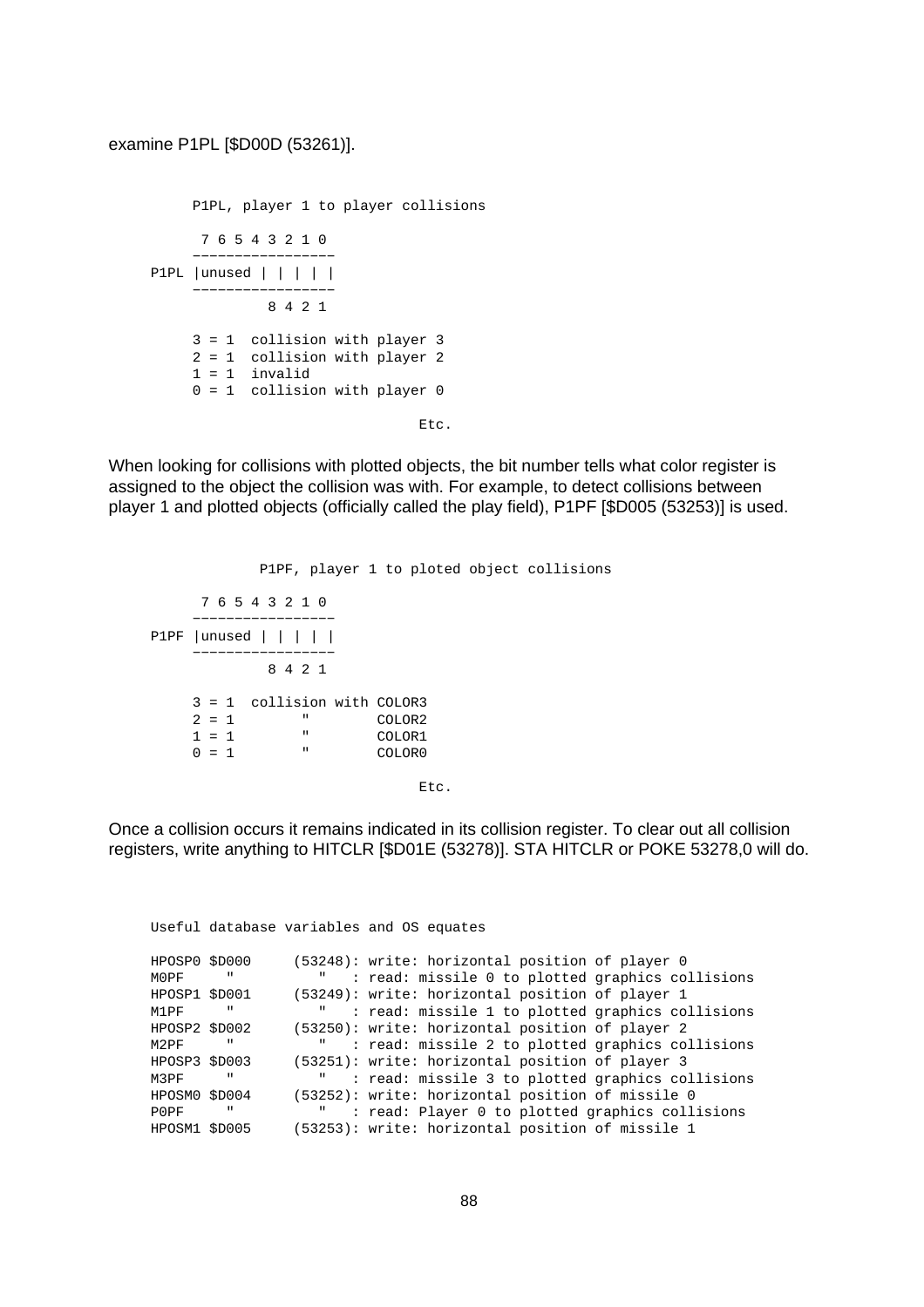examine P1PL [$D00D (53261)].

```
        P1PL, player 1 to player collisions

         7 6 5 4 3 2 1 0
        -----------------
   P1PL |unused | | | | |
        -----------------
                 8 4 2 1

        3 = 1  collision with player 3
        2 = 1  collision with player 2
        1 = 1  invalid
        0 = 1  collision with player 0

                                  Etc.
```

When looking for collisions with plotted objects, the bit number tells what color register is assigned to the object the collision was with. For example, to detect collisions between player 1 and plotted objects (officially called the play field), P1PF [$D005 (53253)] is used.

```
              P1PF, player 1 to ploted object collisions

         7 6 5 4 3 2 1 0
        -----------------
   P1PF |unused | | | | |
        -----------------
                 8 4 2 1

        3 = 1  collision with COLOR3
        2 = 1        "        COLOR2
        1 = 1        "        COLOR1
        0 = 1        "        COLOR0

                                  Etc.
```

Once a collision occurs it remains indicated in its collision register. To clear out all collision registers, write anything to HITCLR [$D01E (53278)]. STA HITCLR or POKE 53278,0 will do.

```
   Useful database variables and OS equates

   HPOSP0 $D000     (53248): write: horizontal position of player 0
   M0PF     "          "   : read: missile 0 to plotted graphics collisions
   HPOSP1 $D001     (53249): write: horizontal position of player 1
   M1PF     "          "   : read: missile 1 to plotted graphics collisions
   HPOSP2 $D002     (53250): write: horizontal position of player 2
   M2PF     "          "   : read: missile 2 to plotted graphics collisions
   HPOSP3 $D003     (53251): write: horizontal position of player 3
   M3PF     "          "   : read: missile 3 to plotted graphics collisions
   HPOSM0 $D004     (53252): write: horizontal position of missile 0
   P0PF     "          "   : read: Player 0 to plotted graphics collisions
   HPOSM1 $D005     (53253): write: horizontal position of missile 1
```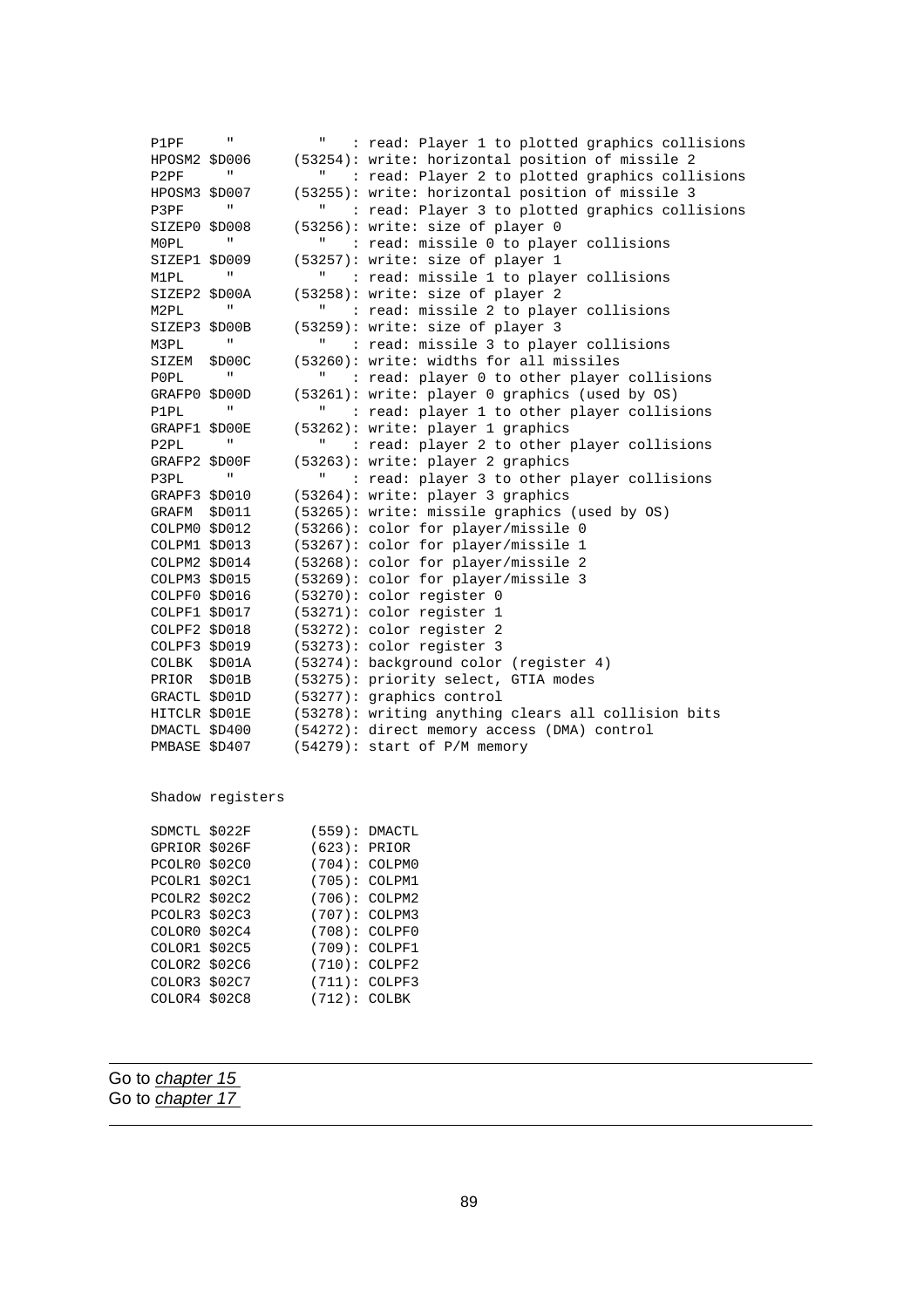```
P1PF      "          "   : read: Player 1 to plotted graphics collisions
HPOSM2 $D006      (53254): write: horizontal position of missile 2
P2PF      "          "   : read: Player 2 to plotted graphics collisions
HPOSM3 $D007      (53255): write: horizontal position of missile 3
P3PF      "          "   : read: Player 3 to plotted graphics collisions
SIZEP0 $D008      (53256): write: size of player 0
M0PL      "          "   : read: missile 0 to player collisions
SIZEP1 $D009      (53257): write: size of player 1
M1PL      "          "   : read: missile 1 to player collisions
SIZEP2 $D00A      (53258): write: size of player 2
M2PL      "          "   : read: missile 2 to player collisions
SIZEP3 $D00B      (53259): write: size of player 3
M3PL      "          "   : read: missile 3 to player collisions
SIZEM  $D00C      (53260): write: widths for all missiles
P0PL      "          "   : read: player 0 to other player collisions
GRAFP0 $D00D      (53261): write: player 0 graphics (used by OS)
P1PL      "          "   : read: player 1 to other player collisions
GRAPF1 $D00E      (53262): write: player 1 graphics
P2PL      "          "   : read: player 2 to other player collisions
GRAPF2 $D00F      (53263): write: player 2 graphics
P3PL      "          "   : read: player 3 to other player collisions
GRAPF3 $D010      (53264): write: player 3 graphics
GRAFM  $D011      (53265): write: missile graphics (used by OS)
COLPM0 $D012      (53266): color for player/missile 0
COLPM1 $D013      (53267): color for player/missile 1
COLPM2 $D014      (53268): color for player/missile 2
COLPM3 $D015      (53269): color for player/missile 3
COLPF0 $D016      (53270): color register 0
COLPF1 $D017      (53271): color register 1
COLPF2 $D018      (53272): color register 2
COLPF3 $D019      (53273): color register 3
COLBK  $D01A      (53274): background color (register 4)
PRIOR  $D01B      (53275): priority select, GTIA modes
GRACTL $D01D      (53277): graphics control
HITCLR $D01E      (53278): writing anything clears all collision bits
DMACTL $D400      (54272): direct memory access (DMA) control
PMBASE $D407      (54279): start of P/M memory


Shadow registers

SDMCTL $022F       (559): DMACTL
GPRIOR $026F       (623): PRIOR
PCOLR0 $02C0       (704): COLPM0
PCOLR1 $02C1       (705): COLPM1
PCOLR2 $02C2       (706): COLPM2
PCOLR3 $02C3       (707): COLPM3
COLOR0 $02C4       (708): COLPF0
COLOR1 $02C5       (709): COLPF1
COLOR2 $02C6       (710): COLPF2
COLOR3 $02C7       (711): COLPF3
COLOR4 $02C8       (712): COLBK
```

---

Go to *chapter 15*
Go to *chapter 17*

---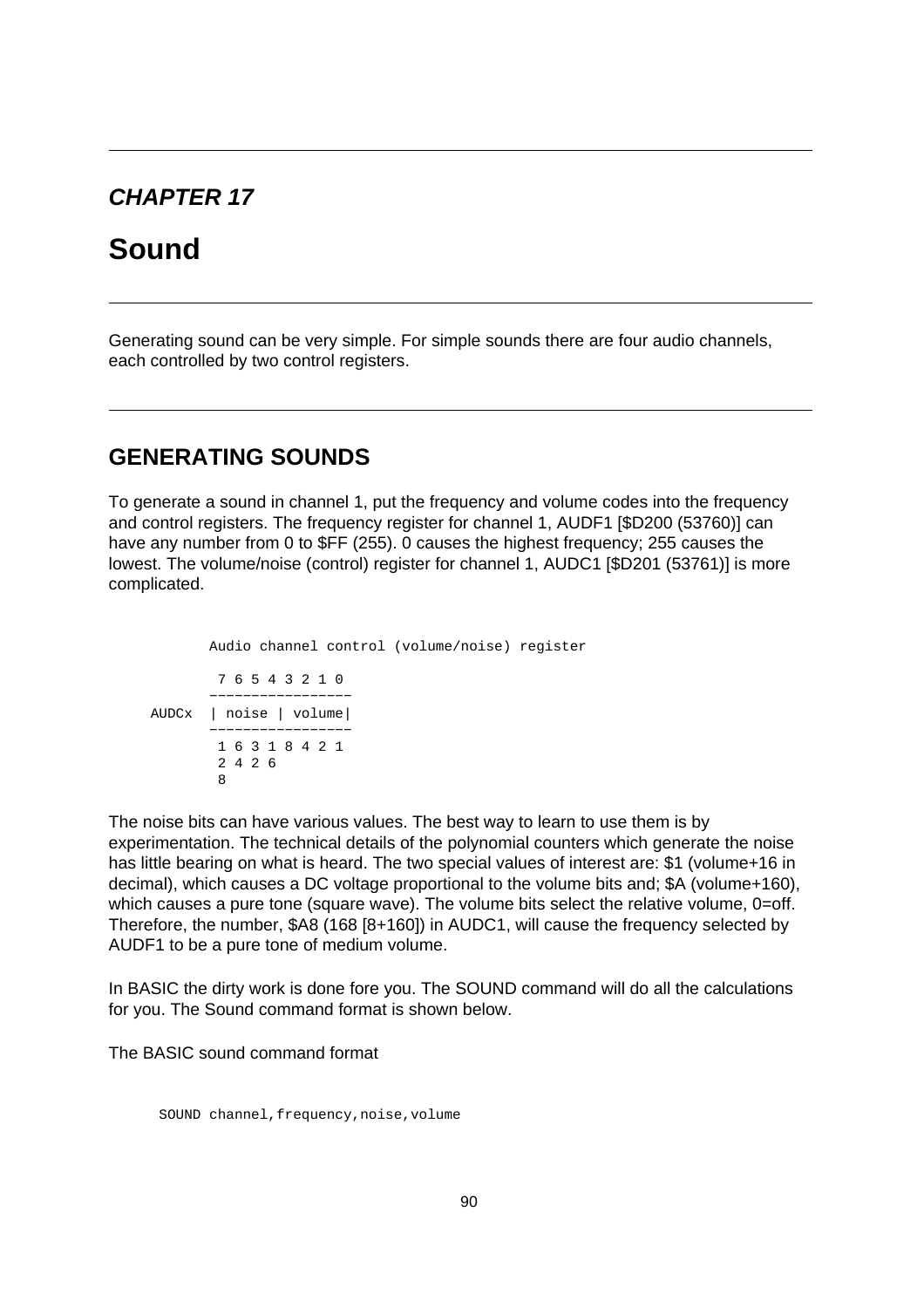*CHAPTER 17*

# Sound

Generating sound can be very simple. For simple sounds there are four audio channels, each controlled by two control registers.

## GENERATING SOUNDS

To generate a sound in channel 1, put the frequency and volume codes into the frequency and control registers. The frequency register for channel 1, AUDF1 [$D200 (53760)] can have any number from 0 to $FF (255). 0 causes the highest frequency; 255 causes the lowest. The volume/noise (control) register for channel 1, AUDC1 [$D201 (53761)] is more complicated.

```
        Audio channel control (volume/noise) register

         7 6 5 4 3 2 1 0
        ----------------
AUDCx   | noise | volume|
        ----------------
         1 6 3 1 8 4 2 1
         2 4 2 6
         8
```

The noise bits can have various values. The best way to learn to use them is by experimentation. The technical details of the polynomial counters which generate the noise has little bearing on what is heard. The two special values of interest are: $1 (volume+16 in decimal), which causes a DC voltage proportional to the volume bits and; $A (volume+160), which causes a pure tone (square wave). The volume bits select the relative volume, 0=off. Therefore, the number, $A8 (168 [8+160]) in AUDC1, will cause the frequency selected by AUDF1 to be a pure tone of medium volume.

In BASIC the dirty work is done fore you. The SOUND command will do all the calculations for you. The Sound command format is shown below.

The BASIC sound command format

```
SOUND channel,frequency,noise,volume
```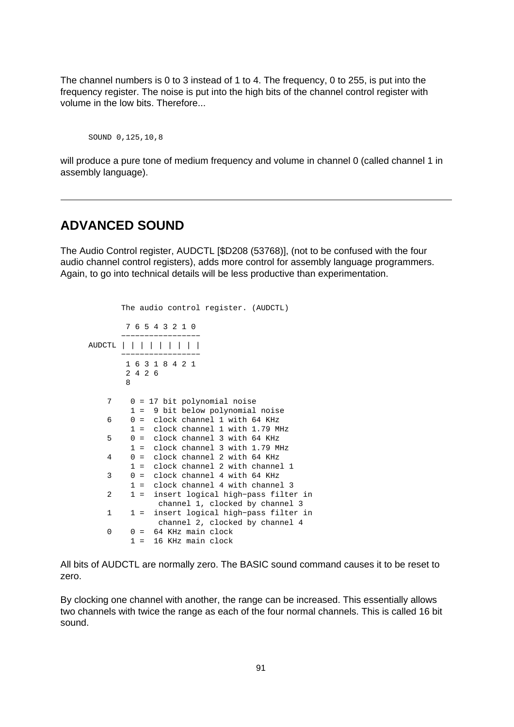The channel numbers is 0 to 3 instead of 1 to 4. The frequency, 0 to 255, is put into the frequency register. The noise is put into the high bits of the channel control register with volume in the low bits. Therefore...

```
SOUND 0,125,10,8
```

will produce a pure tone of medium frequency and volume in channel 0 (called channel 1 in assembly language).

---

## ADVANCED SOUND

The Audio Control register, AUDCTL [$D208 (53768)], (not to be confused with the four audio channel control registers), adds more control for assembly language programmers. Again, to go into technical details will be less productive than experimentation.

```
            The audio control register. (AUDCTL)

             7 6 5 4 3 2 1 0
            -----------------
     AUDCTL | | | | | | | | |
            -----------------
             1 6 3 1 8 4 2 1
             2 4 2 6
             8

         7    0 = 17 bit polynomial noise
              1 =  9 bit below polynomial noise
         6    0 =  clock channel 1 with 64 KHz
              1 =  clock channel 1 with 1.79 MHz
         5    0 =  clock channel 3 with 64 KHz
              1 =  clock channel 3 with 1.79 MHz
         4    0 =  clock channel 2 with 64 KHz
              1 =  clock channel 2 with channel 1
         3    0 =  clock channel 4 with 64 KHz
              1 =  clock channel 4 with channel 3
         2    1 =  insert logical high-pass filter in
                    channel 1, clocked by channel 3
         1    1 =  insert logical high-pass filter in
                    channel 2, clocked by channel 4
         0    0 =  64 KHz main clock
              1 =  16 KHz main clock
```

All bits of AUDCTL are normally zero. The BASIC sound command causes it to be reset to zero.

By clocking one channel with another, the range can be increased. This essentially allows two channels with twice the range as each of the four normal channels. This is called 16 bit sound.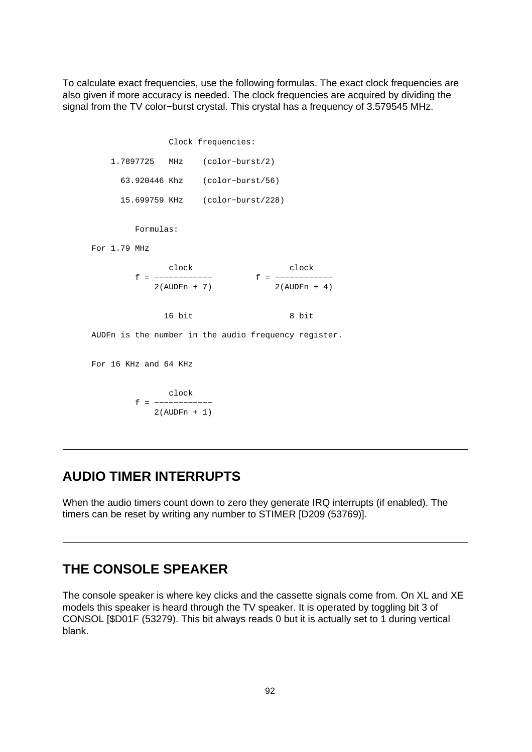To calculate exact frequencies, use the following formulas. The exact clock frequencies are also given if more accuracy is needed. The clock frequencies are acquired by dividing the signal from the TV color−burst crystal. This crystal has a frequency of 3.579545 MHz.

```
                Clock frequencies:

    1.7897725   MHz    (color−burst/2)

      63.920446 Khz    (color−burst/56)

      15.699759 KHz    (color−burst/228)


         Formulas:

For 1.79 MHz

                clock                   clock
         f = ------------        f = ------------
             2(AUDFn + 7)            2(AUDFn + 4)


               16 bit                  8 bit

AUDFn is the number in the audio frequency register.


For 16 KHz and 64 KHz


                clock
         f = ------------
             2(AUDFn + 1)
```

---

## AUDIO TIMER INTERRUPTS

When the audio timers count down to zero they generate IRQ interrupts (if enabled). The timers can be reset by writing any number to STIMER [D209 (53769)].

---

## THE CONSOLE SPEAKER

The console speaker is where key clicks and the cassette signals come from. On XL and XE models this speaker is heard through the TV speaker. It is operated by toggling bit 3 of CONSOL [$D01F (53279). This bit always reads 0 but it is actually set to 1 during vertical blank.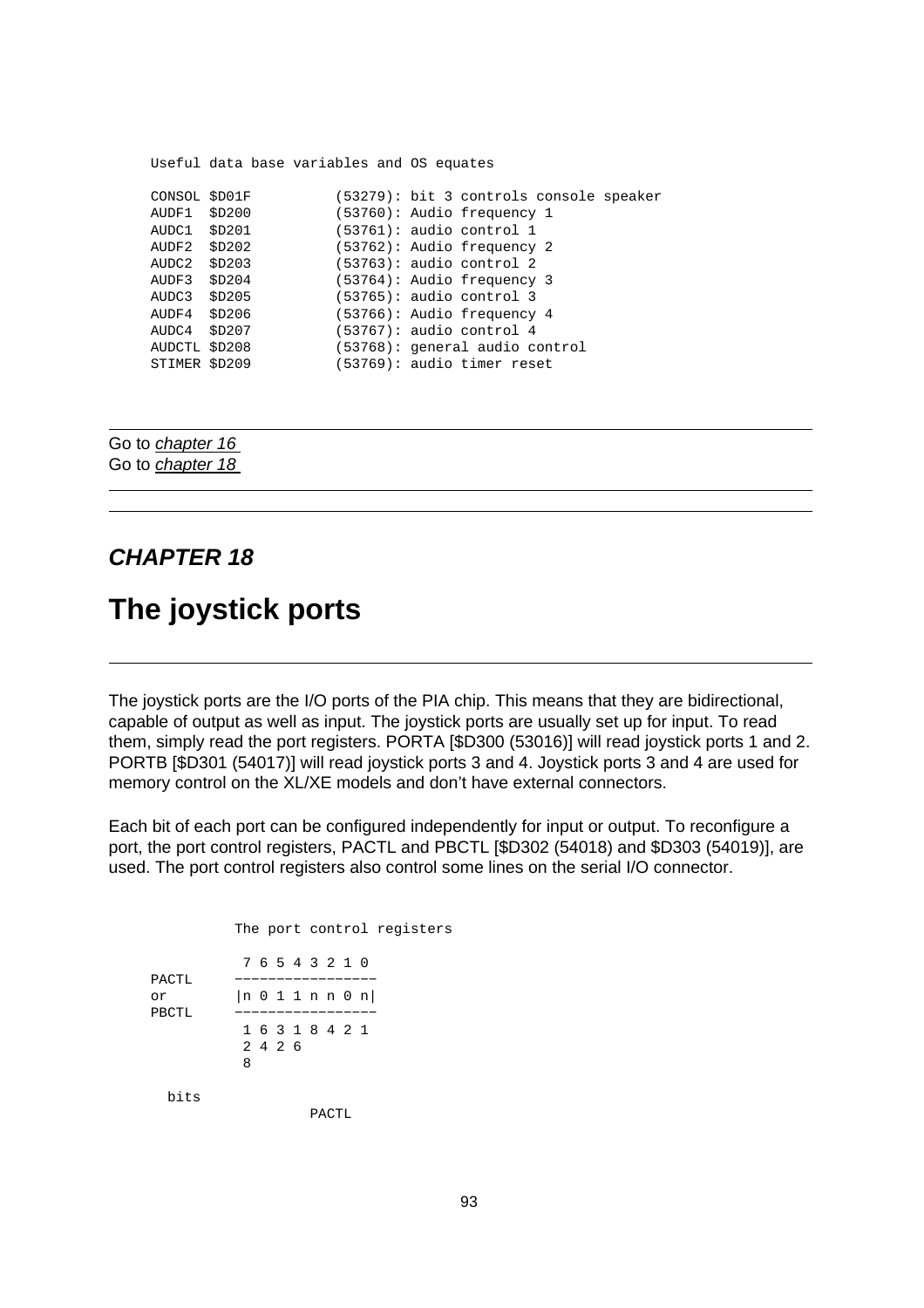```
Useful data base variables and OS equates

CONSOL $D01F          (53279): bit 3 controls console speaker
AUDF1  $D200          (53760): Audio frequency 1
AUDC1  $D201          (53761): audio control 1
AUDF2  $D202          (53762): Audio frequency 2
AUDC2  $D203          (53763): audio control 2
AUDF3  $D204          (53764): Audio frequency 3
AUDC3  $D205          (53765): audio control 3
AUDF4  $D206          (53766): Audio frequency 4
AUDC4  $D207          (53767): audio control 4
AUDCTL $D208          (53768): general audio control
STIMER $D209          (53769): audio timer reset
```

---

Go to *chapter 16*
Go to *chapter 18*

---

---

## *CHAPTER 18*

# The joystick ports

---

The joystick ports are the I/O ports of the PIA chip. This means that they are bidirectional, capable of output as well as input. The joystick ports are usually set up for input. To read them, simply read the port registers. PORTA [$D300 (53016)] will read joystick ports 1 and 2. PORTB [$D301 (54017)] will read joystick ports 3 and 4. Joystick ports 3 and 4 are used for memory control on the XL/XE models and don't have external connectors.

Each bit of each port can be configured independently for input or output. To reconfigure a port, the port control registers, PACTL and PBCTL [$D302 (54018) and $D303 (54019)], are used. The port control registers also control some lines on the serial I/O connector.

```
          The port control registers

           7 6 5 4 3 2 1 0
PACTL     -----------------
or        |n 0 1 1 n n 0 n|
PBCTL     -----------------
           1 6 3 1 8 4 2 1
           2 4 2 6
           8

  bits
                 PACTL
```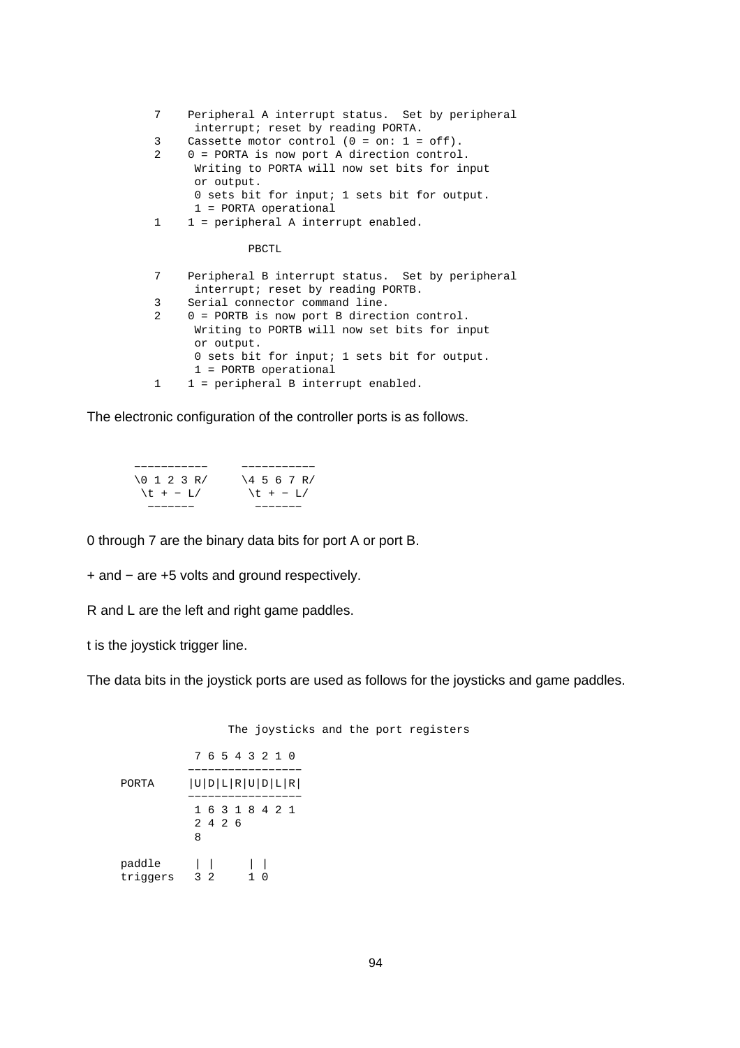```
    7    Peripheral A interrupt status.  Set by peripheral
          interrupt; reset by reading PORTA.
    3    Cassette motor control (0 = on: 1 = off).
    2    0 = PORTA is now port A direction control.
          Writing to PORTA will now set bits for input
          or output.
          0 sets bit for input; 1 sets bit for output.
          1 = PORTA operational
    1    1 = peripheral A interrupt enabled.

                  PBCTL

    7    Peripheral B interrupt status.  Set by peripheral
          interrupt; reset by reading PORTB.
    3    Serial connector command line.
    2    0 = PORTB is now port B direction control.
          Writing to PORTB will now set bits for input
          or output.
          0 sets bit for input; 1 sets bit for output.
          1 = PORTB operational
    1    1 = peripheral B interrupt enabled.
```

The electronic configuration of the controller ports is as follows.

```
 -----------      -----------
 \0 1 2 3 R/      \4 5 6 7 R/
  \t + − L/        \t + − L/
   -------          -------
```

0 through 7 are the binary data bits for port A or port B.

+ and − are +5 volts and ground respectively.

R and L are the left and right game paddles.

t is the joystick trigger line.

The data bits in the joystick ports are used as follows for the joysticks and game paddles.

```
                The joysticks and the port registers

           7 6 5 4 3 2 1 0
          -----------------
PORTA     |U|D|L|R|U|D|L|R|
          -----------------
           1 6 3 1 8 4 2 1
           2 4 2 6
           8

paddle     | |     | |
triggers   3 2     1 0
```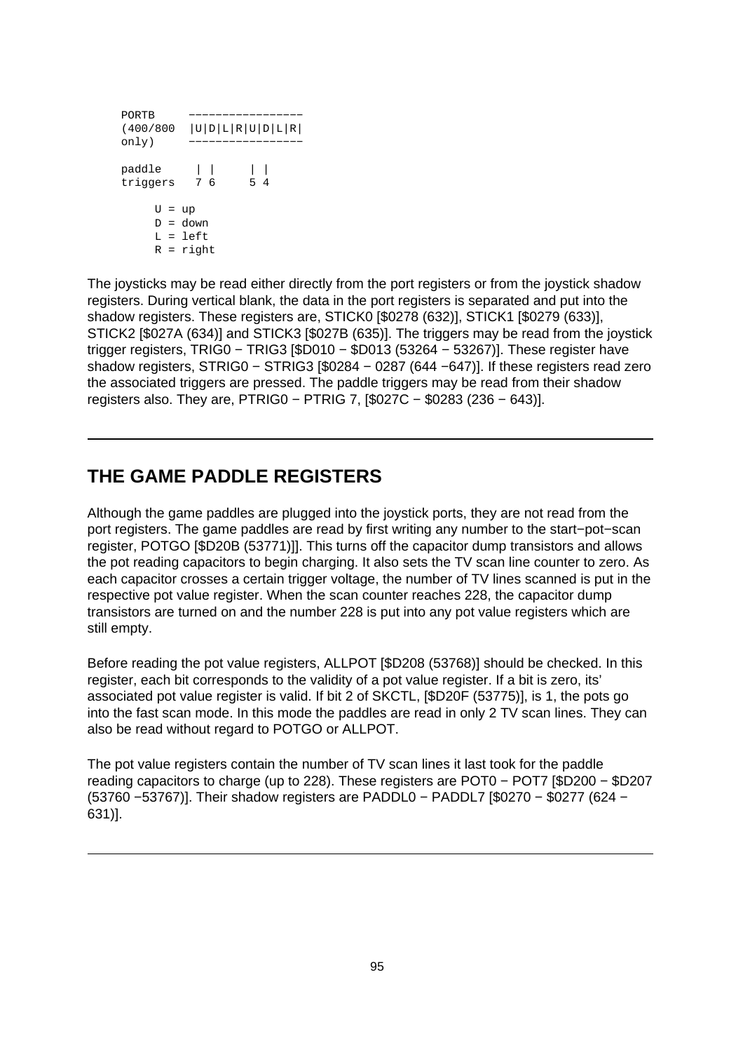```
PORTB      -----------------
(400/800  |U|D|L|R|U|D|L|R|
only)      -----------------

paddle      | |      | |
triggers    7 6      5 4

     U = up
     D = down
     L = left
     R = right
```

The joysticks may be read either directly from the port registers or from the joystick shadow registers. During vertical blank, the data in the port registers is separated and put into the shadow registers. These registers are, STICK0 [$0278 (632)], STICK1 [$0279 (633)], STICK2 [$027A (634)] and STICK3 [$027B (635)]. The triggers may be read from the joystick trigger registers, TRIG0 − TRIG3 [$D010 − $D013 (53264 − 53267)]. These register have shadow registers, STRIG0 − STRIG3 [$0284 − 0287 (644 −647)]. If these registers read zero the associated triggers are pressed. The paddle triggers may be read from their shadow registers also. They are, PTRIG0 − PTRIG 7, [$027C − $0283 (236 − 643)].

---

## THE GAME PADDLE REGISTERS

Although the game paddles are plugged into the joystick ports, they are not read from the port registers. The game paddles are read by first writing any number to the start−pot−scan register, POTGO [$D20B (53771)]]. This turns off the capacitor dump transistors and allows the pot reading capacitors to begin charging. It also sets the TV scan line counter to zero. As each capacitor crosses a certain trigger voltage, the number of TV lines scanned is put in the respective pot value register. When the scan counter reaches 228, the capacitor dump transistors are turned on and the number 228 is put into any pot value registers which are still empty.

Before reading the pot value registers, ALLPOT [$D208 (53768)] should be checked. In this register, each bit corresponds to the validity of a pot value register. If a bit is zero, its' associated pot value register is valid. If bit 2 of SKCTL, [$D20F (53775)], is 1, the pots go into the fast scan mode. In this mode the paddles are read in only 2 TV scan lines. They can also be read without regard to POTGO or ALLPOT.

The pot value registers contain the number of TV scan lines it last took for the paddle reading capacitors to charge (up to 228). These registers are POT0 − POT7 [$D200 − $D207 (53760 −53767)]. Their shadow registers are PADDL0 − PADDL7 [$0270 − $0277 (624 − 631)].

---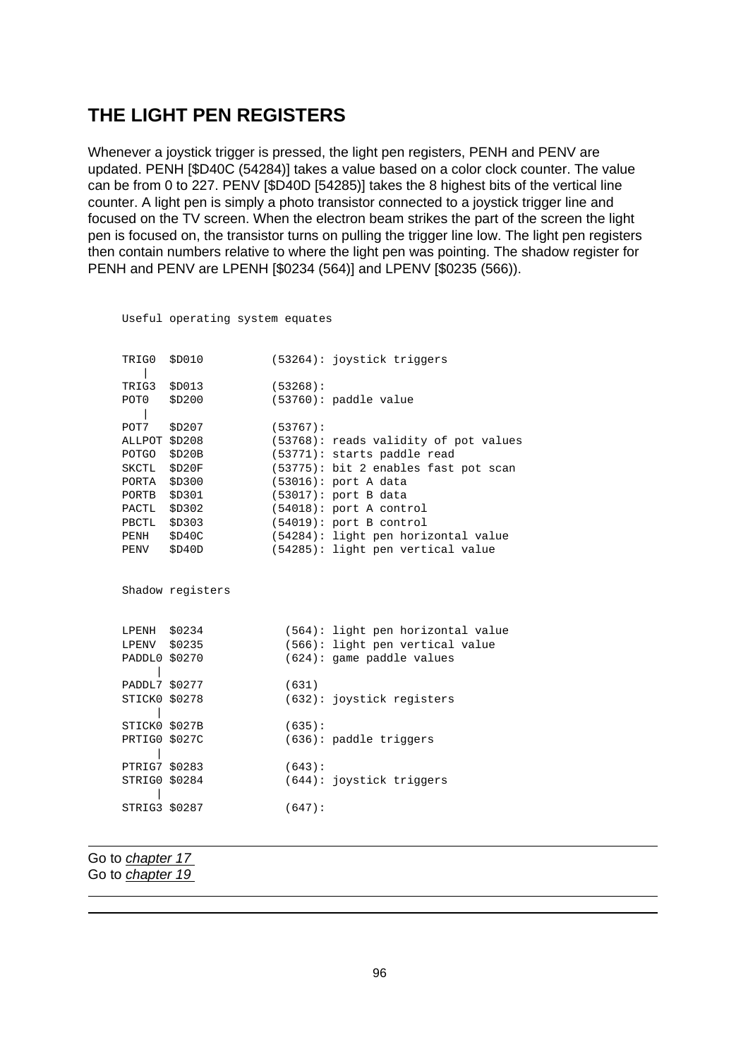## THE LIGHT PEN REGISTERS

Whenever a joystick trigger is pressed, the light pen registers, PENH and PENV are updated. PENH [$D40C (54284)] takes a value based on a color clock counter. The value can be from 0 to 227. PENV [$D40D [54285)] takes the 8 highest bits of the vertical line counter. A light pen is simply a photo transistor connected to a joystick trigger line and focused on the TV screen. When the electron beam strikes the part of the screen the light pen is focused on, the transistor turns on pulling the trigger line low. The light pen registers then contain numbers relative to where the light pen was pointing. The shadow register for PENH and PENV are LPENH [$0234 (564)] and LPENV [$0235 (566)).

```
Useful operating system equates


TRIG0  $D010          (53264): joystick triggers
   |
TRIG3  $D013          (53268):
POT0   $D200          (53760): paddle value
   |
POT7   $D207          (53767):
ALLPOT $D208          (53768): reads validity of pot values
POTGO  $D20B          (53771): starts paddle read
SKCTL  $D20F          (53775): bit 2 enables fast pot scan
PORTA  $D300          (53016): port A data
PORTB  $D301          (53017): port B data
PACTL  $D302          (54018): port A control
PBCTL  $D303          (54019): port B control
PENH   $D40C          (54284): light pen horizontal value
PENV   $D40D          (54285): light pen vertical value


Shadow registers


LPENH  $0234            (564): light pen horizontal value
LPENV  $0235            (566): light pen vertical value
PADDL0 $0270            (624): game paddle values
     |
PADDL7 $0277            (631)
STICK0 $0278            (632): joystick registers
     |
STICK0 $027B            (635):
PRTIG0 $027C            (636): paddle triggers
     |
PTRIG7 $0283            (643):
STRIG0 $0284            (644): joystick triggers
     |
STRIG3 $0287            (647):
```

---

Go to *chapter 17*
Go to *chapter 19*

---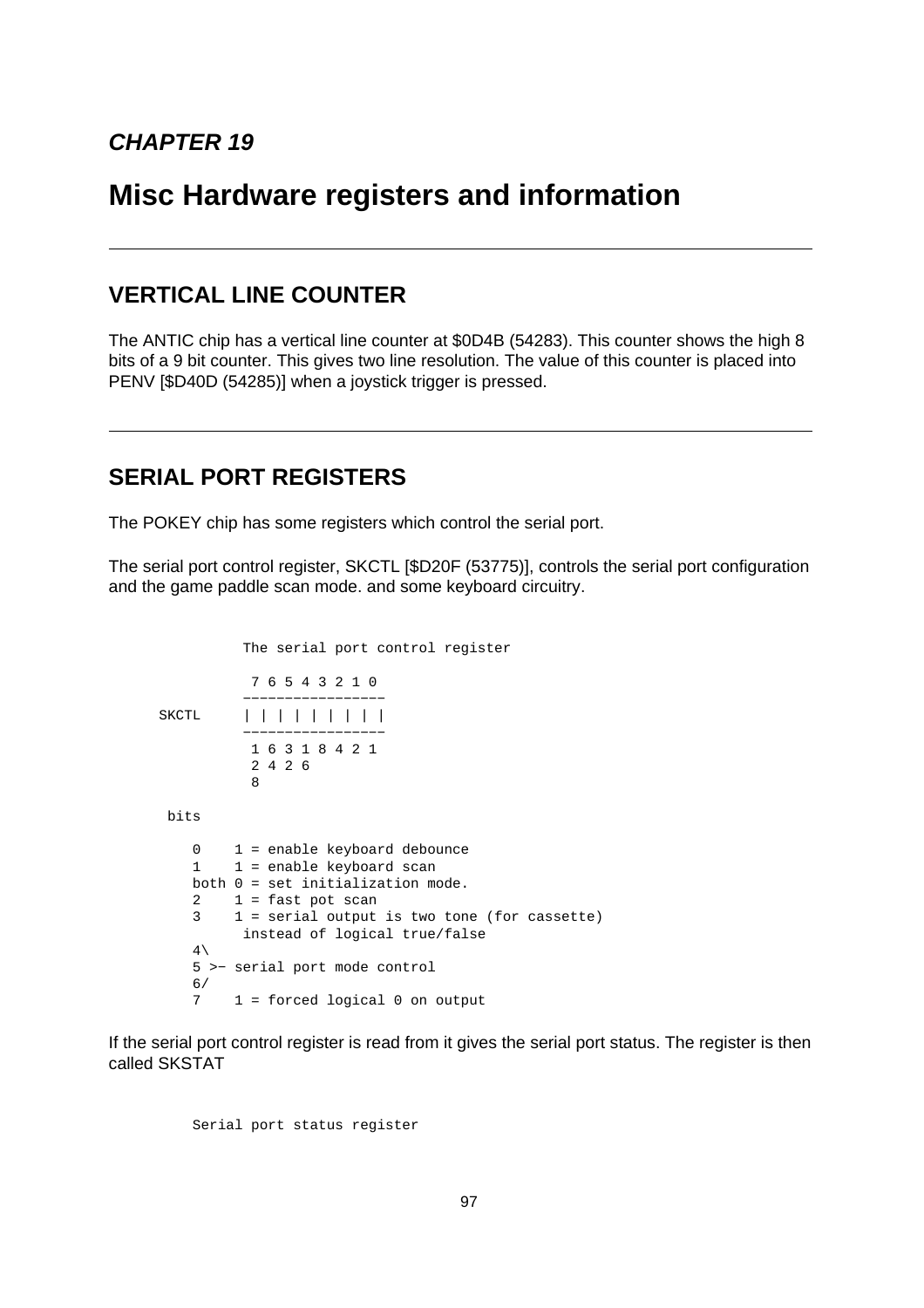## *CHAPTER 19*

# Misc Hardware registers and information

---

## VERTICAL LINE COUNTER

The ANTIC chip has a vertical line counter at $0D4B (54283). This counter shows the high 8 bits of a 9 bit counter. This gives two line resolution. The value of this counter is placed into PENV [$D40D (54285)] when a joystick trigger is pressed.

---

## SERIAL PORT REGISTERS

The POKEY chip has some registers which control the serial port.

The serial port control register, SKCTL [$D20F (53775)], controls the serial port configuration and the game paddle scan mode. and some keyboard circuitry.

```
           The serial port control register

            7 6 5 4 3 2 1 0
           -----------------
 SKCTL     | | | | | | | | |
           -----------------
            1 6 3 1 8 4 2 1
            2 4 2 6
            8

  bits

     0    1 = enable keyboard debounce
     1    1 = enable keyboard scan
     both 0 = set initialization mode.
     2    1 = fast pot scan
     3    1 = serial output is two tone (for cassette)
           instead of logical true/false
     4\
     5 >- serial port mode control
     6/
     7    1 = forced logical 0 on output
```

If the serial port control register is read from it gives the serial port status. The register is then called SKSTAT

```
     Serial port status register
```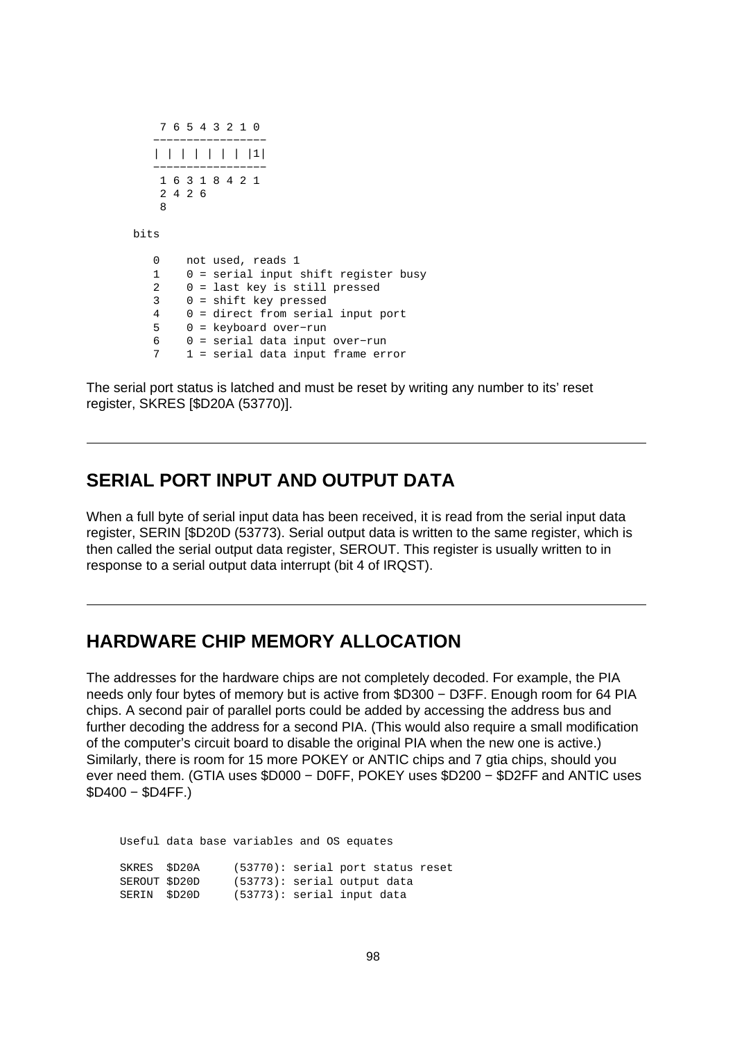```
 7 6 5 4 3 2 1 0
-----------------
| | | | | | | |1|
-----------------
 1 6 3 1 8 4 2 1
 2 4 2 6
 8

bits

   0    not used, reads 1
   1    0 = serial input shift register busy
   2    0 = last key is still pressed
   3    0 = shift key pressed
   4    0 = direct from serial input port
   5    0 = keyboard over-run
   6    0 = serial data input over-run
   7    1 = serial data input frame error
```

The serial port status is latched and must be reset by writing any number to its' reset register, SKRES [$D20A (53770)].

---

## SERIAL PORT INPUT AND OUTPUT DATA

When a full byte of serial input data has been received, it is read from the serial input data register, SERIN [$D20D (53773). Serial output data is written to the same register, which is then called the serial output data register, SEROUT. This register is usually written to in response to a serial output data interrupt (bit 4 of IRQST).

---

## HARDWARE CHIP MEMORY ALLOCATION

The addresses for the hardware chips are not completely decoded. For example, the PIA needs only four bytes of memory but is active from $D300 − D3FF. Enough room for 64 PIA chips. A second pair of parallel ports could be added by accessing the address bus and further decoding the address for a second PIA. (This would also require a small modification of the computer's circuit board to disable the original PIA when the new one is active.) Similarly, there is room for 15 more POKEY or ANTIC chips and 7 gtia chips, should you ever need them. (GTIA uses $D000 − D0FF, POKEY uses $D200 − $D2FF and ANTIC uses $D400 − $D4FF.)

```
Useful data base variables and OS equates

SKRES  $D20A     (53770): serial port status reset
SEROUT $D20D     (53773): serial output data
SERIN  $D20D     (53773): serial input data
```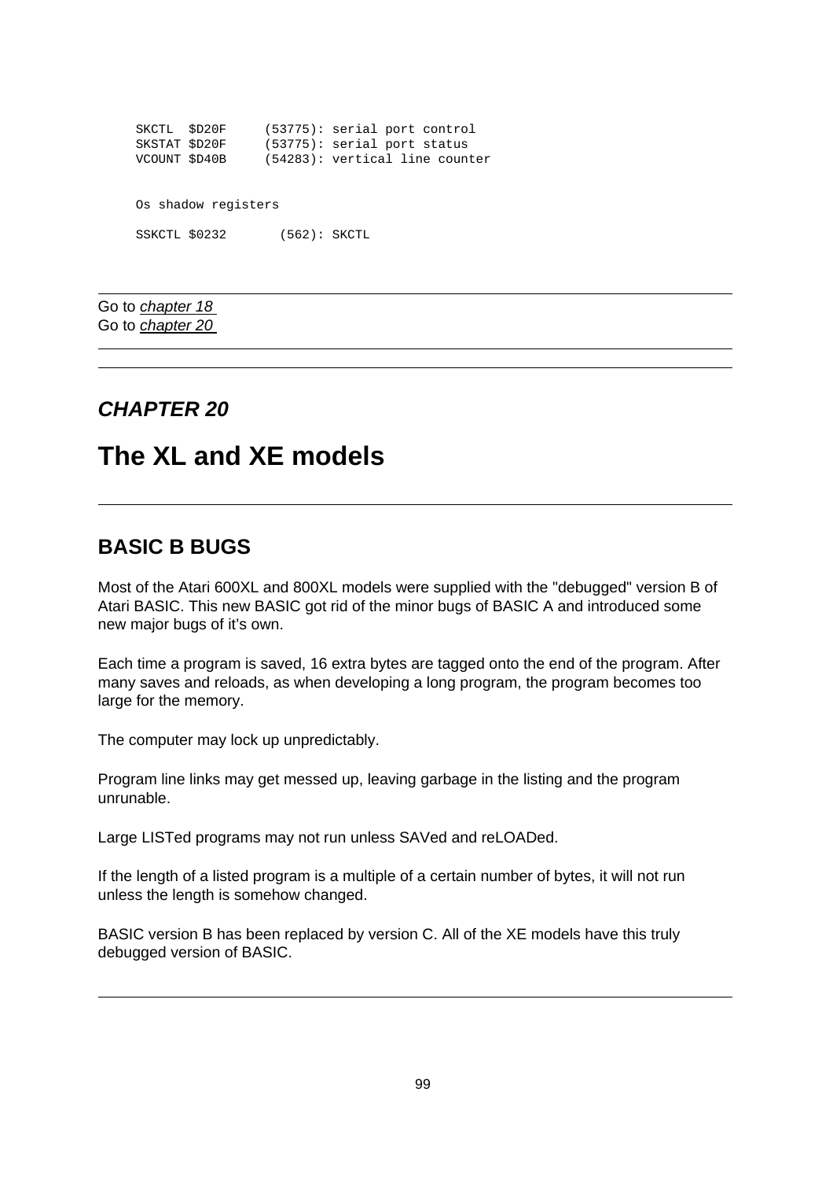```
SKCTL  $D20F     (53775): serial port control
SKSTAT $D20F     (53775): serial port status
VCOUNT $D40B     (54283): vertical line counter


Os shadow registers

SSKCTL $0232       (562): SKCTL
```

---

Go to *chapter 18*
Go to *chapter 20*

---

---

***CHAPTER 20***

# The XL and XE models

---

## BASIC B BUGS

Most of the Atari 600XL and 800XL models were supplied with the "debugged" version B of Atari BASIC. This new BASIC got rid of the minor bugs of BASIC A and introduced some new major bugs of it's own.

Each time a program is saved, 16 extra bytes are tagged onto the end of the program. After many saves and reloads, as when developing a long program, the program becomes too large for the memory.

The computer may lock up unpredictably.

Program line links may get messed up, leaving garbage in the listing and the program unrunable.

Large LISTed programs may not run unless SAVed and reLOADed.

If the length of a listed program is a multiple of a certain number of bytes, it will not run unless the length is somehow changed.

BASIC version B has been replaced by version C. All of the XE models have this truly debugged version of BASIC.

---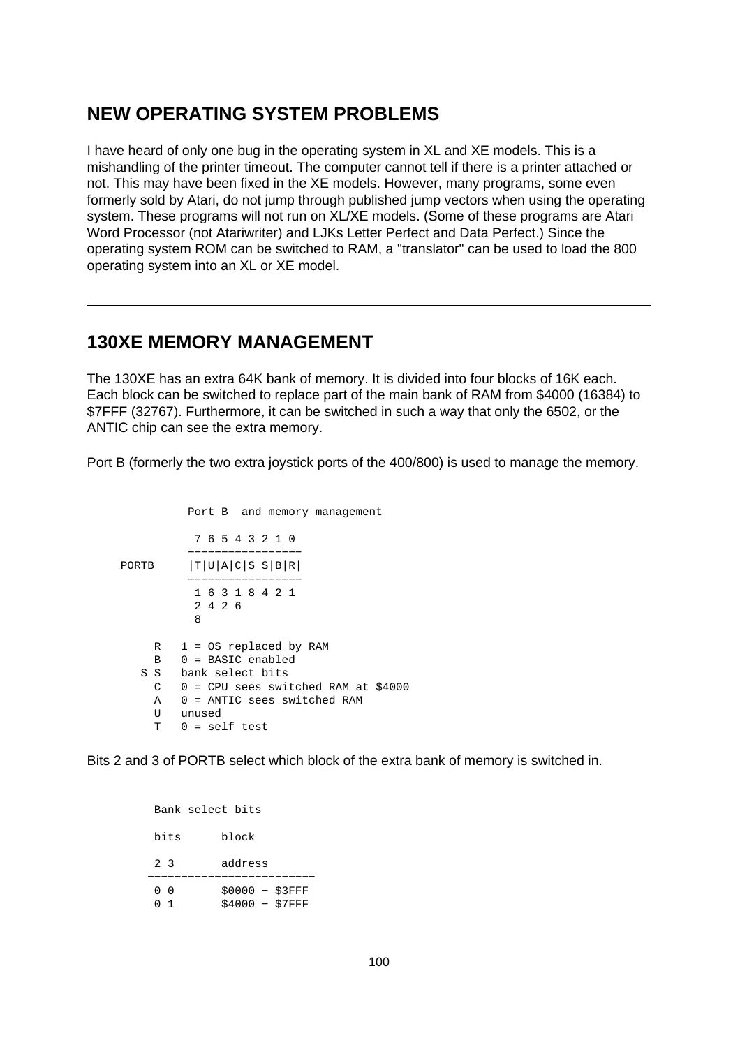## NEW OPERATING SYSTEM PROBLEMS

I have heard of only one bug in the operating system in XL and XE models. This is a mishandling of the printer timeout. The computer cannot tell if there is a printer attached or not. This may have been fixed in the XE models. However, many programs, some even formerly sold by Atari, do not jump through published jump vectors when using the operating system. These programs will not run on XL/XE models. (Some of these programs are Atari Word Processor (not Atariwriter) and LJKs Letter Perfect and Data Perfect.) Since the operating system ROM can be switched to RAM, a "translator" can be used to load the 800 operating system into an XL or XE model.

---

## 130XE MEMORY MANAGEMENT

The 130XE has an extra 64K bank of memory. It is divided into four blocks of 16K each. Each block can be switched to replace part of the main bank of RAM from $4000 (16384) to $7FFF (32767). Furthermore, it can be switched in such a way that only the 6502, or the ANTIC chip can see the extra memory.

Port B (formerly the two extra joystick ports of the 400/800) is used to manage the memory.

```
             Port B  and memory management

              7 6 5 4 3 2 1 0
             -----------------
    PORTB    |T|U|A|C|S S|B|R|
             -----------------
              1 6 3 1 8 4 2 1
              2 4 2 6
              8

        R   1 = OS replaced by RAM
        B   0 = BASIC enabled
      S S   bank select bits
        C   0 = CPU sees switched RAM at $4000
        A   0 = ANTIC sees switched RAM
        U   unused
        T   0 = self test
```

Bits 2 and 3 of PORTB select which block of the extra bank of memory is switched in.

```
        Bank select bits

        bits      block

        2 3       address
       -------------------------
        0 0       $0000 - $3FFF
        0 1       $4000 - $7FFF
```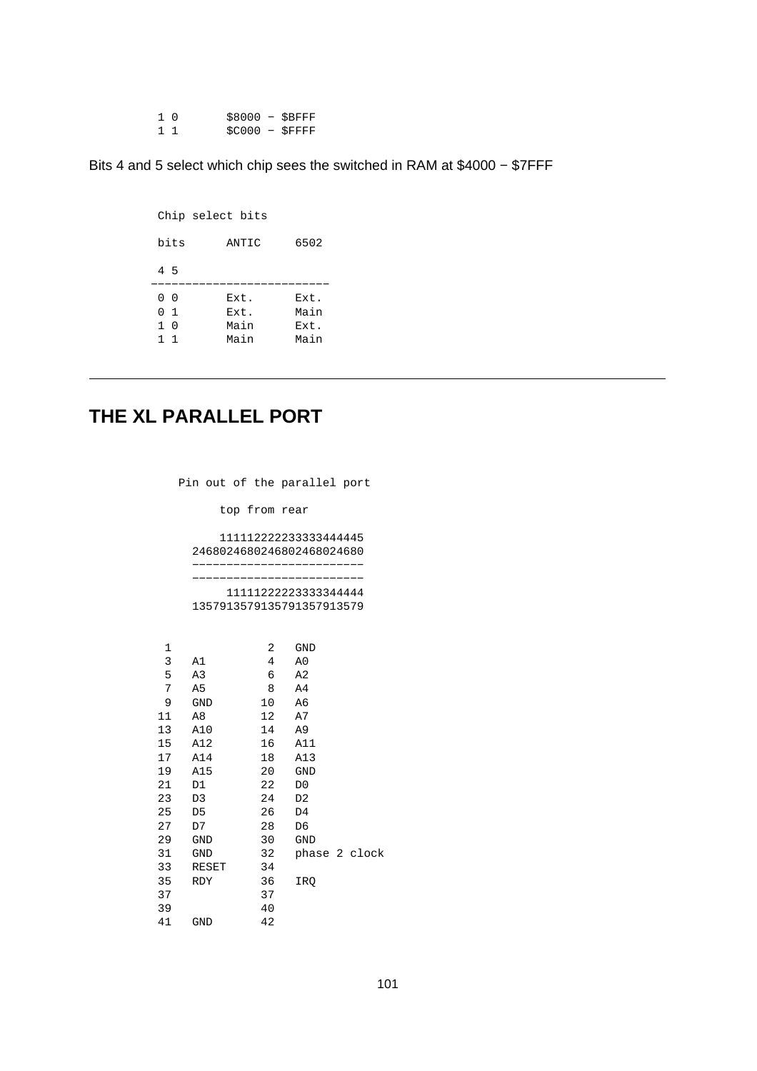```
1 0       $8000 - $BFFF
1 1       $C000 - $FFFF
```

Bits 4 and 5 select which chip sees the switched in RAM at $4000 − $7FFF

```
Chip select bits

bits      ANTIC     6502

4 5
--------------------------
0 0       Ext.      Ext.
0 1       Ext.      Main
1 0       Main      Ext.
1 1       Main      Main
```

---

# THE XL PARALLEL PORT

```
   Pin out of the parallel port

        top from rear

        1111122222233333444445
     24680246802468024680246800
     -------------------------
     -------------------------
         11111222223333344444
     1357913579135791357913579


  1             2   GND
  3   A1        4   A0
  5   A3        6   A2
  7   A5        8   A4
  9   GND      10   A6
 11   A8       12   A7
 13   A10      14   A9
 15   A12      16   A11
 17   A14      18   A13
 19   A15      20   GND
 21   D1       22   D0
 23   D3       24   D2
 25   D5       26   D4
 27   D7       28   D6
 29   GND      30   GND
 31   GND      32   phase 2 clock
 33   RESET    34
 35   RDY      36   IRQ
 37            37
 39            40
 41   GND      42
```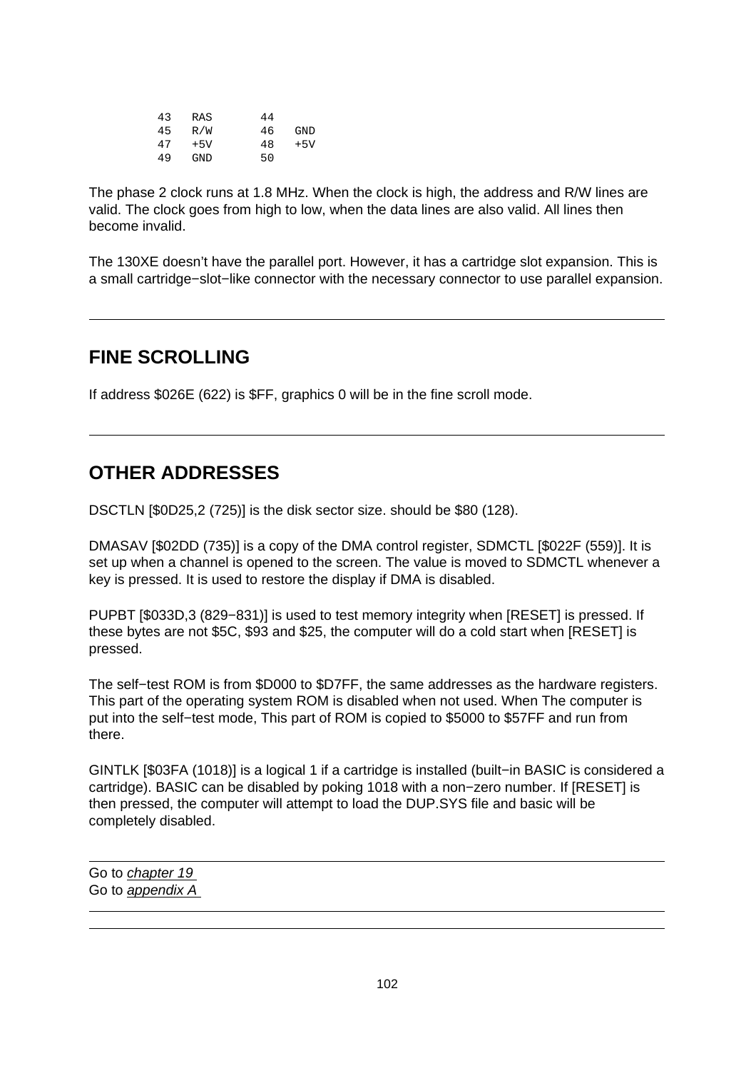```
43   RAS       44
45   R/W       46   GND
47   +5V       48   +5V
49   GND       50
```

The phase 2 clock runs at 1.8 MHz. When the clock is high, the address and R/W lines are valid. The clock goes from high to low, when the data lines are also valid. All lines then become invalid.

The 130XE doesn't have the parallel port. However, it has a cartridge slot expansion. This is a small cartridge−slot−like connector with the necessary connector to use parallel expansion.

---

## FINE SCROLLING

If address $026E (622) is $FF, graphics 0 will be in the fine scroll mode.

---

## OTHER ADDRESSES

DSCTLN [$0D25,2 (725)] is the disk sector size. should be $80 (128).

DMASAV [$02DD (735)] is a copy of the DMA control register, SDMCTL [$022F (559)]. It is set up when a channel is opened to the screen. The value is moved to SDMCTL whenever a key is pressed. It is used to restore the display if DMA is disabled.

PUPBT [$033D,3 (829−831)] is used to test memory integrity when [RESET] is pressed. If these bytes are not $5C, $93 and $25, the computer will do a cold start when [RESET] is pressed.

The self−test ROM is from $D000 to $D7FF, the same addresses as the hardware registers. This part of the operating system ROM is disabled when not used. When The computer is put into the self−test mode, This part of ROM is copied to $5000 to $57FF and run from there.

GINTLK [$03FA (1018)] is a logical 1 if a cartridge is installed (built−in BASIC is considered a cartridge). BASIC can be disabled by poking 1018 with a non−zero number. If [RESET] is then pressed, the computer will attempt to load the DUP.SYS file and basic will be completely disabled.

---

Go to *chapter 19*
Go to *appendix A*

---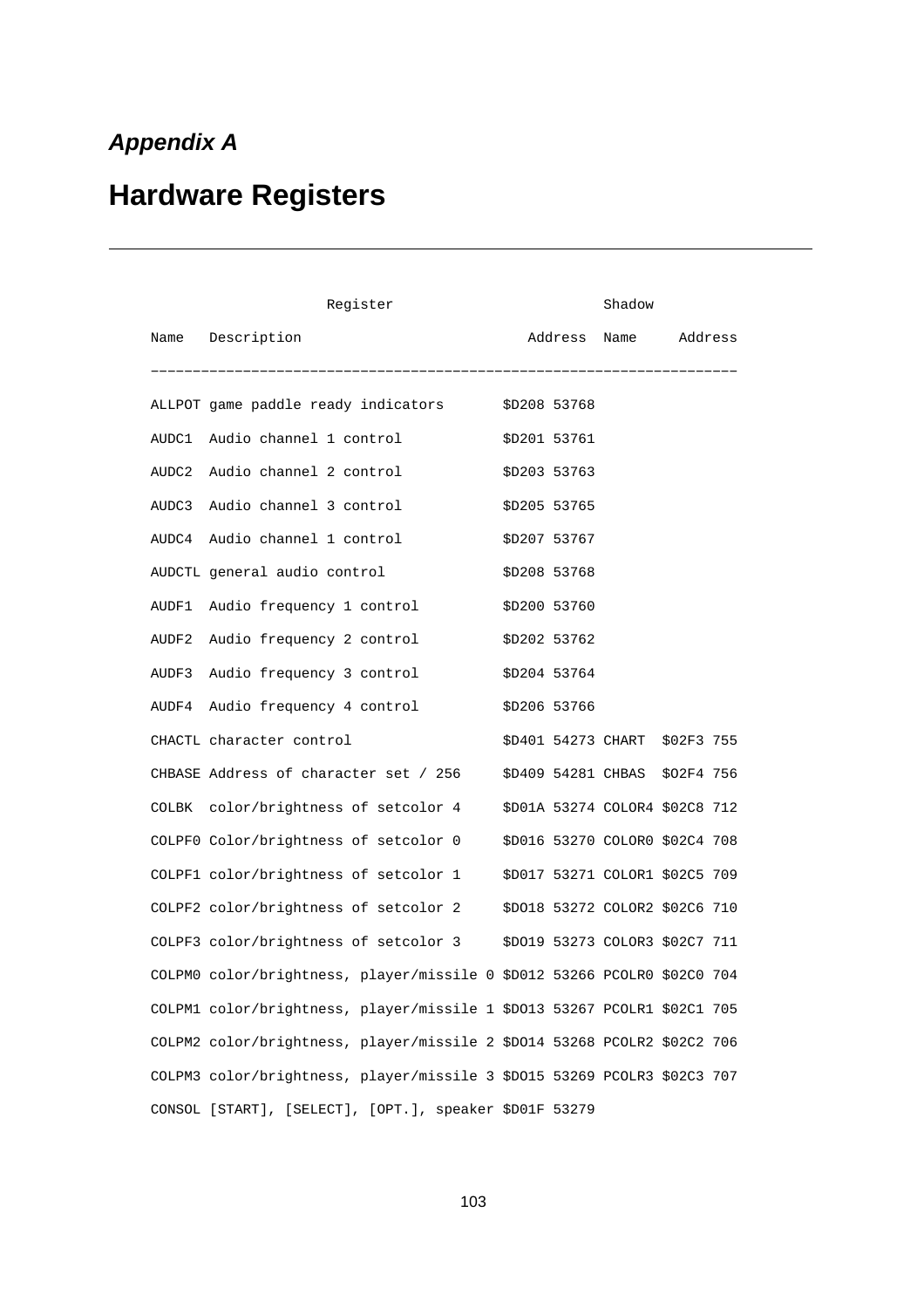*Appendix A*

# Hardware Registers

| Register | | | | Shadow | |
|---|---|---|---|---|---|
| Name | Description | Address | | Name | Address |
| ALLPOT | game paddle ready indicators | $D208 | 53768 | | |
| AUDC1 | Audio channel 1 control | $D201 | 53761 | | |
| AUDC2 | Audio channel 2 control | $D203 | 53763 | | |
| AUDC3 | Audio channel 3 control | $D205 | 53765 | | |
| AUDC4 | Audio channel 1 control | $D207 | 53767 | | |
| AUDCTL | general audio control | $D208 | 53768 | | |
| AUDF1 | Audio frequency 1 control | $D200 | 53760 | | |
| AUDF2 | Audio frequency 2 control | $D202 | 53762 | | |
| AUDF3 | Audio frequency 3 control | $D204 | 53764 | | |
| AUDF4 | Audio frequency 4 control | $D206 | 53766 | | |
| CHACTL | character control | $D401 | 54273 | CHART | $02F3 755 |
| CHBASE | Address of character set / 256 | $D409 | 54281 | CHBAS | $02F4 756 |
| COLBK | color/brightness of setcolor 4 | $D01A | 53274 | COLOR4 | $02C8 712 |
| COLPF0 | Color/brightness of setcolor 0 | $D016 | 53270 | COLOR0 | $02C4 708 |
| COLPF1 | color/brightness of setcolor 1 | $D017 | 53271 | COLOR1 | $02C5 709 |
| COLPF2 | color/brightness of setcolor 2 | $D018 | 53272 | COLOR2 | $02C6 710 |
| COLPF3 | color/brightness of setcolor 3 | $D019 | 53273 | COLOR3 | $02C7 711 |
| COLPM0 | color/brightness, player/missile 0 | $D012 | 53266 | PCOLR0 | $02C0 704 |
| COLPM1 | color/brightness, player/missile 1 | $D013 | 53267 | PCOLR1 | $02C1 705 |
| COLPM2 | color/brightness, player/missile 2 | $D014 | 53268 | PCOLR2 | $02C2 706 |
| COLPM3 | color/brightness, player/missile 3 | $D015 | 53269 | PCOLR3 | $02C3 707 |
| CONSOL | [START], [SELECT], [OPT.], speaker | $D01F | 53279 | | |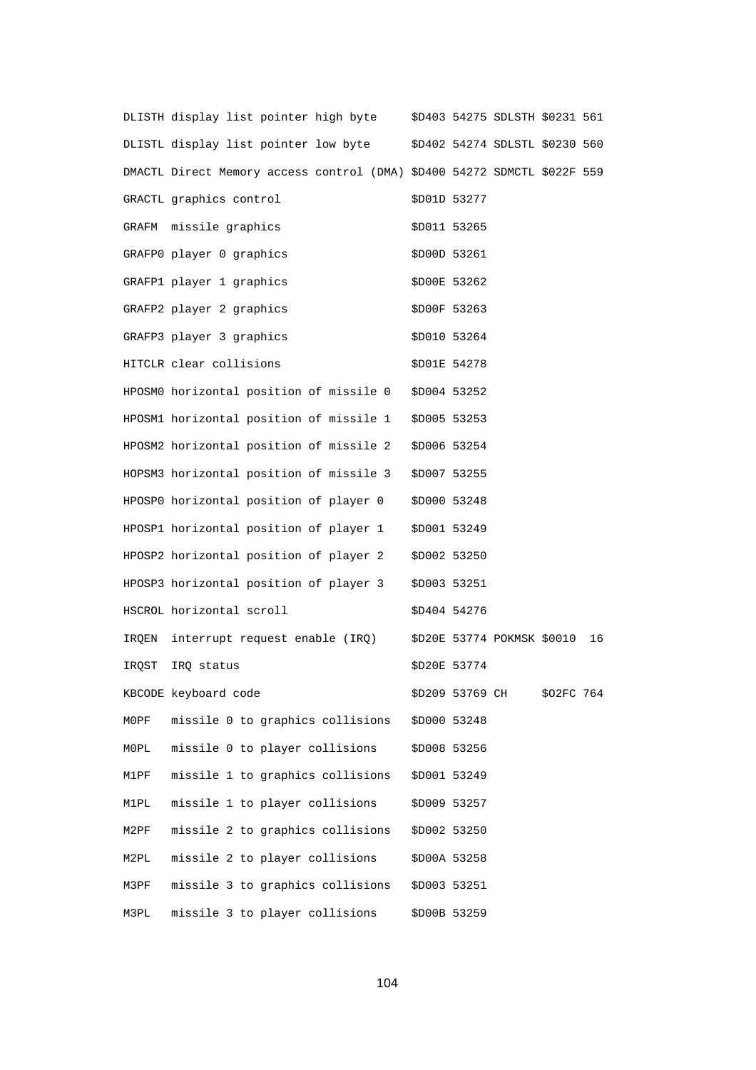```
DLISTH display list pointer high byte     $D403 54275 SDLSTH $0231 561
DLISTL display list pointer low byte      $D402 54274 SDLSTL $0230 560
DMACTL Direct Memory access control (DMA) $D400 54272 SDMCTL $022F 559
GRACTL graphics control                   $D01D 53277
GRAFM  missile graphics                   $D011 53265
GRAFP0 player 0 graphics                  $D00D 53261
GRAFP1 player 1 graphics                  $D00E 53262
GRAFP2 player 2 graphics                  $D00F 53263
GRAFP3 player 3 graphics                  $D010 53264
HITCLR clear collisions                   $D01E 54278
HPOSM0 horizontal position of missile 0   $D004 53252
HPOSM1 horizontal position of missile 1   $D005 53253
HPOSM2 horizontal position of missile 2   $D006 53254
HOPSM3 horizontal position of missile 3   $D007 53255
HPOSP0 horizontal position of player 0    $D000 53248
HPOSP1 horizontal position of player 1    $D001 53249
HPOSP2 horizontal position of player 2    $D002 53250
HPOSP3 horizontal position of player 3    $D003 53251
HSCROL horizontal scroll                  $D404 54276
IRQEN  interrupt request enable (IRQ)     $D20E 53774 POKMSK $0010  16
IRQST  IRQ status                         $D20E 53774
KBCODE keyboard code                      $D209 53769 CH     $O2FC 764
M0PF   missile 0 to graphics collisions   $D000 53248
M0PL   missile 0 to player collisions     $D008 53256
M1PF   missile 1 to graphics collisions   $D001 53249
M1PL   missile 1 to player collisions     $D009 53257
M2PF   missile 2 to graphics collisions   $D002 53250
M2PL   missile 2 to player collisions     $D00A 53258
M3PF   missile 3 to graphics collisions   $D003 53251
M3PL   missile 3 to player collisions     $D00B 53259
```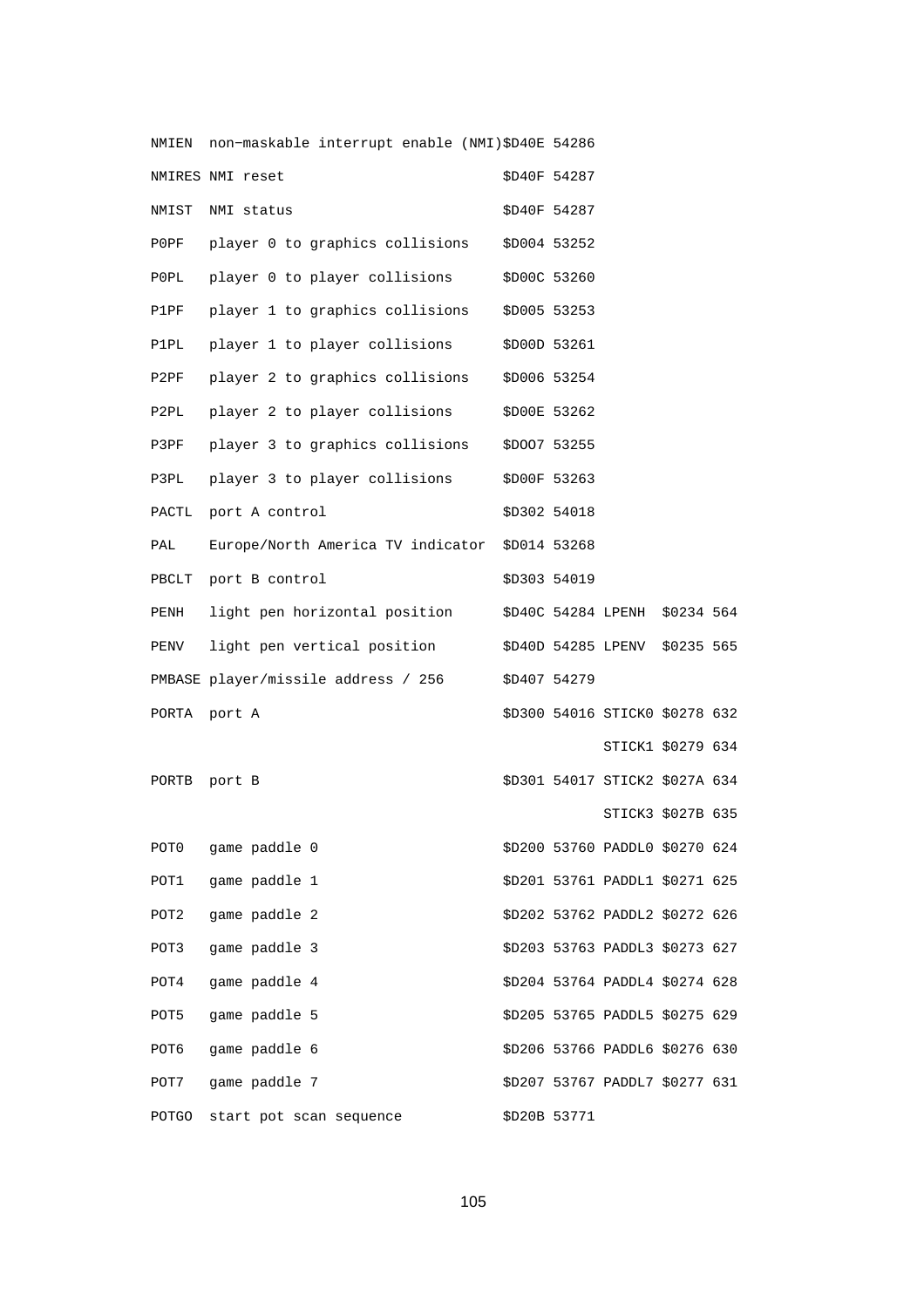| | | | | | | |
|---|---|---|---|---|---|---|
| NMIEN | non-maskable interrupt enable (NMI) | $D40E | 54286 | | | |
| NMIRES | NMI reset | $D40F | 54287 | | | |
| NMIST | NMI status | $D40F | 54287 | | | |
| P0PF | player 0 to graphics collisions | $D004 | 53252 | | | |
| P0PL | player 0 to player collisions | $D00C | 53260 | | | |
| P1PF | player 1 to graphics collisions | $D005 | 53253 | | | |
| P1PL | player 1 to player collisions | $D00D | 53261 | | | |
| P2PF | player 2 to graphics collisions | $D006 | 53254 | | | |
| P2PL | player 2 to player collisions | $D00E | 53262 | | | |
| P3PF | player 3 to graphics collisions | $DOO7 | 53255 | | | |
| P3PL | player 3 to player collisions | $D00F | 53263 | | | |
| PACTL | port A control | $D302 | 54018 | | | |
| PAL | Europe/North America TV indicator | $D014 | 53268 | | | |
| PBCLT | port B control | $D303 | 54019 | | | |
| PENH | light pen horizontal position | $D40C | 54284 | LPENH | $0234 | 564 |
| PENV | light pen vertical position | $D40D | 54285 | LPENV | $0235 | 565 |
| PMBASE | player/missile address / 256 | $D407 | 54279 | | | |
| PORTA | port A | $D300 | 54016 | STICK0 | $0278 | 632 |
| | | | | STICK1 | $0279 | 634 |
| PORTB | port B | $D301 | 54017 | STICK2 | $027A | 634 |
| | | | | STICK3 | $027B | 635 |
| POT0 | game paddle 0 | $D200 | 53760 | PADDL0 | $0270 | 624 |
| POT1 | game paddle 1 | $D201 | 53761 | PADDL1 | $0271 | 625 |
| POT2 | game paddle 2 | $D202 | 53762 | PADDL2 | $0272 | 626 |
| POT3 | game paddle 3 | $D203 | 53763 | PADDL3 | $0273 | 627 |
| POT4 | game paddle 4 | $D204 | 53764 | PADDL4 | $0274 | 628 |
| POT5 | game paddle 5 | $D205 | 53765 | PADDL5 | $0275 | 629 |
| POT6 | game paddle 6 | $D206 | 53766 | PADDL6 | $0276 | 630 |
| POT7 | game paddle 7 | $D207 | 53767 | PADDL7 | $0277 | 631 |
| POTGO | start pot scan sequence | $D20B | 53771 | | | |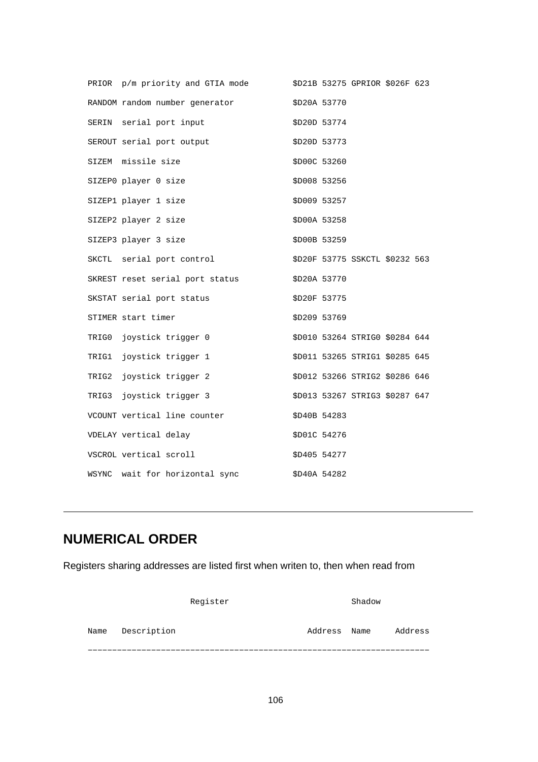```
PRIOR  p/m priority and GTIA mode        $D21B 53275 GPRIOR $026F 623
RANDOM random number generator           $D20A 53770
SERIN  serial port input                 $D20D 53774
SEROUT serial port output                $D20D 53773
SIZEM  missile size                      $D00C 53260
SIZEP0 player 0 size                     $D008 53256
SIZEP1 player 1 size                     $D009 53257
SIZEP2 player 2 size                     $D00A 53258
SIZEP3 player 3 size                     $D00B 53259
SKCTL  serial port control               $D20F 53775 SSKCTL $0232 563
SKREST reset serial port status          $D20A 53770
SKSTAT serial port status                $D20F 53775
STIMER start timer                       $D209 53769
TRIG0  joystick trigger 0                $D010 53264 STRIG0 $0284 644
TRIG1  joystick trigger 1                $D011 53265 STRIG1 $0285 645
TRIG2  joystick trigger 2                $D012 53266 STRIG2 $0286 646
TRIG3  joystick trigger 3                $D013 53267 STRIG3 $0287 647
VCOUNT vertical line counter             $D40B 54283
VDELAY vertical delay                    $D01C 54276
VSCROL vertical scroll                   $D405 54277
WSYNC  wait for horizontal sync          $D40A 54282
```

---

## NUMERICAL ORDER

Registers sharing addresses are listed first when writen to, then when read from

```
                Register                         Shadow

Name   Description                         Address  Name     Address
______________________________________________________________________
```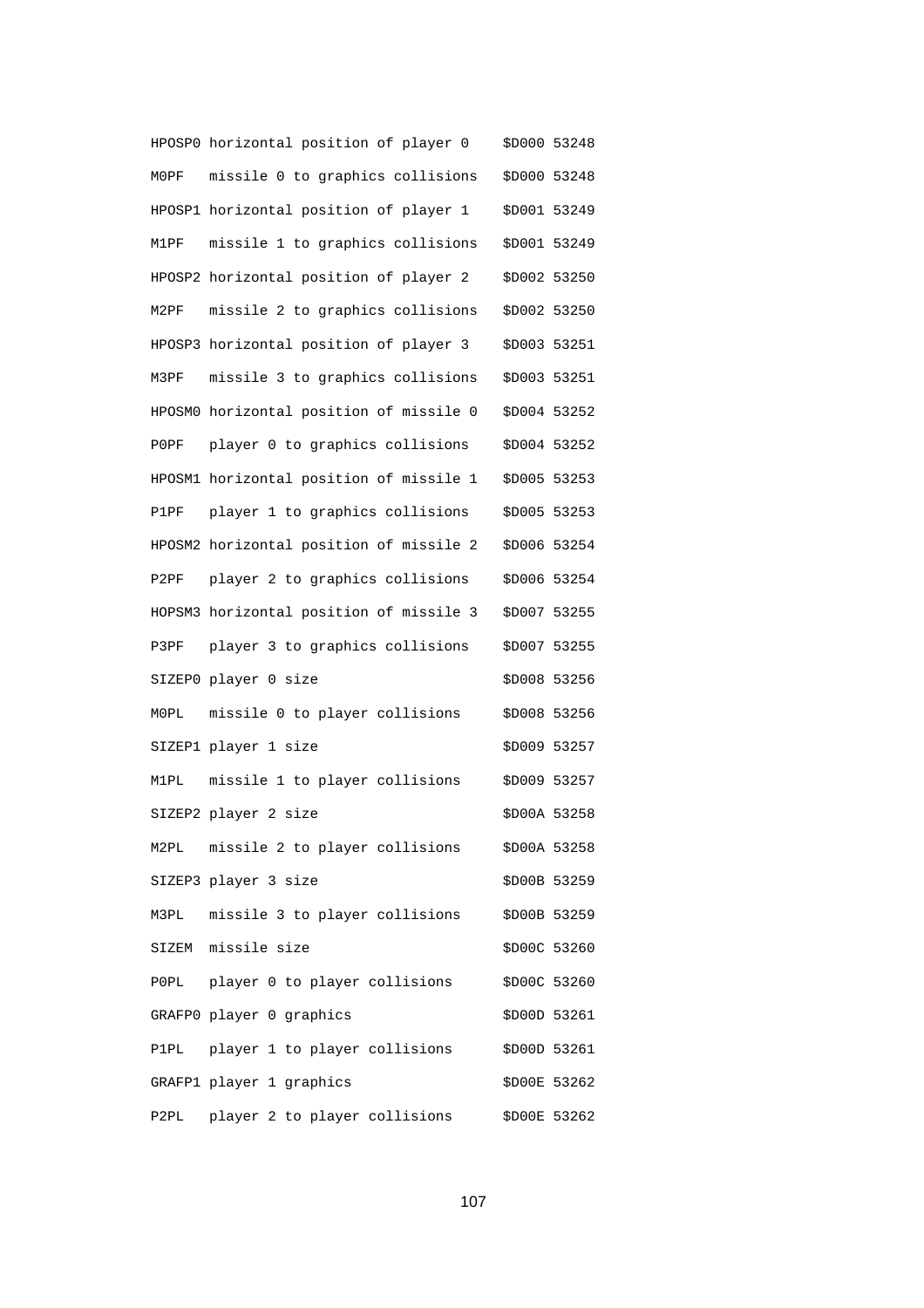```
HPOSP0 horizontal position of player 0    $D000 53248
M0PF   missile 0 to graphics collisions   $D000 53248
HPOSP1 horizontal position of player 1    $D001 53249
M1PF   missile 1 to graphics collisions   $D001 53249
HPOSP2 horizontal position of player 2    $D002 53250
M2PF   missile 2 to graphics collisions   $D002 53250
HPOSP3 horizontal position of player 3    $D003 53251
M3PF   missile 3 to graphics collisions   $D003 53251
HPOSM0 horizontal position of missile 0   $D004 53252
P0PF   player 0 to graphics collisions    $D004 53252
HPOSM1 horizontal position of missile 1   $D005 53253
P1PF   player 1 to graphics collisions    $D005 53253
HPOSM2 horizontal position of missile 2   $D006 53254
P2PF   player 2 to graphics collisions    $D006 53254
HOPSM3 horizontal position of missile 3   $D007 53255
P3PF   player 3 to graphics collisions    $D007 53255
SIZEP0 player 0 size                      $D008 53256
M0PL   missile 0 to player collisions     $D008 53256
SIZEP1 player 1 size                      $D009 53257
M1PL   missile 1 to player collisions     $D009 53257
SIZEP2 player 2 size                      $D00A 53258
M2PL   missile 2 to player collisions     $D00A 53258
SIZEP3 player 3 size                      $D00B 53259
M3PL   missile 3 to player collisions     $D00B 53259
SIZEM  missile size                       $D00C 53260
P0PL   player 0 to player collisions      $D00C 53260
GRAFP0 player 0 graphics                  $D00D 53261
P1PL   player 1 to player collisions      $D00D 53261
GRAFP1 player 1 graphics                  $D00E 53262
P2PL   player 2 to player collisions      $D00E 53262
```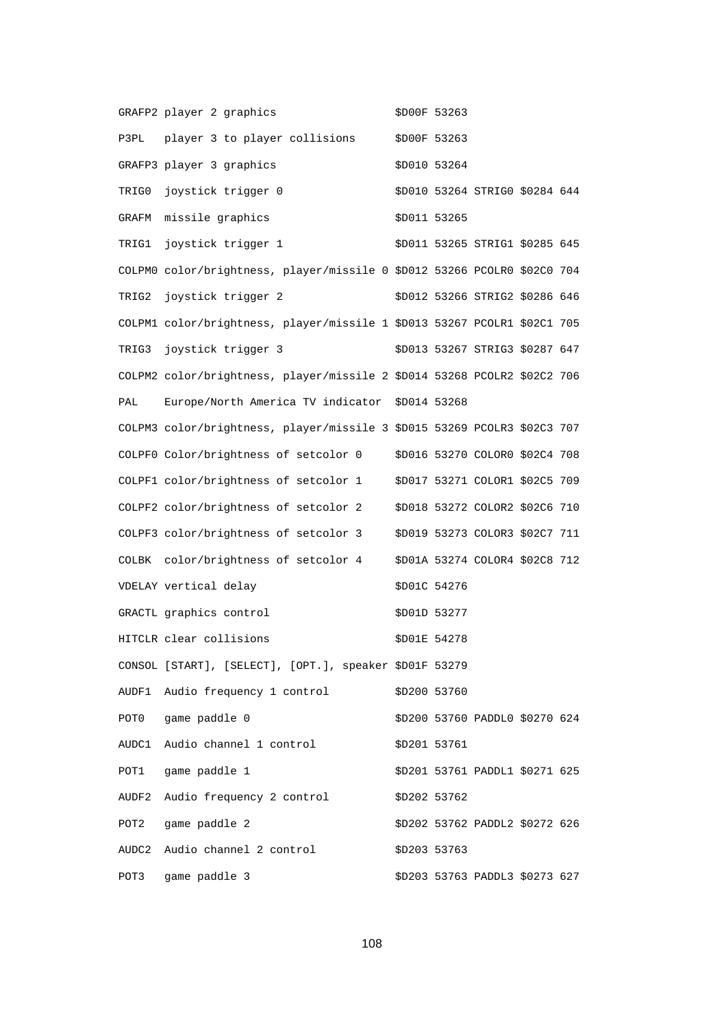```
GRAFP2 player 2 graphics                 $D00F 53263
P3PL   player 3 to player collisions      $D00F 53263
GRAFP3 player 3 graphics                 $D010 53264
TRIG0  joystick trigger 0                $D010 53264 STRIG0 $0284 644
GRAFM  missile graphics                  $D011 53265
TRIG1  joystick trigger 1                $D011 53265 STRIG1 $0285 645
COLPM0 color/brightness, player/missile 0 $D012 53266 PCOLR0 $02C0 704
TRIG2  joystick trigger 2                $D012 53266 STRIG2 $0286 646
COLPM1 color/brightness, player/missile 1 $D013 53267 PCOLR1 $02C1 705
TRIG3  joystick trigger 3                $D013 53267 STRIG3 $0287 647
COLPM2 color/brightness, player/missile 2 $D014 53268 PCOLR2 $02C2 706
PAL    Europe/North America TV indicator  $D014 53268
COLPM3 color/brightness, player/missile 3 $D015 53269 PCOLR3 $02C3 707
COLPF0 Color/brightness of setcolor 0     $D016 53270 COLOR0 $02C4 708
COLPF1 color/brightness of setcolor 1     $D017 53271 COLOR1 $02C5 709
COLPF2 color/brightness of setcolor 2     $D018 53272 COLOR2 $02C6 710
COLPF3 color/brightness of setcolor 3     $D019 53273 COLOR3 $02C7 711
COLBK  color/brightness of setcolor 4     $D01A 53274 COLOR4 $02C8 712
VDELAY vertical delay                    $D01C 54276
GRACTL graphics control                  $D01D 53277
HITCLR clear collisions                  $D01E 54278
CONSOL [START], [SELECT], [OPT.], speaker $D01F 53279
AUDF1  Audio frequency 1 control         $D200 53760
POT0   game paddle 0                     $D200 53760 PADDL0 $0270 624
AUDC1  Audio channel 1 control           $D201 53761
POT1   game paddle 1                     $D201 53761 PADDL1 $0271 625
AUDF2  Audio frequency 2 control         $D202 53762
POT2   game paddle 2                     $D202 53762 PADDL2 $0272 626
AUDC2  Audio channel 2 control           $D203 53763
POT3   game paddle 3                     $D203 53763 PADDL3 $0273 627
```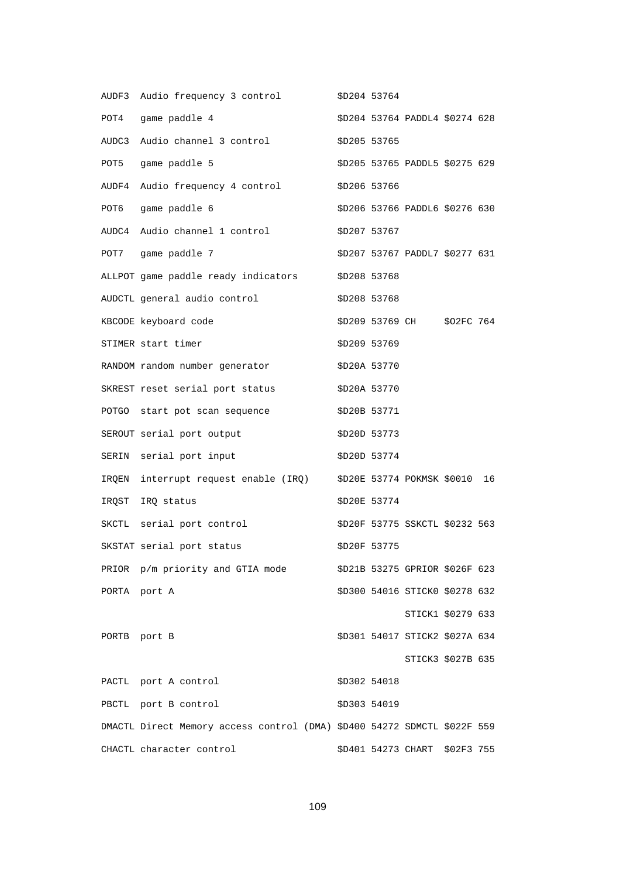| | | | | | | |
|---|---|---|---|---|---|---|
| AUDF3 | Audio frequency 3 control | $D204 | 53764 | | | |
| POT4 | game paddle 4 | $D204 | 53764 | PADDL4 | $0274 | 628 |
| AUDC3 | Audio channel 3 control | $D205 | 53765 | | | |
| POT5 | game paddle 5 | $D205 | 53765 | PADDL5 | $0275 | 629 |
| AUDF4 | Audio frequency 4 control | $D206 | 53766 | | | |
| POT6 | game paddle 6 | $D206 | 53766 | PADDL6 | $0276 | 630 |
| AUDC4 | Audio channel 1 control | $D207 | 53767 | | | |
| POT7 | game paddle 7 | $D207 | 53767 | PADDL7 | $0277 | 631 |
| ALLPOT | game paddle ready indicators | $D208 | 53768 | | | |
| AUDCTL | general audio control | $D208 | 53768 | | | |
| KBCODE | keyboard code | $D209 | 53769 | CH | $O2FC | 764 |
| STIMER | start timer | $D209 | 53769 | | | |
| RANDOM | random number generator | $D20A | 53770 | | | |
| SKREST | reset serial port status | $D20A | 53770 | | | |
| POTGO | start pot scan sequence | $D20B | 53771 | | | |
| SEROUT | serial port output | $D20D | 53773 | | | |
| SERIN | serial port input | $D20D | 53774 | | | |
| IRQEN | interrupt request enable (IRQ) | $D20E | 53774 | POKMSK | $0010 | 16 |
| IRQST | IRQ status | $D20E | 53774 | | | |
| SKCTL | serial port control | $D20F | 53775 | SSKCTL | $0232 | 563 |
| SKSTAT | serial port status | $D20F | 53775 | | | |
| PRIOR | p/m priority and GTIA mode | $D21B | 53275 | GPRIOR | $026F | 623 |
| PORTA | port A | $D300 | 54016 | STICK0 | $0278 | 632 |
| | | | | STICK1 | $0279 | 633 |
| PORTB | port B | $D301 | 54017 | STICK2 | $027A | 634 |
| | | | | STICK3 | $027B | 635 |
| PACTL | port A control | $D302 | 54018 | | | |
| PBCTL | port B control | $D303 | 54019 | | | |
| DMACTL | Direct Memory access control (DMA) | $D400 | 54272 | SDMCTL | $022F | 559 |
| CHACTL | character control | $D401 | 54273 | CHART | $02F3 | 755 |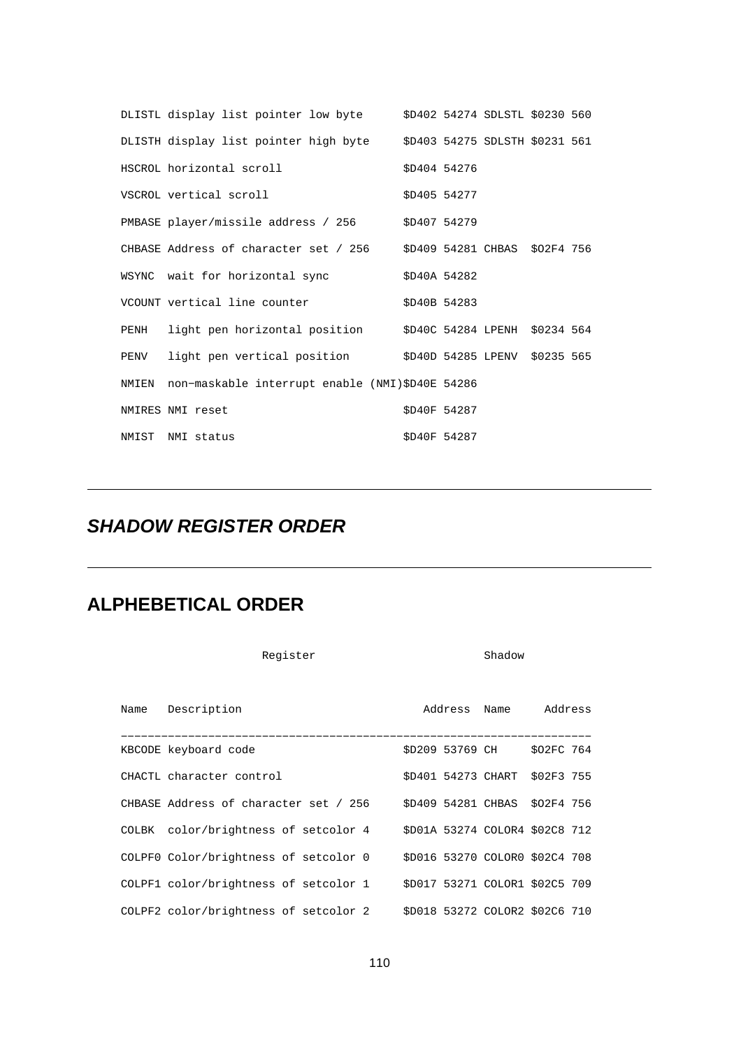```
DLISTL display list pointer low byte      $D402 54274 SDLSTL $0230 560

DLISTH display list pointer high byte     $D403 54275 SDLSTH $0231 561

HSCROL horizontal scroll                  $D404 54276

VSCROL vertical scroll                    $D405 54277

PMBASE player/missile address / 256       $D407 54279

CHBASE Address of character set / 256     $D409 54281 CHBAS  $02F4 756

WSYNC  wait for horizontal sync           $D40A 54282

VCOUNT vertical line counter              $D40B 54283

PENH   light pen horizontal position      $D40C 54284 LPENH  $0234 564

PENV   light pen vertical position        $D40D 54285 LPENV  $0235 565

NMIEN  non-maskable interrupt enable (NMI)$D40E 54286

NMIRES NMI reset                          $D40F 54287

NMIST  NMI status                         $D40F 54287
```

---

## *SHADOW REGISTER ORDER*

---

## ALPHEBETICAL ORDER

```
                    Register                       Shadow


Name   Description                          Address  Name     Address

--------------------------------------------------------------------
KBCODE keyboard code                      $D209 53769 CH     $02FC 764

CHACTL character control                  $D401 54273 CHART  $02F3 755

CHBASE Address of character set / 256     $D409 54281 CHBAS  $02F4 756

COLBK  color/brightness of setcolor 4     $D01A 53274 COLOR4 $02C8 712

COLPF0 Color/brightness of setcolor 0     $D016 53270 COLOR0 $02C4 708

COLPF1 color/brightness of setcolor 1     $D017 53271 COLOR1 $02C5 709

COLPF2 color/brightness of setcolor 2     $D018 53272 COLOR2 $02C6 710
```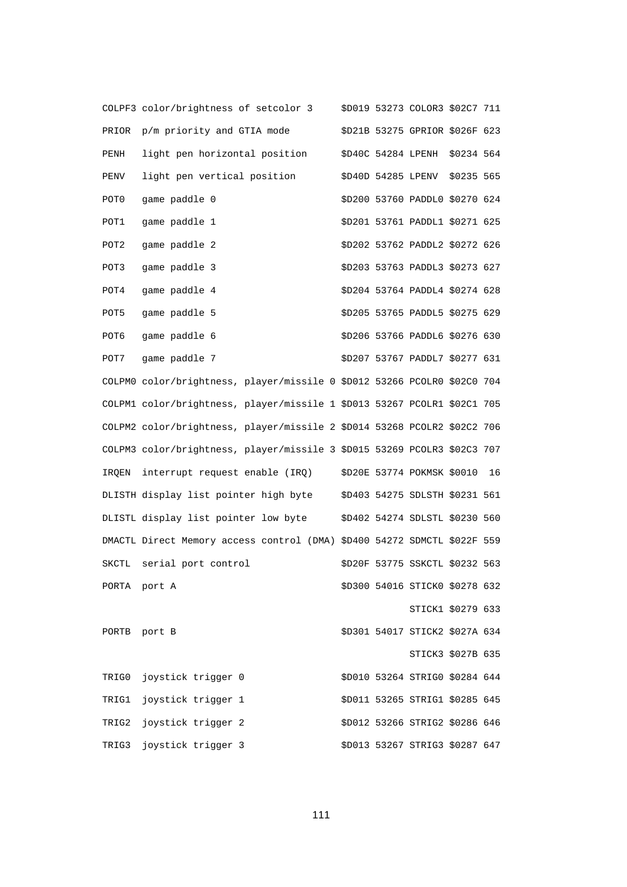| | | | | | | |
|---|---|---|---|---|---|---|
| COLPF3 | color/brightness of setcolor 3 | $D019 | 53273 | COLOR3 | $02C7 | 711 |
| PRIOR | p/m priority and GTIA mode | $D21B | 53275 | GPRIOR | $026F | 623 |
| PENH | light pen horizontal position | $D40C | 54284 | LPENH | $0234 | 564 |
| PENV | light pen vertical position | $D40D | 54285 | LPENV | $0235 | 565 |
| POT0 | game paddle 0 | $D200 | 53760 | PADDL0 | $0270 | 624 |
| POT1 | game paddle 1 | $D201 | 53761 | PADDL1 | $0271 | 625 |
| POT2 | game paddle 2 | $D202 | 53762 | PADDL2 | $0272 | 626 |
| POT3 | game paddle 3 | $D203 | 53763 | PADDL3 | $0273 | 627 |
| POT4 | game paddle 4 | $D204 | 53764 | PADDL4 | $0274 | 628 |
| POT5 | game paddle 5 | $D205 | 53765 | PADDL5 | $0275 | 629 |
| POT6 | game paddle 6 | $D206 | 53766 | PADDL6 | $0276 | 630 |
| POT7 | game paddle 7 | $D207 | 53767 | PADDL7 | $0277 | 631 |
| COLPM0 | color/brightness, player/missile 0 | $D012 | 53266 | PCOLR0 | $02C0 | 704 |
| COLPM1 | color/brightness, player/missile 1 | $D013 | 53267 | PCOLR1 | $02C1 | 705 |
| COLPM2 | color/brightness, player/missile 2 | $D014 | 53268 | PCOLR2 | $02C2 | 706 |
| COLPM3 | color/brightness, player/missile 3 | $D015 | 53269 | PCOLR3 | $02C3 | 707 |
| IRQEN | interrupt request enable (IRQ) | $D20E | 53774 | POKMSK | $0010 | 16 |
| DLISTH | display list pointer high byte | $D403 | 54275 | SDLSTH | $0231 | 561 |
| DLISTL | display list pointer low byte | $D402 | 54274 | SDLSTL | $0230 | 560 |
| DMACTL | Direct Memory access control (DMA) | $D400 | 54272 | SDMCTL | $022F | 559 |
| SKCTL | serial port control | $D20F | 53775 | SSKCTL | $0232 | 563 |
| PORTA | port A | $D300 | 54016 | STICK0 | $0278 | 632 |
| | | | | STICK1 | $0279 | 633 |
| PORTB | port B | $D301 | 54017 | STICK2 | $027A | 634 |
| | | | | STICK3 | $027B | 635 |
| TRIG0 | joystick trigger 0 | $D010 | 53264 | STRIG0 | $0284 | 644 |
| TRIG1 | joystick trigger 1 | $D011 | 53265 | STRIG1 | $0285 | 645 |
| TRIG2 | joystick trigger 2 | $D012 | 53266 | STRIG2 | $0286 | 646 |
| TRIG3 | joystick trigger 3 | $D013 | 53267 | STRIG3 | $0287 | 647 |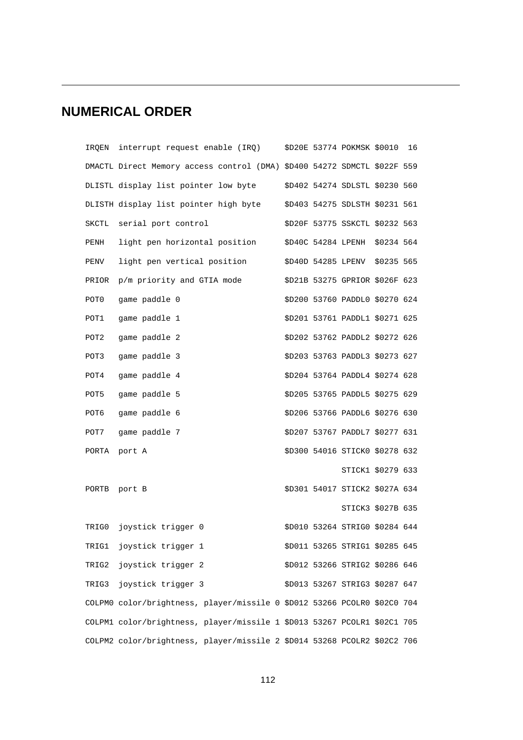## NUMERICAL ORDER

```
IRQEN  interrupt request enable (IRQ)     $D20E 53774 POKMSK $0010  16
DMACTL Direct Memory access control (DMA) $D400 54272 SDMCTL $022F 559
DLISTL display list pointer low byte      $D402 54274 SDLSTL $0230 560
DLISTH display list pointer high byte     $D403 54275 SDLSTH $0231 561
SKCTL  serial port control                $D20F 53775 SSKCTL $0232 563
PENH   light pen horizontal position      $D40C 54284 LPENH  $0234 564
PENV   light pen vertical position        $D40D 54285 LPENV  $0235 565
PRIOR  p/m priority and GTIA mode         $D21B 53275 GPRIOR $026F 623
POT0   game paddle 0                      $D200 53760 PADDL0 $0270 624
POT1   game paddle 1                      $D201 53761 PADDL1 $0271 625
POT2   game paddle 2                      $D202 53762 PADDL2 $0272 626
POT3   game paddle 3                      $D203 53763 PADDL3 $0273 627
POT4   game paddle 4                      $D204 53764 PADDL4 $0274 628
POT5   game paddle 5                      $D205 53765 PADDL5 $0275 629
POT6   game paddle 6                      $D206 53766 PADDL6 $0276 630
POT7   game paddle 7                      $D207 53767 PADDL7 $0277 631
PORTA  port A                             $D300 54016 STICK0 $0278 632
                                                      STICK1 $0279 633
PORTB  port B                             $D301 54017 STICK2 $027A 634
                                                      STICK3 $027B 635
TRIG0  joystick trigger 0                 $D010 53264 STRIG0 $0284 644
TRIG1  joystick trigger 1                 $D011 53265 STRIG1 $0285 645
TRIG2  joystick trigger 2                 $D012 53266 STRIG2 $0286 646
TRIG3  joystick trigger 3                 $D013 53267 STRIG3 $0287 647
COLPM0 color/brightness, player/missile 0 $D012 53266 PCOLR0 $02C0 704
COLPM1 color/brightness, player/missile 1 $D013 53267 PCOLR1 $02C1 705
COLPM2 color/brightness, player/missile 2 $D014 53268 PCOLR2 $02C2 706
```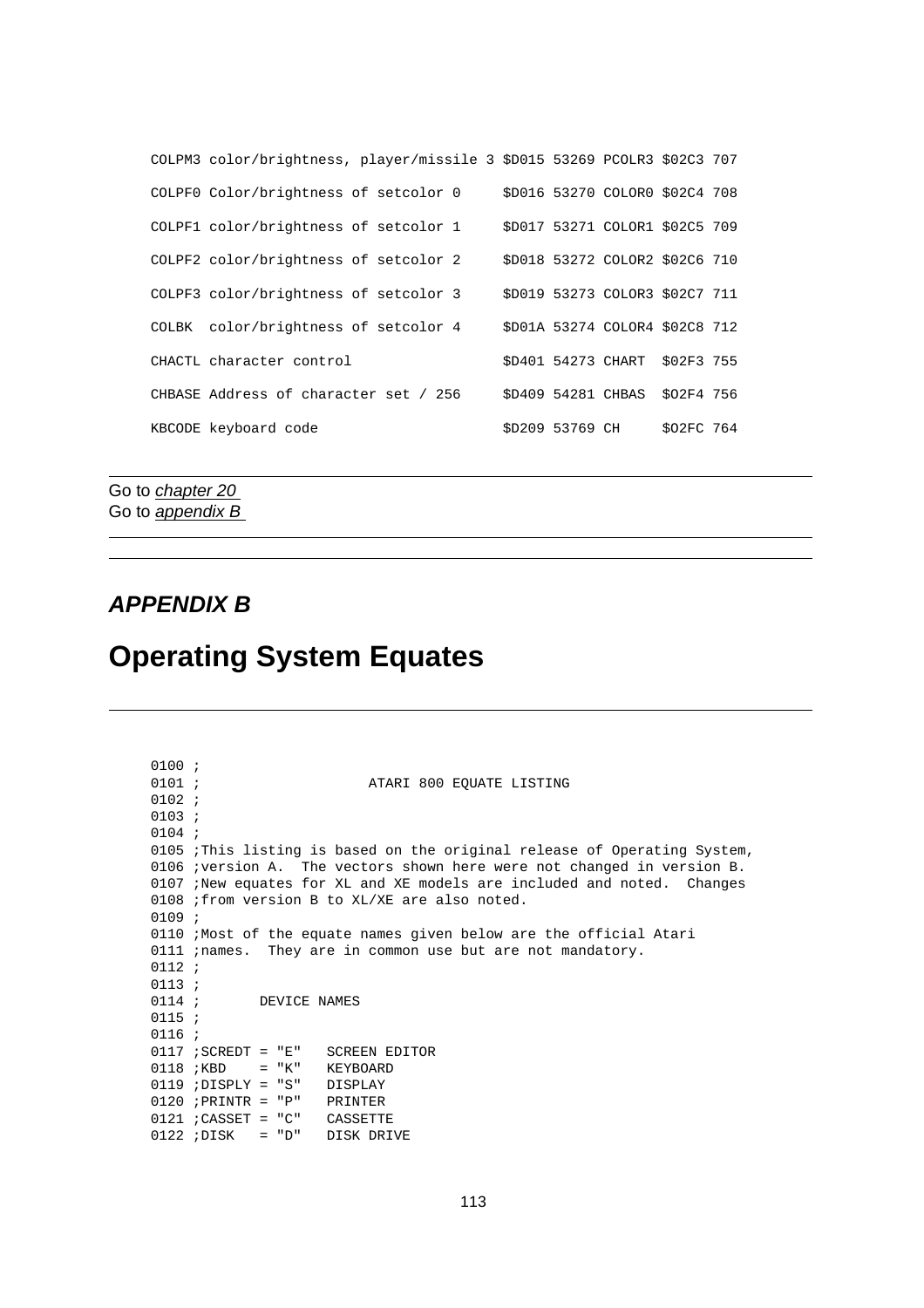```
COLPM3 color/brightness, player/missile 3 $D015 53269 PCOLR3 $02C3 707

COLPF0 Color/brightness of setcolor 0     $D016 53270 COLOR0 $02C4 708

COLPF1 color/brightness of setcolor 1     $D017 53271 COLOR1 $02C5 709

COLPF2 color/brightness of setcolor 2     $D018 53272 COLOR2 $02C6 710

COLPF3 color/brightness of setcolor 3     $D019 53273 COLOR3 $02C7 711

COLBK  color/brightness of setcolor 4     $D01A 53274 COLOR4 $02C8 712

CHACTL character control                  $D401 54273 CHART  $02F3 755

CHBASE Address of character set / 256     $D409 54281 CHBAS  $02F4 756

KBCODE keyboard code                      $D209 53769 CH     $02FC 764
```

---

Go to *chapter 20*
Go to *appendix B*

---

---

### *APPENDIX B*

# Operating System Equates

---

```
0100 ;
0101 ;                    ATARI 800 EQUATE LISTING
0102 ;
0103 ;
0104 ;
0105 ;This listing is based on the original release of Operating System,
0106 ;version A.  The vectors shown here were not changed in version B.
0107 ;New equates for XL and XE models are included and noted.  Changes
0108 ;from version B to XL/XE are also noted.
0109 ;
0110 ;Most of the equate names given below are the official Atari
0111 ;names.  They are in common use but are not mandatory.
0112 ;
0113 ;
0114 ;       DEVICE NAMES
0115 ;
0116 ;
0117 ;SCREDT = "E"   SCREEN EDITOR
0118 ;KBD    = "K"   KEYBOARD
0119 ;DISPLY = "S"   DISPLAY
0120 ;PRINTR = "P"   PRINTER
0121 ;CASSET = "C"   CASSETTE
0122 ;DISK   = "D"   DISK DRIVE
```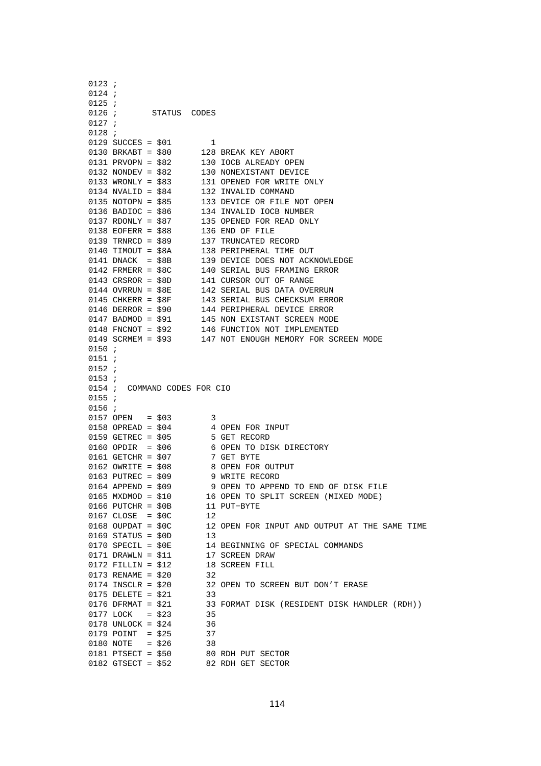```
0123 ;
0124 ;
0125 ;
0126 ;       STATUS  CODES
0127 ;
0128 ;
0129 SUCCES = $01        1
0130 BRKABT = $80      128 BREAK KEY ABORT
0131 PRVOPN = $82      130 IOCB ALREADY OPEN
0132 NONDEV = $82      130 NONEXISTANT DEVICE
0133 WRONLY = $83      131 OPENED FOR WRITE ONLY
0134 NVALID = $84      132 INVALID COMMAND
0135 NOTOPN = $85      133 DEVICE OR FILE NOT OPEN
0136 BADIOC = $86      134 INVALID IOCB NUMBER
0137 RDONLY = $87      135 OPENED FOR READ ONLY
0138 EOFERR = $88      136 END OF FILE
0139 TRNRCD = $89      137 TRUNCATED RECORD
0140 TIMOUT = $8A      138 PERIPHERAL TIME OUT
0141 DNACK  = $8B      139 DEVICE DOES NOT ACKNOWLEDGE
0142 FRMERR = $8C      140 SERIAL BUS FRAMING ERROR
0143 CRSROR = $8D      141 CURSOR OUT OF RANGE
0144 OVRRUN = $8E      142 SERIAL BUS DATA OVERRUN
0145 CHKERR = $8F      143 SERIAL BUS CHECKSUM ERROR
0146 DERROR = $90      144 PERIPHERAL DEVICE ERROR
0147 BADMOD = $91      145 NON EXISTANT SCREEN MODE
0148 FNCNOT = $92      146 FUNCTION NOT IMPLEMENTED
0149 SCRMEM = $93      147 NOT ENOUGH MEMORY FOR SCREEN MODE
0150 ;
0151 ;
0152 ;
0153 ;
0154 ;  COMMAND CODES FOR CIO
0155 ;
0156 ;
0157 OPEN   = $03        3
0158 OPREAD = $04        4 OPEN FOR INPUT
0159 GETREC = $05        5 GET RECORD
0160 OPDIR  = $06        6 OPEN TO DISK DIRECTORY
0161 GETCHR = $07        7 GET BYTE
0162 OWRITE = $08        8 OPEN FOR OUTPUT
0163 PUTREC = $09        9 WRITE RECORD
0164 APPEND = $09        9 OPEN TO APPEND TO END OF DISK FILE
0165 MXDMOD = $10       16 OPEN TO SPLIT SCREEN (MIXED MODE)
0166 PUTCHR = $0B       11 PUT-BYTE
0167 CLOSE  = $0C       12
0168 OUPDAT = $0C       12 OPEN FOR INPUT AND OUTPUT AT THE SAME TIME
0169 STATUS = $0D       13
0170 SPECIL = $0E       14 BEGINNING OF SPECIAL COMMANDS
0171 DRAWLN = $11       17 SCREEN DRAW
0172 FILLIN = $12       18 SCREEN FILL
0173 RENAME = $20       32
0174 INSCLR = $20       32 OPEN TO SCREEN BUT DON'T ERASE
0175 DELETE = $21       33
0176 DFRMAT = $21       33 FORMAT DISK (RESIDENT DISK HANDLER (RDH))
0177 LOCK   = $23       35
0178 UNLOCK = $24       36
0179 POINT  = $25       37
0180 NOTE   = $26       38
0181 PTSECT = $50       80 RDH PUT SECTOR
0182 GTSECT = $52       82 RDH GET SECTOR
```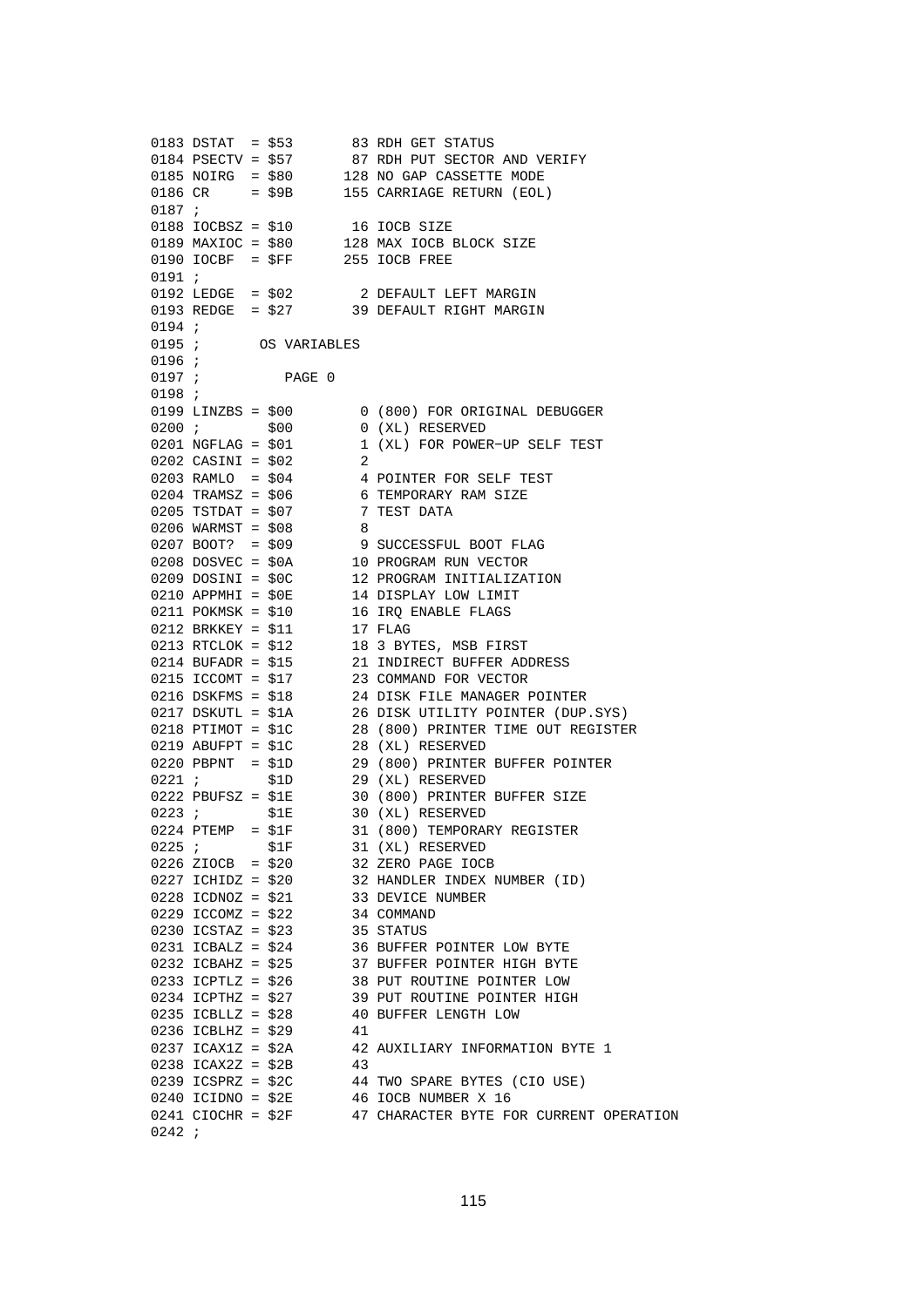```
0183 DSTAT  = $53       83 RDH GET STATUS
0184 PSECTV = $57       87 RDH PUT SECTOR AND VERIFY
0185 NOIRG  = $80      128 NO GAP CASSETTE MODE
0186 CR     = $9B      155 CARRIAGE RETURN (EOL)
0187 ;
0188 IOCBSZ = $10       16 IOCB SIZE
0189 MAXIOC = $80      128 MAX IOCB BLOCK SIZE
0190 IOCBF  = $FF      255 IOCB FREE
0191 ;
0192 LEDGE  = $02        2 DEFAULT LEFT MARGIN
0193 REDGE  = $27       39 DEFAULT RIGHT MARGIN
0194 ;
0195 ;       OS VARIABLES
0196 ;
0197 ;          PAGE 0
0198 ;
0199 LINZBS = $00        0 (800) FOR ORIGINAL DEBUGGER
0200 ;        $00        0 (XL) RESERVED
0201 NGFLAG = $01        1 (XL) FOR POWER-UP SELF TEST
0202 CASINI = $02        2
0203 RAMLO  = $04        4 POINTER FOR SELF TEST
0204 TRAMSZ = $06        6 TEMPORARY RAM SIZE
0205 TSTDAT = $07        7 TEST DATA
0206 WARMST = $08        8
0207 BOOT?  = $09        9 SUCCESSFUL BOOT FLAG
0208 DOSVEC = $0A       10 PROGRAM RUN VECTOR
0209 DOSINI = $0C       12 PROGRAM INITIALIZATION
0210 APPMHI = $0E       14 DISPLAY LOW LIMIT
0211 POKMSK = $10       16 IRQ ENABLE FLAGS
0212 BRKKEY = $11       17 FLAG
0213 RTCLOK = $12       18 3 BYTES, MSB FIRST
0214 BUFADR = $15       21 INDIRECT BUFFER ADDRESS
0215 ICCOMT = $17       23 COMMAND FOR VECTOR
0216 DSKFMS = $18       24 DISK FILE MANAGER POINTER
0217 DSKUTL = $1A       26 DISK UTILITY POINTER (DUP.SYS)
0218 PTIMOT = $1C       28 (800) PRINTER TIME OUT REGISTER
0219 ABUFPT = $1C       28 (XL) RESERVED
0220 PBPNT  = $1D       29 (800) PRINTER BUFFER POINTER
0221 ;        $1D       29 (XL) RESERVED
0222 PBUFSZ = $1E       30 (800) PRINTER BUFFER SIZE
0223 ;        $1E       30 (XL) RESERVED
0224 PTEMP  = $1F       31 (800) TEMPORARY REGISTER
0225 ;        $1F       31 (XL) RESERVED
0226 ZIOCB  = $20       32 ZERO PAGE IOCB
0227 ICHIDZ = $20       32 HANDLER INDEX NUMBER (ID)
0228 ICDNOZ = $21       33 DEVICE NUMBER
0229 ICCOMZ = $22       34 COMMAND
0230 ICSTAZ = $23       35 STATUS
0231 ICBALZ = $24       36 BUFFER POINTER LOW BYTE
0232 ICBAHZ = $25       37 BUFFER POINTER HIGH BYTE
0233 ICPTLZ = $26       38 PUT ROUTINE POINTER LOW
0234 ICPTHZ = $27       39 PUT ROUTINE POINTER HIGH
0235 ICBLLZ = $28       40 BUFFER LENGTH LOW
0236 ICBLHZ = $29       41
0237 ICAX1Z = $2A       42 AUXILIARY INFORMATION BYTE 1
0238 ICAX2Z = $2B       43
0239 ICSPRZ = $2C       44 TWO SPARE BYTES (CIO USE)
0240 ICIDNO = $2E       46 IOCB NUMBER X 16
0241 CIOCHR = $2F       47 CHARACTER BYTE FOR CURRENT OPERATION
0242 ;
```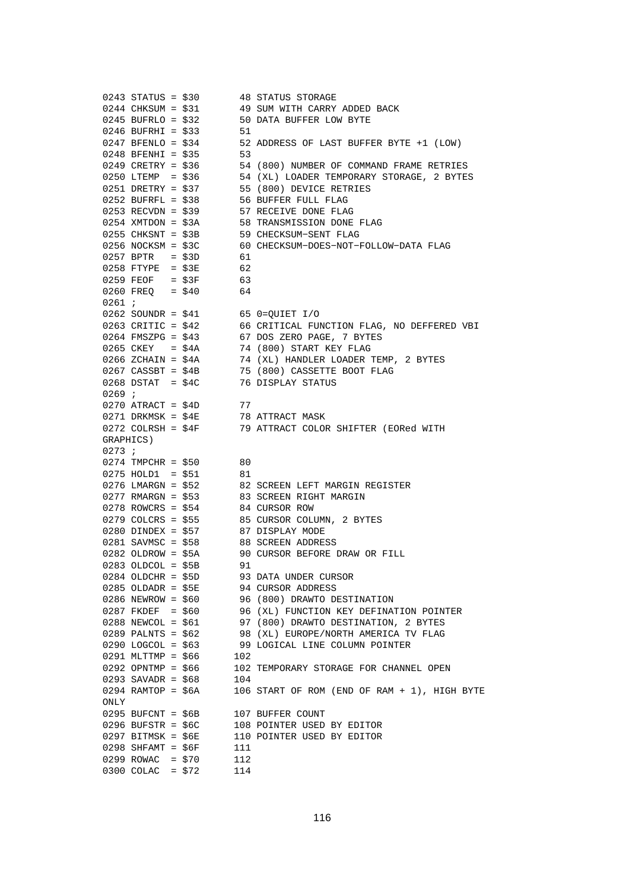```
0243 STATUS = $30       48 STATUS STORAGE
0244 CHKSUM = $31       49 SUM WITH CARRY ADDED BACK
0245 BUFRLO = $32       50 DATA BUFFER LOW BYTE
0246 BUFRHI = $33       51
0247 BFENLO = $34       52 ADDRESS OF LAST BUFFER BYTE +1 (LOW)
0248 BFENHI = $35       53
0249 CRETRY = $36       54 (800) NUMBER OF COMMAND FRAME RETRIES
0250 LTEMP  = $36       54 (XL) LOADER TEMPORARY STORAGE, 2 BYTES
0251 DRETRY = $37       55 (800) DEVICE RETRIES
0252 BUFRFL = $38       56 BUFFER FULL FLAG
0253 RECVDN = $39       57 RECEIVE DONE FLAG
0254 XMTDON = $3A       58 TRANSMISSION DONE FLAG
0255 CHKSNT = $3B       59 CHECKSUM-SENT FLAG
0256 NOCKSM = $3C       60 CHECKSUM-DOES-NOT-FOLLOW-DATA FLAG
0257 BPTR   = $3D       61
0258 FTYPE  = $3E       62
0259 FEOF   = $3F       63
0260 FREQ   = $40       64
0261 ;
0262 SOUNDR = $41       65 0=QUIET I/O
0263 CRITIC = $42       66 CRITICAL FUNCTION FLAG, NO DEFFERED VBI
0264 FMSZPG = $43       67 DOS ZERO PAGE, 7 BYTES
0265 CKEY   = $4A       74 (800) START KEY FLAG
0266 ZCHAIN = $4A       74 (XL) HANDLER LOADER TEMP, 2 BYTES
0267 CASSBT = $4B       75 (800) CASSETTE BOOT FLAG
0268 DSTAT  = $4C       76 DISPLAY STATUS
0269 ;
0270 ATRACT = $4D       77
0271 DRKMSK = $4E       78 ATTRACT MASK
0272 COLRSH = $4F       79 ATTRACT COLOR SHIFTER (EORed WITH
GRAPHICS)
0273 ;
0274 TMPCHR = $50       80
0275 HOLD1  = $51       81
0276 LMARGN = $52       82 SCREEN LEFT MARGIN REGISTER
0277 RMARGN = $53       83 SCREEN RIGHT MARGIN
0278 ROWCRS = $54       84 CURSOR ROW
0279 COLCRS = $55       85 CURSOR COLUMN, 2 BYTES
0280 DINDEX = $57       87 DISPLAY MODE
0281 SAVMSC = $58       88 SCREEN ADDRESS
0282 OLDROW = $5A       90 CURSOR BEFORE DRAW OR FILL
0283 OLDCOL = $5B       91
0284 OLDCHR = $5D       93 DATA UNDER CURSOR
0285 OLDADR = $5E       94 CURSOR ADDRESS
0286 NEWROW = $60       96 (800) DRAWTO DESTINATION
0287 FKDEF  = $60       96 (XL) FUNCTION KEY DEFINATION POINTER
0288 NEWCOL = $61       97 (800) DRAWTO DESTINATION, 2 BYTES
0289 PALNTS = $62       98 (XL) EUROPE/NORTH AMERICA TV FLAG
0290 LOGCOL = $63       99 LOGICAL LINE COLUMN POINTER
0291 MLTTMP = $66      102
0292 OPNTMP = $66      102 TEMPORARY STORAGE FOR CHANNEL OPEN
0293 SAVADR = $68      104
0294 RAMTOP = $6A      106 START OF ROM (END OF RAM + 1), HIGH BYTE
ONLY
0295 BUFCNT = $6B      107 BUFFER COUNT
0296 BUFSTR = $6C      108 POINTER USED BY EDITOR
0297 BITMSK = $6E      110 POINTER USED BY EDITOR
0298 SHFAMT = $6F      111
0299 ROWAC  = $70      112
0300 COLAC  = $72      114
```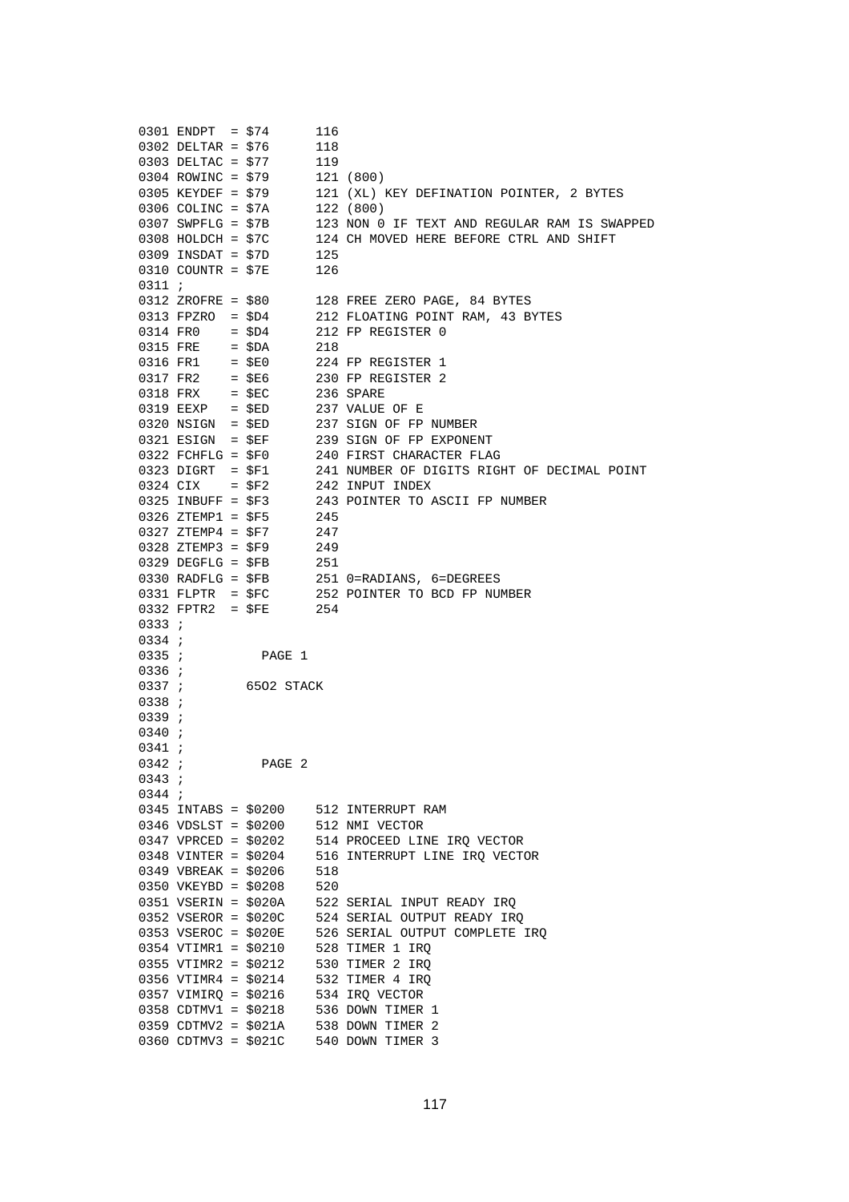```
0301 ENDPT  = $74      116
0302 DELTAR = $76      118
0303 DELTAC = $77      119
0304 ROWINC = $79      121 (800)
0305 KEYDEF = $79      121 (XL) KEY DEFINATION POINTER, 2 BYTES
0306 COLINC = $7A      122 (800)
0307 SWPFLG = $7B      123 NON 0 IF TEXT AND REGULAR RAM IS SWAPPED
0308 HOLDCH = $7C      124 CH MOVED HERE BEFORE CTRL AND SHIFT
0309 INSDAT = $7D      125
0310 COUNTR = $7E      126
0311 ;
0312 ZROFRE = $80      128 FREE ZERO PAGE, 84 BYTES
0313 FPZRO  = $D4      212 FLOATING POINT RAM, 43 BYTES
0314 FR0    = $D4      212 FP REGISTER 0
0315 FRE    = $DA      218
0316 FR1    = $E0      224 FP REGISTER 1
0317 FR2    = $E6      230 FP REGISTER 2
0318 FRX    = $EC      236 SPARE
0319 EEXP   = $ED      237 VALUE OF E
0320 NSIGN  = $ED      237 SIGN OF FP NUMBER
0321 ESIGN  = $EF      239 SIGN OF FP EXPONENT
0322 FCHFLG = $F0      240 FIRST CHARACTER FLAG
0323 DIGRT  = $F1      241 NUMBER OF DIGITS RIGHT OF DECIMAL POINT
0324 CIX    = $F2      242 INPUT INDEX
0325 INBUFF = $F3      243 POINTER TO ASCII FP NUMBER
0326 ZTEMP1 = $F5      245
0327 ZTEMP4 = $F7      247
0328 ZTEMP3 = $F9      249
0329 DEGFLG = $FB      251
0330 RADFLG = $FB      251 0=RADIANS, 6=DEGREES
0331 FLPTR  = $FC      252 POINTER TO BCD FP NUMBER
0332 FPTR2  = $FE      254
0333 ;
0334 ;
0335 ;          PAGE 1
0336 ;
0337 ;        6502 STACK
0338 ;
0339 ;
0340 ;
0341 ;
0342 ;          PAGE 2
0343 ;
0344 ;
0345 INTABS = $0200    512 INTERRUPT RAM
0346 VDSLST = $0200    512 NMI VECTOR
0347 VPRCED = $0202    514 PROCEED LINE IRQ VECTOR
0348 VINTER = $0204    516 INTERRUPT LINE IRQ VECTOR
0349 VBREAK = $0206    518
0350 VKEYBD = $0208    520
0351 VSERIN = $020A    522 SERIAL INPUT READY IRQ
0352 VSEROR = $020C    524 SERIAL OUTPUT READY IRQ
0353 VSEROC = $020E    526 SERIAL OUTPUT COMPLETE IRQ
0354 VTIMR1 = $0210    528 TIMER 1 IRQ
0355 VTIMR2 = $0212    530 TIMER 2 IRQ
0356 VTIMR4 = $0214    532 TIMER 4 IRQ
0357 VIMIRQ = $0216    534 IRQ VECTOR
0358 CDTMV1 = $0218    536 DOWN TIMER 1
0359 CDTMV2 = $021A    538 DOWN TIMER 2
0360 CDTMV3 = $021C    540 DOWN TIMER 3
```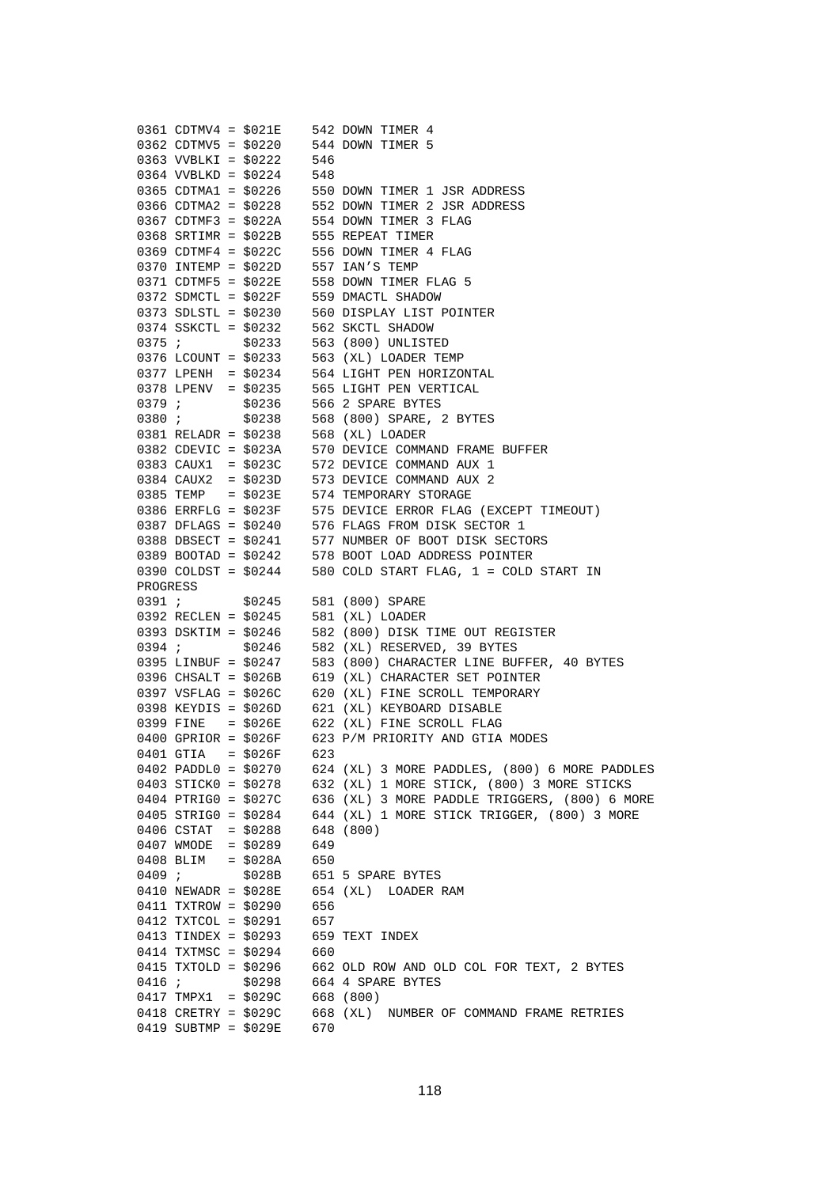```
0361 CDTMV4 = $021E    542 DOWN TIMER 4
0362 CDTMV5 = $0220    544 DOWN TIMER 5
0363 VVBLKI = $0222    546
0364 VVBLKD = $0224    548
0365 CDTMA1 = $0226    550 DOWN TIMER 1 JSR ADDRESS
0366 CDTMA2 = $0228    552 DOWN TIMER 2 JSR ADDRESS
0367 CDTMF3 = $022A    554 DOWN TIMER 3 FLAG
0368 SRTIMR = $022B    555 REPEAT TIMER
0369 CDTMF4 = $022C    556 DOWN TIMER 4 FLAG
0370 INTEMP = $022D    557 IAN'S TEMP
0371 CDTMF5 = $022E    558 DOWN TIMER FLAG 5
0372 SDMCTL = $022F    559 DMACTL SHADOW
0373 SDLSTL = $0230    560 DISPLAY LIST POINTER
0374 SSKCTL = $0232    562 SKCTL SHADOW
0375 ;        $0233    563 (800) UNLISTED
0376 LCOUNT = $0233    563 (XL) LOADER TEMP
0377 LPENH  = $0234    564 LIGHT PEN HORIZONTAL
0378 LPENV  = $0235    565 LIGHT PEN VERTICAL
0379 ;        $0236    566 2 SPARE BYTES
0380 ;        $0238    568 (800) SPARE, 2 BYTES
0381 RELADR = $0238    568 (XL) LOADER
0382 CDEVIC = $023A    570 DEVICE COMMAND FRAME BUFFER
0383 CAUX1  = $023C    572 DEVICE COMMAND AUX 1
0384 CAUX2  = $023D    573 DEVICE COMMAND AUX 2
0385 TEMP   = $023E    574 TEMPORARY STORAGE
0386 ERRFLG = $023F    575 DEVICE ERROR FLAG (EXCEPT TIMEOUT)
0387 DFLAGS = $0240    576 FLAGS FROM DISK SECTOR 1
0388 DBSECT = $0241    577 NUMBER OF BOOT DISK SECTORS
0389 BOOTAD = $0242    578 BOOT LOAD ADDRESS POINTER
0390 COLDST = $0244    580 COLD START FLAG, 1 = COLD START IN
PROGRESS
0391 ;        $0245    581 (800) SPARE
0392 RECLEN = $0245    581 (XL) LOADER
0393 DSKTIM = $0246    582 (800) DISK TIME OUT REGISTER
0394 ;        $0246    582 (XL) RESERVED, 39 BYTES
0395 LINBUF = $0247    583 (800) CHARACTER LINE BUFFER, 40 BYTES
0396 CHSALT = $026B    619 (XL) CHARACTER SET POINTER
0397 VSFLAG = $026C    620 (XL) FINE SCROLL TEMPORARY
0398 KEYDIS = $026D    621 (XL) KEYBOARD DISABLE
0399 FINE   = $026E    622 (XL) FINE SCROLL FLAG
0400 GPRIOR = $026F    623 P/M PRIORITY AND GTIA MODES
0401 GTIA   = $026F    623
0402 PADDL0 = $0270    624 (XL) 3 MORE PADDLES, (800) 6 MORE PADDLES
0403 STICK0 = $0278    632 (XL) 1 MORE STICK, (800) 3 MORE STICKS
0404 PTRIG0 = $027C    636 (XL) 3 MORE PADDLE TRIGGERS, (800) 6 MORE
0405 STRIG0 = $0284    644 (XL) 1 MORE STICK TRIGGER, (800) 3 MORE
0406 CSTAT  = $0288    648 (800)
0407 WMODE  = $0289    649
0408 BLIM   = $028A    650
0409 ;        $028B    651 5 SPARE BYTES
0410 NEWADR = $028E    654 (XL)  LOADER RAM
0411 TXTROW = $0290    656
0412 TXTCOL = $0291    657
0413 TINDEX = $0293    659 TEXT INDEX
0414 TXTMSC = $0294    660
0415 TXTOLD = $0296    662 OLD ROW AND OLD COL FOR TEXT, 2 BYTES
0416 ;        $0298    664 4 SPARE BYTES
0417 TMPX1  = $029C    668 (800)
0418 CRETRY = $029C    668 (XL)  NUMBER OF COMMAND FRAME RETRIES
0419 SUBTMP = $029E    670
```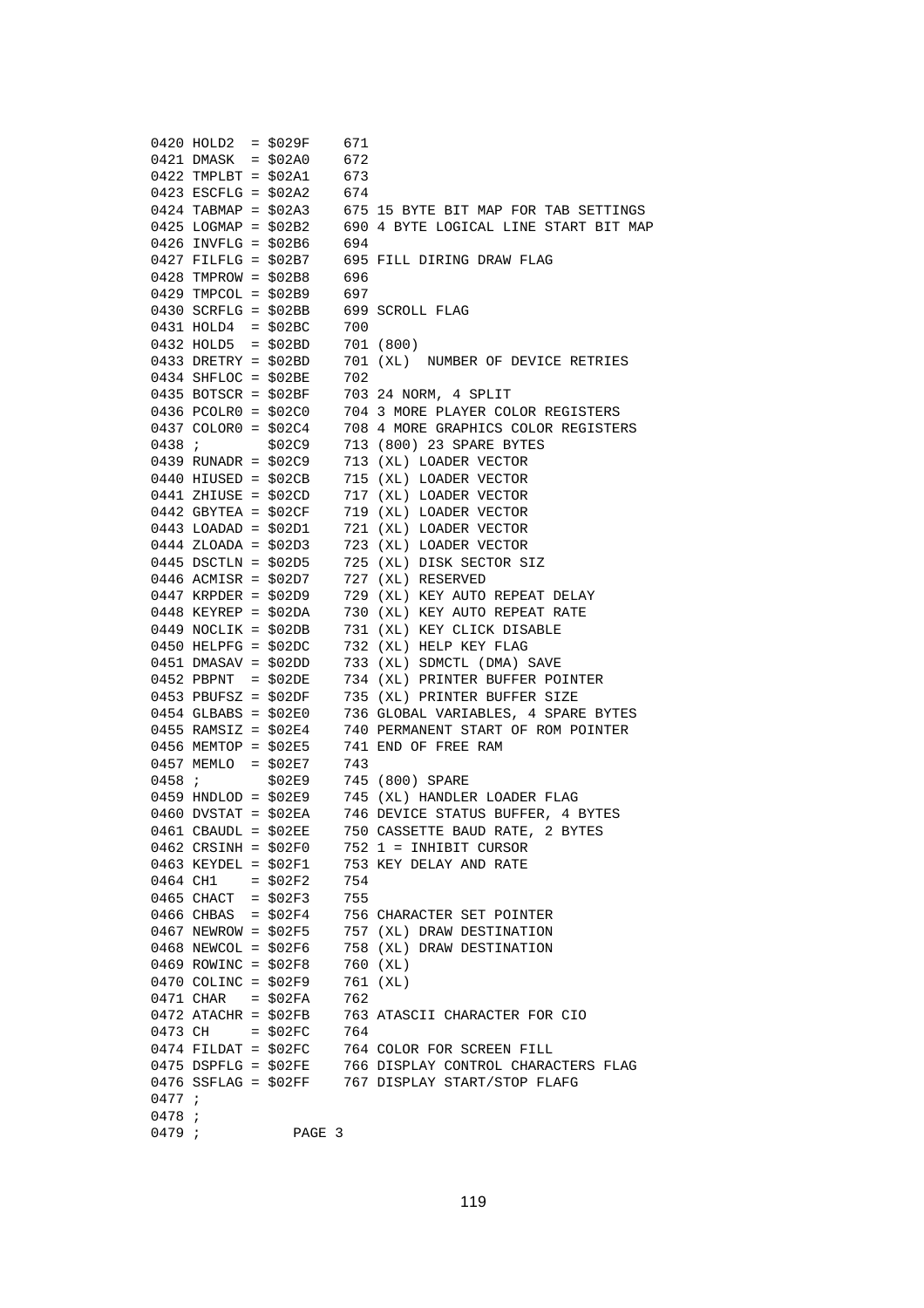```
0420 HOLD2  = $029F    671
0421 DMASK  = $02A0    672
0422 TMPLBT = $02A1    673
0423 ESCFLG = $02A2    674
0424 TABMAP = $02A3    675 15 BYTE BIT MAP FOR TAB SETTINGS
0425 LOGMAP = $02B2    690 4 BYTE LOGICAL LINE START BIT MAP
0426 INVFLG = $02B6    694
0427 FILFLG = $02B7    695 FILL DIRING DRAW FLAG
0428 TMPROW = $02B8    696
0429 TMPCOL = $02B9    697
0430 SCRFLG = $02BB    699 SCROLL FLAG
0431 HOLD4  = $02BC    700
0432 HOLD5  = $02BD    701 (800)
0433 DRETRY = $02BD    701 (XL)  NUMBER OF DEVICE RETRIES
0434 SHFLOC = $02BE    702
0435 BOTSCR = $02BF    703 24 NORM, 4 SPLIT
0436 PCOLR0 = $02C0    704 3 MORE PLAYER COLOR REGISTERS
0437 COLOR0 = $02C4    708 4 MORE GRAPHICS COLOR REGISTERS
0438 ;        $02C9    713 (800) 23 SPARE BYTES
0439 RUNADR = $02C9    713 (XL) LOADER VECTOR
0440 HIUSED = $02CB    715 (XL) LOADER VECTOR
0441 ZHIUSE = $02CD    717 (XL) LOADER VECTOR
0442 GBYTEA = $02CF    719 (XL) LOADER VECTOR
0443 LOADAD = $02D1    721 (XL) LOADER VECTOR
0444 ZLOADA = $02D3    723 (XL) LOADER VECTOR
0445 DSCTLN = $02D5    725 (XL) DISK SECTOR SIZ
0446 ACMISR = $02D7    727 (XL) RESERVED
0447 KRPDER = $02D9    729 (XL) KEY AUTO REPEAT DELAY
0448 KEYREP = $02DA    730 (XL) KEY AUTO REPEAT RATE
0449 NOCLIK = $02DB    731 (XL) KEY CLICK DISABLE
0450 HELPFG = $02DC    732 (XL) HELP KEY FLAG
0451 DMASAV = $02DD    733 (XL) SDMCTL (DMA) SAVE
0452 PBPNT  = $02DE    734 (XL) PRINTER BUFFER POINTER
0453 PBUFSZ = $02DF    735 (XL) PRINTER BUFFER SIZE
0454 GLBABS = $02E0    736 GLOBAL VARIABLES, 4 SPARE BYTES
0455 RAMSIZ = $02E4    740 PERMANENT START OF ROM POINTER
0456 MEMTOP = $02E5    741 END OF FREE RAM
0457 MEMLO  = $02E7    743
0458 ;        $02E9    745 (800) SPARE
0459 HNDLOD = $02E9    745 (XL) HANDLER LOADER FLAG
0460 DVSTAT = $02EA    746 DEVICE STATUS BUFFER, 4 BYTES
0461 CBAUDL = $02EE    750 CASSETTE BAUD RATE, 2 BYTES
0462 CRSINH = $02F0    752 1 = INHIBIT CURSOR
0463 KEYDEL = $02F1    753 KEY DELAY AND RATE
0464 CH1    = $02F2    754
0465 CHACT  = $02F3    755
0466 CHBAS  = $02F4    756 CHARACTER SET POINTER
0467 NEWROW = $02F5    757 (XL) DRAW DESTINATION
0468 NEWCOL = $02F6    758 (XL) DRAW DESTINATION
0469 ROWINC = $02F8    760 (XL)
0470 COLINC = $02F9    761 (XL)
0471 CHAR   = $02FA    762
0472 ATACHR = $02FB    763 ATASCII CHARACTER FOR CIO
0473 CH     = $02FC    764
0474 FILDAT = $02FC    764 COLOR FOR SCREEN FILL
0475 DSPFLG = $02FE    766 DISPLAY CONTROL CHARACTERS FLAG
0476 SSFLAG = $02FF    767 DISPLAY START/STOP FLAFG
0477 ;
0478 ;
0479 ;           PAGE 3
```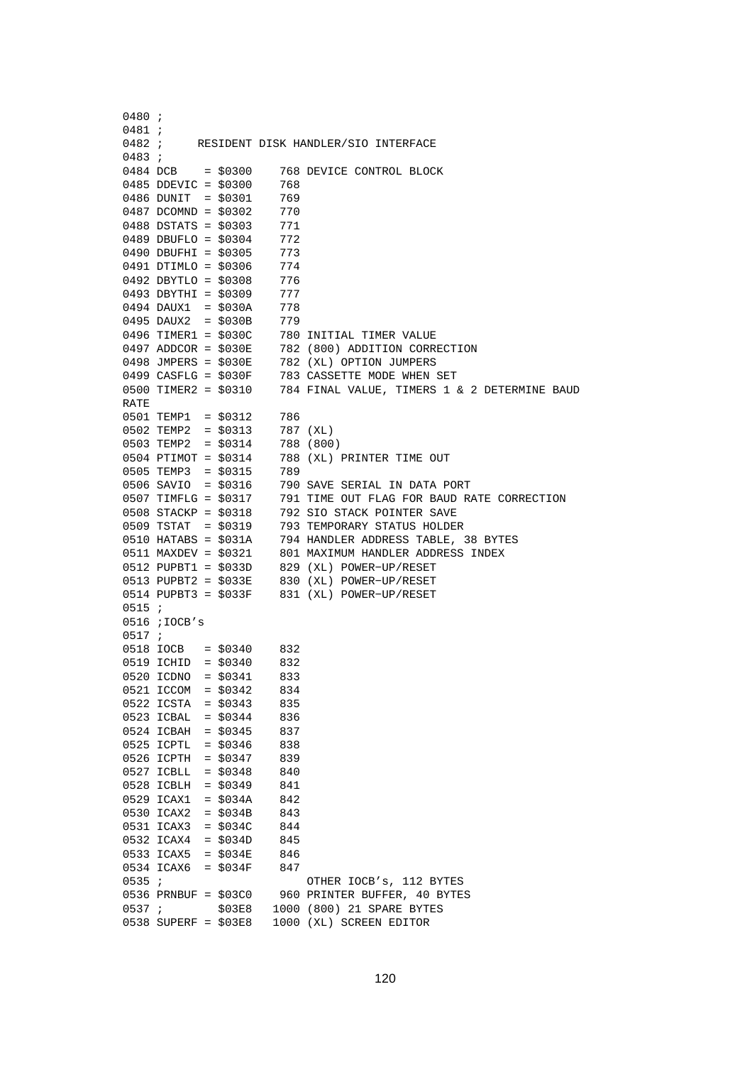```
0480 ;
0481 ;
0482 ;     RESIDENT DISK HANDLER/SIO INTERFACE
0483 ;
0484 DCB    = $0300    768 DEVICE CONTROL BLOCK
0485 DDEVIC = $0300    768
0486 DUNIT  = $0301    769
0487 DCOMND = $0302    770
0488 DSTATS = $0303    771
0489 DBUFLO = $0304    772
0490 DBUFHI = $0305    773
0491 DTIMLO = $0306    774
0492 DBYTLO = $0308    776
0493 DBYTHI = $0309    777
0494 DAUX1  = $030A    778
0495 DAUX2  = $030B    779
0496 TIMER1 = $030C    780 INITIAL TIMER VALUE
0497 ADDCOR = $030E    782 (800) ADDITION CORRECTION
0498 JMPERS = $030E    782 (XL) OPTION JUMPERS
0499 CASFLG = $030F    783 CASSETTE MODE WHEN SET
0500 TIMER2 = $0310    784 FINAL VALUE, TIMERS 1 & 2 DETERMINE BAUD
RATE
0501 TEMP1  = $0312    786
0502 TEMP2  = $0313    787 (XL)
0503 TEMP2  = $0314    788 (800)
0504 PTIMOT = $0314    788 (XL) PRINTER TIME OUT
0505 TEMP3  = $0315    789
0506 SAVIO  = $0316    790 SAVE SERIAL IN DATA PORT
0507 TIMFLG = $0317    791 TIME OUT FLAG FOR BAUD RATE CORRECTION
0508 STACKP = $0318    792 SIO STACK POINTER SAVE
0509 TSTAT  = $0319    793 TEMPORARY STATUS HOLDER
0510 HATABS = $031A    794 HANDLER ADDRESS TABLE, 38 BYTES
0511 MAXDEV = $0321    801 MAXIMUM HANDLER ADDRESS INDEX
0512 PUPBT1 = $033D    829 (XL) POWER-UP/RESET
0513 PUPBT2 = $033E    830 (XL) POWER-UP/RESET
0514 PUPBT3 = $033F    831 (XL) POWER-UP/RESET
0515 ;
0516 ;IOCB's
0517 ;
0518 IOCB   = $0340    832
0519 ICHID  = $0340    832
0520 ICDNO  = $0341    833
0521 ICCOM  = $0342    834
0522 ICSTA  = $0343    835
0523 ICBAL  = $0344    836
0524 ICBAH  = $0345    837
0525 ICPTL  = $0346    838
0526 ICPTH  = $0347    839
0527 ICBLL  = $0348    840
0528 ICBLH  = $0349    841
0529 ICAX1  = $034A    842
0530 ICAX2  = $034B    843
0531 ICAX3  = $034C    844
0532 ICAX4  = $034D    845
0533 ICAX5  = $034E    846
0534 ICAX6  = $034F    847
0535 ;                      OTHER IOCB's, 112 BYTES
0536 PRNBUF = $03C0    960 PRINTER BUFFER, 40 BYTES
0537 ;        $03E8   1000 (800) 21 SPARE BYTES
0538 SUPERF = $03E8   1000 (XL) SCREEN EDITOR
```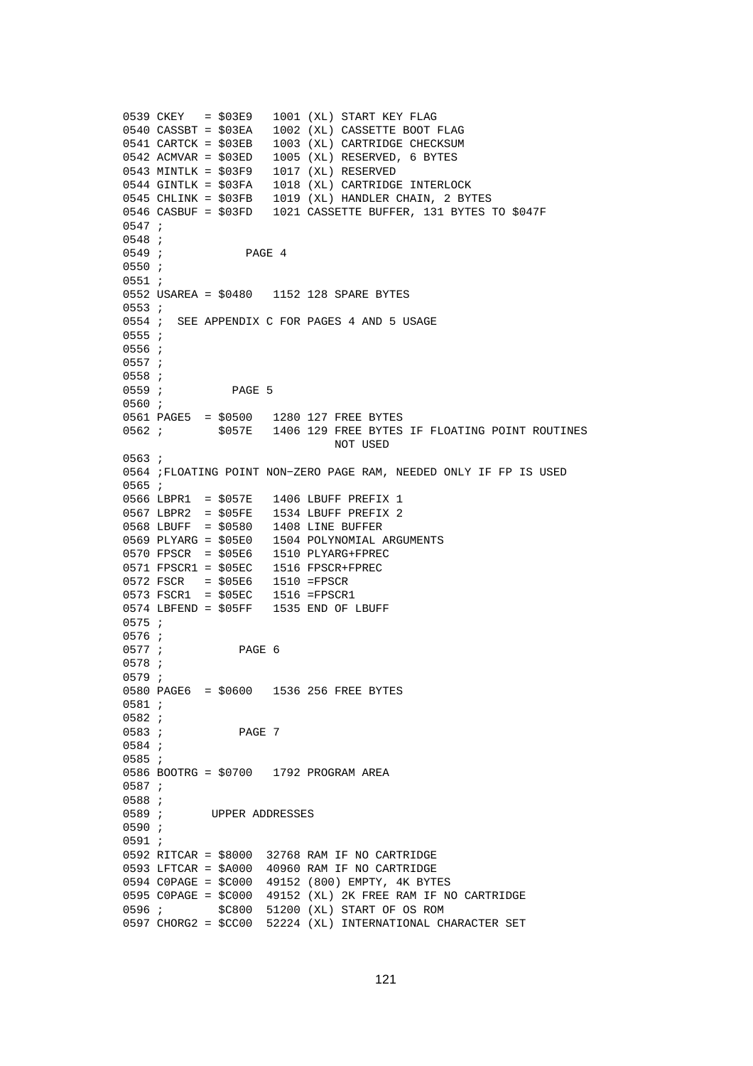```
0539 CKEY   = $03E9   1001 (XL) START KEY FLAG
0540 CASSBT = $03EA   1002 (XL) CASSETTE BOOT FLAG
0541 CARTCK = $03EB   1003 (XL) CARTRIDGE CHECKSUM
0542 ACMVAR = $03ED   1005 (XL) RESERVED, 6 BYTES
0543 MINTLK = $03F9   1017 (XL) RESERVED
0544 GINTLK = $03FA   1018 (XL) CARTRIDGE INTERLOCK
0545 CHLINK = $03FB   1019 (XL) HANDLER CHAIN, 2 BYTES
0546 CASBUF = $03FD   1021 CASSETTE BUFFER, 131 BYTES TO $047F
0547 ;
0548 ;
0549 ;            PAGE 4
0550 ;
0551 ;
0552 USAREA = $0480   1152 128 SPARE BYTES
0553 ;
0554 ;  SEE APPENDIX C FOR PAGES 4 AND 5 USAGE
0555 ;
0556 ;
0557 ;
0558 ;
0559 ;          PAGE 5
0560 ;
0561 PAGE5  = $0500   1280 127 FREE BYTES
0562 ;        $057E   1406 129 FREE BYTES IF FLOATING POINT ROUTINES
                               NOT USED
0563 ;
0564 ;FLOATING POINT NON-ZERO PAGE RAM, NEEDED ONLY IF FP IS USED
0565 ;
0566 LBPR1  = $057E   1406 LBUFF PREFIX 1
0567 LBPR2  = $05FE   1534 LBUFF PREFIX 2
0568 LBUFF  = $0580   1408 LINE BUFFER
0569 PLYARG = $05E0   1504 POLYNOMIAL ARGUMENTS
0570 FPSCR  = $05E6   1510 PLYARG+FPREC
0571 FPSCR1 = $05EC   1516 FPSCR+FPREC
0572 FSCR   = $05E6   1510 =FPSCR
0573 FSCR1  = $05EC   1516 =FPSCR1
0574 LBFEND = $05FF   1535 END OF LBUFF
0575 ;
0576 ;
0577 ;           PAGE 6
0578 ;
0579 ;
0580 PAGE6  = $0600   1536 256 FREE BYTES
0581 ;
0582 ;
0583 ;           PAGE 7
0584 ;
0585 ;
0586 BOOTRG = $0700   1792 PROGRAM AREA
0587 ;
0588 ;
0589 ;       UPPER ADDRESSES
0590 ;
0591 ;
0592 RITCAR = $8000  32768 RAM IF NO CARTRIDGE
0593 LFTCAR = $A000  40960 RAM IF NO CARTRIDGE
0594 C0PAGE = $C000  49152 (800) EMPTY, 4K BYTES
0595 C0PAGE = $C000  49152 (XL) 2K FREE RAM IF NO CARTRIDGE
0596 ;        $C800  51200 (XL) START OF OS ROM
0597 CHORG2 = $CC00  52224 (XL) INTERNATIONAL CHARACTER SET
```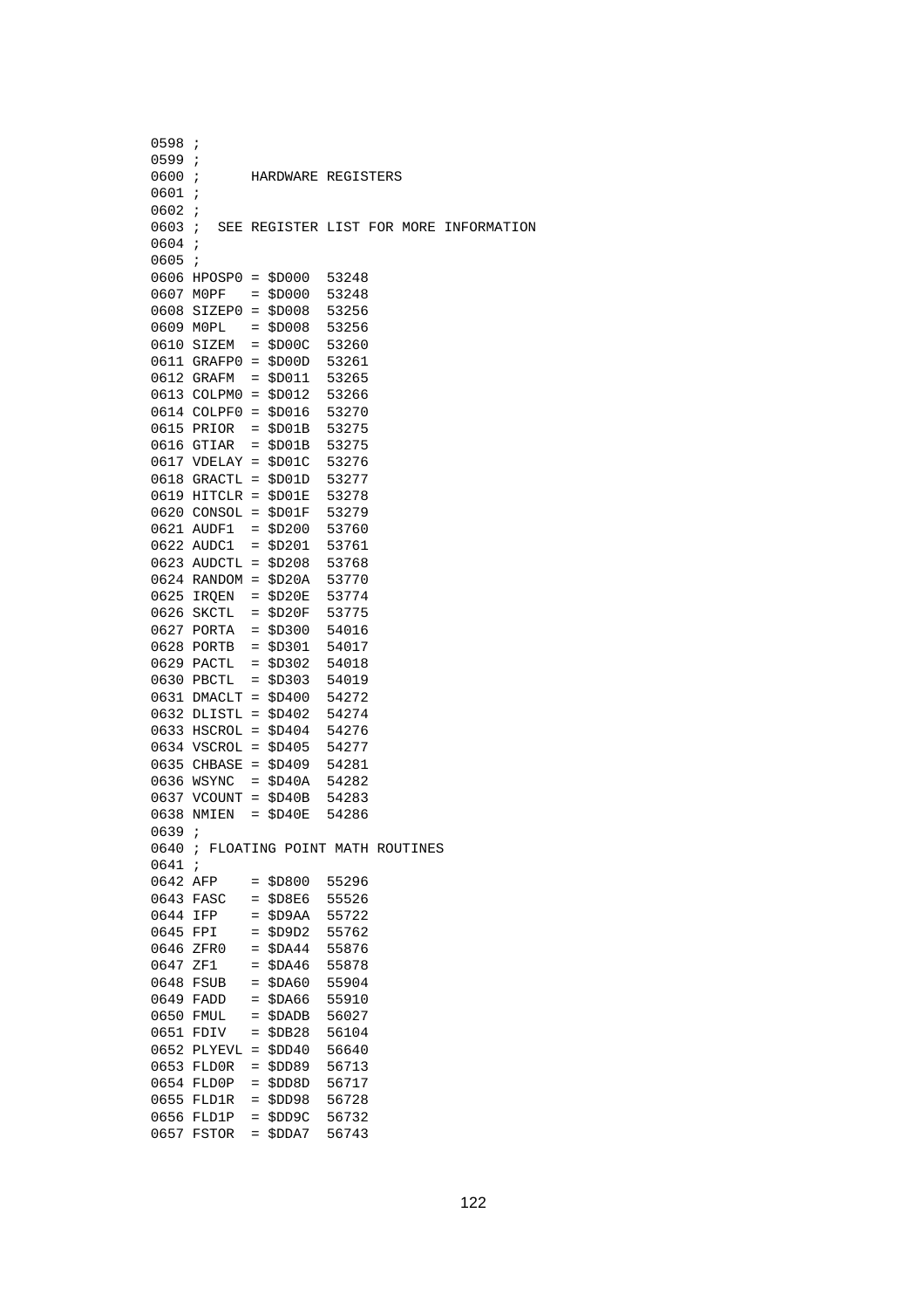```
0598 ;
0599 ;
0600 ;      HARDWARE REGISTERS
0601 ;
0602 ;
0603 ;  SEE REGISTER LIST FOR MORE INFORMATION
0604 ;
0605 ;
0606 HPOSP0 = $D000  53248
0607 M0PF   = $D000  53248
0608 SIZEP0 = $D008  53256
0609 M0PL   = $D008  53256
0610 SIZEM  = $D00C  53260
0611 GRAFP0 = $D00D  53261
0612 GRAFM  = $D011  53265
0613 COLPM0 = $D012  53266
0614 COLPF0 = $D016  53270
0615 PRIOR  = $D01B  53275
0616 GTIAR  = $D01B  53275
0617 VDELAY = $D01C  53276
0618 GRACTL = $D01D  53277
0619 HITCLR = $D01E  53278
0620 CONSOL = $D01F  53279
0621 AUDF1  = $D200  53760
0622 AUDC1  = $D201  53761
0623 AUDCTL = $D208  53768
0624 RANDOM = $D20A  53770
0625 IRQEN  = $D20E  53774
0626 SKCTL  = $D20F  53775
0627 PORTA  = $D300  54016
0628 PORTB  = $D301  54017
0629 PACTL  = $D302  54018
0630 PBCTL  = $D303  54019
0631 DMACLT = $D400  54272
0632 DLISTL = $D402  54274
0633 HSCROL = $D404  54276
0634 VSCROL = $D405  54277
0635 CHBASE = $D409  54281
0636 WSYNC  = $D40A  54282
0637 VCOUNT = $D40B  54283
0638 NMIEN  = $D40E  54286
0639 ;
0640 ; FLOATING POINT MATH ROUTINES
0641 ;
0642 AFP    = $D800  55296
0643 FASC   = $D8E6  55526
0644 IFP    = $D9AA  55722
0645 FPI    = $D9D2  55762
0646 ZFR0   = $DA44  55876
0647 ZF1    = $DA46  55878
0648 FSUB   = $DA60  55904
0649 FADD   = $DA66  55910
0650 FMUL   = $DADB  56027
0651 FDIV   = $DB28  56104
0652 PLYEVL = $DD40  56640
0653 FLD0R  = $DD89  56713
0654 FLD0P  = $DD8D  56717
0655 FLD1R  = $DD98  56728
0656 FLD1P  = $DD9C  56732
0657 FSTOR  = $DDA7  56743
```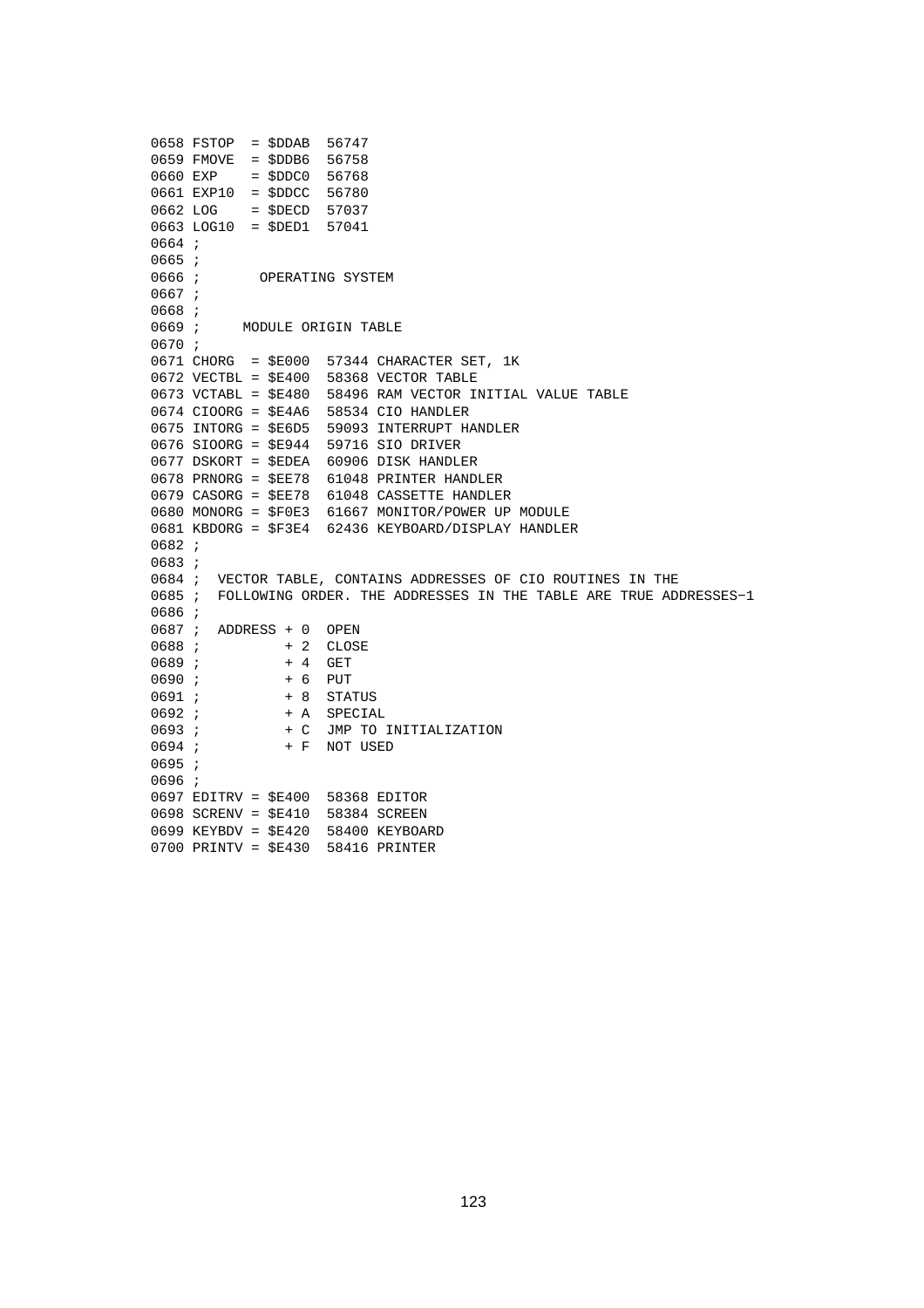```
0658 FSTOP  = $DDAB  56747
0659 FMOVE  = $DDB6  56758
0660 EXP    = $DDC0  56768
0661 EXP10  = $DDCC  56780
0662 LOG    = $DECD  57037
0663 LOG10  = $DED1  57041
0664 ;
0665 ;
0666 ;       OPERATING SYSTEM
0667 ;
0668 ;
0669 ;     MODULE ORIGIN TABLE
0670 ;
0671 CHORG  = $E000  57344 CHARACTER SET, 1K
0672 VECTBL = $E400  58368 VECTOR TABLE
0673 VCTABL = $E480  58496 RAM VECTOR INITIAL VALUE TABLE
0674 CIOORG = $E4A6  58534 CIO HANDLER
0675 INTORG = $E6D5  59093 INTERRUPT HANDLER
0676 SIOORG = $E944  59716 SIO DRIVER
0677 DSKORT = $EDEA  60906 DISK HANDLER
0678 PRNORG = $EE78  61048 PRINTER HANDLER
0679 CASORG = $EE78  61048 CASSETTE HANDLER
0680 MONORG = $F0E3  61667 MONITOR/POWER UP MODULE
0681 KBDORG = $F3E4  62436 KEYBOARD/DISPLAY HANDLER
0682 ;
0683 ;
0684 ;  VECTOR TABLE, CONTAINS ADDRESSES OF CIO ROUTINES IN THE
0685 ;  FOLLOWING ORDER. THE ADDRESSES IN THE TABLE ARE TRUE ADDRESSES-1
0686 ;
0687 ;  ADDRESS + 0  OPEN
0688 ;          + 2  CLOSE
0689 ;          + 4  GET
0690 ;          + 6  PUT
0691 ;          + 8  STATUS
0692 ;          + A  SPECIAL
0693 ;          + C  JMP TO INITIALIZATION
0694 ;          + F  NOT USED
0695 ;
0696 ;
0697 EDITRV = $E400  58368 EDITOR
0698 SCRENV = $E410  58384 SCREEN
0699 KEYBDV = $E420  58400 KEYBOARD
0700 PRINTV = $E430  58416 PRINTER
```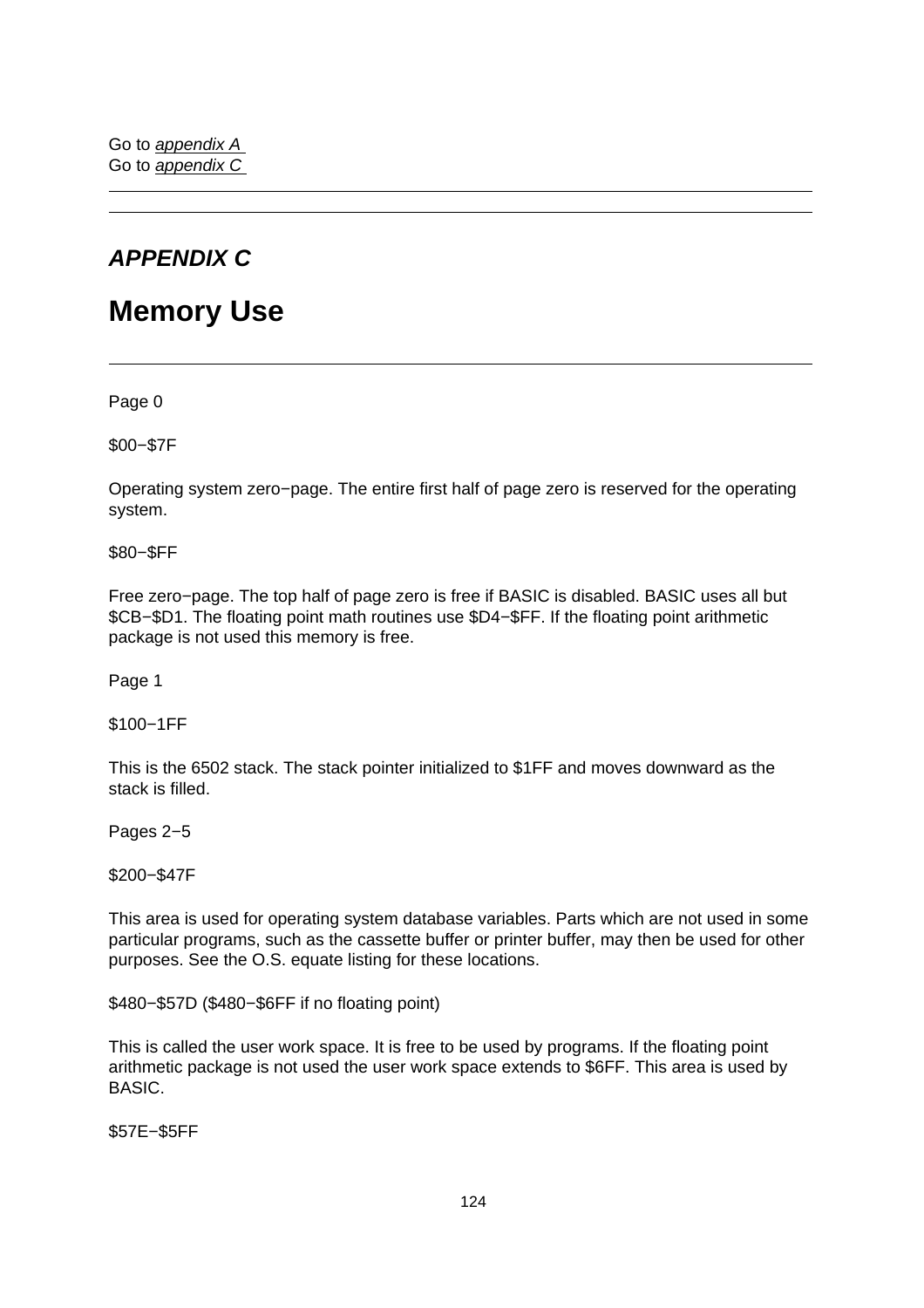Go to *appendix A*  
Go to *appendix C*

---

---

## *APPENDIX C*

# Memory Use

---

Page 0

$00−$7F

Operating system zero−page. The entire first half of page zero is reserved for the operating system.

$80−$FF

Free zero−page. The top half of page zero is free if BASIC is disabled. BASIC uses all but $CB−$D1. The floating point math routines use $D4−$FF. If the floating point arithmetic package is not used this memory is free.

Page 1

$100−1FF

This is the 6502 stack. The stack pointer initialized to $1FF and moves downward as the stack is filled.

Pages 2−5

$200−$47F

This area is used for operating system database variables. Parts which are not used in some particular programs, such as the cassette buffer or printer buffer, may then be used for other purposes. See the O.S. equate listing for these locations.

$480−$57D ($480−$6FF if no floating point)

This is called the user work space. It is free to be used by programs. If the floating point arithmetic package is not used the user work space extends to $6FF. This area is used by BASIC.

$57E−$5FF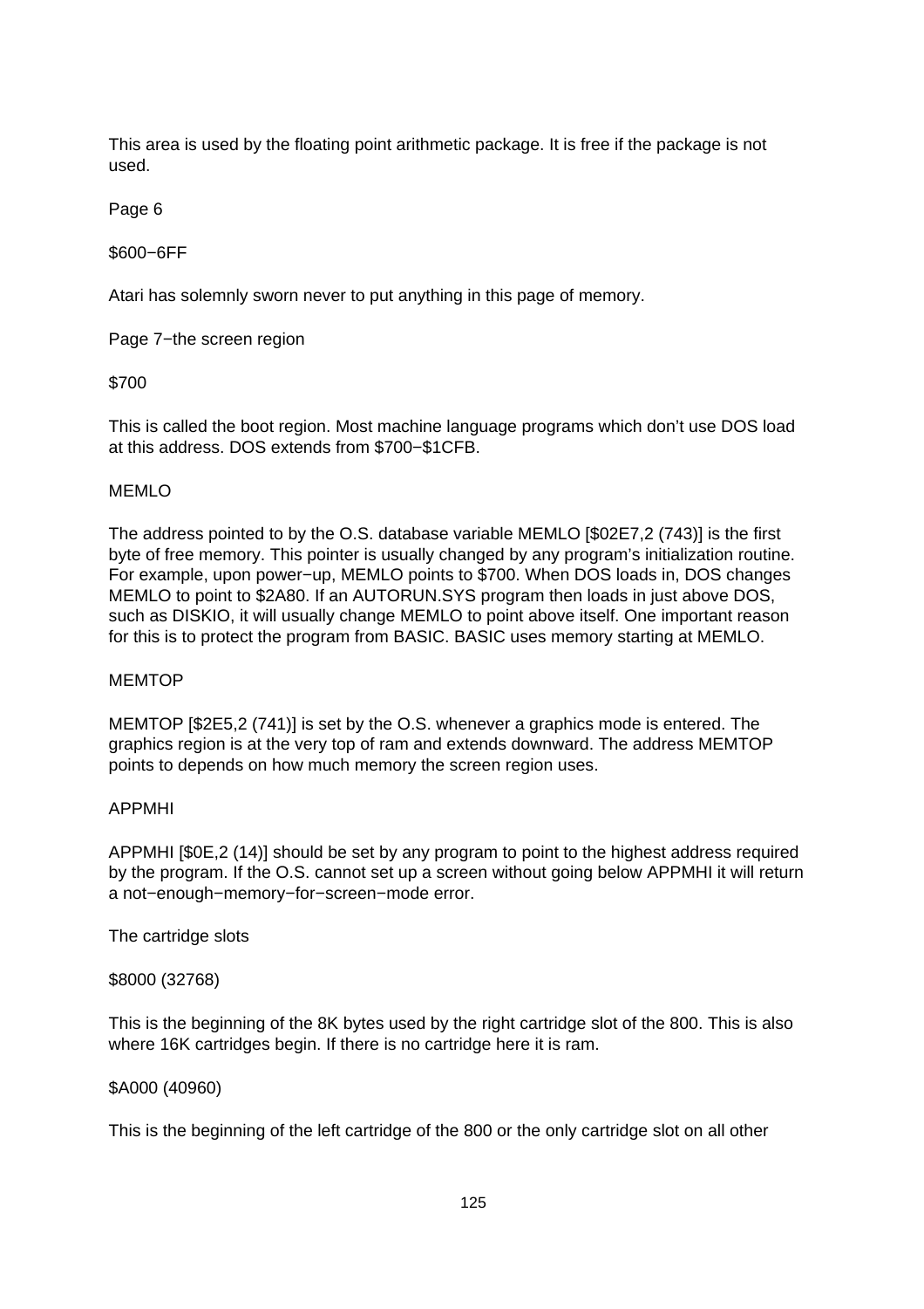This area is used by the floating point arithmetic package. It is free if the package is not used.

Page 6

$600−6FF

Atari has solemnly sworn never to put anything in this page of memory.

Page 7−the screen region

$700

This is called the boot region. Most machine language programs which don't use DOS load at this address. DOS extends from $700−$1CFB.

MEMLO

The address pointed to by the O.S. database variable MEMLO [$02E7,2 (743)] is the first byte of free memory. This pointer is usually changed by any program's initialization routine. For example, upon power−up, MEMLO points to $700. When DOS loads in, DOS changes MEMLO to point to $2A80. If an AUTORUN.SYS program then loads in just above DOS, such as DISKIO, it will usually change MEMLO to point above itself. One important reason for this is to protect the program from BASIC. BASIC uses memory starting at MEMLO.

MEMTOP

MEMTOP [$2E5,2 (741)] is set by the O.S. whenever a graphics mode is entered. The graphics region is at the very top of ram and extends downward. The address MEMTOP points to depends on how much memory the screen region uses.

APPMHI

APPMHI [$0E,2 (14)] should be set by any program to point to the highest address required by the program. If the O.S. cannot set up a screen without going below APPMHI it will return a not−enough−memory−for−screen−mode error.

The cartridge slots

$8000 (32768)

This is the beginning of the 8K bytes used by the right cartridge slot of the 800. This is also where 16K cartridges begin. If there is no cartridge here it is ram.

$A000 (40960)

This is the beginning of the left cartridge of the 800 or the only cartridge slot on all other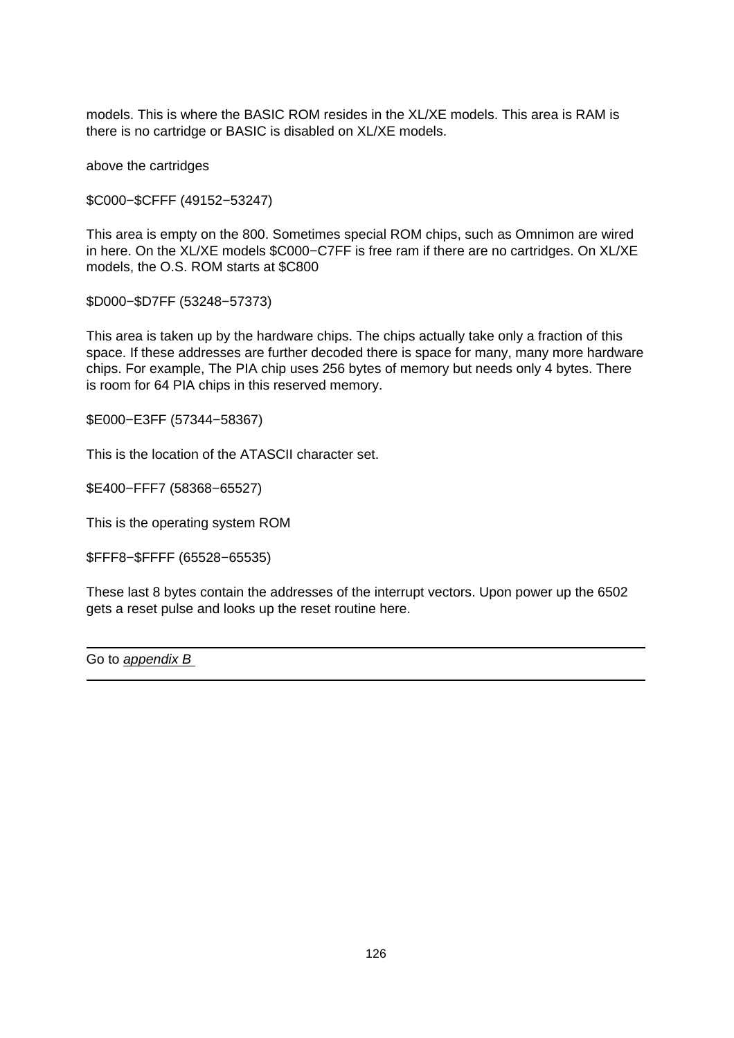models. This is where the BASIC ROM resides in the XL/XE models. This area is RAM is there is no cartridge or BASIC is disabled on XL/XE models.

above the cartridges

$C000−$CFFF (49152−53247)

This area is empty on the 800. Sometimes special ROM chips, such as Omnimon are wired in here. On the XL/XE models $C000−C7FF is free ram if there are no cartridges. On XL/XE models, the O.S. ROM starts at $C800

$D000−$D7FF (53248−57373)

This area is taken up by the hardware chips. The chips actually take only a fraction of this space. If these addresses are further decoded there is space for many, many more hardware chips. For example, The PIA chip uses 256 bytes of memory but needs only 4 bytes. There is room for 64 PIA chips in this reserved memory.

$E000−E3FF (57344−58367)

This is the location of the ATASCII character set.

$E400−FFF7 (58368−65527)

This is the operating system ROM

$FFF8−$FFFF (65528−65535)

These last 8 bytes contain the addresses of the interrupt vectors. Upon power up the 6502 gets a reset pulse and looks up the reset routine here.

---

Go to *appendix B*

---